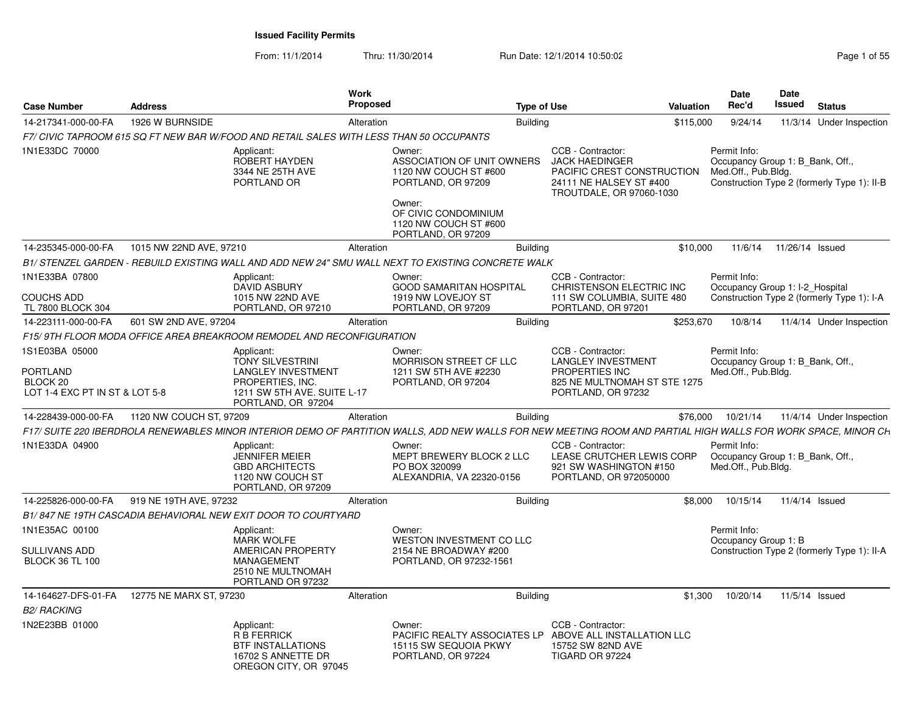# Issued Facility Permits

From: 11/1/2014 Thru: 11/30/2014 Run Date: 12/1/2014 10:50:02

| Case Number | Address | Work Proposed | Type of Use | Valuation | Date Rec'd | Date Issued | Status |
|---|---|---|---|---|---|---|---|
| 14-217341-000-00-FA | 1926 W BURNSIDE | Alteration | Building | $115,000 | 9/24/14 | 11/3/14 | Under Inspection |

*F7/ CIVIC TAPROOM 615 SQ FT NEW BAR W/FOOD AND RETAIL SALES WITH LESS THAN 50 OCCUPANTS*

1N1E33DC 70000

Applicant: ROBERT HAYDEN, 3344 NE 25TH AVE, PORTLAND OR

Owner: ASSOCIATION OF UNIT OWNERS, 1120 NW COUCH ST #600, PORTLAND, OR 97209

Owner: OF CIVIC CONDOMINIUM, 1120 NW COUCH ST #600, PORTLAND, OR 97209

CCB - Contractor: JACK HAEDINGER, PACIFIC CREST CONSTRUCTION, 24111 NE HALSEY ST #400, TROUTDALE, OR 97060-1030

Permit Info: Occupancy Group 1: B_Bank, Off., Med.Off., Pub.Bldg. Construction Type 2 (formerly Type 1): II-B

| Case Number | Address | Work Proposed | Type of Use | Valuation | Date Rec'd | Date Issued | Status |
|---|---|---|---|---|---|---|---|
| 14-235345-000-00-FA | 1015 NW 22ND AVE, 97210 | Alteration | Building | $10,000 | 11/6/14 | 11/26/14 | Issued |

*B1/ STENZEL GARDEN - REBUILD EXISTING WALL AND ADD NEW 24" SMU WALL NEXT TO EXISTING CONCRETE WALK*

1N1E33BA 07800, COUCHS ADD, TL 7800 BLOCK 304

Applicant: DAVID ASBURY, 1015 NW 22ND AVE, PORTLAND, OR 97210

Owner: GOOD SAMARITAN HOSPITAL, 1919 NW LOVEJOY ST, PORTLAND, OR 97209

CCB - Contractor: CHRISTENSON ELECTRIC INC, 111 SW COLUMBIA, SUITE 480, PORTLAND, OR 97201

Permit Info: Occupancy Group 1: I-2_Hospital. Construction Type 2 (formerly Type 1): I-A

| Case Number | Address | Work Proposed | Type of Use | Valuation | Date Rec'd | Date Issued | Status |
|---|---|---|---|---|---|---|---|
| 14-223111-000-00-FA | 601 SW 2ND AVE, 97204 | Alteration | Building | $253,670 | 10/8/14 | 11/4/14 | Under Inspection |

*F15/ 9TH FLOOR MODA OFFICE AREA BREAKROOM REMODEL AND RECONFIGURATION*

1S1E03BA 05000, PORTLAND, BLOCK 20, LOT 1-4 EXC PT IN ST & LOT 5-8

Applicant: TONY SILVESTRINI, LANGLEY INVESTMENT PROPERTIES, INC., 1211 SW 5TH AVE. SUITE L-17, PORTLAND, OR 97204

Owner: MORRISON STREET CF LLC, 1211 SW 5TH AVE #2230, PORTLAND, OR 97204

CCB - Contractor: LANGLEY INVESTMENT PROPERTIES INC, 825 NE MULTNOMAH ST STE 1275, PORTLAND, OR 97232

Permit Info: Occupancy Group 1: B_Bank, Off., Med.Off., Pub.Bldg.

| Case Number | Address | Work Proposed | Type of Use | Valuation | Date Rec'd | Date Issued | Status |
|---|---|---|---|---|---|---|---|
| 14-228439-000-00-FA | 1120 NW COUCH ST, 97209 | Alteration | Building | $76,000 | 10/21/14 | 11/4/14 | Under Inspection |

*F17/ SUITE 220 IBERDROLA RENEWABLES MINOR INTERIOR DEMO OF PARTITION WALLS, ADD NEW WALLS FOR NEW MEETING ROOM AND PARTIAL HIGH WALLS FOR WORK SPACE, MINOR CH*

1N1E33DA 04900

Applicant: JENNIFER MEIER, GBD ARCHITECTS, 1120 NW COUCH ST, PORTLAND, OR 97209

Owner: MEPT BREWERY BLOCK 2 LLC, PO BOX 320099, ALEXANDRIA, VA 22320-0156

CCB - Contractor: LEASE CRUTCHER LEWIS CORP, 921 SW WASHINGTON #150, PORTLAND, OR 972050000

Permit Info: Occupancy Group 1: B_Bank, Off., Med.Off., Pub.Bldg.

| Case Number | Address | Work Proposed | Type of Use | Valuation | Date Rec'd | Date Issued | Status |
|---|---|---|---|---|---|---|---|
| 14-225826-000-00-FA | 919 NE 19TH AVE, 97232 | Alteration | Building | $8,000 | 10/15/14 | 11/4/14 | Issued |

*B1/ 847 NE 19TH CASCADIA BEHAVIORAL NEW EXIT DOOR TO COURTYARD*

1N1E35AC 00100, SULLIVANS ADD, BLOCK 36 TL 100

Applicant: MARK WOLFE, AMERICAN PROPERTY MANAGEMENT, 2510 NE MULTNOMAH, PORTLAND OR 97232

Owner: WESTON INVESTMENT CO LLC, 2154 NE BROADWAY #200, PORTLAND, OR 97232-1561

Permit Info: Occupancy Group 1: B. Construction Type 2 (formerly Type 1): II-A

| Case Number | Address | Work Proposed | Type of Use | Valuation | Date Rec'd | Date Issued | Status |
|---|---|---|---|---|---|---|---|
| 14-164627-DFS-01-FA | 12775 NE MARX ST, 97230 | Alteration | Building | $1,300 | 10/20/14 | 11/5/14 | Issued |

*B2/ RACKING*

1N2E23BB 01000

Applicant: R B FERRICK, BTF INSTALLATIONS, 16702 S ANNETTE DR, OREGON CITY, OR 97045

Owner: PACIFIC REALTY ASSOCIATES LP, 15115 SW SEQUOIA PKWY, PORTLAND, OR 97224

CCB - Contractor: ABOVE ALL INSTALLATION LLC, 15752 SW 82ND AVE, TIGARD OR 97224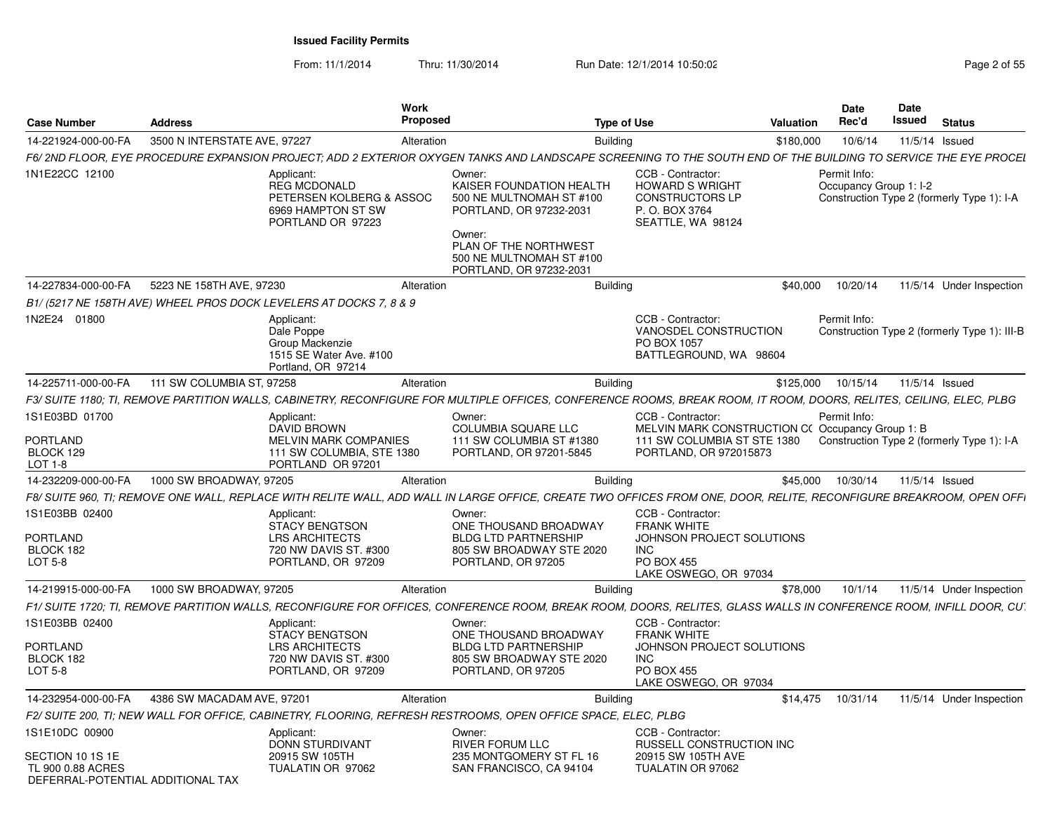**Issued Facility Permits**

From: 11/1/2014 Thru: 11/30/2014 Run Date: 12/1/2014 10:50:02

| Case Number | Address | Work Proposed | Type of Use | Valuation | Date Rec'd | Date Issued | Status |
|---|---|---|---|---|---|---|---|
| 14-221924-000-00-FA | 3500 N INTERSTATE AVE, 97227 | Alteration | Building | $180,000 | 10/6/14 | 11/5/14 | Issued |

*F6/ 2ND FLOOR, EYE PROCEDURE EXPANSION PROJECT; ADD 2 EXTERIOR OXYGEN TANKS AND LANDSCAPE SCREENING TO THE SOUTH END OF THE BUILDING TO SERVICE THE EYE PROCEI*

1N1E22CC 12100

Applicant: REG MCDONALD, PETERSEN KOLBERG & ASSOC, 6969 HAMPTON ST SW, PORTLAND OR 97223

Owner: KAISER FOUNDATION HEALTH, 500 NE MULTNOMAH ST #100, PORTLAND, OR 97232-2031

Owner: PLAN OF THE NORTHWEST, 500 NE MULTNOMAH ST #100, PORTLAND, OR 97232-2031

CCB - Contractor: HOWARD S WRIGHT CONSTRUCTORS LP, P. O. BOX 3764, SEATTLE, WA 98124

Permit Info: Occupancy Group 1: I-2; Construction Type 2 (formerly Type 1): I-A

| Case Number | Address | Work Proposed | Type of Use | Valuation | Date Rec'd | Date Issued | Status |
|---|---|---|---|---|---|---|---|
| 14-227834-000-00-FA | 5223 NE 158TH AVE, 97230 | Alteration | Building | $40,000 | 10/20/14 | 11/5/14 | Under Inspection |

*B1/ (5217 NE 158TH AVE) WHEEL PROS DOCK LEVELERS AT DOCKS 7, 8 & 9*

1N2E24 01800

Applicant: Dale Poppe, Group Mackenzie, 1515 SE Water Ave. #100, Portland, OR 97214

CCB - Contractor: VANOSDEL CONSTRUCTION, PO BOX 1057, BATTLEGROUND, WA 98604

Permit Info: Construction Type 2 (formerly Type 1): III-B

| Case Number | Address | Work Proposed | Type of Use | Valuation | Date Rec'd | Date Issued | Status |
|---|---|---|---|---|---|---|---|
| 14-225711-000-00-FA | 111 SW COLUMBIA ST, 97258 | Alteration | Building | $125,000 | 10/15/14 | 11/5/14 | Issued |

*F3/ SUITE 1180; TI, REMOVE PARTITION WALLS, CABINETRY, RECONFIGURE FOR MULTIPLE OFFICES, CONFERENCE ROOMS, BREAK ROOM, IT ROOM, DOORS, RELITES, CEILING, ELEC, PLBG*

1S1E03BD 01700, PORTLAND, BLOCK 129, LOT 1-8

Applicant: DAVID BROWN, MELVIN MARK COMPANIES, 111 SW COLUMBIA, STE 1380, PORTLAND OR 97201

Owner: COLUMBIA SQUARE LLC, 111 SW COLUMBIA ST #1380, PORTLAND, OR 97201-5845

CCB - Contractor: MELVIN MARK CONSTRUCTION C(, 111 SW COLUMBIA ST STE 1380, PORTLAND, OR 972015873

Permit Info: Occupancy Group 1: B; Construction Type 2 (formerly Type 1): I-A

| Case Number | Address | Work Proposed | Type of Use | Valuation | Date Rec'd | Date Issued | Status |
|---|---|---|---|---|---|---|---|
| 14-232209-000-00-FA | 1000 SW BROADWAY, 97205 | Alteration | Building | $45,000 | 10/30/14 | 11/5/14 | Issued |

*F8/ SUITE 960, TI; REMOVE ONE WALL, REPLACE WITH RELITE WALL, ADD WALL IN LARGE OFFICE, CREATE TWO OFFICES FROM ONE, DOOR, RELITE, RECONFIGURE BREAKROOM, OPEN OFFI*

1S1E03BB 02400, PORTLAND, BLOCK 182, LOT 5-8

Applicant: STACY BENGTSON, LRS ARCHITECTS, 720 NW DAVIS ST. #300, PORTLAND, OR 97209

Owner: ONE THOUSAND BROADWAY BLDG LTD PARTNERSHIP, 805 SW BROADWAY STE 2020, PORTLAND, OR 97205

CCB - Contractor: FRANK WHITE, JOHNSON PROJECT SOLUTIONS INC, PO BOX 455, LAKE OSWEGO, OR 97034

| Case Number | Address | Work Proposed | Type of Use | Valuation | Date Rec'd | Date Issued | Status |
|---|---|---|---|---|---|---|---|
| 14-219915-000-00-FA | 1000 SW BROADWAY, 97205 | Alteration | Building | $78,000 | 10/1/14 | 11/5/14 | Under Inspection |

*F1/ SUITE 1720; TI, REMOVE PARTITION WALLS, RECONFIGURE FOR OFFICES, CONFERENCE ROOM, BREAK ROOM, DOORS, RELITES, GLASS WALLS IN CONFERENCE ROOM, INFILL DOOR, CU*

1S1E03BB 02400, PORTLAND, BLOCK 182, LOT 5-8

Applicant: STACY BENGTSON, LRS ARCHITECTS, 720 NW DAVIS ST. #300, PORTLAND, OR 97209

Owner: ONE THOUSAND BROADWAY BLDG LTD PARTNERSHIP, 805 SW BROADWAY STE 2020, PORTLAND, OR 97205

CCB - Contractor: FRANK WHITE, JOHNSON PROJECT SOLUTIONS INC, PO BOX 455, LAKE OSWEGO, OR 97034

| Case Number | Address | Work Proposed | Type of Use | Valuation | Date Rec'd | Date Issued | Status |
|---|---|---|---|---|---|---|---|
| 14-232954-000-00-FA | 4386 SW MACADAM AVE, 97201 | Alteration | Building | $14,475 | 10/31/14 | 11/5/14 | Under Inspection |

*F2/ SUITE 200, TI; NEW WALL FOR OFFICE, CABINETRY, FLOORING, REFRESH RESTROOMS, OPEN OFFICE SPACE, ELEC, PLBG*

1S1E10DC 00900, SECTION 10 1S 1E, TL 900 0.88 ACRES, DEFERRAL-POTENTIAL ADDITIONAL TAX

Applicant: DONN STURDIVANT, 20915 SW 105TH, TUALATIN OR 97062

Owner: RIVER FORUM LLC, 235 MONTGOMERY ST FL 16, SAN FRANCISCO, CA 94104

CCB - Contractor: RUSSELL CONSTRUCTION INC, 20915 SW 105TH AVE, TUALATIN OR 97062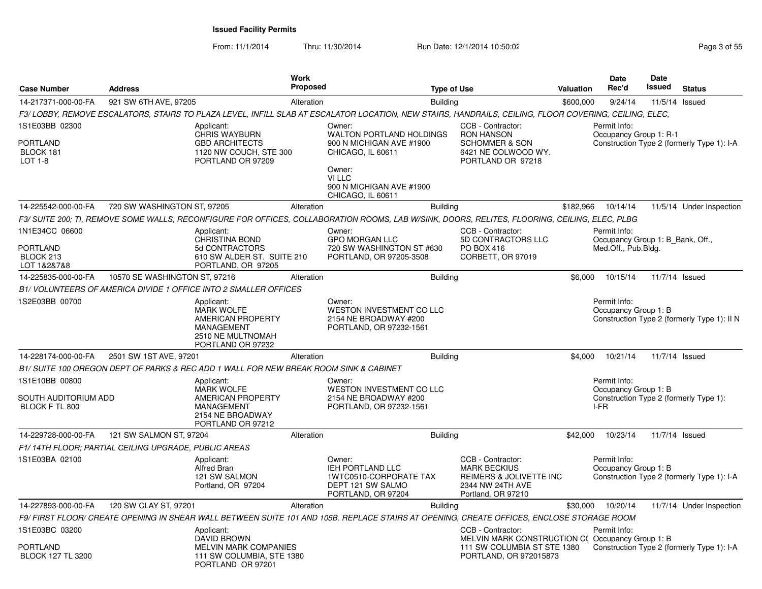**Issued Facility Permits**

From: 11/1/2014 Thru: 11/30/2014 Run Date: 12/1/2014 10:50:02

| Case Number | Address | Work Proposed | Type of Use | Valuation | Date Rec'd | Date Issued | Status |
|---|---|---|---|---|---|---|---|
| 14-217371-000-00-FA | 921 SW 6TH AVE, 97205 | Alteration | Building | $600,000 | 9/24/14 | 11/5/14 | Issued |
| 14-225542-000-00-FA | 720 SW WASHINGTON ST, 97205 | Alteration | Building | $182,966 | 10/14/14 | 11/5/14 | Under Inspection |
| 14-225835-000-00-FA | 10570 SE WASHINGTON ST, 97216 | Alteration | Building | $6,000 | 10/15/14 | 11/7/14 | Issued |
| 14-228174-000-00-FA | 2501 SW 1ST AVE, 97201 | Alteration | Building | $4,000 | 10/21/14 | 11/7/14 | Issued |
| 14-229728-000-00-FA | 121 SW SALMON ST, 97204 | Alteration | Building | $42,000 | 10/23/14 | 11/7/14 | Issued |
| 14-227893-000-00-FA | 120 SW CLAY ST, 97201 | Alteration | Building | $30,000 | 10/20/14 | 11/7/14 | Under Inspection |

**14-217371-000-00-FA** — 921 SW 6TH AVE, 97205

*F3/ LOBBY, REMOVE ESCALATORS, STAIRS TO PLAZA LEVEL, INFILL SLAB AT ESCALATOR LOCATION, NEW STAIRS, HANDRAILS, CEILING, FLOOR COVERING, CEILING, ELEC,*

1S1E03BB 02300
PORTLAND
BLOCK 181
LOT 1-8

Applicant:
CHRIS WAYBURN
GBD ARCHITECTS
1120 NW COUCH, STE 300
PORTLAND OR 97209

Owner:
WALTON PORTLAND HOLDINGS
900 N MICHIGAN AVE #1900
CHICAGO, IL 60611

Owner:
VI LLC
900 N MICHIGAN AVE #1900
CHICAGO, IL 60611

CCB - Contractor:
RON HANSON
SCHOMMER & SON
6421 NE COLWOOD WY.
PORTLAND OR 97218

Permit Info:
Occupancy Group 1: R-1
Construction Type 2 (formerly Type 1): I-A

**14-225542-000-00-FA** — 720 SW WASHINGTON ST, 97205

*F3/ SUITE 200; TI, REMOVE SOME WALLS, RECONFIGURE FOR OFFICES, COLLABORATION ROOMS, LAB W/SINK, DOORS, RELITES, FLOORING, CEILING, ELEC, PLBG*

1N1E34CC 06600
PORTLAND
BLOCK 213
LOT 1&2&7&8

Applicant:
CHRISTINA BOND
5d CONTRACTORS
610 SW ALDER ST. SUITE 210
PORTLAND, OR 97205

Owner:
GPO MORGAN LLC
720 SW WASHINGTON ST #630
PORTLAND, OR 97205-3508

CCB - Contractor:
5D CONTRACTORS LLC
PO BOX 416
CORBETT, OR 97019

Permit Info:
Occupancy Group 1: B_Bank, Off., Med.Off., Pub.Bldg.

**14-225835-000-00-FA** — 10570 SE WASHINGTON ST, 97216

*B1/ VOLUNTEERS OF AMERICA DIVIDE 1 OFFICE INTO 2 SMALLER OFFICES*

1S2E03BB 00700

Applicant:
MARK WOLFE
AMERICAN PROPERTY MANAGEMENT
2510 NE MULTNOMAH
PORTLAND OR 97232

Owner:
WESTON INVESTMENT CO LLC
2154 NE BROADWAY #200
PORTLAND, OR 97232-1561

Permit Info:
Occupancy Group 1: B
Construction Type 2 (formerly Type 1): II N

**14-228174-000-00-FA** — 2501 SW 1ST AVE, 97201

*B1/ SUITE 100 OREGON DEPT OF PARKS & REC ADD 1 WALL FOR NEW BREAK ROOM SINK & CABINET*

1S1E10BB 00800
SOUTH AUDITORIUM ADD
BLOCK F TL 800

Applicant:
MARK WOLFE
AMERICAN PROPERTY MANAGEMENT
2154 NE BROADWAY
PORTLAND OR 97212

Owner:
WESTON INVESTMENT CO LLC
2154 NE BROADWAY #200
PORTLAND, OR 97232-1561

Permit Info:
Occupancy Group 1: B
Construction Type 2 (formerly Type 1): I-FR

**14-229728-000-00-FA** — 121 SW SALMON ST, 97204

*F1/ 14TH FLOOR; PARTIAL CEILING UPGRADE, PUBLIC AREAS*

1S1E03BA 02100

Applicant:
Alfred Bran
121 SW SALMON
Portland, OR 97204

Owner:
IEH PORTLAND LLC
1WTC0510-CORPORATE TAX
DEPT 121 SW SALMO
PORTLAND, OR 97204

CCB - Contractor:
MARK BECKIUS
REIMERS & JOLIVETTE INC
2344 NW 24TH AVE
Portland, OR 97210

Permit Info:
Occupancy Group 1: B
Construction Type 2 (formerly Type 1): I-A

**14-227893-000-00-FA** — 120 SW CLAY ST, 97201

*F9/ FIRST FLOOR/ CREATE OPENING IN SHEAR WALL BETWEEN SUITE 101 AND 105B. REPLACE STAIRS AT OPENING, CREATE OFFICES, ENCLOSE STORAGE ROOM*

1S1E03BC 03200
PORTLAND
BLOCK 127 TL 3200

Applicant:
DAVID BROWN
MELVIN MARK COMPANIES
111 SW COLUMBIA, STE 1380
PORTLAND OR 97201

CCB - Contractor:
MELVIN MARK CONSTRUCTION C(
111 SW COLUMBIA ST STE 1380
PORTLAND, OR 972015873

Permit Info:
Occupancy Group 1: B
Construction Type 2 (formerly Type 1): I-A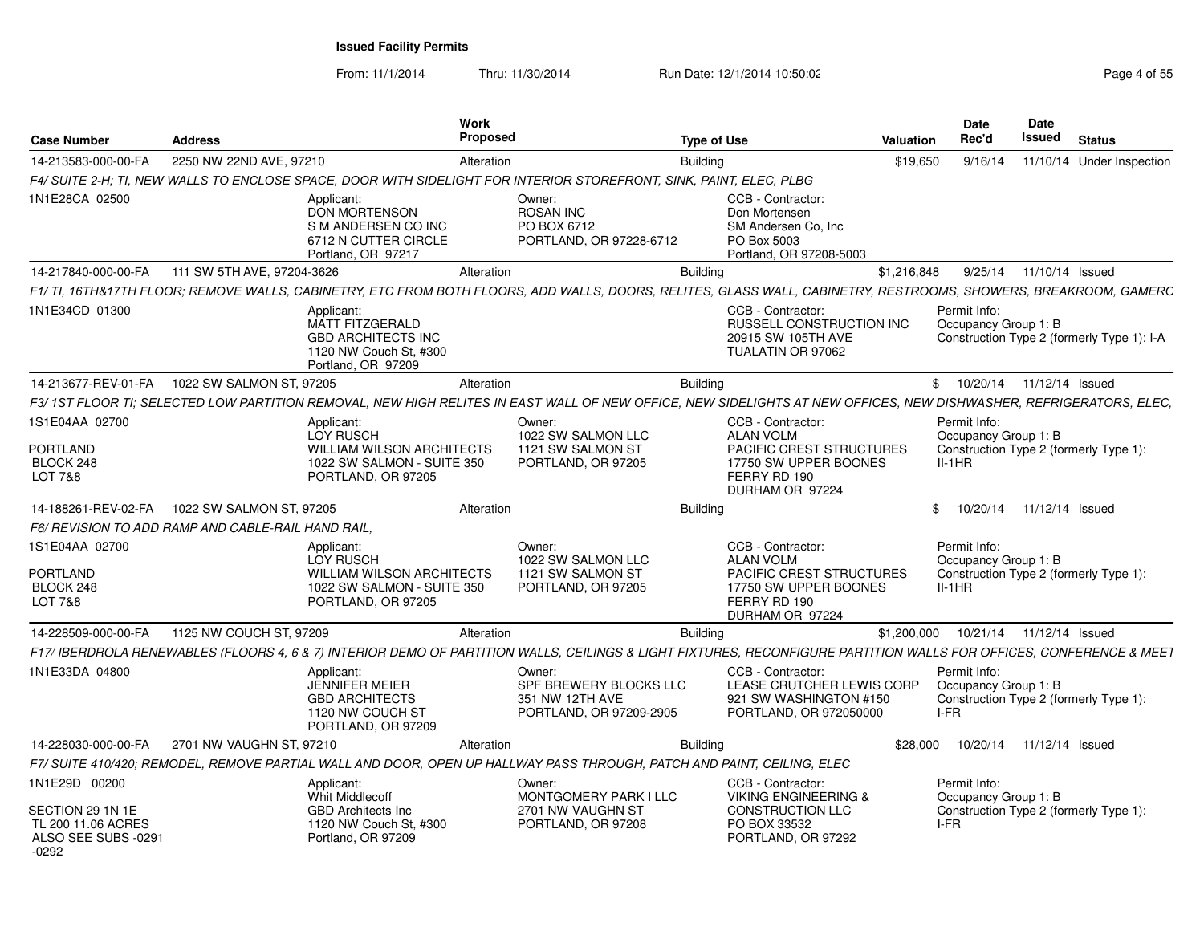**Issued Facility Permits**

From: 11/1/2014 Thru: 11/30/2014 Run Date: 12/1/2014 10:50:02

| Case Number | Address | Work Proposed | Type of Use | Valuation | Date Rec'd | Date Issued | Status |
|---|---|---|---|---|---|---|---|
| 14-213583-000-00-FA | 2250 NW 22ND AVE, 97210 | Alteration | Building | $19,650 | 9/16/14 | 11/10/14 | Under Inspection |

*F4/ SUITE 2-H; TI, NEW WALLS TO ENCLOSE SPACE, DOOR WITH SIDELIGHT FOR INTERIOR STOREFRONT, SINK, PAINT, ELEC, PLBG*

1N1E28CA 02500

Applicant: DON MORTENSON, S M ANDERSEN CO INC, 6712 N CUTTER CIRCLE, Portland, OR 97217

Owner: ROSAN INC, PO BOX 6712, PORTLAND, OR 97228-6712

CCB - Contractor: Don Mortensen, SM Andersen Co, Inc, PO Box 5003, Portland, OR 97208-5003

| Case Number | Address | Work Proposed | Type of Use | Valuation | Date Rec'd | Date Issued | Status |
|---|---|---|---|---|---|---|---|
| 14-217840-000-00-FA | 111 SW 5TH AVE, 97204-3626 | Alteration | Building | $1,216,848 | 9/25/14 | 11/10/14 | Issued |

*F1/ TI, 16TH&17TH FLOOR; REMOVE WALLS, CABINETRY, ETC FROM BOTH FLOORS, ADD WALLS, DOORS, RELITES, GLASS WALL, CABINETRY, RESTROOMS, SHOWERS, BREAKROOM, GAMERO*

1N1E34CD 01300

Applicant: MATT FITZGERALD, GBD ARCHITECTS INC, 1120 NW Couch St, #300, Portland, OR 97209

CCB - Contractor: RUSSELL CONSTRUCTION INC, 20915 SW 105TH AVE, TUALATIN OR 97062

Permit Info: Occupancy Group 1: B; Construction Type 2 (formerly Type 1): I-A

| Case Number | Address | Work Proposed | Type of Use | Valuation | Date Rec'd | Date Issued | Status |
|---|---|---|---|---|---|---|---|
| 14-213677-REV-01-FA | 1022 SW SALMON ST, 97205 | Alteration | Building | $ | 10/20/14 | 11/12/14 | Issued |

*F3/ 1ST FLOOR TI; SELECTED LOW PARTITION REMOVAL, NEW HIGH RELITES IN EAST WALL OF NEW OFFICE, NEW SIDELIGHTS AT NEW OFFICES, NEW DISHWASHER, REFRIGERATORS, ELEC,*

1S1E04AA 02700, PORTLAND, BLOCK 248, LOT 7&8

Applicant: LOY RUSCH, WILLIAM WILSON ARCHITECTS, 1022 SW SALMON - SUITE 350, PORTLAND, OR 97205

Owner: 1022 SW SALMON LLC, 1121 SW SALMON ST, PORTLAND, OR 97205

CCB - Contractor: ALAN VOLM, PACIFIC CREST STRUCTURES, 17750 SW UPPER BOONES FERRY RD 190, DURHAM OR 97224

Permit Info: Occupancy Group 1: B; Construction Type 2 (formerly Type 1): II-1HR

| Case Number | Address | Work Proposed | Type of Use | Valuation | Date Rec'd | Date Issued | Status |
|---|---|---|---|---|---|---|---|
| 14-188261-REV-02-FA | 1022 SW SALMON ST, 97205 | Alteration | Building | $ | 10/20/14 | 11/12/14 | Issued |

*F6/ REVISION TO ADD RAMP AND CABLE-RAIL HAND RAIL,*

1S1E04AA 02700, PORTLAND, BLOCK 248, LOT 7&8

Applicant: LOY RUSCH, WILLIAM WILSON ARCHITECTS, 1022 SW SALMON - SUITE 350, PORTLAND, OR 97205

Owner: 1022 SW SALMON LLC, 1121 SW SALMON ST, PORTLAND, OR 97205

CCB - Contractor: ALAN VOLM, PACIFIC CREST STRUCTURES, 17750 SW UPPER BOONES FERRY RD 190, DURHAM OR 97224

Permit Info: Occupancy Group 1: B; Construction Type 2 (formerly Type 1): II-1HR

| Case Number | Address | Work Proposed | Type of Use | Valuation | Date Rec'd | Date Issued | Status |
|---|---|---|---|---|---|---|---|
| 14-228509-000-00-FA | 1125 NW COUCH ST, 97209 | Alteration | Building | $1,200,000 | 10/21/14 | 11/12/14 | Issued |

*F17/ IBERDROLA RENEWABLES (FLOORS 4, 6 & 7) INTERIOR DEMO OF PARTITION WALLS, CEILINGS & LIGHT FIXTURES, RECONFIGURE PARTITION WALLS FOR OFFICES, CONFERENCE & MEET*

1N1E33DA 04800

Applicant: JENNIFER MEIER, GBD ARCHITECTS, 1120 NW COUCH ST, PORTLAND, OR 97209

Owner: SPF BREWERY BLOCKS LLC, 351 NW 12TH AVE, PORTLAND, OR 97209-2905

CCB - Contractor: LEASE CRUTCHER LEWIS CORP, 921 SW WASHINGTON #150, PORTLAND, OR 972050000

Permit Info: Occupancy Group 1: B; Construction Type 2 (formerly Type 1): I-FR

| Case Number | Address | Work Proposed | Type of Use | Valuation | Date Rec'd | Date Issued | Status |
|---|---|---|---|---|---|---|---|
| 14-228030-000-00-FA | 2701 NW VAUGHN ST, 97210 | Alteration | Building | $28,000 | 10/20/14 | 11/12/14 | Issued |

*F7/ SUITE 410/420; REMODEL, REMOVE PARTIAL WALL AND DOOR, OPEN UP HALLWAY PASS THROUGH, PATCH AND PAINT, CEILING, ELEC*

1N1E29D 00200, SECTION 29 1N 1E, TL 200 11.06 ACRES, ALSO SEE SUBS -0291 -0292

Applicant: Whit Middlecoff, GBD Architects Inc, 1120 NW Couch St, #300, Portland, OR 97209

Owner: MONTGOMERY PARK I LLC, 2701 NW VAUGHN ST, PORTLAND, OR 97208

CCB - Contractor: VIKING ENGINEERING & CONSTRUCTION LLC, PO BOX 33532, PORTLAND, OR 97292

Permit Info: Occupancy Group 1: B; Construction Type 2 (formerly Type 1): I-FR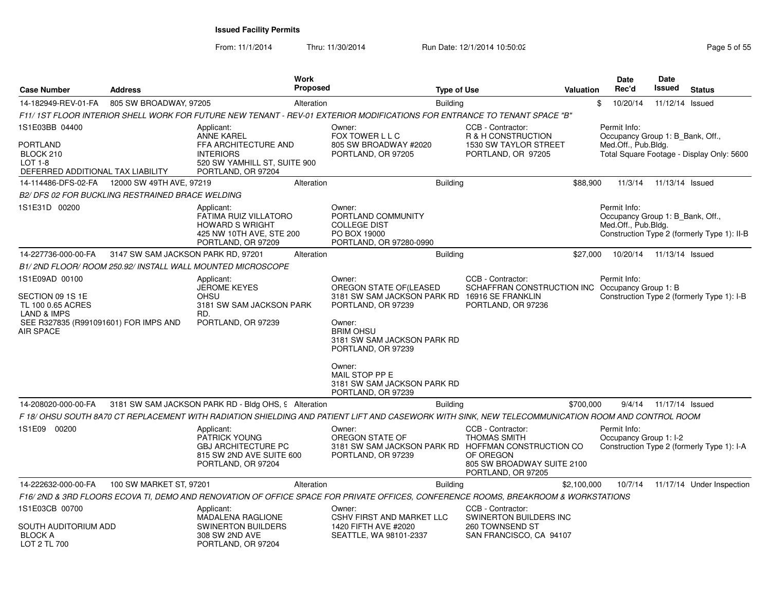**Issued Facility Permits**

From: 11/1/2014 Thru: 11/30/2014 Run Date: 12/1/2014 10:50:02

| Case Number | Address | Work Proposed | Type of Use | Valuation | Date Rec'd | Date Issued | Status |
|---|---|---|---|---|---|---|---|
| 14-182949-REV-01-FA | 805 SW BROADWAY, 97205 | Alteration | Building | $ | 10/20/14 | 11/12/14 | Issued |

*F11/ 1ST FLOOR INTERIOR SHELL WORK FOR FUTURE NEW TENANT - REV-01 EXTERIOR MODIFICATIONS FOR ENTRANCE TO TENANT SPACE "B"*

1S1E03BB 04400
PORTLAND
BLOCK 210
LOT 1-8
DEFERRED ADDITIONAL TAX LIABILITY

Applicant: ANNE KAREL, FFA ARCHITECTURE AND INTERIORS, 520 SW YAMHILL ST, SUITE 900, PORTLAND, OR 97204

Owner: FOX TOWER L L C, 805 SW BROADWAY #2020, PORTLAND, OR 97205

CCB - Contractor: R & H CONSTRUCTION, 1530 SW TAYLOR STREET, PORTLAND, OR 97205

Permit Info: Occupancy Group 1: B_Bank, Off., Med.Off., Pub.Bldg. Total Square Footage - Display Only: 5600

---

| Case Number | Address | Work Proposed | Type of Use | Valuation | Date Rec'd | Date Issued | Status |
|---|---|---|---|---|---|---|---|
| 14-114486-DFS-02-FA | 12000 SW 49TH AVE, 97219 | Alteration | Building | $88,900 | 11/3/14 | 11/13/14 | Issued |

*B2/ DFS 02 FOR BUCKLING RESTRAINED BRACE WELDING*

1S1E31D 00200

Applicant: FATIMA RUIZ VILLATORO, HOWARD S WRIGHT, 425 NW 10TH AVE, STE 200, PORTLAND, OR 97209

Owner: PORTLAND COMMUNITY COLLEGE DIST, PO BOX 19000, PORTLAND, OR 97280-0990

Permit Info: Occupancy Group 1: B_Bank, Off., Med.Off., Pub.Bldg. Construction Type 2 (formerly Type 1): II-B

---

| Case Number | Address | Work Proposed | Type of Use | Valuation | Date Rec'd | Date Issued | Status |
|---|---|---|---|---|---|---|---|
| 14-227736-000-00-FA | 3147 SW SAM JACKSON PARK RD, 97201 | Alteration | Building | $27,000 | 10/20/14 | 11/13/14 | Issued |

*B1/ 2ND FLOOR/ ROOM 250.92/ INSTALL WALL MOUNTED MICROSCOPE*

1S1E09AD 00100
SECTION 09 1S 1E
TL 100 0.65 ACRES
LAND & IMPS
SEE R327835 (R991091601) FOR IMPS AND AIR SPACE

Applicant: JEROME KEYES, OHSU, 3181 SW SAM JACKSON PARK RD., PORTLAND, OR 97239

Owner: OREGON STATE OF(LEASED, 3181 SW SAM JACKSON PARK RD, PORTLAND, OR 97239

Owner: BRIM OHSU, 3181 SW SAM JACKSON PARK RD, PORTLAND, OR 97239

Owner: MAIL STOP PP E, 3181 SW SAM JACKSON PARK RD, PORTLAND, OR 97239

CCB - Contractor: SCHAFFRAN CONSTRUCTION INC, 16916 SE FRANKLIN, PORTLAND, OR 97236

Permit Info: Occupancy Group 1: B. Construction Type 2 (formerly Type 1): I-B

---

| Case Number | Address | Work Proposed | Type of Use | Valuation | Date Rec'd | Date Issued | Status |
|---|---|---|---|---|---|---|---|
| 14-208020-000-00-FA | 3181 SW SAM JACKSON PARK RD - Bldg OHS, 9 | Alteration | Building | $700,000 | 9/4/14 | 11/17/14 | Issued |

*F 18/ OHSU SOUTH 8A70 CT REPLACEMENT WITH RADIATION SHIELDING AND PATIENT LIFT AND CASEWORK WITH SINK, NEW TELECOMMUNICATION ROOM AND CONTROL ROOM*

1S1E09 00200

Applicant: PATRICK YOUNG, GBJ ARCHITECTURE PC, 815 SW 2ND AVE SUITE 600, PORTLAND, OR 97204

Owner: OREGON STATE OF, 3181 SW SAM JACKSON PARK RD, PORTLAND, OR 97239

CCB - Contractor: THOMAS SMITH, HOFFMAN CONSTRUCTION CO OF OREGON, 805 SW BROADWAY SUITE 2100, PORTLAND, OR 97205

Permit Info: Occupancy Group 1: I-2. Construction Type 2 (formerly Type 1): I-A

---

| Case Number | Address | Work Proposed | Type of Use | Valuation | Date Rec'd | Date Issued | Status |
|---|---|---|---|---|---|---|---|
| 14-222632-000-00-FA | 100 SW MARKET ST, 97201 | Alteration | Building | $2,100,000 | 10/7/14 | 11/17/14 | Under Inspection |

*F16/ 2ND & 3RD FLOORS ECOVA TI, DEMO AND RENOVATION OF OFFICE SPACE FOR PRIVATE OFFICES, CONFERENCE ROOMS, BREAKROOM & WORKSTATIONS*

1S1E03CB 00700
SOUTH AUDITORIUM ADD
BLOCK A
LOT 2 TL 700

Applicant: MADALENA RAGLIONE, SWINERTON BUILDERS, 308 SW 2ND AVE, PORTLAND, OR 97204

Owner: CSHV FIRST AND MARKET LLC, 1420 FIFTH AVE #2020, SEATTLE, WA 98101-2337

CCB - Contractor: SWINERTON BUILDERS INC, 260 TOWNSEND ST, SAN FRANCISCO, CA 94107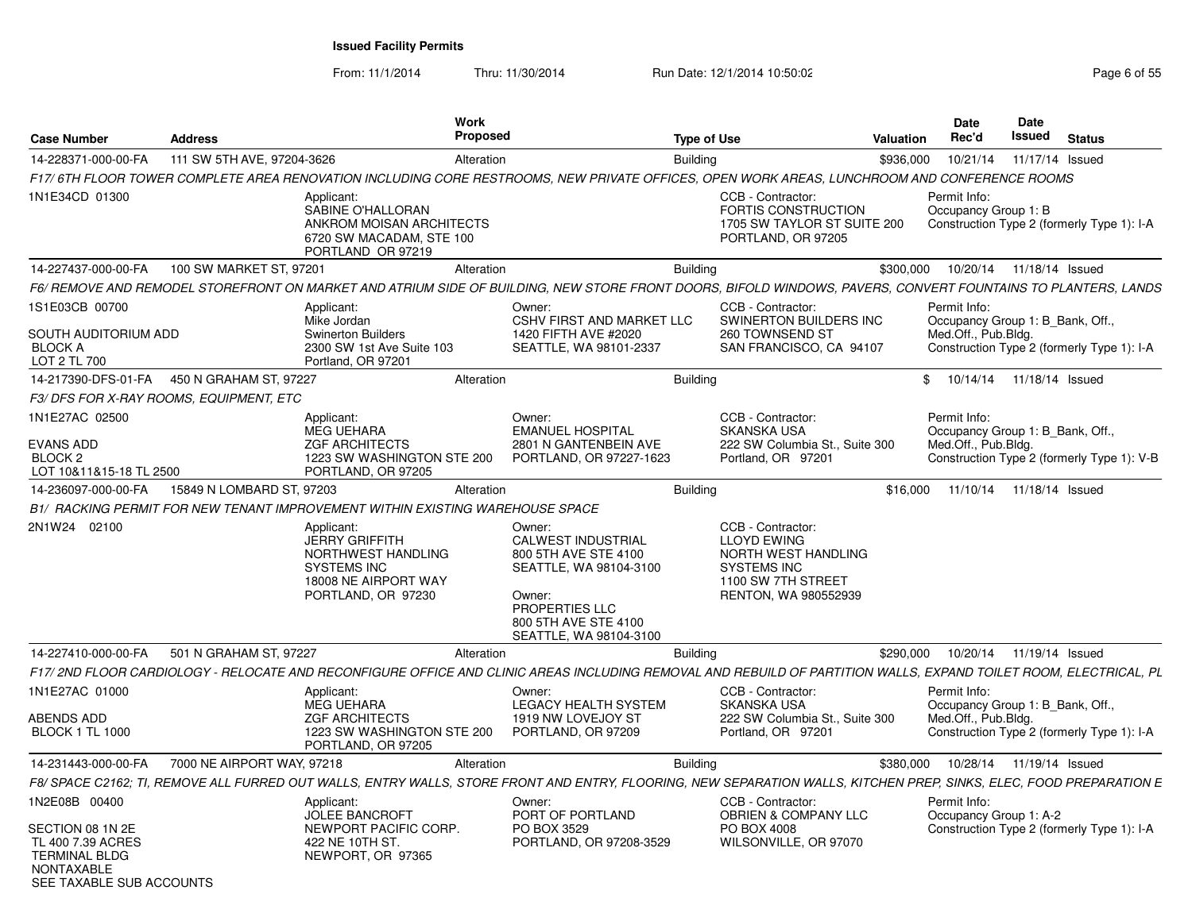**Issued Facility Permits**

From: 11/1/2014 Thru: 11/30/2014 Run Date: 12/1/2014 10:50:02

| Case Number | Address | Work Proposed | Type of Use | Valuation | Date Rec'd | Date Issued | Status |
|---|---|---|---|---|---|---|---|
| 14-228371-000-00-FA | 111 SW 5TH AVE, 97204-3626 | Alteration | Building | $936,000 | 10/21/14 | 11/17/14 | Issued |

*F17/ 6TH FLOOR TOWER COMPLETE AREA RENOVATION INCLUDING CORE RESTROOMS, NEW PRIVATE OFFICES, OPEN WORK AREAS, LUNCHROOM AND CONFERENCE ROOMS*

1N1E34CD 01300

Applicant: SABINE O'HALLORAN, ANKROM MOISAN ARCHITECTS, 6720 SW MACADAM, STE 100, PORTLAND OR 97219

CCB - Contractor: FORTIS CONSTRUCTION, 1705 SW TAYLOR ST SUITE 200, PORTLAND, OR 97205

Permit Info: Occupancy Group 1: B; Construction Type 2 (formerly Type 1): I-A

---

| Case Number | Address | Work Proposed | Type of Use | Valuation | Date Rec'd | Date Issued | Status |
|---|---|---|---|---|---|---|---|
| 14-227437-000-00-FA | 100 SW MARKET ST, 97201 | Alteration | Building | $300,000 | 10/20/14 | 11/18/14 | Issued |

*F6/ REMOVE AND REMODEL STOREFRONT ON MARKET AND ATRIUM SIDE OF BUILDING, NEW STORE FRONT DOORS, BIFOLD WINDOWS, PAVERS, CONVERT FOUNTAINS TO PLANTERS, LANDS*

1S1E03CB 00700; SOUTH AUDITORIUM ADD; BLOCK A; LOT 2 TL 700

Applicant: Mike Jordan, Swinerton Builders, 2300 SW 1st Ave Suite 103, Portland, OR 97201

Owner: CSHV FIRST AND MARKET LLC, 1420 FIFTH AVE #2020, SEATTLE, WA 98101-2337

CCB - Contractor: SWINERTON BUILDERS INC, 260 TOWNSEND ST, SAN FRANCISCO, CA 94107

Permit Info: Occupancy Group 1: B_Bank, Off., Med.Off., Pub.Bldg.; Construction Type 2 (formerly Type 1): I-A

---

| Case Number | Address | Work Proposed | Type of Use | Valuation | Date Rec'd | Date Issued | Status |
|---|---|---|---|---|---|---|---|
| 14-217390-DFS-01-FA | 450 N GRAHAM ST, 97227 | Alteration | Building | $ | 10/14/14 | 11/18/14 | Issued |

*F3/ DFS FOR X-RAY ROOMS, EQUIPMENT, ETC*

1N1E27AC 02500; EVANS ADD; BLOCK 2; LOT 10&11&15-18 TL 2500

Applicant: MEG UEHARA, ZGF ARCHITECTS, 1223 SW WASHINGTON STE 200, PORTLAND, OR 97205

Owner: EMANUEL HOSPITAL, 2801 N GANTENBEIN AVE, PORTLAND, OR 97227-1623

CCB - Contractor: SKANSKA USA, 222 SW Columbia St., Suite 300, Portland, OR 97201

Permit Info: Occupancy Group 1: B_Bank, Off., Med.Off., Pub.Bldg.; Construction Type 2 (formerly Type 1): V-B

---

| Case Number | Address | Work Proposed | Type of Use | Valuation | Date Rec'd | Date Issued | Status |
|---|---|---|---|---|---|---|---|
| 14-236097-000-00-FA | 15849 N LOMBARD ST, 97203 | Alteration | Building | $16,000 | 11/10/14 | 11/18/14 | Issued |

*B1/ RACKING PERMIT FOR NEW TENANT IMPROVEMENT WITHIN EXISTING WAREHOUSE SPACE*

2N1W24 02100

Applicant: JERRY GRIFFITH, NORTHWEST HANDLING SYSTEMS INC, 18008 NE AIRPORT WAY, PORTLAND, OR 97230

Owner: CALWEST INDUSTRIAL, 800 5TH AVE STE 4100, SEATTLE, WA 98104-3100

Owner: PROPERTIES LLC, 800 5TH AVE STE 4100, SEATTLE, WA 98104-3100

CCB - Contractor: LLOYD EWING, NORTH WEST HANDLING SYSTEMS INC, 1100 SW 7TH STREET, RENTON, WA 980552939

---

| Case Number | Address | Work Proposed | Type of Use | Valuation | Date Rec'd | Date Issued | Status |
|---|---|---|---|---|---|---|---|
| 14-227410-000-00-FA | 501 N GRAHAM ST, 97227 | Alteration | Building | $290,000 | 10/20/14 | 11/19/14 | Issued |

*F17/ 2ND FLOOR CARDIOLOGY - RELOCATE AND RECONFIGURE OFFICE AND CLINIC AREAS INCLUDING REMOVAL AND REBUILD OF PARTITION WALLS, EXPAND TOILET ROOM, ELECTRICAL, PL*

1N1E27AC 01000; ABENDS ADD; BLOCK 1 TL 1000

Applicant: MEG UEHARA, ZGF ARCHITECTS, 1223 SW WASHINGTON STE 200, PORTLAND, OR 97205

Owner: LEGACY HEALTH SYSTEM, 1919 NW LOVEJOY ST, PORTLAND, OR 97209

CCB - Contractor: SKANSKA USA, 222 SW Columbia St., Suite 300, Portland, OR 97201

Permit Info: Occupancy Group 1: B_Bank, Off., Med.Off., Pub.Bldg.; Construction Type 2 (formerly Type 1): I-A

---

| Case Number | Address | Work Proposed | Type of Use | Valuation | Date Rec'd | Date Issued | Status |
|---|---|---|---|---|---|---|---|
| 14-231443-000-00-FA | 7000 NE AIRPORT WAY, 97218 | Alteration | Building | $380,000 | 10/28/14 | 11/19/14 | Issued |

*F8/ SPACE C2162; TI, REMOVE ALL FURRED OUT WALLS, ENTRY WALLS, STORE FRONT AND ENTRY, FLOORING, NEW SEPARATION WALLS, KITCHEN PREP, SINKS, ELEC, FOOD PREPARATION E*

1N2E08B 00400; SECTION 08 1N 2E; TL 400 7.39 ACRES; TERMINAL BLDG; NONTAXABLE; SEE TAXABLE SUB ACCOUNTS

Applicant: JOLEE BANCROFT, NEWPORT PACIFIC CORP., 422 NE 10TH ST., NEWPORT, OR 97365

Owner: PORT OF PORTLAND, PO BOX 3529, PORTLAND, OR 97208-3529

CCB - Contractor: OBRIEN & COMPANY LLC, PO BOX 4008, WILSONVILLE, OR 97070

Permit Info: Occupancy Group 1: A-2; Construction Type 2 (formerly Type 1): I-A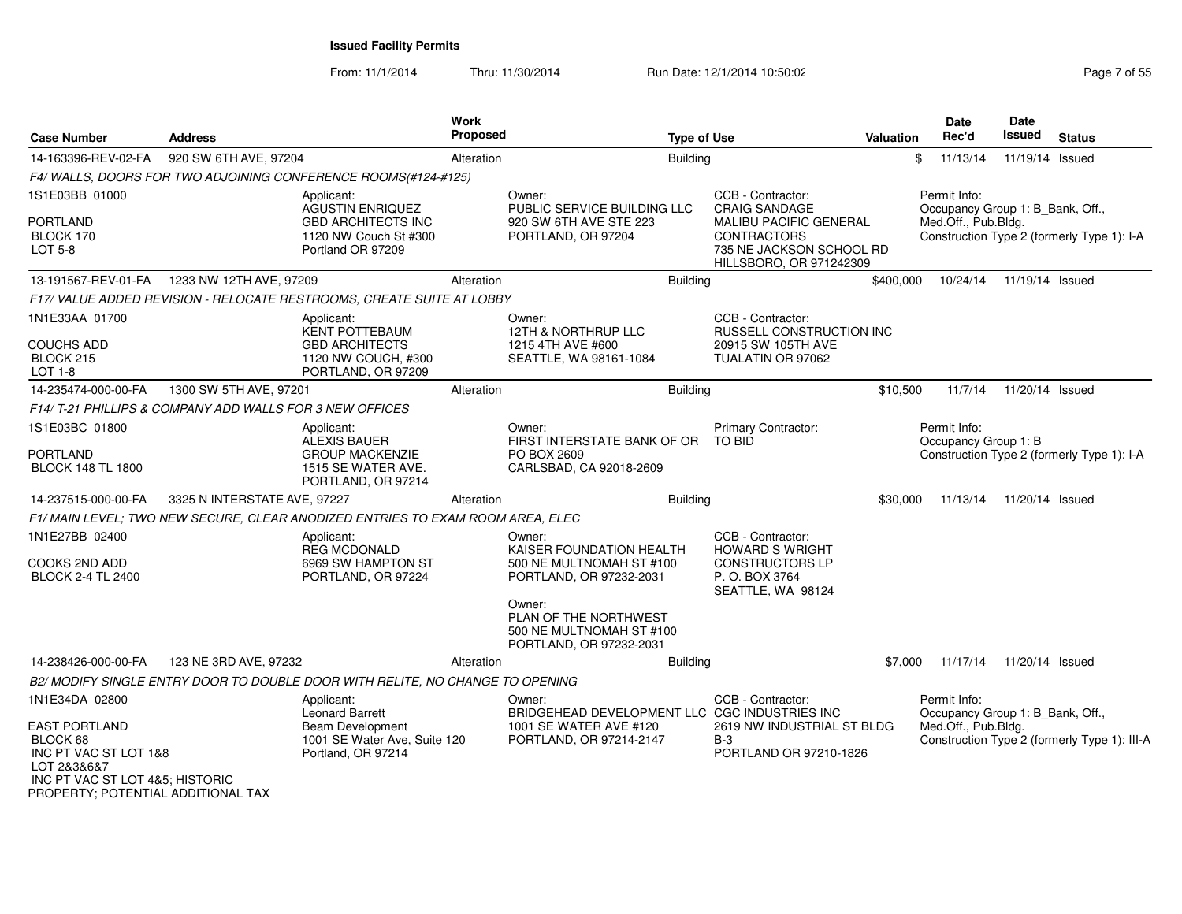# Issued Facility Permits

From: 11/1/2014 Thru: 11/30/2014 Run Date: 12/1/2014 10:50:02

| Case Number | Address | Work Proposed | Type of Use | Valuation | Date Rec'd | Date Issued | Status |
|---|---|---|---|---|---|---|---|
| 14-163396-REV-02-FA | 920 SW 6TH AVE, 97204 | Alteration | Building | $ | 11/13/14 | 11/19/14 | Issued |

*F4/ WALLS, DOORS FOR TWO ADJOINING CONFERENCE ROOMS(#124-#125)*

1S1E03BB 01000
PORTLAND
BLOCK 170
LOT 5-8

Applicant:
AGUSTIN ENRIQUEZ
GBD ARCHITECTS INC
1120 NW Couch St #300
Portland OR 97209

Owner:
PUBLIC SERVICE BUILDING LLC
920 SW 6TH AVE STE 223
PORTLAND, OR 97204

CCB - Contractor:
CRAIG SANDAGE
MALIBU PACIFIC GENERAL CONTRACTORS
735 NE JACKSON SCHOOL RD
HILLSBORO, OR 971242309

Permit Info:
Occupancy Group 1: B_Bank, Off., Med.Off., Pub.Bldg.
Construction Type 2 (formerly Type 1): I-A

| Case Number | Address | Work Proposed | Type of Use | Valuation | Date Rec'd | Date Issued | Status |
|---|---|---|---|---|---|---|---|
| 13-191567-REV-01-FA | 1233 NW 12TH AVE, 97209 | Alteration | Building | $400,000 | 10/24/14 | 11/19/14 | Issued |

*F17/ VALUE ADDED REVISION - RELOCATE RESTROOMS, CREATE SUITE AT LOBBY*

1N1E33AA 01700
COUCHS ADD
BLOCK 215
LOT 1-8

Applicant:
KENT POTTEBAUM
GBD ARCHITECTS
1120 NW COUCH, #300
PORTLAND, OR 97209

Owner:
12TH & NORTHRUP LLC
1215 4TH AVE #600
SEATTLE, WA 98161-1084

CCB - Contractor:
RUSSELL CONSTRUCTION INC
20915 SW 105TH AVE
TUALATIN OR 97062

| Case Number | Address | Work Proposed | Type of Use | Valuation | Date Rec'd | Date Issued | Status |
|---|---|---|---|---|---|---|---|
| 14-235474-000-00-FA | 1300 SW 5TH AVE, 97201 | Alteration | Building | $10,500 | 11/7/14 | 11/20/14 | Issued |

*F14/ T-21 PHILLIPS & COMPANY ADD WALLS FOR 3 NEW OFFICES*

1S1E03BC 01800
PORTLAND
BLOCK 148 TL 1800

Applicant:
ALEXIS BAUER
GROUP MACKENZIE
1515 SE WATER AVE.
PORTLAND, OR 97214

Owner:
FIRST INTERSTATE BANK OF OR
PO BOX 2609
CARLSBAD, CA 92018-2609

Primary Contractor:
TO BID

Permit Info:
Occupancy Group 1: B
Construction Type 2 (formerly Type 1): I-A

| Case Number | Address | Work Proposed | Type of Use | Valuation | Date Rec'd | Date Issued | Status |
|---|---|---|---|---|---|---|---|
| 14-237515-000-00-FA | 3325 N INTERSTATE AVE, 97227 | Alteration | Building | $30,000 | 11/13/14 | 11/20/14 | Issued |

*F1/ MAIN LEVEL; TWO NEW SECURE, CLEAR ANODIZED ENTRIES TO EXAM ROOM AREA, ELEC*

1N1E27BB 02400
COOKS 2ND ADD
BLOCK 2-4 TL 2400

Applicant:
REG MCDONALD
6969 SW HAMPTON ST
PORTLAND, OR 97224

Owner:
KAISER FOUNDATION HEALTH
500 NE MULTNOMAH ST #100
PORTLAND, OR 97232-2031

Owner:
PLAN OF THE NORTHWEST
500 NE MULTNOMAH ST #100
PORTLAND, OR 97232-2031

CCB - Contractor:
HOWARD S WRIGHT CONSTRUCTORS LP
P. O. BOX 3764
SEATTLE, WA 98124

| Case Number | Address | Work Proposed | Type of Use | Valuation | Date Rec'd | Date Issued | Status |
|---|---|---|---|---|---|---|---|
| 14-238426-000-00-FA | 123 NE 3RD AVE, 97232 | Alteration | Building | $7,000 | 11/17/14 | 11/20/14 | Issued |

*B2/ MODIFY SINGLE ENTRY DOOR TO DOUBLE DOOR WITH RELITE, NO CHANGE TO OPENING*

1N1E34DA 02800
EAST PORTLAND
BLOCK 68
INC PT VAC ST LOT 1&8
LOT 2&3&6&7
INC PT VAC ST LOT 4&5; HISTORIC PROPERTY; POTENTIAL ADDITIONAL TAX

Applicant:
Leonard Barrett
Beam Development
1001 SE Water Ave, Suite 120
Portland, OR 97214

Owner:
BRIDGEHEAD DEVELOPMENT LLC
1001 SE WATER AVE #120
PORTLAND, OR 97214-2147

CCB - Contractor:
CGC INDUSTRIES INC
2619 NW INDUSTRIAL ST BLDG B-3
PORTLAND OR 97210-1826

Permit Info:
Occupancy Group 1: B_Bank, Off., Med.Off., Pub.Bldg.
Construction Type 2 (formerly Type 1): III-A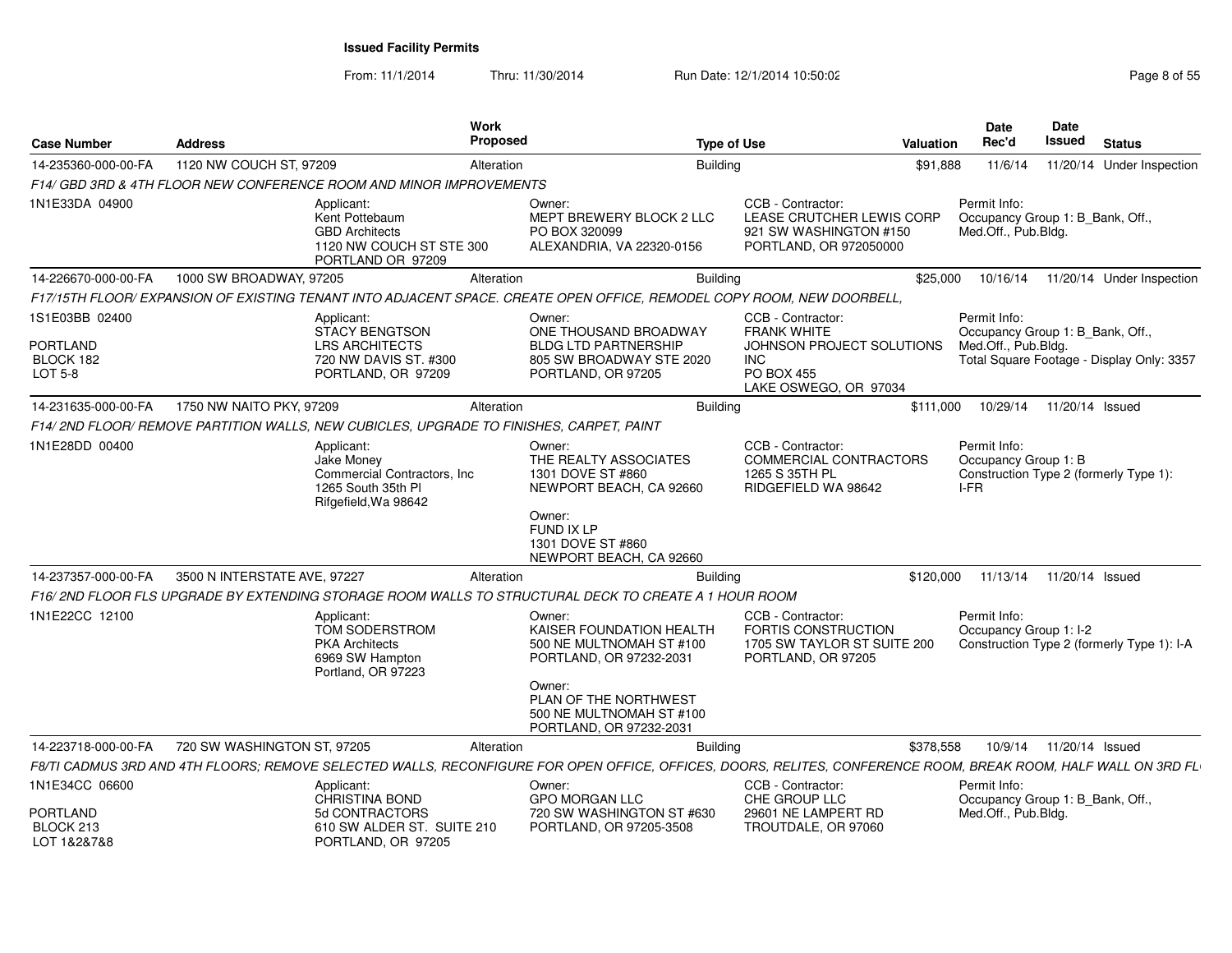**Issued Facility Permits**

From: 11/1/2014 Thru: 11/30/2014 Run Date: 12/1/2014 10:50:02

| Case Number | Address | Work Proposed | Type of Use | Valuation | Date Rec'd | Date Issued | Status |
|---|---|---|---|---|---|---|---|
| 14-235360-000-00-FA | 1120 NW COUCH ST, 97209 | Alteration | Building | $91,888 | 11/6/14 | 11/20/14 | Under Inspection |

F14/ GBD 3RD & 4TH FLOOR NEW CONFERENCE ROOM AND MINOR IMPROVEMENTS

1N1E33DA 04900

Applicant: Kent Pottebaum, GBD Architects, 1120 NW COUCH ST STE 300, PORTLAND OR 97209

Owner: MEPT BREWERY BLOCK 2 LLC, PO BOX 320099, ALEXANDRIA, VA 22320-0156

CCB - Contractor: LEASE CRUTCHER LEWIS CORP, 921 SW WASHINGTON #150, PORTLAND, OR 972050000

Permit Info: Occupancy Group 1: B_Bank, Off., Med.Off., Pub.Bldg.

| Case Number | Address | Work Proposed | Type of Use | Valuation | Date Rec'd | Date Issued | Status |
|---|---|---|---|---|---|---|---|
| 14-226670-000-00-FA | 1000 SW BROADWAY, 97205 | Alteration | Building | $25,000 | 10/16/14 | 11/20/14 | Under Inspection |

F17/15TH FLOOR/ EXPANSION OF EXISTING TENANT INTO ADJACENT SPACE. CREATE OPEN OFFICE, REMODEL COPY ROOM, NEW DOORBELL,

1S1E03BB 02400
PORTLAND
BLOCK 182
LOT 5-8

Applicant: STACY BENGTSON, LRS ARCHITECTS, 720 NW DAVIS ST. #300, PORTLAND, OR 97209

Owner: ONE THOUSAND BROADWAY BLDG LTD PARTNERSHIP, 805 SW BROADWAY STE 2020, PORTLAND, OR 97205

CCB - Contractor: FRANK WHITE, JOHNSON PROJECT SOLUTIONS INC, PO BOX 455, LAKE OSWEGO, OR 97034

Permit Info: Occupancy Group 1: B_Bank, Off., Med.Off., Pub.Bldg.; Total Square Footage - Display Only: 3357

| Case Number | Address | Work Proposed | Type of Use | Valuation | Date Rec'd | Date Issued | Status |
|---|---|---|---|---|---|---|---|
| 14-231635-000-00-FA | 1750 NW NAITO PKY, 97209 | Alteration | Building | $111,000 | 10/29/14 | 11/20/14 | Issued |

F14/ 2ND FLOOR/ REMOVE PARTITION WALLS, NEW CUBICLES, UPGRADE TO FINISHES, CARPET, PAINT

1N1E28DD 00400

Applicant: Jake Money, Commercial Contractors, Inc, 1265 South 35th Pl, Rifgefield,Wa 98642

Owner: THE REALTY ASSOCIATES, 1301 DOVE ST #860, NEWPORT BEACH, CA 92660

Owner: FUND IX LP, 1301 DOVE ST #860, NEWPORT BEACH, CA 92660

CCB - Contractor: COMMERCIAL CONTRACTORS, 1265 S 35TH PL, RIDGEFIELD WA 98642

Permit Info: Occupancy Group 1: B; Construction Type 2 (formerly Type 1): I-FR

| Case Number | Address | Work Proposed | Type of Use | Valuation | Date Rec'd | Date Issued | Status |
|---|---|---|---|---|---|---|---|
| 14-237357-000-00-FA | 3500 N INTERSTATE AVE, 97227 | Alteration | Building | $120,000 | 11/13/14 | 11/20/14 | Issued |

F16/ 2ND FLOOR FLS UPGRADE BY EXTENDING STORAGE ROOM WALLS TO STRUCTURAL DECK TO CREATE A 1 HOUR ROOM

1N1E22CC 12100

Applicant: TOM SODERSTROM, PKA Architects, 6969 SW Hampton, Portland, OR 97223

Owner: KAISER FOUNDATION HEALTH, 500 NE MULTNOMAH ST #100, PORTLAND, OR 97232-2031

Owner: PLAN OF THE NORTHWEST, 500 NE MULTNOMAH ST #100, PORTLAND, OR 97232-2031

CCB - Contractor: FORTIS CONSTRUCTION, 1705 SW TAYLOR ST SUITE 200, PORTLAND, OR 97205

Permit Info: Occupancy Group 1: I-2; Construction Type 2 (formerly Type 1): I-A

| Case Number | Address | Work Proposed | Type of Use | Valuation | Date Rec'd | Date Issued | Status |
|---|---|---|---|---|---|---|---|
| 14-223718-000-00-FA | 720 SW WASHINGTON ST, 97205 | Alteration | Building | $378,558 | 10/9/14 | 11/20/14 | Issued |

F8/TI CADMUS 3RD AND 4TH FLOORS; REMOVE SELECTED WALLS, RECONFIGURE FOR OPEN OFFICE, OFFICES, DOORS, RELITES, CONFERENCE ROOM, BREAK ROOM, HALF WALL ON 3RD FL

1N1E34CC 06600
PORTLAND
BLOCK 213
LOT 1&2&7&8

Applicant: CHRISTINA BOND, 5d CONTRACTORS, 610 SW ALDER ST. SUITE 210, PORTLAND, OR 97205

Owner: GPO MORGAN LLC, 720 SW WASHINGTON ST #630, PORTLAND, OR 97205-3508

CCB - Contractor: CHE GROUP LLC, 29601 NE LAMPERT RD, TROUTDALE, OR 97060

Permit Info: Occupancy Group 1: B_Bank, Off., Med.Off., Pub.Bldg.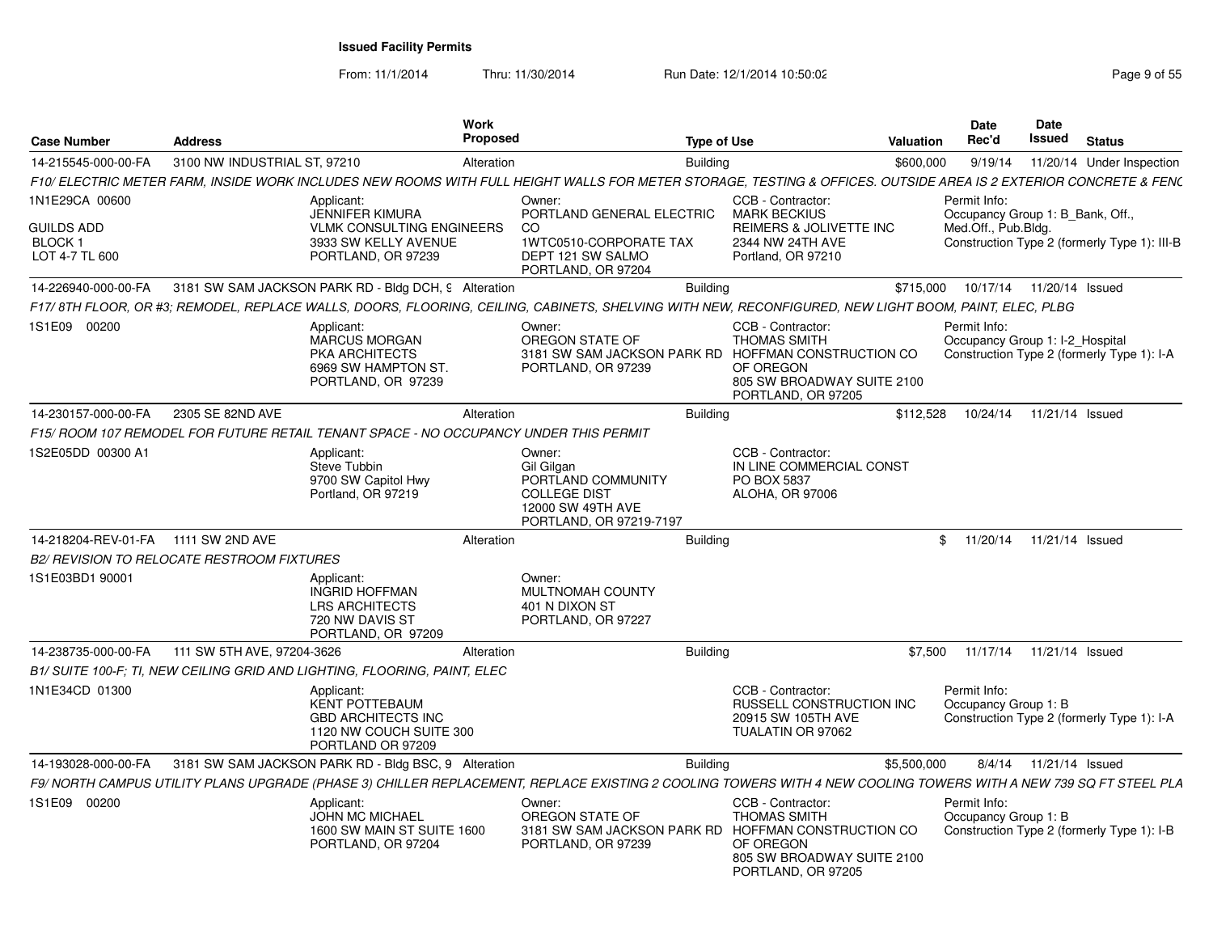**Issued Facility Permits**

From: 11/1/2014 Thru: 11/30/2014 Run Date: 12/1/2014 10:50:02

| Case Number | Address | Work Proposed | Type of Use | Valuation | Date Rec'd | Date Issued | Status |
|---|---|---|---|---|---|---|---|
| 14-215545-000-00-FA | 3100 NW INDUSTRIAL ST, 97210 | Alteration | Building | $600,000 | 9/19/14 | 11/20/14 | Under Inspection |

F10/ ELECTRIC METER FARM, INSIDE WORK INCLUDES NEW ROOMS WITH FULL HEIGHT WALLS FOR METER STORAGE, TESTING & OFFICES. OUTSIDE AREA IS 2 EXTERIOR CONCRETE & FENC

1N1E29CA 00600
GUILDS ADD
BLOCK 1
LOT 4-7 TL 600

Applicant: JENNIFER KIMURA, VLMK CONSULTING ENGINEERS, 3933 SW KELLY AVENUE, PORTLAND, OR 97239

Owner: PORTLAND GENERAL ELECTRIC CO, 1WTC0510-CORPORATE TAX DEPT 121 SW SALMO, PORTLAND, OR 97204

CCB - Contractor: MARK BECKIUS, REIMERS & JOLIVETTE INC, 2344 NW 24TH AVE, Portland, OR 97210

Permit Info: Occupancy Group 1: B_Bank, Off., Med.Off., Pub.Bldg. Construction Type 2 (formerly Type 1): III-B

| Case Number | Address | Work Proposed | Type of Use | Valuation | Date Rec'd | Date Issued | Status |
|---|---|---|---|---|---|---|---|
| 14-226940-000-00-FA | 3181 SW SAM JACKSON PARK RD - Bldg DCH, 9 | Alteration | Building | $715,000 | 10/17/14 | 11/20/14 | Issued |

F17/ 8TH FLOOR, OR #3; REMODEL, REPLACE WALLS, DOORS, FLOORING, CEILING, CABINETS, SHELVING WITH NEW, RECONFIGURED, NEW LIGHT BOOM, PAINT, ELEC, PLBG

1S1E09 00200

Applicant: MARCUS MORGAN, PKA ARCHITECTS, 6969 SW HAMPTON ST., PORTLAND, OR 97239

Owner: OREGON STATE OF, 3181 SW SAM JACKSON PARK RD, PORTLAND, OR 97239

CCB - Contractor: THOMAS SMITH, HOFFMAN CONSTRUCTION CO OF OREGON, 805 SW BROADWAY SUITE 2100, PORTLAND, OR 97205

Permit Info: Occupancy Group 1: I-2_Hospital. Construction Type 2 (formerly Type 1): I-A

| Case Number | Address | Work Proposed | Type of Use | Valuation | Date Rec'd | Date Issued | Status |
|---|---|---|---|---|---|---|---|
| 14-230157-000-00-FA | 2305 SE 82ND AVE | Alteration | Building | $112,528 | 10/24/14 | 11/21/14 | Issued |

F15/ ROOM 107 REMODEL FOR FUTURE RETAIL TENANT SPACE - NO OCCUPANCY UNDER THIS PERMIT

1S2E05DD 00300 A1

Applicant: Steve Tubbin, 9700 SW Capitol Hwy, Portland, OR 97219

Owner: Gil Gilgan, PORTLAND COMMUNITY COLLEGE DIST, 12000 SW 49TH AVE, PORTLAND, OR 97219-7197

CCB - Contractor: IN LINE COMMERCIAL CONST, PO BOX 5837, ALOHA, OR 97006

| Case Number | Address | Work Proposed | Type of Use | Valuation | Date Rec'd | Date Issued | Status |
|---|---|---|---|---|---|---|---|
| 14-218204-REV-01-FA | 1111 SW 2ND AVE | Alteration | Building | $ | 11/20/14 | 11/21/14 | Issued |

B2/ REVISION TO RELOCATE RESTROOM FIXTURES

1S1E03BD1 90001

Applicant: INGRID HOFFMAN, LRS ARCHITECTS, 720 NW DAVIS ST, PORTLAND, OR 97209

Owner: MULTNOMAH COUNTY, 401 N DIXON ST, PORTLAND, OR 97227

| Case Number | Address | Work Proposed | Type of Use | Valuation | Date Rec'd | Date Issued | Status |
|---|---|---|---|---|---|---|---|
| 14-238735-000-00-FA | 111 SW 5TH AVE, 97204-3626 | Alteration | Building | $7,500 | 11/17/14 | 11/21/14 | Issued |

B1/ SUITE 100-F; TI, NEW CEILING GRID AND LIGHTING, FLOORING, PAINT, ELEC

1N1E34CD 01300

Applicant: KENT POTTEBAUM, GBD ARCHITECTS INC, 1120 NW COUCH SUITE 300, PORTLAND OR 97209

CCB - Contractor: RUSSELL CONSTRUCTION INC, 20915 SW 105TH AVE, TUALATIN OR 97062

Permit Info: Occupancy Group 1: B. Construction Type 2 (formerly Type 1): I-A

| Case Number | Address | Work Proposed | Type of Use | Valuation | Date Rec'd | Date Issued | Status |
|---|---|---|---|---|---|---|---|
| 14-193028-000-00-FA | 3181 SW SAM JACKSON PARK RD - Bldg BSC, 9 | Alteration | Building | $5,500,000 | 8/4/14 | 11/21/14 | Issued |

F9/ NORTH CAMPUS UTILITY PLANS UPGRADE (PHASE 3) CHILLER REPLACEMENT, REPLACE EXISTING 2 COOLING TOWERS WITH 4 NEW COOLING TOWERS WITH A NEW 739 SQ FT STEEL PLA

1S1E09 00200

Applicant: JOHN MC MICHAEL, 1600 SW MAIN ST SUITE 1600, PORTLAND, OR 97204

Owner: OREGON STATE OF, 3181 SW SAM JACKSON PARK RD, PORTLAND, OR 97239

CCB - Contractor: THOMAS SMITH, HOFFMAN CONSTRUCTION CO OF OREGON, 805 SW BROADWAY SUITE 2100, PORTLAND, OR 97205

Permit Info: Occupancy Group 1: B. Construction Type 2 (formerly Type 1): I-B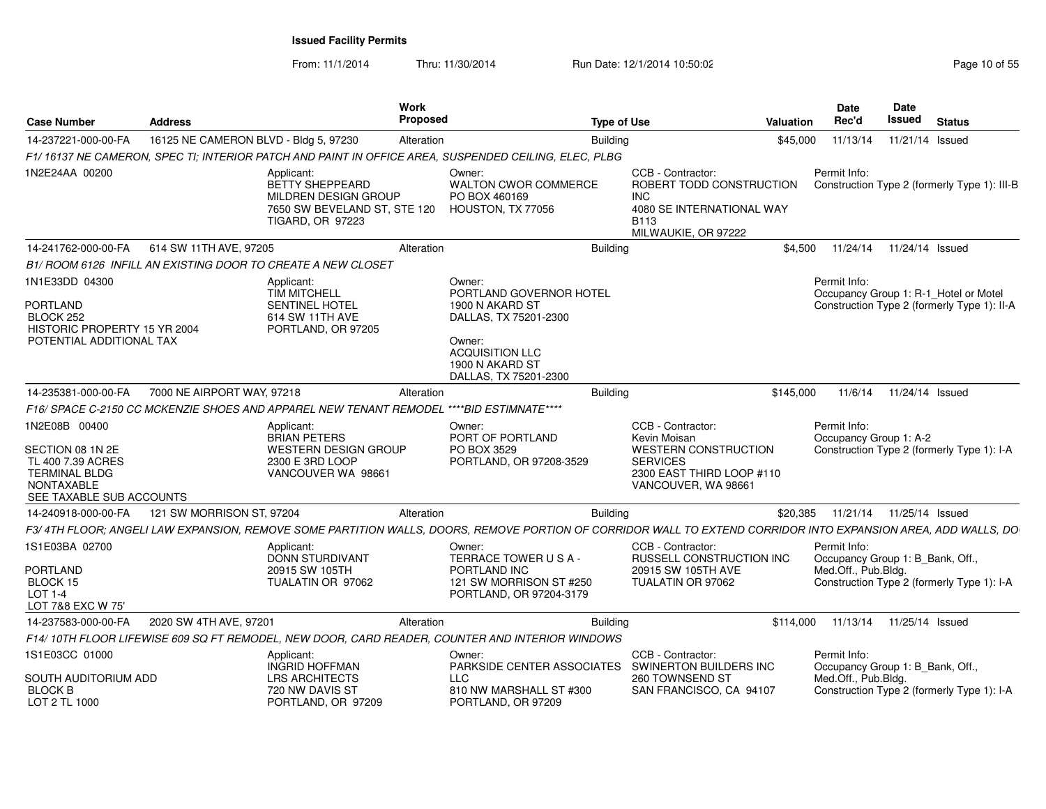**Issued Facility Permits**

From: 11/1/2014 Thru: 11/30/2014 Run Date: 12/1/2014 10:50:02

| Case Number | Address | Work Proposed | Type of Use | Valuation | Date Rec'd | Date Issued | Status |
|---|---|---|---|---|---|---|---|
| 14-237221-000-00-FA | 16125 NE CAMERON BLVD - Bldg 5, 97230 | Alteration | Building | $45,000 | 11/13/14 | 11/21/14 | Issued |

*F1/ 16137 NE CAMERON, SPEC TI; INTERIOR PATCH AND PAINT IN OFFICE AREA, SUSPENDED CEILING, ELEC, PLBG*

1N2E24AA 00200

Applicant: BETTY SHEPPEARD, MILDREN DESIGN GROUP, 7650 SW BEVELAND ST, STE 120, TIGARD, OR 97223

Owner: WALTON CWOR COMMERCE, PO BOX 460169, HOUSTON, TX 77056

CCB - Contractor: ROBERT TODD CONSTRUCTION INC, 4080 SE INTERNATIONAL WAY B113, MILWAUKIE, OR 97222

Permit Info: Construction Type 2 (formerly Type 1): III-B

| Case Number | Address | Work Proposed | Type of Use | Valuation | Date Rec'd | Date Issued | Status |
|---|---|---|---|---|---|---|---|
| 14-241762-000-00-FA | 614 SW 11TH AVE, 97205 | Alteration | Building | $4,500 | 11/24/14 | 11/24/14 | Issued |

*B1/ ROOM 6126 INFILL AN EXISTING DOOR TO CREATE A NEW CLOSET*

1N1E33DD 04300

PORTLAND
BLOCK 252
HISTORIC PROPERTY 15 YR 2004
POTENTIAL ADDITIONAL TAX

Applicant: TIM MITCHELL, SENTINEL HOTEL, 614 SW 11TH AVE, PORTLAND, OR 97205

Owner: PORTLAND GOVERNOR HOTEL, 1900 N AKARD ST, DALLAS, TX 75201-2300

Owner: ACQUISITION LLC, 1900 N AKARD ST, DALLAS, TX 75201-2300

Permit Info: Occupancy Group 1: R-1_Hotel or Motel; Construction Type 2 (formerly Type 1): II-A

| Case Number | Address | Work Proposed | Type of Use | Valuation | Date Rec'd | Date Issued | Status |
|---|---|---|---|---|---|---|---|
| 14-235381-000-00-FA | 7000 NE AIRPORT WAY, 97218 | Alteration | Building | $145,000 | 11/6/14 | 11/24/14 | Issued |

*F16/ SPACE C-2150 CC MCKENZIE SHOES AND APPAREL NEW TENANT REMODEL ****BID ESTIMNATE*****

1N2E08B 00400

SECTION 08 1N 2E
TL 400 7.39 ACRES
TERMINAL BLDG
NONTAXABLE
SEE TAXABLE SUB ACCOUNTS

Applicant: BRIAN PETERS, WESTERN DESIGN GROUP, 2300 E 3RD LOOP, VANCOUVER WA 98661

Owner: PORT OF PORTLAND, PO BOX 3529, PORTLAND, OR 97208-3529

CCB - Contractor: Kevin Moisan, WESTERN CONSTRUCTION SERVICES, 2300 EAST THIRD LOOP #110, VANCOUVER, WA 98661

Permit Info: Occupancy Group 1: A-2; Construction Type 2 (formerly Type 1): I-A

| Case Number | Address | Work Proposed | Type of Use | Valuation | Date Rec'd | Date Issued | Status |
|---|---|---|---|---|---|---|---|
| 14-240918-000-00-FA | 121 SW MORRISON ST, 97204 | Alteration | Building | $20,385 | 11/21/14 | 11/25/14 | Issued |

*F3/ 4TH FLOOR; ANGELI LAW EXPANSION, REMOVE SOME PARTITION WALLS, DOORS, REMOVE PORTION OF CORRIDOR WALL TO EXTEND CORRIDOR INTO EXPANSION AREA, ADD WALLS, DO*

1S1E03BA 02700

PORTLAND
BLOCK 15
LOT 1-4
LOT 7&8 EXC W 75'

Applicant: DONN STURDIVANT, 20915 SW 105TH, TUALATIN OR 97062

Owner: TERRACE TOWER U S A - PORTLAND INC, 121 SW MORRISON ST #250, PORTLAND, OR 97204-3179

CCB - Contractor: RUSSELL CONSTRUCTION INC, 20915 SW 105TH AVE, TUALATIN OR 97062

Permit Info: Occupancy Group 1: B_Bank, Off., Med.Off., Pub.Bldg.; Construction Type 2 (formerly Type 1): I-A

| Case Number | Address | Work Proposed | Type of Use | Valuation | Date Rec'd | Date Issued | Status |
|---|---|---|---|---|---|---|---|
| 14-237583-000-00-FA | 2020 SW 4TH AVE, 97201 | Alteration | Building | $114,000 | 11/13/14 | 11/25/14 | Issued |

*F14/ 10TH FLOOR LIFEWISE 609 SQ FT REMODEL, NEW DOOR, CARD READER, COUNTER AND INTERIOR WINDOWS*

1S1E03CC 01000

SOUTH AUDITORIUM ADD
BLOCK B
LOT 2 TL 1000

Applicant: INGRID HOFFMAN, LRS ARCHITECTS, 720 NW DAVIS ST, PORTLAND, OR 97209

Owner: PARKSIDE CENTER ASSOCIATES LLC, 810 NW MARSHALL ST #300, PORTLAND, OR 97209

CCB - Contractor: SWINERTON BUILDERS INC, 260 TOWNSEND ST, SAN FRANCISCO, CA 94107

Permit Info: Occupancy Group 1: B_Bank, Off., Med.Off., Pub.Bldg.; Construction Type 2 (formerly Type 1): I-A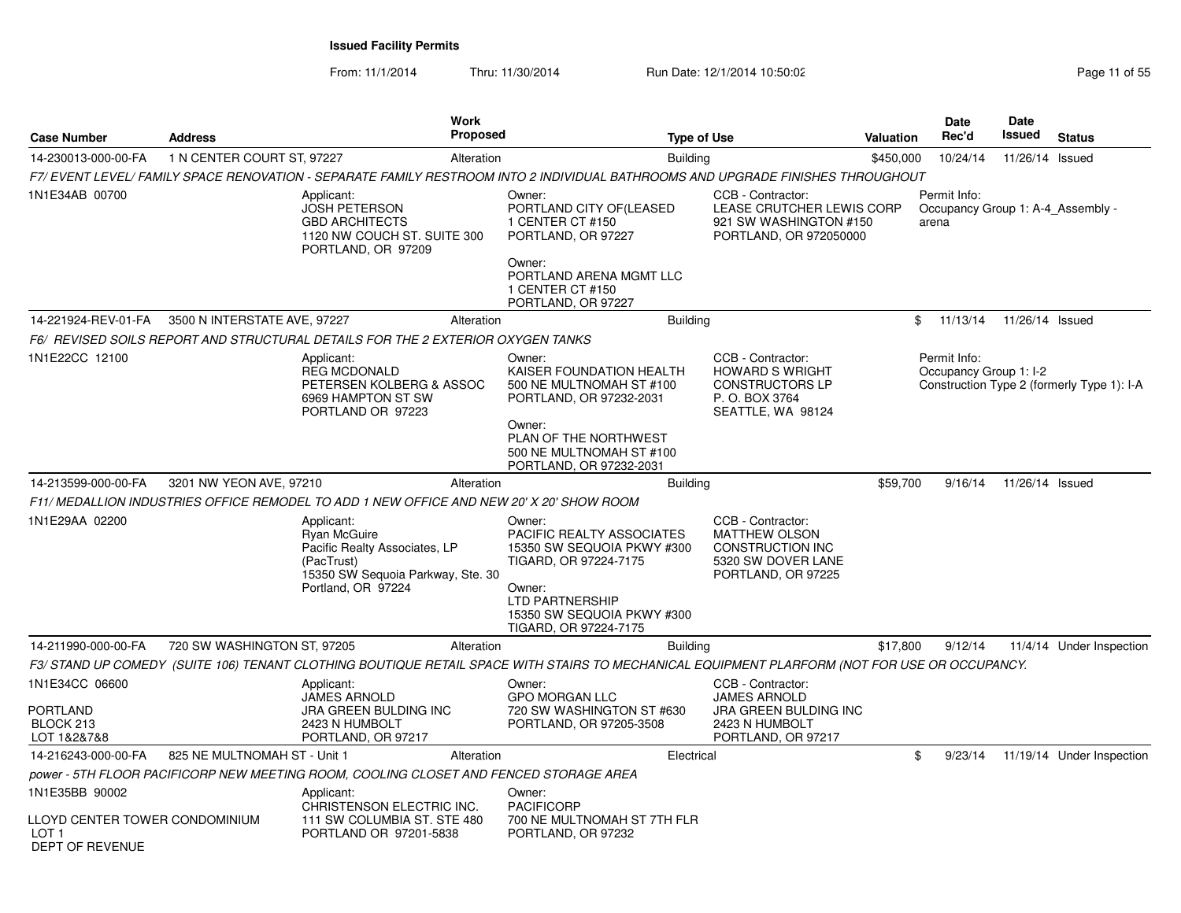**Issued Facility Permits**

From: 11/1/2014 Thru: 11/30/2014 Run Date: 12/1/2014 10:50:02

| Case Number | Address | Work Proposed | Type of Use | Valuation | Date Rec'd | Date Issued | Status |
|---|---|---|---|---|---|---|---|
| 14-230013-000-00-FA | 1 N CENTER COURT ST, 97227 | Alteration | Building | $450,000 | 10/24/14 | 11/26/14 | Issued |

*F7/ EVENT LEVEL/ FAMILY SPACE RENOVATION - SEPARATE FAMILY RESTROOM INTO 2 INDIVIDUAL BATHROOMS AND UPGRADE FINISHES THROUGHOUT*

1N1E34AB 00700

Applicant: JOSH PETERSON, GBD ARCHITECTS, 1120 NW COUCH ST. SUITE 300, PORTLAND, OR 97209

Owner: PORTLAND CITY OF(LEASED, 1 CENTER CT #150, PORTLAND, OR 97227

Owner: PORTLAND ARENA MGMT LLC, 1 CENTER CT #150, PORTLAND, OR 97227

CCB - Contractor: LEASE CRUTCHER LEWIS CORP, 921 SW WASHINGTON #150, PORTLAND, OR 972050000

Permit Info: Occupancy Group 1: A-4_Assembly - arena

| Case Number | Address | Work Proposed | Type of Use | Valuation | Date Rec'd | Date Issued | Status |
|---|---|---|---|---|---|---|---|
| 14-221924-REV-01-FA | 3500 N INTERSTATE AVE, 97227 | Alteration | Building | $ | 11/13/14 | 11/26/14 | Issued |

*F6/ REVISED SOILS REPORT AND STRUCTURAL DETAILS FOR THE 2 EXTERIOR OXYGEN TANKS*

1N1E22CC 12100

Applicant: REG MCDONALD, PETERSEN KOLBERG & ASSOC, 6969 HAMPTON ST SW, PORTLAND OR 97223

Owner: KAISER FOUNDATION HEALTH, 500 NE MULTNOMAH ST #100, PORTLAND, OR 97232-2031

Owner: PLAN OF THE NORTHWEST, 500 NE MULTNOMAH ST #100, PORTLAND, OR 97232-2031

CCB - Contractor: HOWARD S WRIGHT CONSTRUCTORS LP, P. O. BOX 3764, SEATTLE, WA 98124

Permit Info: Occupancy Group 1: I-2, Construction Type 2 (formerly Type 1): I-A

| Case Number | Address | Work Proposed | Type of Use | Valuation | Date Rec'd | Date Issued | Status |
|---|---|---|---|---|---|---|---|
| 14-213599-000-00-FA | 3201 NW YEON AVE, 97210 | Alteration | Building | $59,700 | 9/16/14 | 11/26/14 | Issued |

*F11/ MEDALLION INDUSTRIES OFFICE REMODEL TO ADD 1 NEW OFFICE AND NEW 20' X 20' SHOW ROOM*

1N1E29AA 02200

Applicant: Ryan McGuire, Pacific Realty Associates, LP (PacTrust), 15350 SW Sequoia Parkway, Ste. 30, Portland, OR 97224

Owner: PACIFIC REALTY ASSOCIATES, 15350 SW SEQUOIA PKWY #300, TIGARD, OR 97224-7175

Owner: LTD PARTNERSHIP, 15350 SW SEQUOIA PKWY #300, TIGARD, OR 97224-7175

CCB - Contractor: MATTHEW OLSON CONSTRUCTION INC, 5320 SW DOVER LANE, PORTLAND, OR 97225

| Case Number | Address | Work Proposed | Type of Use | Valuation | Date Rec'd | Date Issued | Status |
|---|---|---|---|---|---|---|---|
| 14-211990-000-00-FA | 720 SW WASHINGTON ST, 97205 | Alteration | Building | $17,800 | 9/12/14 | 11/4/14 | Under Inspection |

*F3/ STAND UP COMEDY (SUITE 106) TENANT CLOTHING BOUTIQUE RETAIL SPACE WITH STAIRS TO MECHANICAL EQUIPMENT PLARFORM (NOT FOR USE OR OCCUPANCY.*

1N1E34CC 06600

PORTLAND
BLOCK 213
LOT 1&2&7&8

Applicant: JAMES ARNOLD, JRA GREEN BULDING INC, 2423 N HUMBOLT, PORTLAND, OR 97217

Owner: GPO MORGAN LLC, 720 SW WASHINGTON ST #630, PORTLAND, OR 97205-3508

CCB - Contractor: JAMES ARNOLD, JRA GREEN BULDING INC, 2423 N HUMBOLT, PORTLAND, OR 97217

| Case Number | Address | Work Proposed | Type of Use | Valuation | Date Rec'd | Date Issued | Status |
|---|---|---|---|---|---|---|---|
| 14-216243-000-00-FA | 825 NE MULTNOMAH ST - Unit 1 | Alteration | Electrical | $ | 9/23/14 | 11/19/14 | Under Inspection |

*power - 5TH FLOOR PACIFICORP NEW MEETING ROOM, COOLING CLOSET AND FENCED STORAGE AREA*

1N1E35BB 90002

LLOYD CENTER TOWER CONDOMINIUM
LOT 1
DEPT OF REVENUE

Applicant: CHRISTENSON ELECTRIC INC., 111 SW COLUMBIA ST. STE 480, PORTLAND OR 97201-5838

Owner: PACIFICORP, 700 NE MULTNOMAH ST 7TH FLR, PORTLAND, OR 97232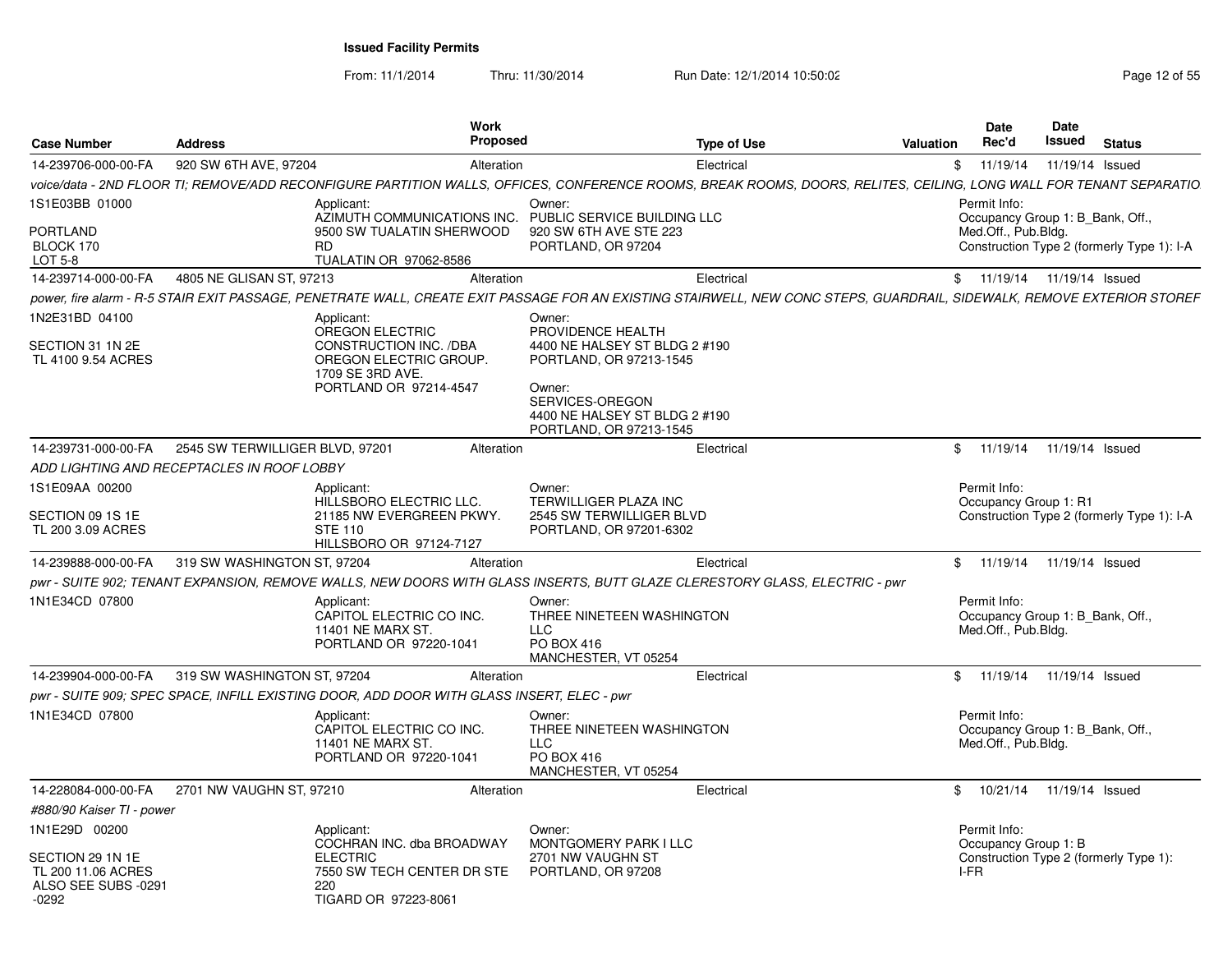**Issued Facility Permits**

From: 11/1/2014 Thru: 11/30/2014 Run Date: 12/1/2014 10:50:02

| Case Number | Address | Work Proposed | Type of Use | Valuation | Date Rec'd | Date Issued | Status |
|---|---|---|---|---|---|---|---|
| 14-239706-000-00-FA | 920 SW 6TH AVE, 97204 | Alteration | Electrical | $ | 11/19/14 | 11/19/14 | Issued |

*voice/data - 2ND FLOOR TI; REMOVE/ADD RECONFIGURE PARTITION WALLS, OFFICES, CONFERENCE ROOMS, BREAK ROOMS, DOORS, RELITES, CEILING, LONG WALL FOR TENANT SEPARATIO*

1S1E03BB 01000
PORTLAND
BLOCK 170
LOT 5-8

Applicant:
AZIMUTH COMMUNICATIONS INC.
9500 SW TUALATIN SHERWOOD RD
TUALATIN OR 97062-8586

Owner:
PUBLIC SERVICE BUILDING LLC
920 SW 6TH AVE STE 223
PORTLAND, OR 97204

Permit Info:
Occupancy Group 1: B_Bank, Off., Med.Off., Pub.Bldg.
Construction Type 2 (formerly Type 1): I-A

---

| Case Number | Address | Work Proposed | Type of Use | Valuation | Date Rec'd | Date Issued | Status |
|---|---|---|---|---|---|---|---|
| 14-239714-000-00-FA | 4805 NE GLISAN ST, 97213 | Alteration | Electrical | $ | 11/19/14 | 11/19/14 | Issued |

*power, fire alarm - R-5 STAIR EXIT PASSAGE, PENETRATE WALL, CREATE EXIT PASSAGE FOR AN EXISTING STAIRWELL, NEW CONC STEPS, GUARDRAIL, SIDEWALK, REMOVE EXTERIOR STOREF*

1N2E31BD 04100
SECTION 31 1N 2E
TL 4100 9.54 ACRES

Applicant:
OREGON ELECTRIC CONSTRUCTION INC. /DBA OREGON ELECTRIC GROUP.
1709 SE 3RD AVE.
PORTLAND OR 97214-4547

Owner:
PROVIDENCE HEALTH
4400 NE HALSEY ST BLDG 2 #190
PORTLAND, OR 97213-1545

Owner:
SERVICES-OREGON
4400 NE HALSEY ST BLDG 2 #190
PORTLAND, OR 97213-1545

---

| Case Number | Address | Work Proposed | Type of Use | Valuation | Date Rec'd | Date Issued | Status |
|---|---|---|---|---|---|---|---|
| 14-239731-000-00-FA | 2545 SW TERWILLIGER BLVD, 97201 | Alteration | Electrical | $ | 11/19/14 | 11/19/14 | Issued |

*ADD LIGHTING AND RECEPTACLES IN ROOF LOBBY*

1S1E09AA 00200
SECTION 09 1S 1E
TL 200 3.09 ACRES

Applicant:
HILLSBORO ELECTRIC LLC.
21185 NW EVERGREEN PKWY. STE 110
HILLSBORO OR 97124-7127

Owner:
TERWILLIGER PLAZA INC
2545 SW TERWILLIGER BLVD
PORTLAND, OR 97201-6302

Permit Info:
Occupancy Group 1: R1
Construction Type 2 (formerly Type 1): I-A

---

| Case Number | Address | Work Proposed | Type of Use | Valuation | Date Rec'd | Date Issued | Status |
|---|---|---|---|---|---|---|---|
| 14-239888-000-00-FA | 319 SW WASHINGTON ST, 97204 | Alteration | Electrical | $ | 11/19/14 | 11/19/14 | Issued |

*pwr - SUITE 902; TENANT EXPANSION, REMOVE WALLS, NEW DOORS WITH GLASS INSERTS, BUTT GLAZE CLERESTORY GLASS, ELECTRIC - pwr*

1N1E34CD 07800

Applicant:
CAPITOL ELECTRIC CO INC.
11401 NE MARX ST.
PORTLAND OR 97220-1041

Owner:
THREE NINETEEN WASHINGTON LLC
PO BOX 416
MANCHESTER, VT 05254

Permit Info:
Occupancy Group 1: B_Bank, Off., Med.Off., Pub.Bldg.

---

| Case Number | Address | Work Proposed | Type of Use | Valuation | Date Rec'd | Date Issued | Status |
|---|---|---|---|---|---|---|---|
| 14-239904-000-00-FA | 319 SW WASHINGTON ST, 97204 | Alteration | Electrical | $ | 11/19/14 | 11/19/14 | Issued |

*pwr - SUITE 909; SPEC SPACE, INFILL EXISTING DOOR, ADD DOOR WITH GLASS INSERT, ELEC - pwr*

1N1E34CD 07800

Applicant:
CAPITOL ELECTRIC CO INC.
11401 NE MARX ST.
PORTLAND OR 97220-1041

Owner:
THREE NINETEEN WASHINGTON LLC
PO BOX 416
MANCHESTER, VT 05254

Permit Info:
Occupancy Group 1: B_Bank, Off., Med.Off., Pub.Bldg.

---

| Case Number | Address | Work Proposed | Type of Use | Valuation | Date Rec'd | Date Issued | Status |
|---|---|---|---|---|---|---|---|
| 14-228084-000-00-FA | 2701 NW VAUGHN ST, 97210 | Alteration | Electrical | $ | 10/21/14 | 11/19/14 | Issued |

*#880/90 Kaiser TI - power*

1N1E29D 00200
SECTION 29 1N 1E
TL 200 11.06 ACRES
ALSO SEE SUBS -0291 -0292

Applicant:
COCHRAN INC. dba BROADWAY ELECTRIC
7550 SW TECH CENTER DR STE 220
TIGARD OR 97223-8061

Owner:
MONTGOMERY PARK I LLC
2701 NW VAUGHN ST
PORTLAND, OR 97208

Permit Info:
Occupancy Group 1: B
Construction Type 2 (formerly Type 1): I-FR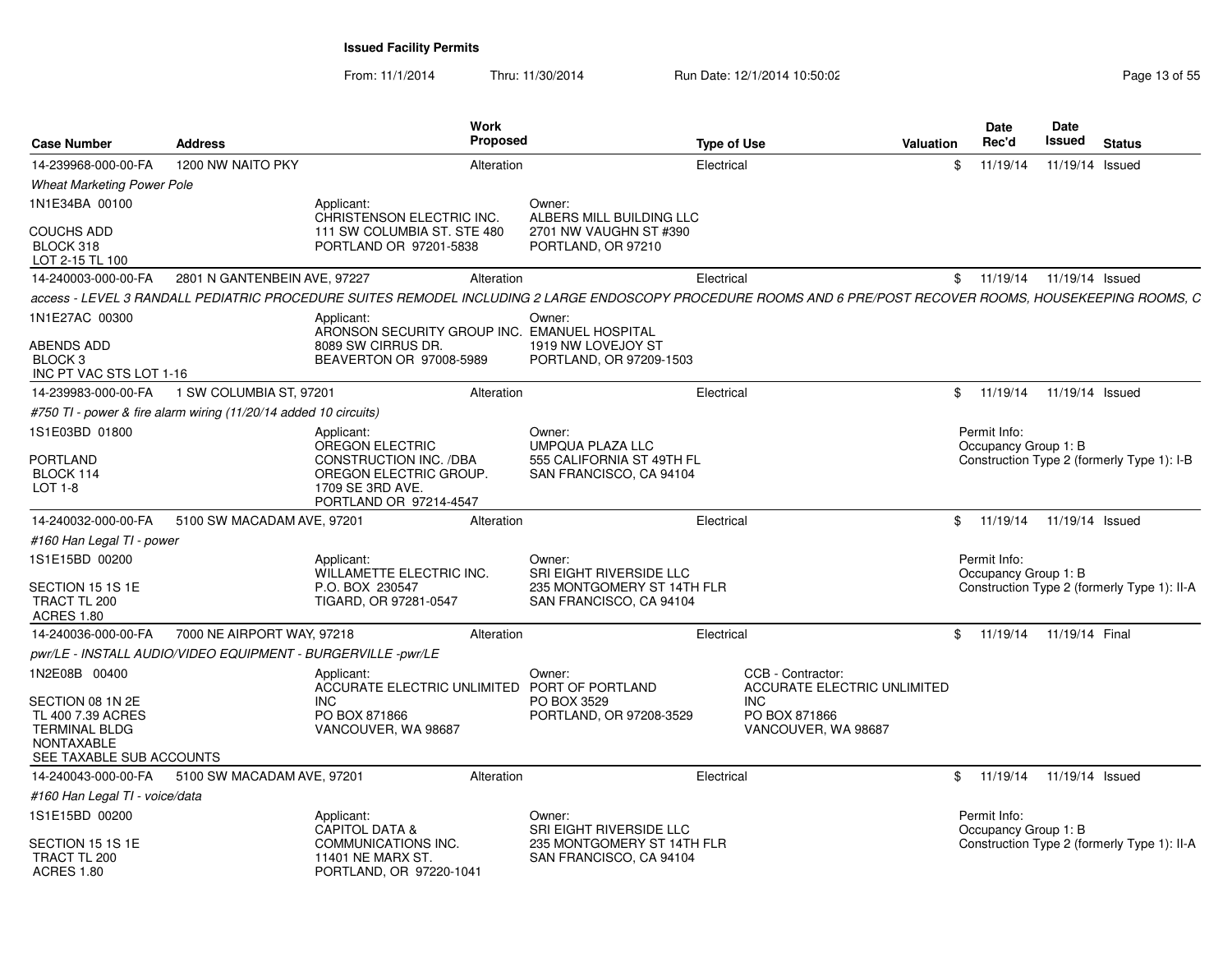**Issued Facility Permits**

From: 11/1/2014 Thru: 11/30/2014 Run Date: 12/1/2014 10:50:02

| Case Number | Address | Work Proposed | Type of Use | Valuation | Date Rec'd | Date Issued | Status |
|---|---|---|---|---|---|---|---|
| 14-239968-000-00-FA | 1200 NW NAITO PKY | Alteration | Electrical | $ | 11/19/14 | 11/19/14 | Issued |

*Wheat Marketing Power Pole*

1N1E34BA 00100

COUCHS ADD
BLOCK 318
LOT 2-15 TL 100

Applicant:
CHRISTENSON ELECTRIC INC.
111 SW COLUMBIA ST. STE 480
PORTLAND OR 97201-5838

Owner:
ALBERS MILL BUILDING LLC
2701 NW VAUGHN ST #390
PORTLAND, OR 97210

---

| Case Number | Address | Work Proposed | Type of Use | Valuation | Date Rec'd | Date Issued | Status |
|---|---|---|---|---|---|---|---|
| 14-240003-000-00-FA | 2801 N GANTENBEIN AVE, 97227 | Alteration | Electrical | $ | 11/19/14 | 11/19/14 | Issued |

*access - LEVEL 3 RANDALL PEDIATRIC PROCEDURE SUITES REMODEL INCLUDING 2 LARGE ENDOSCOPY PROCEDURE ROOMS AND 6 PRE/POST RECOVER ROOMS, HOUSEKEEPING ROOMS, C*

1N1E27AC 00300

ABENDS ADD
BLOCK 3
INC PT VAC STS LOT 1-16

Applicant:
ARONSON SECURITY GROUP INC.
8089 SW CIRRUS DR.
BEAVERTON OR 97008-5989

Owner:
EMANUEL HOSPITAL
1919 NW LOVEJOY ST
PORTLAND, OR 97209-1503

---

| Case Number | Address | Work Proposed | Type of Use | Valuation | Date Rec'd | Date Issued | Status |
|---|---|---|---|---|---|---|---|
| 14-239983-000-00-FA | 1 SW COLUMBIA ST, 97201 | Alteration | Electrical | $ | 11/19/14 | 11/19/14 | Issued |

*#750 TI - power & fire alarm wiring (11/20/14 added 10 circuits)*

1S1E03BD 01800

PORTLAND
BLOCK 114
LOT 1-8

Applicant:
OREGON ELECTRIC CONSTRUCTION INC. /DBA OREGON ELECTRIC GROUP.
1709 SE 3RD AVE.
PORTLAND OR 97214-4547

Owner:
UMPQUA PLAZA LLC
555 CALIFORNIA ST 49TH FL
SAN FRANCISCO, CA 94104

Permit Info:
Occupancy Group 1: B
Construction Type 2 (formerly Type 1): I-B

---

| Case Number | Address | Work Proposed | Type of Use | Valuation | Date Rec'd | Date Issued | Status |
|---|---|---|---|---|---|---|---|
| 14-240032-000-00-FA | 5100 SW MACADAM AVE, 97201 | Alteration | Electrical | $ | 11/19/14 | 11/19/14 | Issued |

*#160 Han Legal TI - power*

1S1E15BD 00200

SECTION 15 1S 1E
TRACT TL 200
ACRES 1.80

Applicant:
WILLAMETTE ELECTRIC INC.
P.O. BOX 230547
TIGARD, OR 97281-0547

Owner:
SRI EIGHT RIVERSIDE LLC
235 MONTGOMERY ST 14TH FLR
SAN FRANCISCO, CA 94104

Permit Info:
Occupancy Group 1: B
Construction Type 2 (formerly Type 1): II-A

---

| Case Number | Address | Work Proposed | Type of Use | Valuation | Date Rec'd | Date Issued | Status |
|---|---|---|---|---|---|---|---|
| 14-240036-000-00-FA | 7000 NE AIRPORT WAY, 97218 | Alteration | Electrical | $ | 11/19/14 | 11/19/14 | Final |

*pwr/LE - INSTALL AUDIO/VIDEO EQUIPMENT - BURGERVILLE -pwr/LE*

1N2E08B 00400

SECTION 08 1N 2E
TL 400 7.39 ACRES
TERMINAL BLDG
NONTAXABLE
SEE TAXABLE SUB ACCOUNTS

Applicant:
ACCURATE ELECTRIC UNLIMITED INC
PO BOX 871866
VANCOUVER, WA 98687

Owner:
PORT OF PORTLAND
PO BOX 3529
PORTLAND, OR 97208-3529

CCB - Contractor:
ACCURATE ELECTRIC UNLIMITED INC
PO BOX 871866
VANCOUVER, WA 98687

---

| Case Number | Address | Work Proposed | Type of Use | Valuation | Date Rec'd | Date Issued | Status |
|---|---|---|---|---|---|---|---|
| 14-240043-000-00-FA | 5100 SW MACADAM AVE, 97201 | Alteration | Electrical | $ | 11/19/14 | 11/19/14 | Issued |

*#160 Han Legal TI - voice/data*

1S1E15BD 00200

SECTION 15 1S 1E
TRACT TL 200
ACRES 1.80

Applicant:
CAPITOL DATA & COMMUNICATIONS INC.
11401 NE MARX ST.
PORTLAND, OR 97220-1041

Owner:
SRI EIGHT RIVERSIDE LLC
235 MONTGOMERY ST 14TH FLR
SAN FRANCISCO, CA 94104

Permit Info:
Occupancy Group 1: B
Construction Type 2 (formerly Type 1): II-A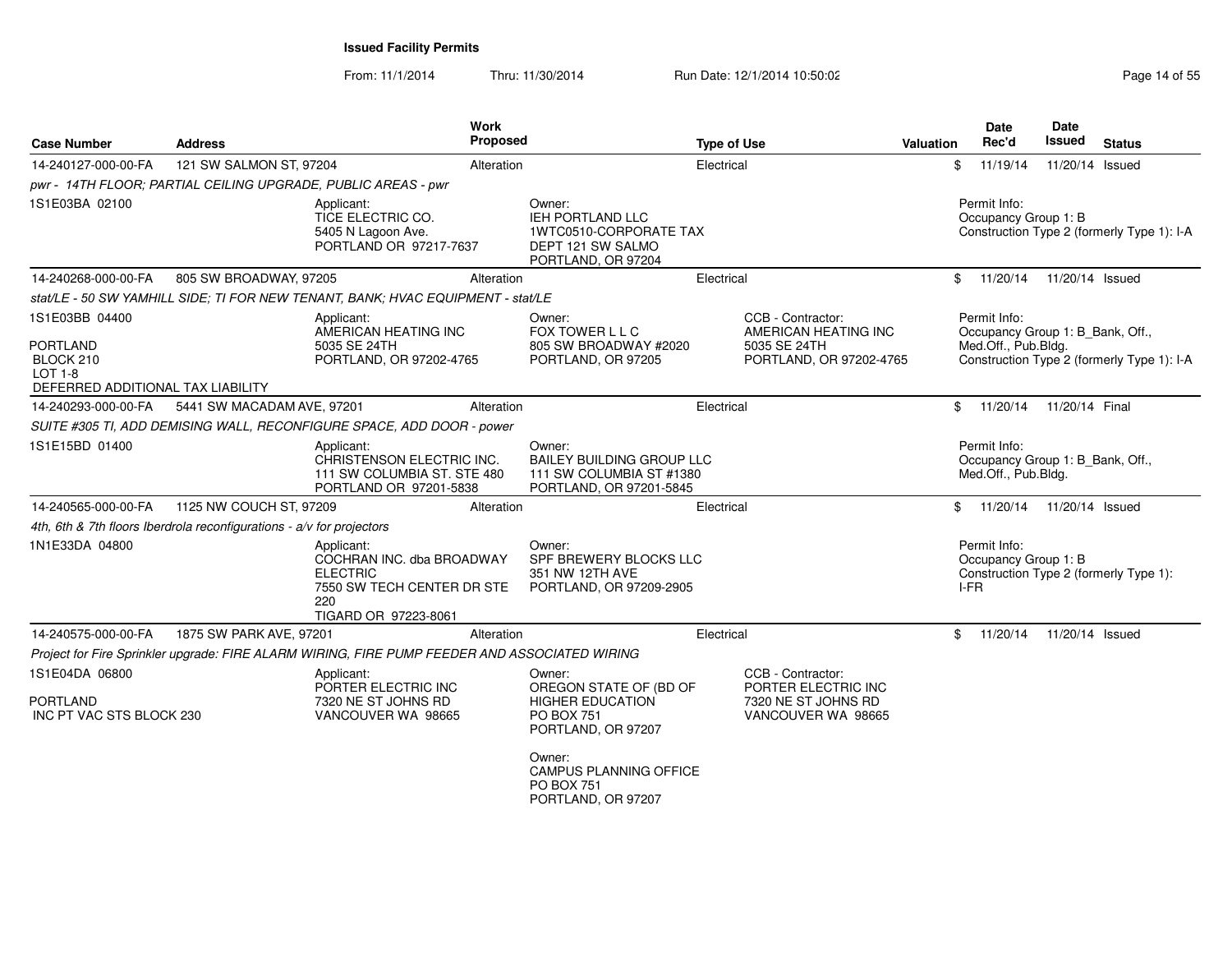**Issued Facility Permits**

From: 11/1/2014 Thru: 11/30/2014 Run Date: 12/1/2014 10:50:02

| Case Number | Address | Work Proposed | Type of Use | Valuation | Date Rec'd | Date Issued | Status |
|---|---|---|---|---|---|---|---|
| 14-240127-000-00-FA | 121 SW SALMON ST, 97204 | Alteration | Electrical | $ | 11/19/14 | 11/20/14 | Issued |

*pwr - 14TH FLOOR; PARTIAL CEILING UPGRADE, PUBLIC AREAS - pwr*

1S1E03BA 02100

Applicant:
TICE ELECTRIC CO.
5405 N Lagoon Ave.
PORTLAND OR 97217-7637

Owner:
IEH PORTLAND LLC
1WTC0510-CORPORATE TAX
DEPT 121 SW SALMO
PORTLAND, OR 97204

Permit Info:
Occupancy Group 1: B
Construction Type 2 (formerly Type 1): I-A

---

| Case Number | Address | Work Proposed | Type of Use | Valuation | Date Rec'd | Date Issued | Status |
|---|---|---|---|---|---|---|---|
| 14-240268-000-00-FA | 805 SW BROADWAY, 97205 | Alteration | Electrical | $ | 11/20/14 | 11/20/14 | Issued |

*stat/LE - 50 SW YAMHILL SIDE; TI FOR NEW TENANT, BANK; HVAC EQUIPMENT - stat/LE*

1S1E03BB 04400

PORTLAND
BLOCK 210
LOT 1-8
DEFERRED ADDITIONAL TAX LIABILITY

Applicant:
AMERICAN HEATING INC
5035 SE 24TH
PORTLAND, OR 97202-4765

Owner:
FOX TOWER L L C
805 SW BROADWAY #2020
PORTLAND, OR 97205

CCB - Contractor:
AMERICAN HEATING INC
5035 SE 24TH
PORTLAND, OR 97202-4765

Permit Info:
Occupancy Group 1: B_Bank, Off., Med.Off., Pub.Bldg.
Construction Type 2 (formerly Type 1): I-A

---

| Case Number | Address | Work Proposed | Type of Use | Valuation | Date Rec'd | Date Issued | Status |
|---|---|---|---|---|---|---|---|
| 14-240293-000-00-FA | 5441 SW MACADAM AVE, 97201 | Alteration | Electrical | $ | 11/20/14 | 11/20/14 | Final |

*SUITE #305 TI, ADD DEMISING WALL, RECONFIGURE SPACE, ADD DOOR - power*

1S1E15BD 01400

Applicant:
CHRISTENSON ELECTRIC INC.
111 SW COLUMBIA ST. STE 480
PORTLAND OR 97201-5838

Owner:
BAILEY BUILDING GROUP LLC
111 SW COLUMBIA ST #1380
PORTLAND, OR 97201-5845

Permit Info:
Occupancy Group 1: B_Bank, Off., Med.Off., Pub.Bldg.

---

| Case Number | Address | Work Proposed | Type of Use | Valuation | Date Rec'd | Date Issued | Status |
|---|---|---|---|---|---|---|---|
| 14-240565-000-00-FA | 1125 NW COUCH ST, 97209 | Alteration | Electrical | $ | 11/20/14 | 11/20/14 | Issued |

*4th, 6th & 7th floors Iberdrola reconfigurations - a/v for projectors*

1N1E33DA 04800

Applicant:
COCHRAN INC. dba BROADWAY ELECTRIC
7550 SW TECH CENTER DR STE 220
TIGARD OR 97223-8061

Owner:
SPF BREWERY BLOCKS LLC
351 NW 12TH AVE
PORTLAND, OR 97209-2905

Permit Info:
Occupancy Group 1: B
Construction Type 2 (formerly Type 1): I-FR

---

| Case Number | Address | Work Proposed | Type of Use | Valuation | Date Rec'd | Date Issued | Status |
|---|---|---|---|---|---|---|---|
| 14-240575-000-00-FA | 1875 SW PARK AVE, 97201 | Alteration | Electrical | $ | 11/20/14 | 11/20/14 | Issued |

*Project for Fire Sprinkler upgrade: FIRE ALARM WIRING, FIRE PUMP FEEDER AND ASSOCIATED WIRING*

1S1E04DA 06800

PORTLAND
INC PT VAC STS BLOCK 230

Applicant:
PORTER ELECTRIC INC
7320 NE ST JOHNS RD
VANCOUVER WA 98665

Owner:
OREGON STATE OF (BD OF HIGHER EDUCATION
PO BOX 751
PORTLAND, OR 97207

Owner:
CAMPUS PLANNING OFFICE
PO BOX 751
PORTLAND, OR 97207

CCB - Contractor:
PORTER ELECTRIC INC
7320 NE ST JOHNS RD
VANCOUVER WA 98665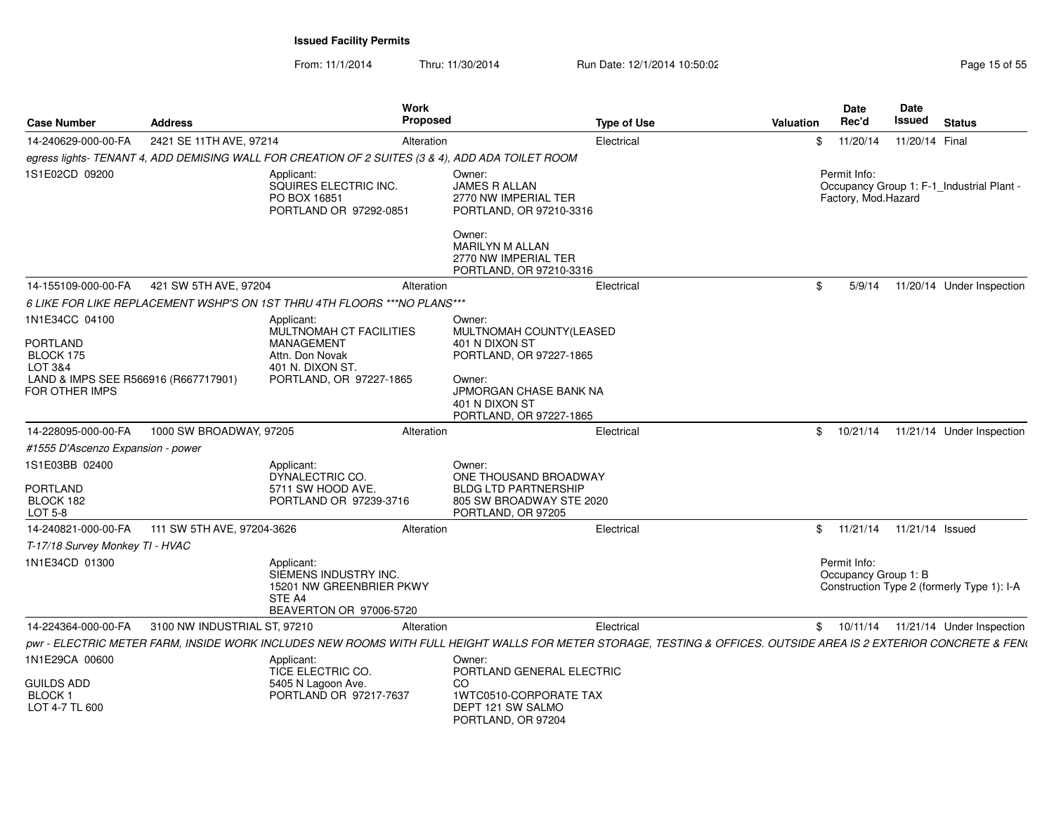**Issued Facility Permits**

From: 11/1/2014 Thru: 11/30/2014 Run Date: 12/1/2014 10:50:02

| Case Number | Address | Work Proposed | Type of Use | Valuation | Date Rec'd | Date Issued | Status |
|---|---|---|---|---|---|---|---|
| 14-240629-000-00-FA | 2421 SE 11TH AVE, 97214 | Alteration | Electrical | $ | 11/20/14 | 11/20/14 | Final |
| egress lights- TENANT 4, ADD DEMISING WALL FOR CREATION OF 2 SUITES (3 & 4), ADD ADA TOILET ROOM | | | | | | | |
| 1S1E02CD 09200 | Applicant: SQUIRES ELECTRIC INC. PO BOX 16851 PORTLAND OR 97292-0851 | Owner: JAMES R ALLAN 2770 NW IMPERIAL TER PORTLAND, OR 97210-3316<br>Owner: MARILYN M ALLAN 2770 NW IMPERIAL TER PORTLAND, OR 97210-3316 | | | Permit Info: Occupancy Group 1: F-1_Industrial Plant - Factory, Mod.Hazard | | |
| 14-155109-000-00-FA | 421 SW 5TH AVE, 97204 | Alteration | Electrical | $ | 5/9/14 | 11/20/14 | Under Inspection |
| 6 LIKE FOR LIKE REPLACEMENT WSHP'S ON 1ST THRU 4TH FLOORS ***NO PLANS*** | | | | | | | |
| 1N1E34CC 04100<br>PORTLAND BLOCK 175 LOT 3&4 LAND & IMPS SEE R566916 (R667717901) FOR OTHER IMPS | Applicant: MULTNOMAH CT FACILITIES MANAGEMENT Attn. Don Novak 401 N. DIXON ST. PORTLAND, OR 97227-1865 | Owner: MULTNOMAH COUNTY(LEASED 401 N DIXON ST PORTLAND, OR 97227-1865<br>Owner: JPMORGAN CHASE BANK NA 401 N DIXON ST PORTLAND, OR 97227-1865 | | | | | |
| 14-228095-000-00-FA | 1000 SW BROADWAY, 97205 | Alteration | Electrical | $ | 10/21/14 | 11/21/14 | Under Inspection |
| #1555 D'Ascenzo Expansion - power | | | | | | | |
| 1S1E03BB 02400<br>PORTLAND BLOCK 182 LOT 5-8 | Applicant: DYNALECTRIC CO. 5711 SW HOOD AVE. PORTLAND OR 97239-3716 | Owner: ONE THOUSAND BROADWAY BLDG LTD PARTNERSHIP 805 SW BROADWAY STE 2020 PORTLAND, OR 97205 | | | | | |
| 14-240821-000-00-FA | 111 SW 5TH AVE, 97204-3626 | Alteration | Electrical | $ | 11/21/14 | 11/21/14 | Issued |
| T-17/18 Survey Monkey TI - HVAC | | | | | | | |
| 1N1E34CD 01300 | Applicant: SIEMENS INDUSTRY INC. 15201 NW GREENBRIER PKWY STE A4 BEAVERTON OR 97006-5720 | | | | Permit Info: Occupancy Group 1: B Construction Type 2 (formerly Type 1): I-A | | |
| 14-224364-000-00-FA | 3100 NW INDUSTRIAL ST, 97210 | Alteration | Electrical | $ | 10/11/14 | 11/21/14 | Under Inspection |
| pwr - ELECTRIC METER FARM, INSIDE WORK INCLUDES NEW ROOMS WITH FULL HEIGHT WALLS FOR METER STORAGE, TESTING & OFFICES. OUTSIDE AREA IS 2 EXTERIOR CONCRETE & FEN( | | | | | | | |
| 1N1E29CA 00600<br>GUILDS ADD BLOCK 1 LOT 4-7 TL 600 | Applicant: TICE ELECTRIC CO. 5405 N Lagoon Ave. PORTLAND OR 97217-7637 | Owner: PORTLAND GENERAL ELECTRIC CO 1WTC0510-CORPORATE TAX DEPT 121 SW SALMO PORTLAND, OR 97204 | | | | | |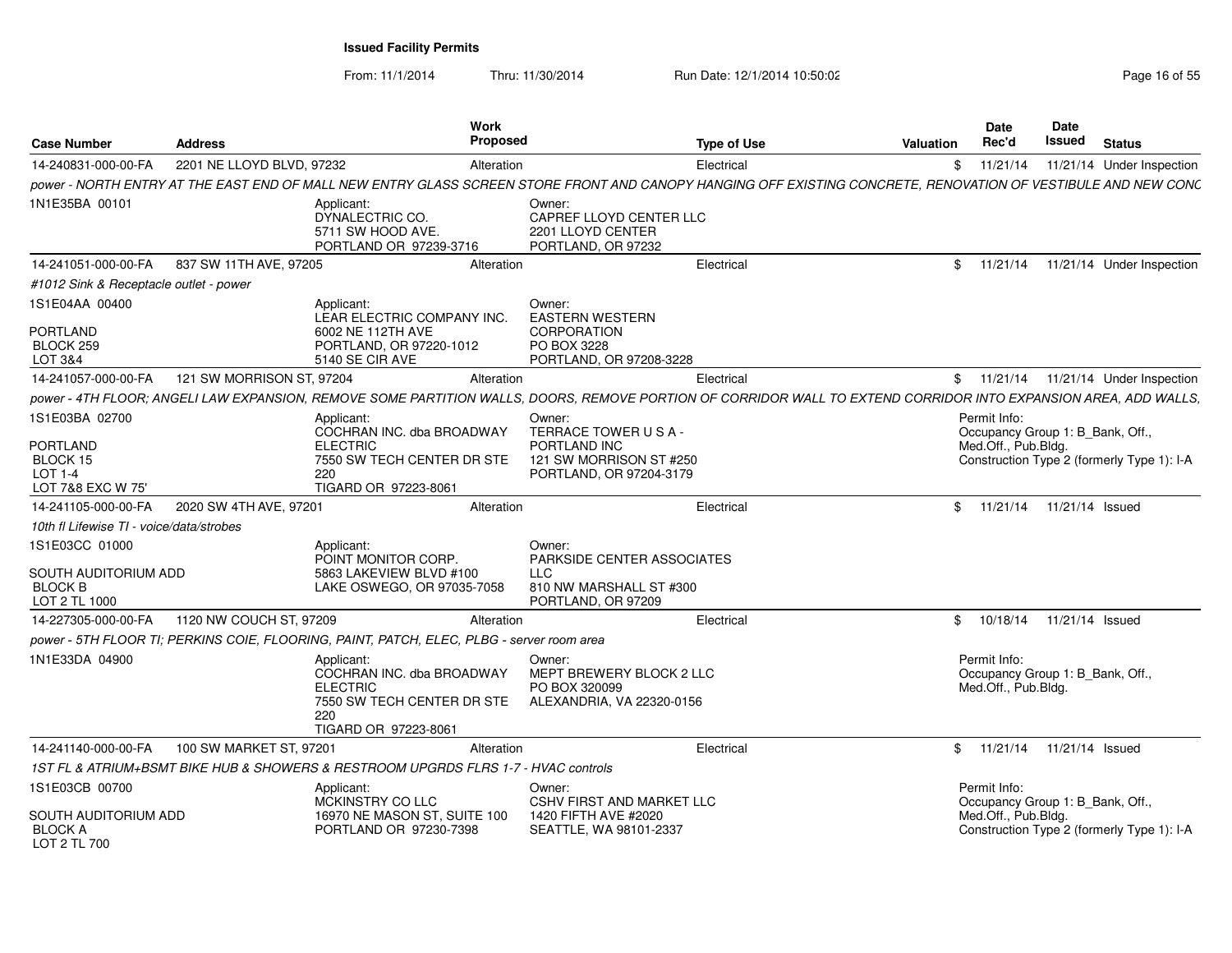**Issued Facility Permits**

From: 11/1/2014 Thru: 11/30/2014 Run Date: 12/1/2014 10:50:02

| Case Number | Address | Work Proposed | Type of Use | Valuation | Date Rec'd | Date Issued | Status |
|---|---|---|---|---|---|---|---|
| 14-240831-000-00-FA | 2201 NE LLOYD BLVD, 97232 | Alteration | Electrical | $ | 11/21/14 | 11/21/14 | Under Inspection |

*power - NORTH ENTRY AT THE EAST END OF MALL NEW ENTRY GLASS SCREEN STORE FRONT AND CANOPY HANGING OFF EXISTING CONCRETE, RENOVATION OF VESTIBULE AND NEW CONC*

1N1E35BA 00101

Applicant: DYNALECTRIC CO. 5711 SW HOOD AVE. PORTLAND OR 97239-3716

Owner: CAPREF LLOYD CENTER LLC 2201 LLOYD CENTER PORTLAND, OR 97232

---

| Case Number | Address | Work Proposed | Type of Use | Valuation | Date Rec'd | Date Issued | Status |
|---|---|---|---|---|---|---|---|
| 14-241051-000-00-FA | 837 SW 11TH AVE, 97205 | Alteration | Electrical | $ | 11/21/14 | 11/21/14 | Under Inspection |

*#1012 Sink & Receptacle outlet - power*

1S1E04AA 00400

PORTLAND BLOCK 259 LOT 3&4

Applicant: LEAR ELECTRIC COMPANY INC. 6002 NE 112TH AVE PORTLAND, OR 97220-1012 5140 SE CIR AVE

Owner: EASTERN WESTERN CORPORATION PO BOX 3228 PORTLAND, OR 97208-3228

---

| Case Number | Address | Work Proposed | Type of Use | Valuation | Date Rec'd | Date Issued | Status |
|---|---|---|---|---|---|---|---|
| 14-241057-000-00-FA | 121 SW MORRISON ST, 97204 | Alteration | Electrical | $ | 11/21/14 | 11/21/14 | Under Inspection |

*power - 4TH FLOOR; ANGELI LAW EXPANSION, REMOVE SOME PARTITION WALLS, DOORS, REMOVE PORTION OF CORRIDOR WALL TO EXTEND CORRIDOR INTO EXPANSION AREA, ADD WALLS,*

1S1E03BA 02700

PORTLAND BLOCK 15 LOT 1-4 LOT 7&8 EXC W 75'

Applicant: COCHRAN INC. dba BROADWAY ELECTRIC 7550 SW TECH CENTER DR STE 220 TIGARD OR 97223-8061

Owner: TERRACE TOWER U S A - PORTLAND INC 121 SW MORRISON ST #250 PORTLAND, OR 97204-3179

Permit Info: Occupancy Group 1: B_Bank, Off., Med.Off., Pub.Bldg. Construction Type 2 (formerly Type 1): I-A

---

| Case Number | Address | Work Proposed | Type of Use | Valuation | Date Rec'd | Date Issued | Status |
|---|---|---|---|---|---|---|---|
| 14-241105-000-00-FA | 2020 SW 4TH AVE, 97201 | Alteration | Electrical | $ | 11/21/14 | 11/21/14 | Issued |

*10th fl Lifewise TI - voice/data/strobes*

1S1E03CC 01000

SOUTH AUDITORIUM ADD BLOCK B LOT 2 TL 1000

Applicant: POINT MONITOR CORP. 5863 LAKEVIEW BLVD #100 LAKE OSWEGO, OR 97035-7058

Owner: PARKSIDE CENTER ASSOCIATES LLC 810 NW MARSHALL ST #300 PORTLAND, OR 97209

---

| Case Number | Address | Work Proposed | Type of Use | Valuation | Date Rec'd | Date Issued | Status |
|---|---|---|---|---|---|---|---|
| 14-227305-000-00-FA | 1120 NW COUCH ST, 97209 | Alteration | Electrical | $ | 10/18/14 | 11/21/14 | Issued |

*power - 5TH FLOOR TI; PERKINS COIE, FLOORING, PAINT, PATCH, ELEC, PLBG - server room area*

1N1E33DA 04900

Applicant: COCHRAN INC. dba BROADWAY ELECTRIC 7550 SW TECH CENTER DR STE 220 TIGARD OR 97223-8061

Owner: MEPT BREWERY BLOCK 2 LLC PO BOX 320099 ALEXANDRIA, VA 22320-0156

Permit Info: Occupancy Group 1: B_Bank, Off., Med.Off., Pub.Bldg.

---

| Case Number | Address | Work Proposed | Type of Use | Valuation | Date Rec'd | Date Issued | Status |
|---|---|---|---|---|---|---|---|
| 14-241140-000-00-FA | 100 SW MARKET ST, 97201 | Alteration | Electrical | $ | 11/21/14 | 11/21/14 | Issued |

*1ST FL & ATRIUM+BSMT BIKE HUB & SHOWERS & RESTROOM UPGRDS FLRS 1-7 - HVAC controls*

1S1E03CB 00700

SOUTH AUDITORIUM ADD BLOCK A LOT 2 TL 700

Applicant: MCKINSTRY CO LLC 16970 NE MASON ST, SUITE 100 PORTLAND OR 97230-7398

Owner: CSHV FIRST AND MARKET LLC 1420 FIFTH AVE #2020 SEATTLE, WA 98101-2337

Permit Info: Occupancy Group 1: B_Bank, Off., Med.Off., Pub.Bldg. Construction Type 2 (formerly Type 1): I-A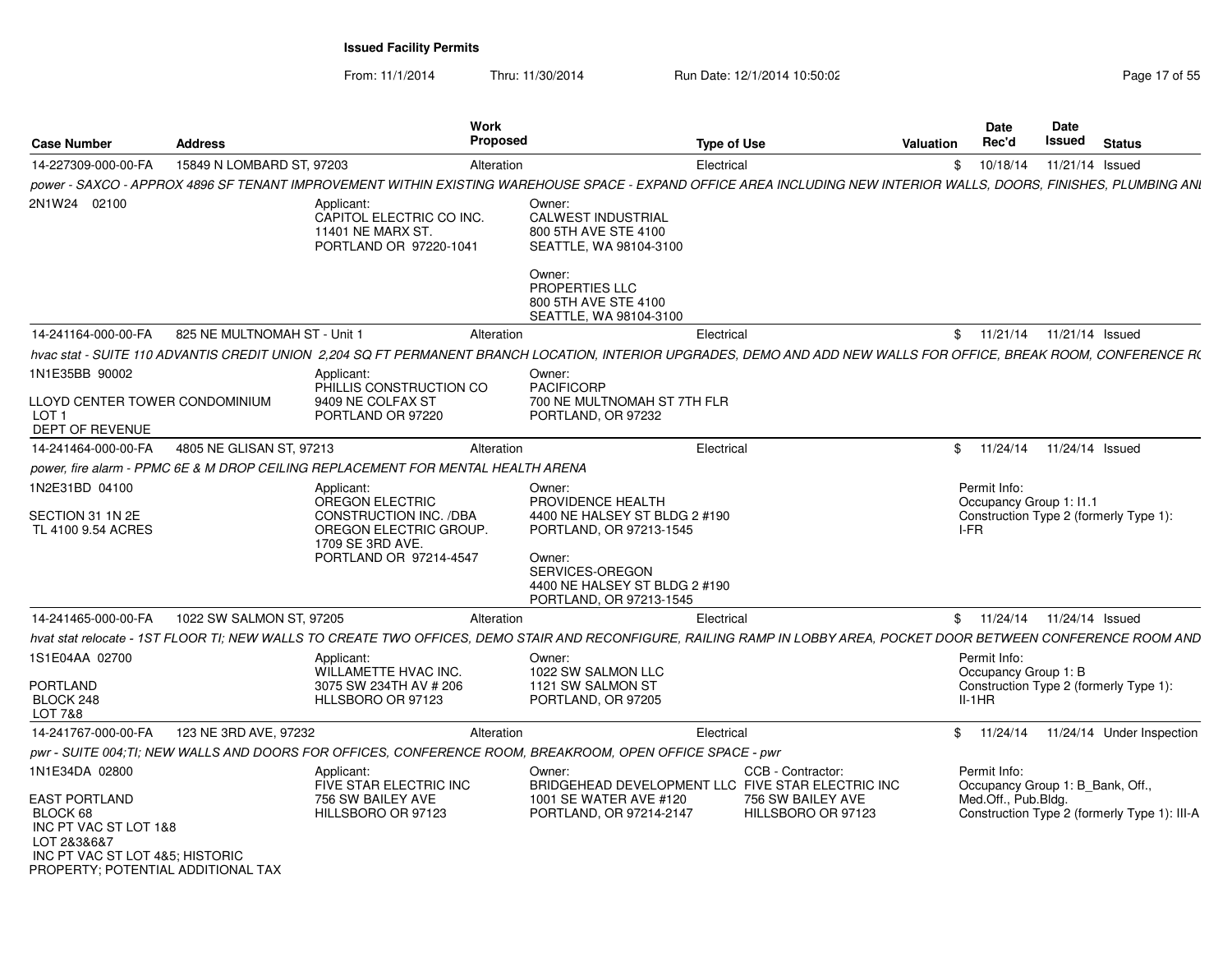**Issued Facility Permits**

From: 11/1/2014 Thru: 11/30/2014 Run Date: 12/1/2014 10:50:02

| Case Number | Address | Work Proposed | Type of Use | Valuation | Date Rec'd | Date Issued | Status |
|---|---|---|---|---|---|---|---|
| 14-227309-000-00-FA | 15849 N LOMBARD ST, 97203 | Alteration | Electrical | $ | 10/18/14 | 11/21/14 | Issued |

*power - SAXCO - APPROX 4896 SF TENANT IMPROVEMENT WITHIN EXISTING WAREHOUSE SPACE - EXPAND OFFICE AREA INCLUDING NEW INTERIOR WALLS, DOORS, FINISHES, PLUMBING ANI*

2N1W24 02100

Applicant:
CAPITOL ELECTRIC CO INC.
11401 NE MARX ST.
PORTLAND OR 97220-1041

Owner:
CALWEST INDUSTRIAL
800 5TH AVE STE 4100
SEATTLE, WA 98104-3100

Owner:
PROPERTIES LLC
800 5TH AVE STE 4100
SEATTLE, WA 98104-3100

| Case Number | Address | Work Proposed | Type of Use | Valuation | Date Rec'd | Date Issued | Status |
|---|---|---|---|---|---|---|---|
| 14-241164-000-00-FA | 825 NE MULTNOMAH ST - Unit 1 | Alteration | Electrical | $ | 11/21/14 | 11/21/14 | Issued |

*hvac stat - SUITE 110 ADVANTIS CREDIT UNION 2,204 SQ FT PERMANENT BRANCH LOCATION, INTERIOR UPGRADES, DEMO AND ADD NEW WALLS FOR OFFICE, BREAK ROOM, CONFERENCE R(*

1N1E35BB 90002

LLOYD CENTER TOWER CONDOMINIUM
LOT 1
DEPT OF REVENUE

Applicant:
PHILLIS CONSTRUCTION CO
9409 NE COLFAX ST
PORTLAND OR 97220

Owner:
PACIFICORP
700 NE MULTNOMAH ST 7TH FLR
PORTLAND, OR 97232

| Case Number | Address | Work Proposed | Type of Use | Valuation | Date Rec'd | Date Issued | Status |
|---|---|---|---|---|---|---|---|
| 14-241464-000-00-FA | 4805 NE GLISAN ST, 97213 | Alteration | Electrical | $ | 11/24/14 | 11/24/14 | Issued |

*power, fire alarm - PPMC 6E & M DROP CEILING REPLACEMENT FOR MENTAL HEALTH ARENA*

1N2E31BD 04100

SECTION 31 1N 2E
TL 4100 9.54 ACRES

Applicant:
OREGON ELECTRIC CONSTRUCTION INC. /DBA OREGON ELECTRIC GROUP.
1709 SE 3RD AVE.
PORTLAND OR 97214-4547

Owner:
PROVIDENCE HEALTH
4400 NE HALSEY ST BLDG 2 #190
PORTLAND, OR 97213-1545

Owner:
SERVICES-OREGON
4400 NE HALSEY ST BLDG 2 #190
PORTLAND, OR 97213-1545

Permit Info:
Occupancy Group 1: I1.1
Construction Type 2 (formerly Type 1): I-FR

| Case Number | Address | Work Proposed | Type of Use | Valuation | Date Rec'd | Date Issued | Status |
|---|---|---|---|---|---|---|---|
| 14-241465-000-00-FA | 1022 SW SALMON ST, 97205 | Alteration | Electrical | $ | 11/24/14 | 11/24/14 | Issued |

*hvat stat relocate - 1ST FLOOR TI; NEW WALLS TO CREATE TWO OFFICES, DEMO STAIR AND RECONFIGURE, RAILING RAMP IN LOBBY AREA, POCKET DOOR BETWEEN CONFERENCE ROOM AND*

1S1E04AA 02700

PORTLAND
BLOCK 248
LOT 7&8

Applicant:
WILLAMETTE HVAC INC.
3075 SW 234TH AV # 206
HLLSBORO OR 97123

Owner:
1022 SW SALMON LLC
1121 SW SALMON ST
PORTLAND, OR 97205

Permit Info:
Occupancy Group 1: B
Construction Type 2 (formerly Type 1): II-1HR

| Case Number | Address | Work Proposed | Type of Use | Valuation | Date Rec'd | Date Issued | Status |
|---|---|---|---|---|---|---|---|
| 14-241767-000-00-FA | 123 NE 3RD AVE, 97232 | Alteration | Electrical | $ | 11/24/14 | 11/24/14 | Under Inspection |

*pwr - SUITE 004;TI; NEW WALLS AND DOORS FOR OFFICES, CONFERENCE ROOM, BREAKROOM, OPEN OFFICE SPACE - pwr*

1N1E34DA 02800

EAST PORTLAND
BLOCK 68
INC PT VAC ST LOT 1&8
LOT 2&3&6&7
INC PT VAC ST LOT 4&5; HISTORIC PROPERTY; POTENTIAL ADDITIONAL TAX

Applicant:
FIVE STAR ELECTRIC INC
756 SW BAILEY AVE
HILLSBORO OR 97123

Owner:
BRIDGEHEAD DEVELOPMENT LLC
1001 SE WATER AVE #120
PORTLAND, OR 97214-2147

CCB - Contractor:
FIVE STAR ELECTRIC INC
756 SW BAILEY AVE
HILLSBORO OR 97123

Permit Info:
Occupancy Group 1: B_Bank, Off., Med.Off., Pub.Bldg.
Construction Type 2 (formerly Type 1): III-A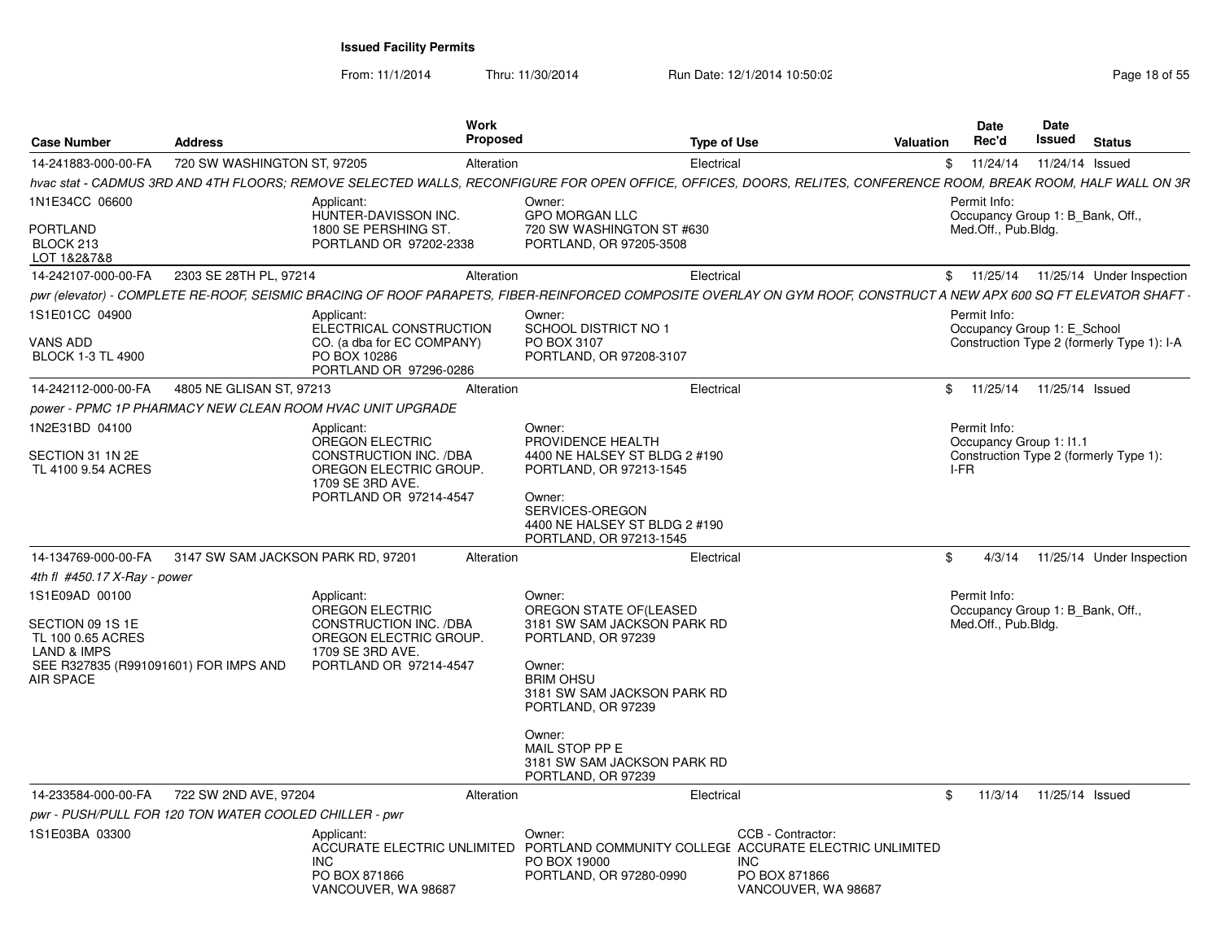# Issued Facility Permits

From: 11/1/2014 Thru: 11/30/2014 Run Date: 12/1/2014 10:50:02

| Case Number | Address | Work Proposed | Type of Use | Valuation | Date Rec'd | Date Issued | Status |
|---|---|---|---|---|---|---|---|
| 14-241883-000-00-FA | 720 SW WASHINGTON ST, 97205 | Alteration | Electrical | $ | 11/24/14 | 11/24/14 | Issued |

*hvac stat - CADMUS 3RD AND 4TH FLOORS; REMOVE SELECTED WALLS, RECONFIGURE FOR OPEN OFFICE, OFFICES, DOORS, RELITES, CONFERENCE ROOM, BREAK ROOM, HALF WALL ON 3R*

1N1E34CC 06600
PORTLAND
BLOCK 213
LOT 1&2&7&8

Applicant:
HUNTER-DAVISSON INC.
1800 SE PERSHING ST.
PORTLAND OR 97202-2338

Owner:
GPO MORGAN LLC
720 SW WASHINGTON ST #630
PORTLAND, OR 97205-3508

Permit Info:
Occupancy Group 1: B_Bank, Off., Med.Off., Pub.Bldg.

---

| Case Number | Address | Work Proposed | Type of Use | Valuation | Date Rec'd | Date Issued | Status |
|---|---|---|---|---|---|---|---|
| 14-242107-000-00-FA | 2303 SE 28TH PL, 97214 | Alteration | Electrical | $ | 11/25/14 | 11/25/14 | Under Inspection |

*pwr (elevator) - COMPLETE RE-ROOF, SEISMIC BRACING OF ROOF PARAPETS, FIBER-REINFORCED COMPOSITE OVERLAY ON GYM ROOF, CONSTRUCT A NEW APX 600 SQ FT ELEVATOR SHAFT -*

1S1E01CC 04900
VANS ADD
BLOCK 1-3 TL 4900

Applicant:
ELECTRICAL CONSTRUCTION CO. (a dba for EC COMPANY)
PO BOX 10286
PORTLAND OR 97296-0286

Owner:
SCHOOL DISTRICT NO 1
PO BOX 3107
PORTLAND, OR 97208-3107

Permit Info:
Occupancy Group 1: E_School
Construction Type 2 (formerly Type 1): I-A

---

| Case Number | Address | Work Proposed | Type of Use | Valuation | Date Rec'd | Date Issued | Status |
|---|---|---|---|---|---|---|---|
| 14-242112-000-00-FA | 4805 NE GLISAN ST, 97213 | Alteration | Electrical | $ | 11/25/14 | 11/25/14 | Issued |

*power - PPMC 1P PHARMACY NEW CLEAN ROOM HVAC UNIT UPGRADE*

1N2E31BD 04100
SECTION 31 1N 2E
TL 4100 9.54 ACRES

Applicant:
OREGON ELECTRIC CONSTRUCTION INC. /DBA OREGON ELECTRIC GROUP.
1709 SE 3RD AVE.
PORTLAND OR 97214-4547

Owner:
PROVIDENCE HEALTH
4400 NE HALSEY ST BLDG 2 #190
PORTLAND, OR 97213-1545

Owner:
SERVICES-OREGON
4400 NE HALSEY ST BLDG 2 #190
PORTLAND, OR 97213-1545

Permit Info:
Occupancy Group 1: I1.1
Construction Type 2 (formerly Type 1): I-FR

---

| Case Number | Address | Work Proposed | Type of Use | Valuation | Date Rec'd | Date Issued | Status |
|---|---|---|---|---|---|---|---|
| 14-134769-000-00-FA | 3147 SW SAM JACKSON PARK RD, 97201 | Alteration | Electrical | $ | 4/3/14 | 11/25/14 | Under Inspection |

*4th fl #450.17 X-Ray - power*

1S1E09AD 00100
SECTION 09 1S 1E
TL 100 0.65 ACRES
LAND & IMPS
SEE R327835 (R991091601) FOR IMPS AND AIR SPACE

Applicant:
OREGON ELECTRIC CONSTRUCTION INC. /DBA OREGON ELECTRIC GROUP.
1709 SE 3RD AVE.
PORTLAND OR 97214-4547

Owner:
OREGON STATE OF(LEASED
3181 SW SAM JACKSON PARK RD
PORTLAND, OR 97239

Owner:
BRIM OHSU
3181 SW SAM JACKSON PARK RD
PORTLAND, OR 97239

Owner:
MAIL STOP PP E
3181 SW SAM JACKSON PARK RD
PORTLAND, OR 97239

Permit Info:
Occupancy Group 1: B_Bank, Off., Med.Off., Pub.Bldg.

---

| Case Number | Address | Work Proposed | Type of Use | Valuation | Date Rec'd | Date Issued | Status |
|---|---|---|---|---|---|---|---|
| 14-233584-000-00-FA | 722 SW 2ND AVE, 97204 | Alteration | Electrical | $ | 11/3/14 | 11/25/14 | Issued |

*pwr - PUSH/PULL FOR 120 TON WATER COOLED CHILLER - pwr*

1S1E03BA 03300

Applicant:
ACCURATE ELECTRIC UNLIMITED INC
PO BOX 871866
VANCOUVER, WA 98687

Owner:
PORTLAND COMMUNITY COLLEGE
PO BOX 19000
PORTLAND, OR 97280-0990

CCB - Contractor:
ACCURATE ELECTRIC UNLIMITED INC
PO BOX 871866
VANCOUVER, WA 98687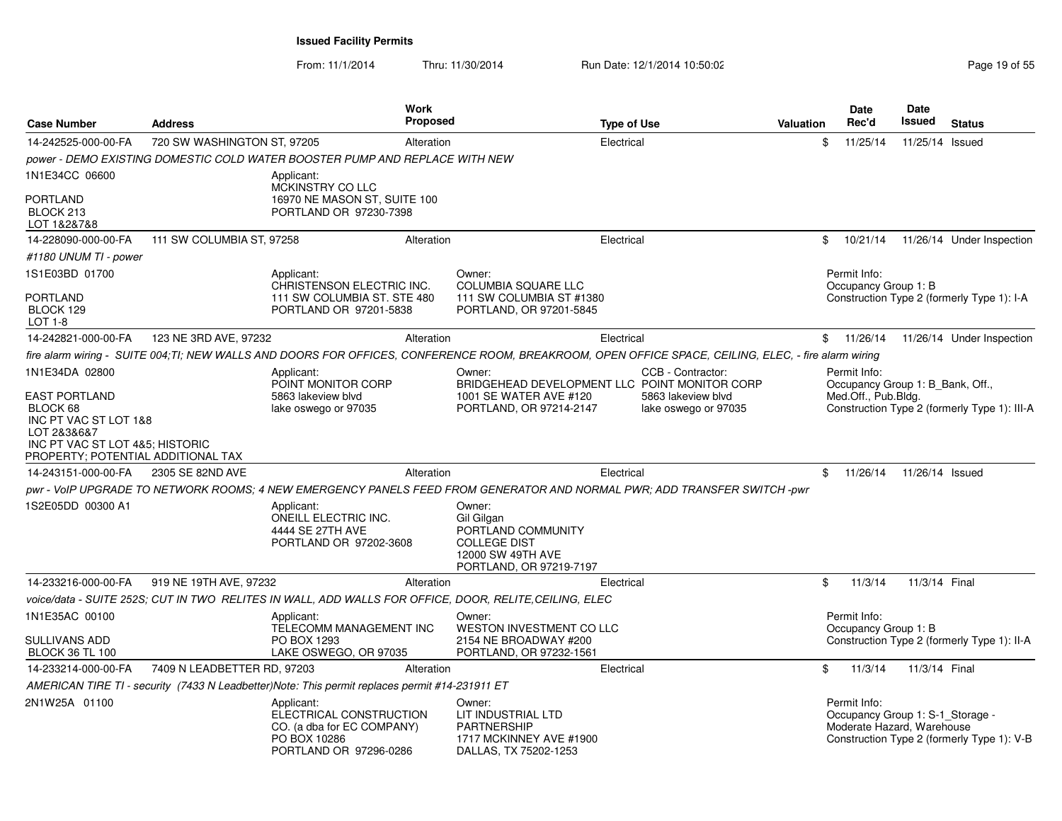**Issued Facility Permits**

From: 11/1/2014 Thru: 11/30/2014 Run Date: 12/1/2014 10:50:02

| Case Number | Address | Work Proposed | Type of Use | Valuation | Date Rec'd | Date Issued | Status |
|---|---|---|---|---|---|---|---|
| 14-242525-000-00-FA | 720 SW WASHINGTON ST, 97205 | Alteration | Electrical | $ | 11/25/14 | 11/25/14 | Issued |

*power - DEMO EXISTING DOMESTIC COLD WATER BOOSTER PUMP AND REPLACE WITH NEW*

1N1E34CC 06600
PORTLAND
BLOCK 213
LOT 1&2&7&8

Applicant:
MCKINSTRY CO LLC
16970 NE MASON ST, SUITE 100
PORTLAND OR 97230-7398

---

| Case Number | Address | Work Proposed | Type of Use | Valuation | Date Rec'd | Date Issued | Status |
|---|---|---|---|---|---|---|---|
| 14-228090-000-00-FA | 111 SW COLUMBIA ST, 97258 | Alteration | Electrical | $ | 10/21/14 | 11/26/14 | Under Inspection |

*#1180 UNUM TI - power*

1S1E03BD 01700
PORTLAND
BLOCK 129
LOT 1-8

Applicant:
CHRISTENSON ELECTRIC INC.
111 SW COLUMBIA ST. STE 480
PORTLAND OR 97201-5838

Owner:
COLUMBIA SQUARE LLC
111 SW COLUMBIA ST #1380
PORTLAND, OR 97201-5845

Permit Info:
Occupancy Group 1: B
Construction Type 2 (formerly Type 1): I-A

---

| Case Number | Address | Work Proposed | Type of Use | Valuation | Date Rec'd | Date Issued | Status |
|---|---|---|---|---|---|---|---|
| 14-242821-000-00-FA | 123 NE 3RD AVE, 97232 | Alteration | Electrical | $ | 11/26/14 | 11/26/14 | Under Inspection |

*fire alarm wiring - SUITE 004;TI; NEW WALLS AND DOORS FOR OFFICES, CONFERENCE ROOM, BREAKROOM, OPEN OFFICE SPACE, CEILING, ELEC, - fire alarm wiring*

1N1E34DA 02800
EAST PORTLAND
BLOCK 68
INC PT VAC ST LOT 1&8
LOT 2&3&6&7
INC PT VAC ST LOT 4&5; HISTORIC PROPERTY; POTENTIAL ADDITIONAL TAX

Applicant:
POINT MONITOR CORP
5863 lakeview blvd
lake oswego or 97035

Owner:
BRIDGEHEAD DEVELOPMENT LLC
1001 SE WATER AVE #120
PORTLAND, OR 97214-2147

CCB - Contractor:
POINT MONITOR CORP
5863 lakeview blvd
lake oswego or 97035

Permit Info:
Occupancy Group 1: B_Bank, Off., Med.Off., Pub.Bldg.
Construction Type 2 (formerly Type 1): III-A

---

| Case Number | Address | Work Proposed | Type of Use | Valuation | Date Rec'd | Date Issued | Status |
|---|---|---|---|---|---|---|---|
| 14-243151-000-00-FA | 2305 SE 82ND AVE | Alteration | Electrical | $ | 11/26/14 | 11/26/14 | Issued |

*pwr - VoIP UPGRADE TO NETWORK ROOMS; 4 NEW EMERGENCY PANELS FEED FROM GENERATOR AND NORMAL PWR; ADD TRANSFER SWITCH -pwr*

1S2E05DD 00300 A1

Applicant:
ONEILL ELECTRIC INC.
4444 SE 27TH AVE
PORTLAND OR 97202-3608

Owner:
Gil Gilgan
PORTLAND COMMUNITY COLLEGE DIST
12000 SW 49TH AVE
PORTLAND, OR 97219-7197

---

| Case Number | Address | Work Proposed | Type of Use | Valuation | Date Rec'd | Date Issued | Status |
|---|---|---|---|---|---|---|---|
| 14-233216-000-00-FA | 919 NE 19TH AVE, 97232 | Alteration | Electrical | $ | 11/3/14 | 11/3/14 | Final |

*voice/data - SUITE 252S; CUT IN TWO RELITES IN WALL, ADD WALLS FOR OFFICE, DOOR, RELITE,CEILING, ELEC*

1N1E35AC 00100
SULLIVANS ADD
BLOCK 36 TL 100

Applicant:
TELECOMM MANAGEMENT INC
PO BOX 1293
LAKE OSWEGO, OR 97035

Owner:
WESTON INVESTMENT CO LLC
2154 NE BROADWAY #200
PORTLAND, OR 97232-1561

Permit Info:
Occupancy Group 1: B
Construction Type 2 (formerly Type 1): II-A

---

| Case Number | Address | Work Proposed | Type of Use | Valuation | Date Rec'd | Date Issued | Status |
|---|---|---|---|---|---|---|---|
| 14-233214-000-00-FA | 7409 N LEADBETTER RD, 97203 | Alteration | Electrical | $ | 11/3/14 | 11/3/14 | Final |

*AMERICAN TIRE TI - security (7433 N Leadbetter)Note: This permit replaces permit #14-231911 ET*

2N1W25A 01100

Applicant:
ELECTRICAL CONSTRUCTION CO. (a dba for EC COMPANY)
PO BOX 10286
PORTLAND OR 97296-0286

Owner:
LIT INDUSTRIAL LTD PARTNERSHIP
1717 MCKINNEY AVE #1900
DALLAS, TX 75202-1253

Permit Info:
Occupancy Group 1: S-1_Storage - Moderate Hazard, Warehouse
Construction Type 2 (formerly Type 1): V-B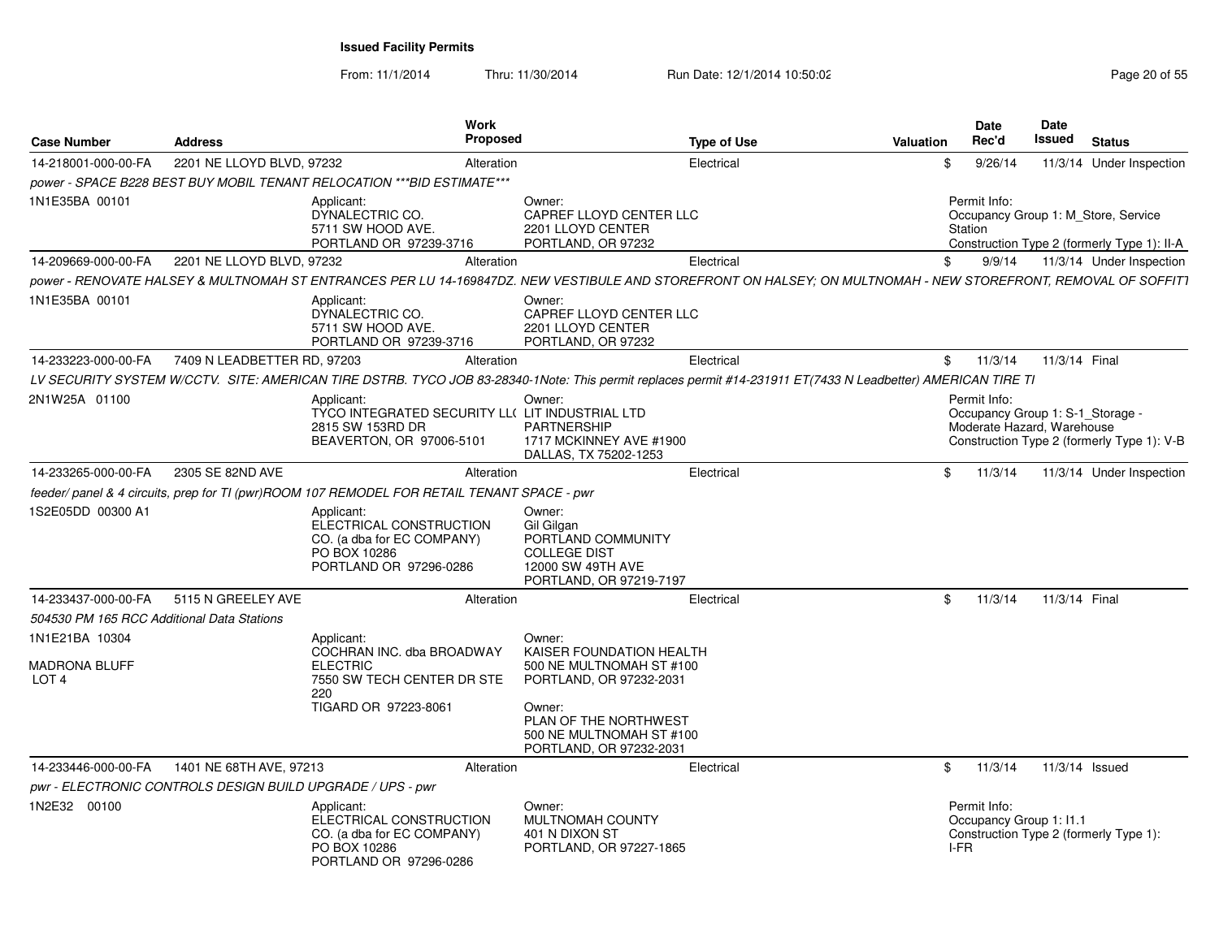## Issued Facility Permits

From: 11/1/2014 Thru: 11/30/2014 Run Date: 12/1/2014 10:50:02

| Case Number | Address | Work Proposed | Type of Use | Valuation | Date Rec'd | Date Issued | Status |
|---|---|---|---|---|---|---|---|
| 14-218001-000-00-FA | 2201 NE LLOYD BLVD, 97232 | Alteration | Electrical | $ | 9/26/14 | 11/3/14 | Under Inspection |

*power - SPACE B228 BEST BUY MOBIL TENANT RELOCATION ***BID ESTIMATE****

1N1E35BA 00101

Applicant: DYNALECTRIC CO. 5711 SW HOOD AVE. PORTLAND OR 97239-3716

Owner: CAPREF LLOYD CENTER LLC 2201 LLOYD CENTER PORTLAND, OR 97232

Permit Info: Occupancy Group 1: M_Store, Service Station; Construction Type 2 (formerly Type 1): II-A

---

| Case Number | Address | Work Proposed | Type of Use | Valuation | Date Rec'd | Date Issued | Status |
|---|---|---|---|---|---|---|---|
| 14-209669-000-00-FA | 2201 NE LLOYD BLVD, 97232 | Alteration | Electrical | $ | 9/9/14 | 11/3/14 | Under Inspection |

*power - RENOVATE HALSEY & MULTNOMAH ST ENTRANCES PER LU 14-169847DZ. NEW VESTIBULE AND STOREFRONT ON HALSEY; ON MULTNOMAH - NEW STOREFRONT, REMOVAL OF SOFFITT*

1N1E35BA 00101

Applicant: DYNALECTRIC CO. 5711 SW HOOD AVE. PORTLAND OR 97239-3716

Owner: CAPREF LLOYD CENTER LLC 2201 LLOYD CENTER PORTLAND, OR 97232

---

| Case Number | Address | Work Proposed | Type of Use | Valuation | Date Rec'd | Date Issued | Status |
|---|---|---|---|---|---|---|---|
| 14-233223-000-00-FA | 7409 N LEADBETTER RD, 97203 | Alteration | Electrical | $ | 11/3/14 | 11/3/14 | Final |

*LV SECURITY SYSTEM W/CCTV. SITE: AMERICAN TIRE DSTRB. TYCO JOB 83-28340-1Note: This permit replaces permit #14-231911 ET(7433 N Leadbetter) AMERICAN TIRE TI*

2N1W25A 01100

Applicant: TYCO INTEGRATED SECURITY LL( 2815 SW 153RD DR BEAVERTON, OR 97006-5101

Owner: LIT INDUSTRIAL LTD PARTNERSHIP 1717 MCKINNEY AVE #1900 DALLAS, TX 75202-1253

Permit Info: Occupancy Group 1: S-1_Storage - Moderate Hazard, Warehouse; Construction Type 2 (formerly Type 1): V-B

---

| Case Number | Address | Work Proposed | Type of Use | Valuation | Date Rec'd | Date Issued | Status |
|---|---|---|---|---|---|---|---|
| 14-233265-000-00-FA | 2305 SE 82ND AVE | Alteration | Electrical | $ | 11/3/14 | 11/3/14 | Under Inspection |

*feeder/ panel & 4 circuits, prep for TI (pwr)ROOM 107 REMODEL FOR RETAIL TENANT SPACE - pwr*

1S2E05DD 00300 A1

Applicant: ELECTRICAL CONSTRUCTION CO. (a dba for EC COMPANY) PO BOX 10286 PORTLAND OR 97296-0286

Owner: Gil Gilgan PORTLAND COMMUNITY COLLEGE DIST 12000 SW 49TH AVE PORTLAND, OR 97219-7197

---

| Case Number | Address | Work Proposed | Type of Use | Valuation | Date Rec'd | Date Issued | Status |
|---|---|---|---|---|---|---|---|
| 14-233437-000-00-FA | 5115 N GREELEY AVE | Alteration | Electrical | $ | 11/3/14 | 11/3/14 | Final |

*504530 PM 165 RCC Additional Data Stations*

1N1E21BA 10304

MADRONA BLUFF
LOT 4

Applicant: COCHRAN INC. dba BROADWAY ELECTRIC 7550 SW TECH CENTER DR STE 220 TIGARD OR 97223-8061

Owner: KAISER FOUNDATION HEALTH 500 NE MULTNOMAH ST #100 PORTLAND, OR 97232-2031

Owner: PLAN OF THE NORTHWEST 500 NE MULTNOMAH ST #100 PORTLAND, OR 97232-2031

---

| Case Number | Address | Work Proposed | Type of Use | Valuation | Date Rec'd | Date Issued | Status |
|---|---|---|---|---|---|---|---|
| 14-233446-000-00-FA | 1401 NE 68TH AVE, 97213 | Alteration | Electrical | $ | 11/3/14 | 11/3/14 | Issued |

*pwr - ELECTRONIC CONTROLS DESIGN BUILD UPGRADE / UPS - pwr*

1N2E32 00100

Applicant: ELECTRICAL CONSTRUCTION CO. (a dba for EC COMPANY) PO BOX 10286 PORTLAND OR 97296-0286

Owner: MULTNOMAH COUNTY 401 N DIXON ST PORTLAND, OR 97227-1865

Permit Info: Occupancy Group 1: I1.1; Construction Type 2 (formerly Type 1): I-FR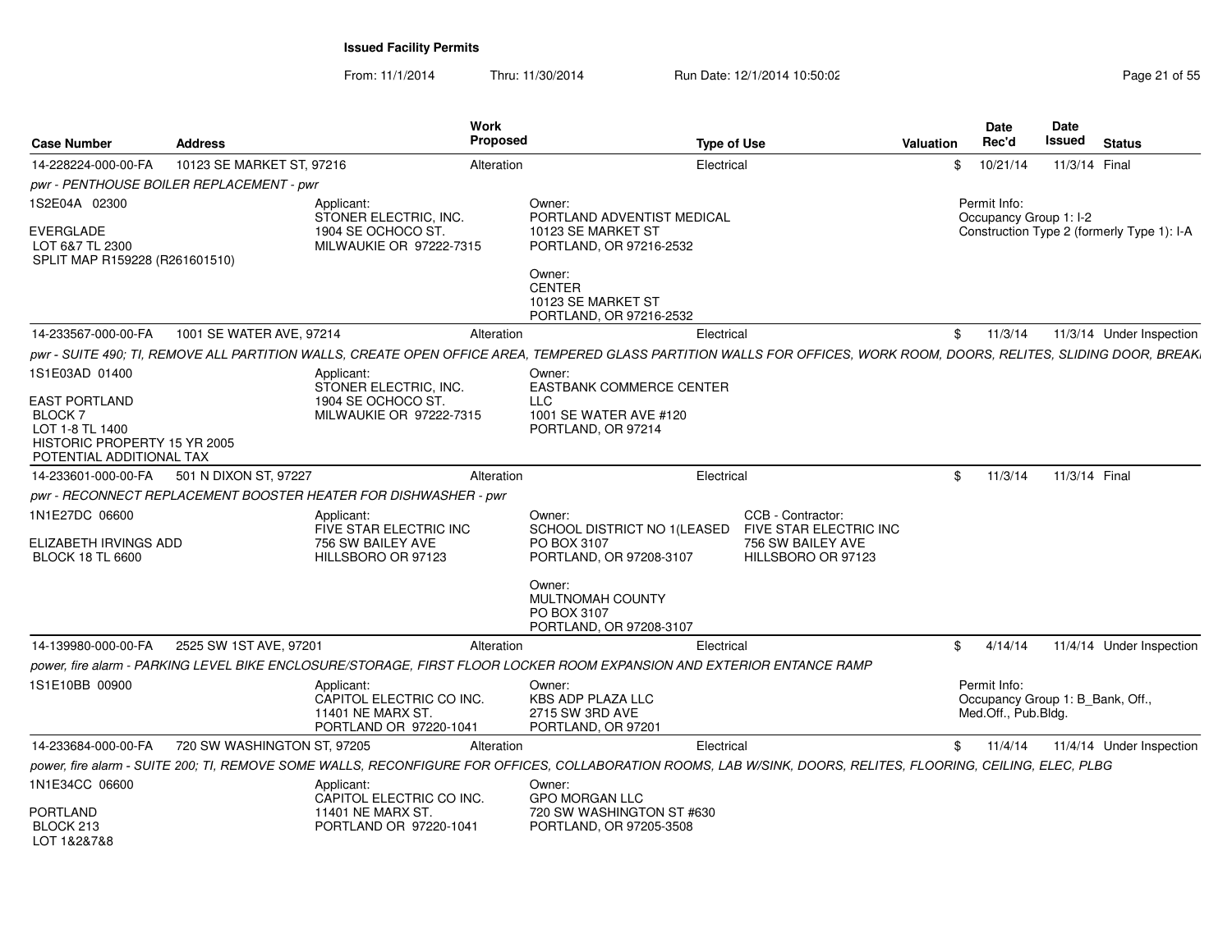# Issued Facility Permits

From: 11/1/2014 Thru: 11/30/2014 Run Date: 12/1/2014 10:50:02

| Case Number | Address | Work Proposed | Type of Use | Valuation | Date Rec'd | Date Issued | Status |
|---|---|---|---|---|---|---|---|
| 14-228224-000-00-FA | 10123 SE MARKET ST, 97216 | Alteration | Electrical | $ | 10/21/14 | 11/3/14 | Final |

pwr - PENTHOUSE BOILER REPLACEMENT - pwr

1S2E04A 02300

EVERGLADE
LOT 6&7 TL 2300
SPLIT MAP R159228 (R261601510)

Applicant:
STONER ELECTRIC, INC.
1904 SE OCHOCO ST.
MILWAUKIE OR 97222-7315

Owner:
PORTLAND ADVENTIST MEDICAL
10123 SE MARKET ST
PORTLAND, OR 97216-2532

Owner:
CENTER
10123 SE MARKET ST
PORTLAND, OR 97216-2532

Permit Info:
Occupancy Group 1: I-2
Construction Type 2 (formerly Type 1): I-A

| Case Number | Address | Work Proposed | Type of Use | Valuation | Date Rec'd | Date Issued | Status |
|---|---|---|---|---|---|---|---|
| 14-233567-000-00-FA | 1001 SE WATER AVE, 97214 | Alteration | Electrical | $ | 11/3/14 | 11/3/14 | Under Inspection |

pwr - SUITE 490; TI, REMOVE ALL PARTITION WALLS, CREATE OPEN OFFICE AREA, TEMPERED GLASS PARTITION WALLS FOR OFFICES, WORK ROOM, DOORS, RELITES, SLIDING DOOR, BREAK

1S1E03AD 01400

EAST PORTLAND
BLOCK 7
LOT 1-8 TL 1400
HISTORIC PROPERTY 15 YR 2005
POTENTIAL ADDITIONAL TAX

Applicant:
STONER ELECTRIC, INC.
1904 SE OCHOCO ST.
MILWAUKIE OR 97222-7315

Owner:
EASTBANK COMMERCE CENTER
LLC
1001 SE WATER AVE #120
PORTLAND, OR 97214

| Case Number | Address | Work Proposed | Type of Use | Valuation | Date Rec'd | Date Issued | Status |
|---|---|---|---|---|---|---|---|
| 14-233601-000-00-FA | 501 N DIXON ST, 97227 | Alteration | Electrical | $ | 11/3/14 | 11/3/14 | Final |

pwr - RECONNECT REPLACEMENT BOOSTER HEATER FOR DISHWASHER - pwr

1N1E27DC 06600

ELIZABETH IRVINGS ADD
BLOCK 18 TL 6600

Applicant:
FIVE STAR ELECTRIC INC
756 SW BAILEY AVE
HILLSBORO OR 97123

Owner:
SCHOOL DISTRICT NO 1(LEASED
PO BOX 3107
PORTLAND, OR 97208-3107

Owner:
MULTNOMAH COUNTY
PO BOX 3107
PORTLAND, OR 97208-3107

CCB - Contractor:
FIVE STAR ELECTRIC INC
756 SW BAILEY AVE
HILLSBORO OR 97123

| Case Number | Address | Work Proposed | Type of Use | Valuation | Date Rec'd | Date Issued | Status |
|---|---|---|---|---|---|---|---|
| 14-139980-000-00-FA | 2525 SW 1ST AVE, 97201 | Alteration | Electrical | $ | 4/14/14 | 11/4/14 | Under Inspection |

power, fire alarm - PARKING LEVEL BIKE ENCLOSURE/STORAGE, FIRST FLOOR LOCKER ROOM EXPANSION AND EXTERIOR ENTANCE RAMP

1S1E10BB 00900

Applicant:
CAPITOL ELECTRIC CO INC.
11401 NE MARX ST.
PORTLAND OR 97220-1041

Owner:
KBS ADP PLAZA LLC
2715 SW 3RD AVE
PORTLAND, OR 97201

Permit Info:
Occupancy Group 1: B_Bank, Off., Med.Off., Pub.Bldg.

| Case Number | Address | Work Proposed | Type of Use | Valuation | Date Rec'd | Date Issued | Status |
|---|---|---|---|---|---|---|---|
| 14-233684-000-00-FA | 720 SW WASHINGTON ST, 97205 | Alteration | Electrical | $ | 11/4/14 | 11/4/14 | Under Inspection |

power, fire alarm - SUITE 200; TI, REMOVE SOME WALLS, RECONFIGURE FOR OFFICES, COLLABORATION ROOMS, LAB W/SINK, DOORS, RELITES, FLOORING, CEILING, ELEC, PLBG

1N1E34CC 06600

PORTLAND
BLOCK 213
LOT 1&2&7&8

Applicant:
CAPITOL ELECTRIC CO INC.
11401 NE MARX ST.
PORTLAND OR 97220-1041

Owner:
GPO MORGAN LLC
720 SW WASHINGTON ST #630
PORTLAND, OR 97205-3508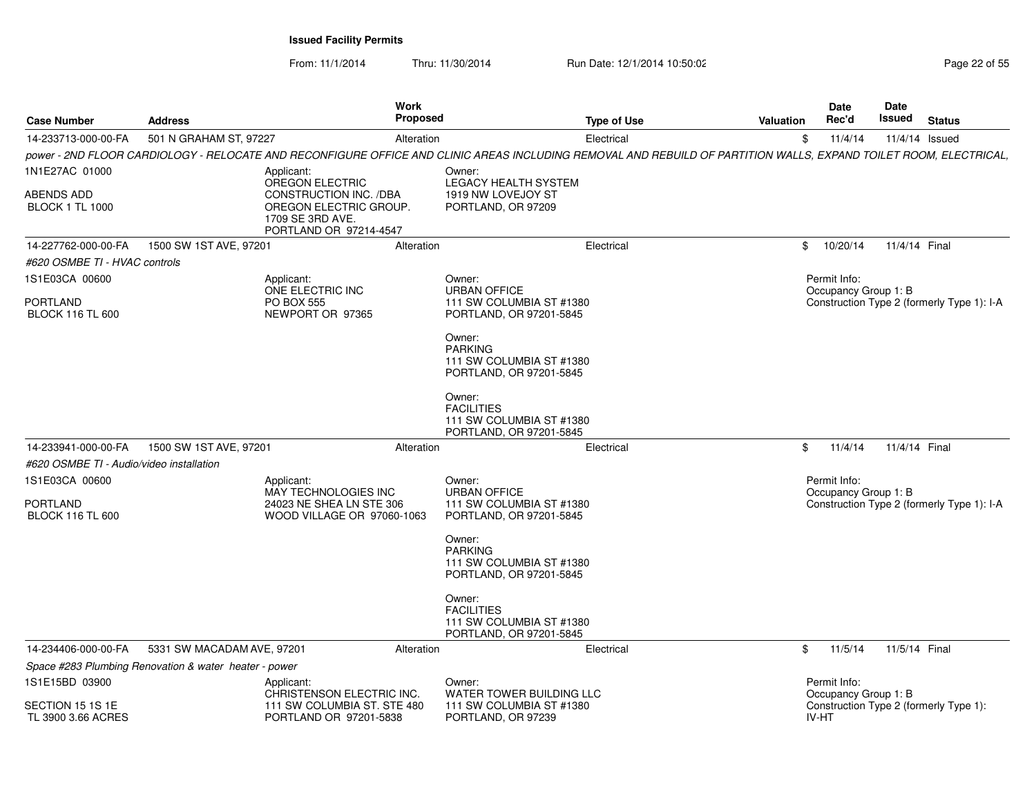**Issued Facility Permits**

From: 11/1/2014 Thru: 11/30/2014 Run Date: 12/1/2014 10:50:02

| Case Number | Address | Work Proposed | Type of Use | Valuation | Date Rec'd | Date Issued | Status |
|---|---|---|---|---|---|---|---|
| 14-233713-000-00-FA | 501 N GRAHAM ST, 97227 | Alteration | Electrical | $ | 11/4/14 | 11/4/14 | Issued |

*power - 2ND FLOOR CARDIOLOGY - RELOCATE AND RECONFIGURE OFFICE AND CLINIC AREAS INCLUDING REMOVAL AND REBUILD OF PARTITION WALLS, EXPAND TOILET ROOM, ELECTRICAL,*

1N1E27AC 01000
ABENDS ADD
BLOCK 1 TL 1000

Applicant:
OREGON ELECTRIC CONSTRUCTION INC. /DBA OREGON ELECTRIC GROUP.
1709 SE 3RD AVE.
PORTLAND OR 97214-4547

Owner:
LEGACY HEALTH SYSTEM
1919 NW LOVEJOY ST
PORTLAND, OR 97209

| Case Number | Address | Work Proposed | Type of Use | Valuation | Date Rec'd | Date Issued | Status |
|---|---|---|---|---|---|---|---|
| 14-227762-000-00-FA | 1500 SW 1ST AVE, 97201 | Alteration | Electrical | $ | 10/20/14 | 11/4/14 | Final |

*#620 OSMBE TI - HVAC controls*

1S1E03CA 00600
PORTLAND
BLOCK 116 TL 600

Applicant:
ONE ELECTRIC INC
PO BOX 555
NEWPORT OR 97365

Owner:
URBAN OFFICE
111 SW COLUMBIA ST #1380
PORTLAND, OR 97201-5845

Owner:
PARKING
111 SW COLUMBIA ST #1380
PORTLAND, OR 97201-5845

Owner:
FACILITIES
111 SW COLUMBIA ST #1380
PORTLAND, OR 97201-5845

Permit Info:
Occupancy Group 1: B
Construction Type 2 (formerly Type 1): I-A

| Case Number | Address | Work Proposed | Type of Use | Valuation | Date Rec'd | Date Issued | Status |
|---|---|---|---|---|---|---|---|
| 14-233941-000-00-FA | 1500 SW 1ST AVE, 97201 | Alteration | Electrical | $ | 11/4/14 | 11/4/14 | Final |

*#620 OSMBE TI - Audio/video installation*

1S1E03CA 00600
PORTLAND
BLOCK 116 TL 600

Applicant:
MAY TECHNOLOGIES INC
24023 NE SHEA LN STE 306
WOOD VILLAGE OR 97060-1063

Owner:
URBAN OFFICE
111 SW COLUMBIA ST #1380
PORTLAND, OR 97201-5845

Owner:
PARKING
111 SW COLUMBIA ST #1380
PORTLAND, OR 97201-5845

Owner:
FACILITIES
111 SW COLUMBIA ST #1380
PORTLAND, OR 97201-5845

Permit Info:
Occupancy Group 1: B
Construction Type 2 (formerly Type 1): I-A

| Case Number | Address | Work Proposed | Type of Use | Valuation | Date Rec'd | Date Issued | Status |
|---|---|---|---|---|---|---|---|
| 14-234406-000-00-FA | 5331 SW MACADAM AVE, 97201 | Alteration | Electrical | $ | 11/5/14 | 11/5/14 | Final |

*Space #283 Plumbing Renovation & water heater - power*

1S1E15BD 03900
SECTION 15 1S 1E
TL 3900 3.66 ACRES

Applicant:
CHRISTENSON ELECTRIC INC.
111 SW COLUMBIA ST. STE 480
PORTLAND OR 97201-5838

Owner:
WATER TOWER BUILDING LLC
111 SW COLUMBIA ST #1380
PORTLAND, OR 97239

Permit Info:
Occupancy Group 1: B
Construction Type 2 (formerly Type 1): IV-HT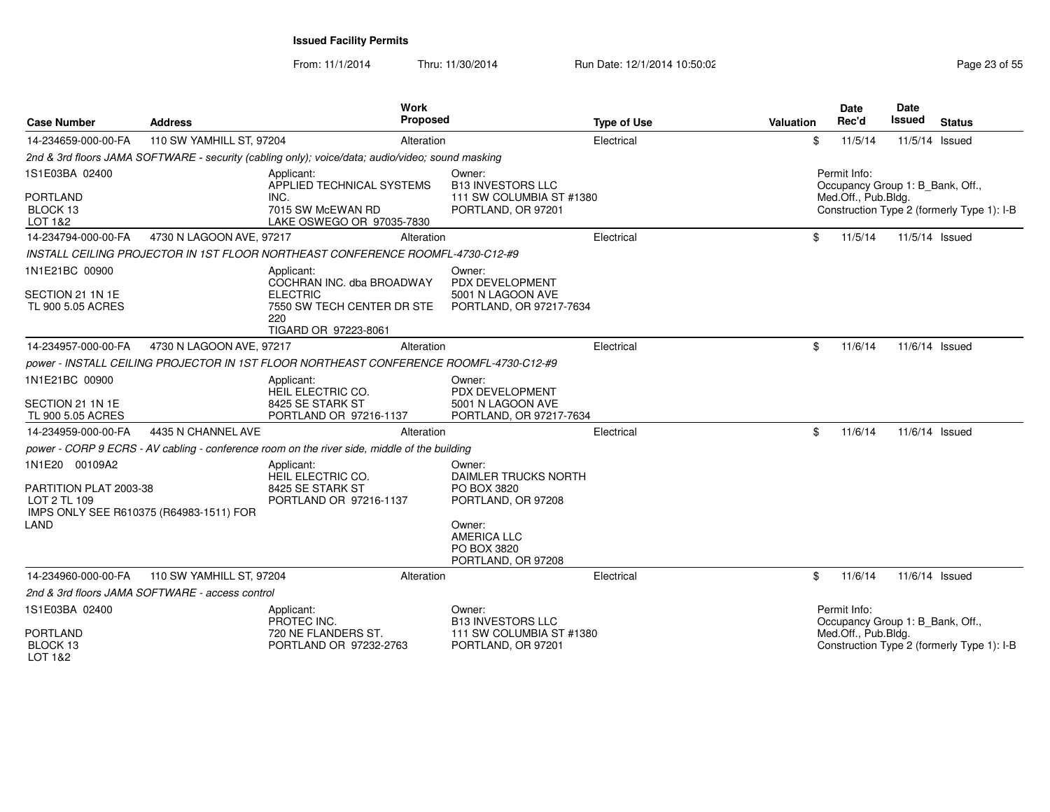**Issued Facility Permits**

From: 11/1/2014 Thru: 11/30/2014 Run Date: 12/1/2014 10:50:02

| Case Number | Address | Work Proposed | Type of Use | Valuation | Date Rec'd | Date Issued | Status |
|---|---|---|---|---|---|---|---|
| 14-234659-000-00-FA | 110 SW YAMHILL ST, 97204 | Alteration | Electrical | $ | 11/5/14 | 11/5/14 | Issued |
| *2nd & 3rd floors JAMA SOFTWARE - security (cabling only); voice/data; audio/video; sound masking* | | | | | | | |
| 1S1E03BA 02400<br>PORTLAND<br>BLOCK 13<br>LOT 1&2 | Applicant:<br>APPLIED TECHNICAL SYSTEMS INC.<br>7015 SW McEWAN RD<br>LAKE OSWEGO OR 97035-7830 | Owner:<br>B13 INVESTORS LLC<br>111 SW COLUMBIA ST #1380<br>PORTLAND, OR 97201 | | | Permit Info:<br>Occupancy Group 1: B_Bank, Off., Med.Off., Pub.Bldg.<br>Construction Type 2 (formerly Type 1): I-B | | |
| 14-234794-000-00-FA | 4730 N LAGOON AVE, 97217 | Alteration | Electrical | $ | 11/5/14 | 11/5/14 | Issued |
| *INSTALL CEILING PROJECTOR IN 1ST FLOOR NORTHEAST CONFERENCE ROOMFL-4730-C12-#9* | | | | | | | |
| 1N1E21BC 00900<br>SECTION 21 1N 1E<br>TL 900 5.05 ACRES | Applicant:<br>COCHRAN INC. dba BROADWAY ELECTRIC<br>7550 SW TECH CENTER DR STE 220<br>TIGARD OR 97223-8061 | Owner:<br>PDX DEVELOPMENT<br>5001 N LAGOON AVE<br>PORTLAND, OR 97217-7634 | | | | | |
| 14-234957-000-00-FA | 4730 N LAGOON AVE, 97217 | Alteration | Electrical | $ | 11/6/14 | 11/6/14 | Issued |
| *power - INSTALL CEILING PROJECTOR IN 1ST FLOOR NORTHEAST CONFERENCE ROOMFL-4730-C12-#9* | | | | | | | |
| 1N1E21BC 00900<br>SECTION 21 1N 1E<br>TL 900 5.05 ACRES | Applicant:<br>HEIL ELECTRIC CO.<br>8425 SE STARK ST<br>PORTLAND OR 97216-1137 | Owner:<br>PDX DEVELOPMENT<br>5001 N LAGOON AVE<br>PORTLAND, OR 97217-7634 | | | | | |
| 14-234959-000-00-FA | 4435 N CHANNEL AVE | Alteration | Electrical | $ | 11/6/14 | 11/6/14 | Issued |
| *power - CORP 9 ECRS - AV cabling - conference room on the river side, middle of the building* | | | | | | | |
| 1N1E20 00109A2<br>PARTITION PLAT 2003-38<br>LOT 2 TL 109<br>IMPS ONLY SEE R610375 (R64983-1511) FOR LAND | Applicant:<br>HEIL ELECTRIC CO.<br>8425 SE STARK ST<br>PORTLAND OR 97216-1137 | Owner:<br>DAIMLER TRUCKS NORTH<br>PO BOX 3820<br>PORTLAND, OR 97208<br>Owner:<br>AMERICA LLC<br>PO BOX 3820<br>PORTLAND, OR 97208 | | | | | |
| 14-234960-000-00-FA | 110 SW YAMHILL ST, 97204 | Alteration | Electrical | $ | 11/6/14 | 11/6/14 | Issued |
| *2nd & 3rd floors JAMA SOFTWARE - access control* | | | | | | | |
| 1S1E03BA 02400<br>PORTLAND<br>BLOCK 13<br>LOT 1&2 | Applicant:<br>PROTEC INC.<br>720 NE FLANDERS ST.<br>PORTLAND OR 97232-2763 | Owner:<br>B13 INVESTORS LLC<br>111 SW COLUMBIA ST #1380<br>PORTLAND, OR 97201 | | | Permit Info:<br>Occupancy Group 1: B_Bank, Off., Med.Off., Pub.Bldg.<br>Construction Type 2 (formerly Type 1): I-B | | |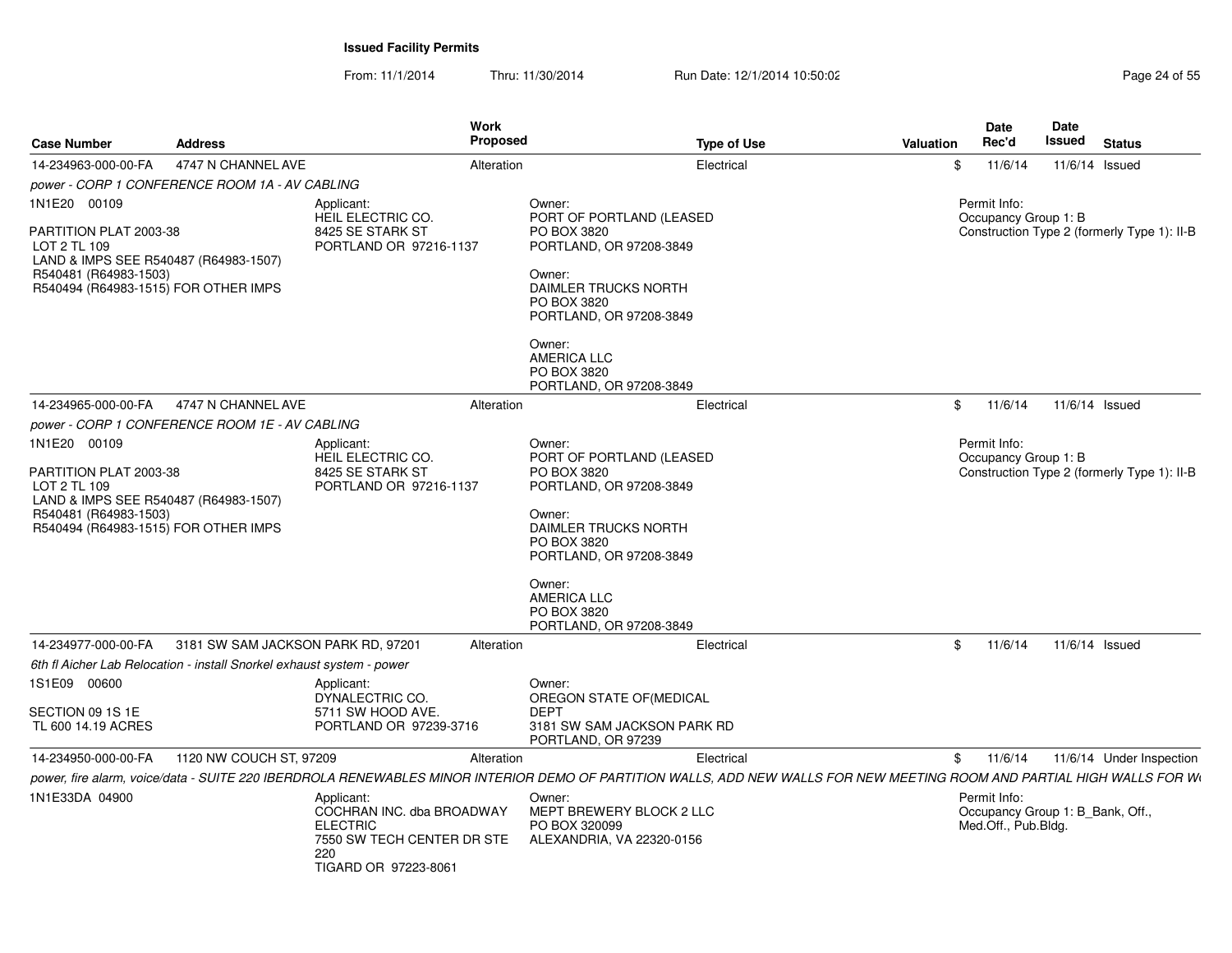**Issued Facility Permits**

From: 11/1/2014 Thru: 11/30/2014 Run Date: 12/1/2014 10:50:02

| Case Number | Address | Work Proposed | Type of Use | Valuation | Date Rec'd | Date Issued | Status |
|---|---|---|---|---|---|---|---|
| 14-234963-000-00-FA | 4747 N CHANNEL AVE | Alteration | Electrical | $ | 11/6/14 | 11/6/14 | Issued |

*power - CORP 1 CONFERENCE ROOM 1A - AV CABLING*

1N1E20 00109

PARTITION PLAT 2003-38
LOT 2 TL 109
LAND & IMPS SEE R540487 (R64983-1507)
R540481 (R64983-1503)
R540494 (R64983-1515) FOR OTHER IMPS

Applicant:
HEIL ELECTRIC CO.
8425 SE STARK ST
PORTLAND OR 97216-1137

Owner:
PORT OF PORTLAND (LEASED
PO BOX 3820
PORTLAND, OR 97208-3849

Owner:
DAIMLER TRUCKS NORTH
PO BOX 3820
PORTLAND, OR 97208-3849

Owner:
AMERICA LLC
PO BOX 3820
PORTLAND, OR 97208-3849

Permit Info:
Occupancy Group 1: B
Construction Type 2 (formerly Type 1): II-B

| Case Number | Address | Work Proposed | Type of Use | Valuation | Date Rec'd | Date Issued | Status |
|---|---|---|---|---|---|---|---|
| 14-234965-000-00-FA | 4747 N CHANNEL AVE | Alteration | Electrical | $ | 11/6/14 | 11/6/14 | Issued |

*power - CORP 1 CONFERENCE ROOM 1E - AV CABLING*

1N1E20 00109

PARTITION PLAT 2003-38
LOT 2 TL 109
LAND & IMPS SEE R540487 (R64983-1507)
R540481 (R64983-1503)
R540494 (R64983-1515) FOR OTHER IMPS

Applicant:
HEIL ELECTRIC CO.
8425 SE STARK ST
PORTLAND OR 97216-1137

Owner:
PORT OF PORTLAND (LEASED
PO BOX 3820
PORTLAND, OR 97208-3849

Owner:
DAIMLER TRUCKS NORTH
PO BOX 3820
PORTLAND, OR 97208-3849

Owner:
AMERICA LLC
PO BOX 3820
PORTLAND, OR 97208-3849

Permit Info:
Occupancy Group 1: B
Construction Type 2 (formerly Type 1): II-B

| Case Number | Address | Work Proposed | Type of Use | Valuation | Date Rec'd | Date Issued | Status |
|---|---|---|---|---|---|---|---|
| 14-234977-000-00-FA | 3181 SW SAM JACKSON PARK RD, 97201 | Alteration | Electrical | $ | 11/6/14 | 11/6/14 | Issued |

*6th fl Aicher Lab Relocation - install Snorkel exhaust system - power*

1S1E09 00600

SECTION 09 1S 1E
TL 600 14.19 ACRES

Applicant:
DYNALECTRIC CO.
5711 SW HOOD AVE.
PORTLAND OR 97239-3716

Owner:
OREGON STATE OF(MEDICAL
DEPT
3181 SW SAM JACKSON PARK RD
PORTLAND, OR 97239

| Case Number | Address | Work Proposed | Type of Use | Valuation | Date Rec'd | Date Issued | Status |
|---|---|---|---|---|---|---|---|
| 14-234950-000-00-FA | 1120 NW COUCH ST, 97209 | Alteration | Electrical | $ | 11/6/14 | 11/6/14 | Under Inspection |

*power, fire alarm, voice/data - SUITE 220 IBERDROLA RENEWABLES MINOR INTERIOR DEMO OF PARTITION WALLS, ADD NEW WALLS FOR NEW MEETING ROOM AND PARTIAL HIGH WALLS FOR W*

1N1E33DA 04900

Applicant:
COCHRAN INC. dba BROADWAY
ELECTRIC
7550 SW TECH CENTER DR STE
220
TIGARD OR 97223-8061

Owner:
MEPT BREWERY BLOCK 2 LLC
PO BOX 320099
ALEXANDRIA, VA 22320-0156

Permit Info:
Occupancy Group 1: B_Bank, Off., Med.Off., Pub.Bldg.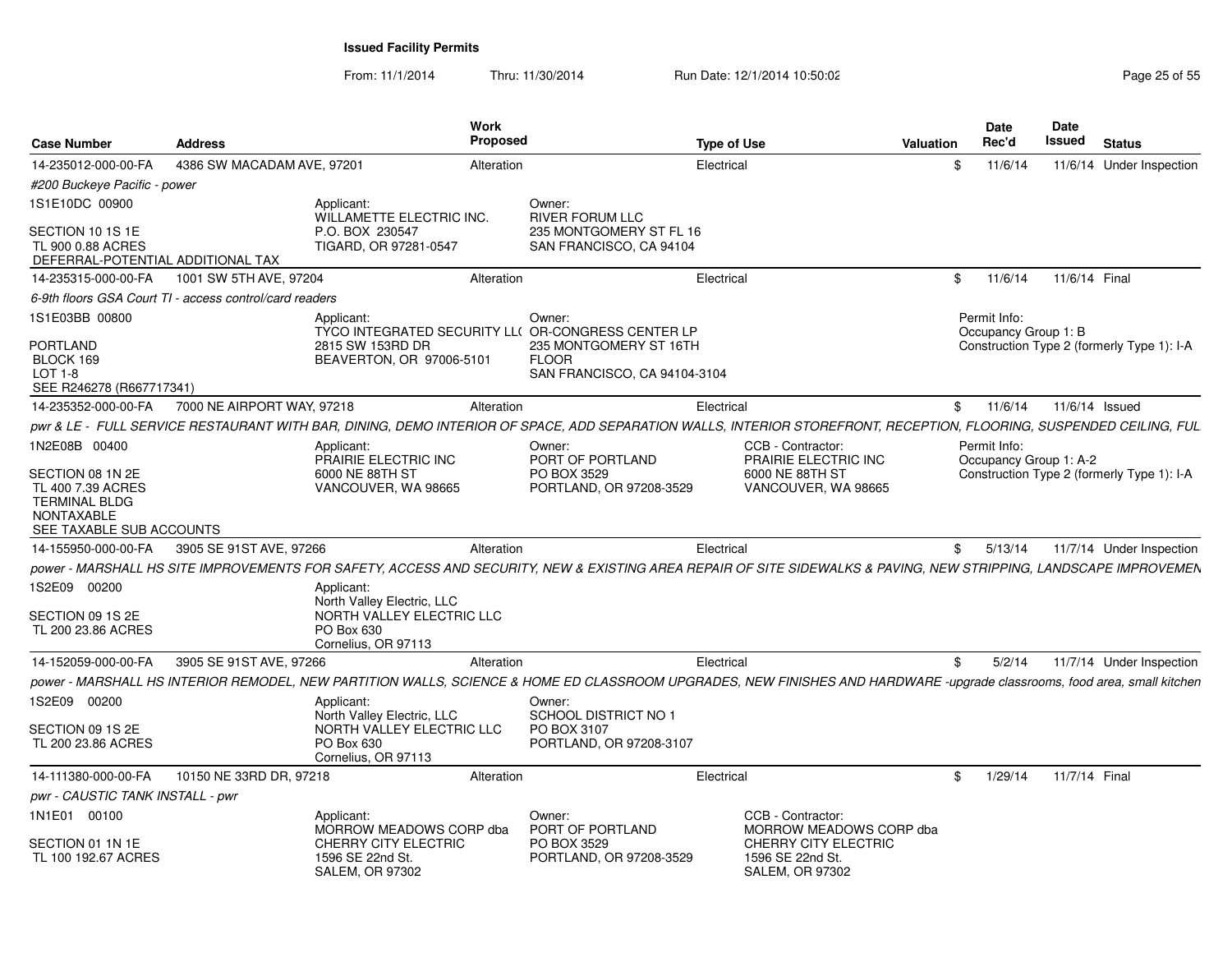**Issued Facility Permits**

From: 11/1/2014 Thru: 11/30/2014 Run Date: 12/1/2014 10:50:02

| Case Number | Address | Work Proposed | Type of Use | Valuation | Date Rec'd | Date Issued | Status |
|---|---|---|---|---|---|---|---|
| 14-235012-000-00-FA | 4386 SW MACADAM AVE, 97201 | Alteration | Electrical | $ | 11/6/14 | 11/6/14 | Under Inspection |

*#200 Buckeye Pacific - power*

1S1E10DC 00900

SECTION 10 1S 1E
TL 900 0.88 ACRES
DEFERRAL-POTENTIAL ADDITIONAL TAX

Applicant:
WILLAMETTE ELECTRIC INC.
P.O. BOX 230547
TIGARD, OR 97281-0547

Owner:
RIVER FORUM LLC
235 MONTGOMERY ST FL 16
SAN FRANCISCO, CA 94104

| Case Number | Address | Work Proposed | Type of Use | Valuation | Date Rec'd | Date Issued | Status |
|---|---|---|---|---|---|---|---|
| 14-235315-000-00-FA | 1001 SW 5TH AVE, 97204 | Alteration | Electrical | $ | 11/6/14 | 11/6/14 | Final |

*6-9th floors GSA Court TI - access control/card readers*

1S1E03BB 00800

PORTLAND
BLOCK 169
LOT 1-8
SEE R246278 (R667717341)

Applicant:
TYCO INTEGRATED SECURITY LL(
2815 SW 153RD DR
BEAVERTON, OR 97006-5101

Owner:
OR-CONGRESS CENTER LP
235 MONTGOMERY ST 16TH FLOOR
SAN FRANCISCO, CA 94104-3104

Permit Info:
Occupancy Group 1: B
Construction Type 2 (formerly Type 1): I-A

| Case Number | Address | Work Proposed | Type of Use | Valuation | Date Rec'd | Date Issued | Status |
|---|---|---|---|---|---|---|---|
| 14-235352-000-00-FA | 7000 NE AIRPORT WAY, 97218 | Alteration | Electrical | $ | 11/6/14 | 11/6/14 | Issued |

*pwr & LE - FULL SERVICE RESTAURANT WITH BAR, DINING, DEMO INTERIOR OF SPACE, ADD SEPARATION WALLS, INTERIOR STOREFRONT, RECEPTION, FLOORING, SUSPENDED CEILING, FUL*

1N2E08B 00400

SECTION 08 1N 2E
TL 400 7.39 ACRES
TERMINAL BLDG
NONTAXABLE
SEE TAXABLE SUB ACCOUNTS

Applicant:
PRAIRIE ELECTRIC INC
6000 NE 88TH ST
VANCOUVER, WA 98665

Owner:
PORT OF PORTLAND
PO BOX 3529
PORTLAND, OR 97208-3529

CCB - Contractor:
PRAIRIE ELECTRIC INC
6000 NE 88TH ST
VANCOUVER, WA 98665

Permit Info:
Occupancy Group 1: A-2
Construction Type 2 (formerly Type 1): I-A

| Case Number | Address | Work Proposed | Type of Use | Valuation | Date Rec'd | Date Issued | Status |
|---|---|---|---|---|---|---|---|
| 14-155950-000-00-FA | 3905 SE 91ST AVE, 97266 | Alteration | Electrical | $ | 5/13/14 | 11/7/14 | Under Inspection |

*power - MARSHALL HS SITE IMPROVEMENTS FOR SAFETY, ACCESS AND SECURITY, NEW & EXISTING AREA REPAIR OF SITE SIDEWALKS & PAVING, NEW STRIPPING, LANDSCAPE IMPROVEMEN*

1S2E09 00200

SECTION 09 1S 2E
TL 200 23.86 ACRES

Applicant:
North Valley Electric, LLC
NORTH VALLEY ELECTRIC LLC
PO Box 630
Cornelius, OR 97113

| Case Number | Address | Work Proposed | Type of Use | Valuation | Date Rec'd | Date Issued | Status |
|---|---|---|---|---|---|---|---|
| 14-152059-000-00-FA | 3905 SE 91ST AVE, 97266 | Alteration | Electrical | $ | 5/2/14 | 11/7/14 | Under Inspection |

*power - MARSHALL HS INTERIOR REMODEL, NEW PARTITION WALLS, SCIENCE & HOME ED CLASSROOM UPGRADES, NEW FINISHES AND HARDWARE -upgrade classrooms, food area, small kitchen*

1S2E09 00200

SECTION 09 1S 2E
TL 200 23.86 ACRES

Applicant:
North Valley Electric, LLC
NORTH VALLEY ELECTRIC LLC
PO Box 630
Cornelius, OR 97113

Owner:
SCHOOL DISTRICT NO 1
PO BOX 3107
PORTLAND, OR 97208-3107

| Case Number | Address | Work Proposed | Type of Use | Valuation | Date Rec'd | Date Issued | Status |
|---|---|---|---|---|---|---|---|
| 14-111380-000-00-FA | 10150 NE 33RD DR, 97218 | Alteration | Electrical | $ | 1/29/14 | 11/7/14 | Final |

*pwr - CAUSTIC TANK INSTALL - pwr*

1N1E01 00100

SECTION 01 1N 1E
TL 100 192.67 ACRES

Applicant:
MORROW MEADOWS CORP dba
CHERRY CITY ELECTRIC
1596 SE 22nd St.
SALEM, OR 97302

Owner:
PORT OF PORTLAND
PO BOX 3529
PORTLAND, OR 97208-3529

CCB - Contractor:
MORROW MEADOWS CORP dba
CHERRY CITY ELECTRIC
1596 SE 22nd St.
SALEM, OR 97302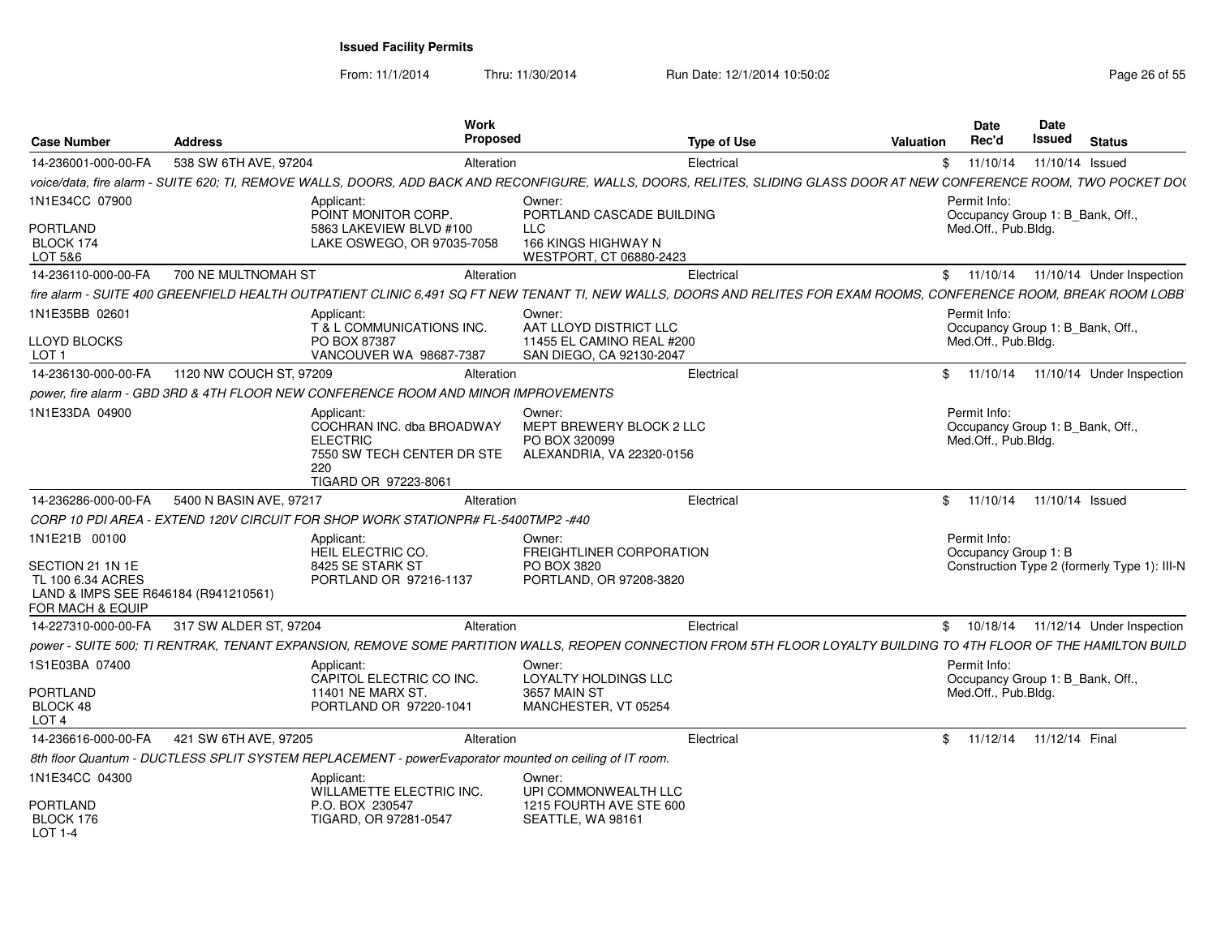**Issued Facility Permits**

From: 11/1/2014 Thru: 11/30/2014 Run Date: 12/1/2014 10:50:02

| Case Number | Address | Work Proposed | Type of Use | Valuation | Date Rec'd | Date Issued | Status |
|---|---|---|---|---|---|---|---|
| 14-236001-000-00-FA | 538 SW 6TH AVE, 97204 | Alteration | Electrical | $ | 11/10/14 | 11/10/14 | Issued |

voice/data, fire alarm - SUITE 620; TI, REMOVE WALLS, DOORS, ADD BACK AND RECONFIGURE, WALLS, DOORS, RELITES, SLIDING GLASS DOOR AT NEW CONFERENCE ROOM, TWO POCKET DO(

1N1E34CC 07900
PORTLAND
BLOCK 174
LOT 5&6

Applicant: POINT MONITOR CORP. 5863 LAKEVIEW BLVD #100 LAKE OSWEGO, OR 97035-7058

Owner: PORTLAND CASCADE BUILDING LLC 166 KINGS HIGHWAY N WESTPORT, CT 06880-2423

Permit Info: Occupancy Group 1: B_Bank, Off., Med.Off., Pub.Bldg.

| Case Number | Address | Work Proposed | Type of Use | Valuation | Date Rec'd | Date Issued | Status |
|---|---|---|---|---|---|---|---|
| 14-236110-000-00-FA | 700 NE MULTNOMAH ST | Alteration | Electrical | $ | 11/10/14 | 11/10/14 | Under Inspection |

fire alarm - SUITE 400 GREENFIELD HEALTH OUTPATIENT CLINIC 6,491 SQ FT NEW TENANT TI, NEW WALLS, DOORS AND RELITES FOR EXAM ROOMS, CONFERENCE ROOM, BREAK ROOM LOBB

1N1E35BB 02601
LLOYD BLOCKS
LOT 1

Applicant: T & L COMMUNICATIONS INC. PO BOX 87387 VANCOUVER WA 98687-7387

Owner: AAT LLOYD DISTRICT LLC 11455 EL CAMINO REAL #200 SAN DIEGO, CA 92130-2047

Permit Info: Occupancy Group 1: B_Bank, Off., Med.Off., Pub.Bldg.

| Case Number | Address | Work Proposed | Type of Use | Valuation | Date Rec'd | Date Issued | Status |
|---|---|---|---|---|---|---|---|
| 14-236130-000-00-FA | 1120 NW COUCH ST, 97209 | Alteration | Electrical | $ | 11/10/14 | 11/10/14 | Under Inspection |

power, fire alarm - GBD 3RD & 4TH FLOOR NEW CONFERENCE ROOM AND MINOR IMPROVEMENTS

1N1E33DA 04900

Applicant: COCHRAN INC. dba BROADWAY ELECTRIC 7550 SW TECH CENTER DR STE 220 TIGARD OR 97223-8061

Owner: MEPT BREWERY BLOCK 2 LLC PO BOX 320099 ALEXANDRIA, VA 22320-0156

Permit Info: Occupancy Group 1: B_Bank, Off., Med.Off., Pub.Bldg.

| Case Number | Address | Work Proposed | Type of Use | Valuation | Date Rec'd | Date Issued | Status |
|---|---|---|---|---|---|---|---|
| 14-236286-000-00-FA | 5400 N BASIN AVE, 97217 | Alteration | Electrical | $ | 11/10/14 | 11/10/14 | Issued |

CORP 10 PDI AREA - EXTEND 120V CIRCUIT FOR SHOP WORK STATIONPR# FL-5400TMP2 -#40

1N1E21B 00100
SECTION 21 1N 1E
TL 100 6.34 ACRES
LAND & IMPS SEE R646184 (R941210561)
FOR MACH & EQUIP

Applicant: HEIL ELECTRIC CO. 8425 SE STARK ST PORTLAND OR 97216-1137

Owner: FREIGHTLINER CORPORATION PO BOX 3820 PORTLAND, OR 97208-3820

Permit Info: Occupancy Group 1: B Construction Type 2 (formerly Type 1): III-N

| Case Number | Address | Work Proposed | Type of Use | Valuation | Date Rec'd | Date Issued | Status |
|---|---|---|---|---|---|---|---|
| 14-227310-000-00-FA | 317 SW ALDER ST, 97204 | Alteration | Electrical | $ | 10/18/14 | 11/12/14 | Under Inspection |

power - SUITE 500; TI RENTRAK, TENANT EXPANSION, REMOVE SOME PARTITION WALLS, REOPEN CONNECTION FROM 5TH FLOOR LOYALTY BUILDING TO 4TH FLOOR OF THE HAMILTON BUILD

1S1E03BA 07400
PORTLAND
BLOCK 48
LOT 4

Applicant: CAPITOL ELECTRIC CO INC. 11401 NE MARX ST. PORTLAND OR 97220-1041

Owner: LOYALTY HOLDINGS LLC 3657 MAIN ST MANCHESTER, VT 05254

Permit Info: Occupancy Group 1: B_Bank, Off., Med.Off., Pub.Bldg.

| Case Number | Address | Work Proposed | Type of Use | Valuation | Date Rec'd | Date Issued | Status |
|---|---|---|---|---|---|---|---|
| 14-236616-000-00-FA | 421 SW 6TH AVE, 97205 | Alteration | Electrical | $ | 11/12/14 | 11/12/14 | Final |

8th floor Quantum - DUCTLESS SPLIT SYSTEM REPLACEMENT - powerEvaporator mounted on ceiling of IT room.

1N1E34CC 04300
PORTLAND
BLOCK 176
LOT 1-4

Applicant: WILLAMETTE ELECTRIC INC. P.O. BOX 230547 TIGARD, OR 97281-0547

Owner: UPI COMMONWEALTH LLC 1215 FOURTH AVE STE 600 SEATTLE, WA 98161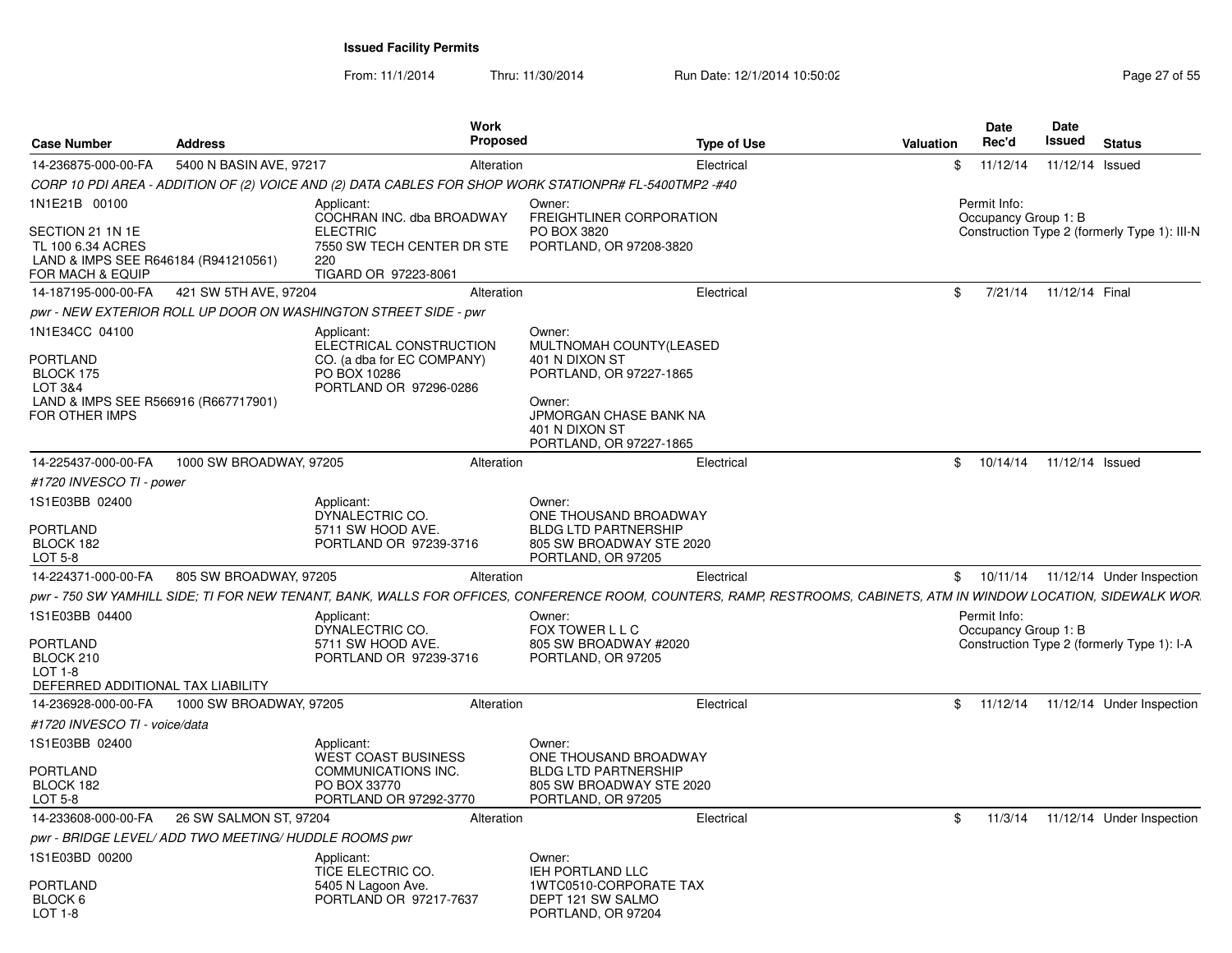**Issued Facility Permits**

From: 11/1/2014 Thru: 11/30/2014 Run Date: 12/1/2014 10:50:02

| Case Number | Address | Work Proposed | Type of Use | Valuation | Date Rec'd | Date Issued | Status |
|---|---|---|---|---|---|---|---|
| 14-236875-000-00-FA | 5400 N BASIN AVE, 97217 | Alteration | Electrical | $ | 11/12/14 | 11/12/14 | Issued |

CORP 10 PDI AREA - ADDITION OF (2) VOICE AND (2) DATA CABLES FOR SHOP WORK STATIONPR# FL-5400TMP2 -#40

1N1E21B 00100

SECTION 21 1N 1E
TL 100 6.34 ACRES
LAND & IMPS SEE R646184 (R941210561) FOR MACH & EQUIP

Applicant:
COCHRAN INC. dba BROADWAY ELECTRIC
7550 SW TECH CENTER DR STE 220
TIGARD OR 97223-8061

Owner:
FREIGHTLINER CORPORATION
PO BOX 3820
PORTLAND, OR 97208-3820

Permit Info:
Occupancy Group 1: B
Construction Type 2 (formerly Type 1): III-N

| Case Number | Address | Work Proposed | Type of Use | Valuation | Date Rec'd | Date Issued | Status |
|---|---|---|---|---|---|---|---|
| 14-187195-000-00-FA | 421 SW 5TH AVE, 97204 | Alteration | Electrical | $ | 7/21/14 | 11/12/14 | Final |

pwr - NEW EXTERIOR ROLL UP DOOR ON WASHINGTON STREET SIDE - pwr

1N1E34CC 04100

PORTLAND
BLOCK 175
LOT 3&4
LAND & IMPS SEE R566916 (R667717901) FOR OTHER IMPS

Applicant:
ELECTRICAL CONSTRUCTION CO. (a dba for EC COMPANY)
PO BOX 10286
PORTLAND OR 97296-0286

Owner:
MULTNOMAH COUNTY(LEASED
401 N DIXON ST
PORTLAND, OR 97227-1865

Owner:
JPMORGAN CHASE BANK NA
401 N DIXON ST
PORTLAND, OR 97227-1865

| Case Number | Address | Work Proposed | Type of Use | Valuation | Date Rec'd | Date Issued | Status |
|---|---|---|---|---|---|---|---|
| 14-225437-000-00-FA | 1000 SW BROADWAY, 97205 | Alteration | Electrical | $ | 10/14/14 | 11/12/14 | Issued |

#1720 INVESCO TI - power

1S1E03BB 02400

PORTLAND
BLOCK 182
LOT 5-8

Applicant:
DYNALECTRIC CO.
5711 SW HOOD AVE.
PORTLAND OR 97239-3716

Owner:
ONE THOUSAND BROADWAY BLDG LTD PARTNERSHIP
805 SW BROADWAY STE 2020
PORTLAND, OR 97205

| Case Number | Address | Work Proposed | Type of Use | Valuation | Date Rec'd | Date Issued | Status |
|---|---|---|---|---|---|---|---|
| 14-224371-000-00-FA | 805 SW BROADWAY, 97205 | Alteration | Electrical | $ | 10/11/14 | 11/12/14 | Under Inspection |

pwr - 750 SW YAMHILL SIDE; TI FOR NEW TENANT, BANK, WALLS FOR OFFICES, CONFERENCE ROOM, COUNTERS, RAMP, RESTROOMS, CABINETS, ATM IN WINDOW LOCATION, SIDEWALK WOR

1S1E03BB 04400

PORTLAND
BLOCK 210
LOT 1-8
DEFERRED ADDITIONAL TAX LIABILITY

Applicant:
DYNALECTRIC CO.
5711 SW HOOD AVE.
PORTLAND OR 97239-3716

Owner:
FOX TOWER L L C
805 SW BROADWAY #2020
PORTLAND, OR 97205

Permit Info:
Occupancy Group 1: B
Construction Type 2 (formerly Type 1): I-A

| Case Number | Address | Work Proposed | Type of Use | Valuation | Date Rec'd | Date Issued | Status |
|---|---|---|---|---|---|---|---|
| 14-236928-000-00-FA | 1000 SW BROADWAY, 97205 | Alteration | Electrical | $ | 11/12/14 | 11/12/14 | Under Inspection |

#1720 INVESCO TI - voice/data

1S1E03BB 02400

PORTLAND
BLOCK 182
LOT 5-8

Applicant:
WEST COAST BUSINESS COMMUNICATIONS INC.
PO BOX 33770
PORTLAND OR 97292-3770

Owner:
ONE THOUSAND BROADWAY BLDG LTD PARTNERSHIP
805 SW BROADWAY STE 2020
PORTLAND, OR 97205

| Case Number | Address | Work Proposed | Type of Use | Valuation | Date Rec'd | Date Issued | Status |
|---|---|---|---|---|---|---|---|
| 14-233608-000-00-FA | 26 SW SALMON ST, 97204 | Alteration | Electrical | $ | 11/3/14 | 11/12/14 | Under Inspection |

pwr - BRIDGE LEVEL/ ADD TWO MEETING/ HUDDLE ROOMS pwr

1S1E03BD 00200

PORTLAND
BLOCK 6
LOT 1-8

Applicant:
TICE ELECTRIC CO.
5405 N Lagoon Ave.
PORTLAND OR 97217-7637

Owner:
IEH PORTLAND LLC
1WTC0510-CORPORATE TAX
DEPT 121 SW SALMO
PORTLAND, OR 97204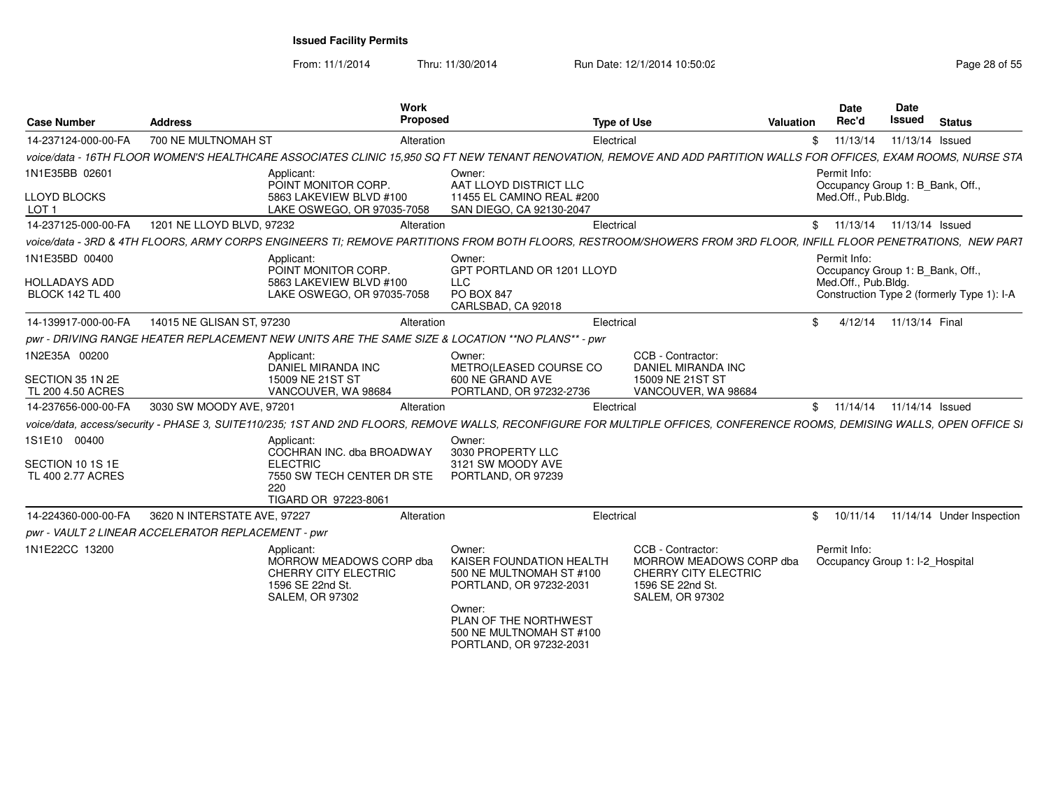**Issued Facility Permits**

From: 11/1/2014 Thru: 11/30/2014 Run Date: 12/1/2014 10:50:02

| Case Number | Address | Work Proposed | Type of Use | Valuation | Date Rec'd | Date Issued | Status |
|---|---|---|---|---|---|---|---|
| 14-237124-000-00-FA | 700 NE MULTNOMAH ST | Alteration | Electrical | $ | 11/13/14 | 11/13/14 | Issued |

*voice/data - 16TH FLOOR WOMEN'S HEALTHCARE ASSOCIATES CLINIC 15,950 SQ FT NEW TENANT RENOVATION, REMOVE AND ADD PARTITION WALLS FOR OFFICES, EXAM ROOMS, NURSE STA*

1N1E35BB 02601
LLOYD BLOCKS
LOT 1

Applicant: POINT MONITOR CORP. 5863 LAKEVIEW BLVD #100 LAKE OSWEGO, OR 97035-7058

Owner: AAT LLOYD DISTRICT LLC 11455 EL CAMINO REAL #200 SAN DIEGO, CA 92130-2047

Permit Info: Occupancy Group 1: B_Bank, Off., Med.Off., Pub.Bldg.

| Case Number | Address | Work Proposed | Type of Use | Valuation | Date Rec'd | Date Issued | Status |
|---|---|---|---|---|---|---|---|
| 14-237125-000-00-FA | 1201 NE LLOYD BLVD, 97232 | Alteration | Electrical | $ | 11/13/14 | 11/13/14 | Issued |

*voice/data - 3RD & 4TH FLOORS, ARMY CORPS ENGINEERS TI; REMOVE PARTITIONS FROM BOTH FLOORS, RESTROOM/SHOWERS FROM 3RD FLOOR, INFILL FLOOR PENETRATIONS, NEW PART*

1N1E35BD 00400
HOLLADAYS ADD
BLOCK 142 TL 400

Applicant: POINT MONITOR CORP. 5863 LAKEVIEW BLVD #100 LAKE OSWEGO, OR 97035-7058

Owner: GPT PORTLAND OR 1201 LLOYD LLC PO BOX 847 CARLSBAD, CA 92018

Permit Info: Occupancy Group 1: B_Bank, Off., Med.Off., Pub.Bldg. Construction Type 2 (formerly Type 1): I-A

| Case Number | Address | Work Proposed | Type of Use | Valuation | Date Rec'd | Date Issued | Status |
|---|---|---|---|---|---|---|---|
| 14-139917-000-00-FA | 14015 NE GLISAN ST, 97230 | Alteration | Electrical | $ | 4/12/14 | 11/13/14 | Final |

*pwr - DRIVING RANGE HEATER REPLACEMENT NEW UNITS ARE THE SAME SIZE & LOCATION \*\*NO PLANS\*\* - pwr*

1N2E35A 00200
SECTION 35 1N 2E
TL 200 4.50 ACRES

Applicant: DANIEL MIRANDA INC 15009 NE 21ST ST VANCOUVER, WA 98684

Owner: METRO(LEASED COURSE CO 600 NE GRAND AVE PORTLAND, OR 97232-2736

CCB - Contractor: DANIEL MIRANDA INC 15009 NE 21ST ST VANCOUVER, WA 98684

| Case Number | Address | Work Proposed | Type of Use | Valuation | Date Rec'd | Date Issued | Status |
|---|---|---|---|---|---|---|---|
| 14-237656-000-00-FA | 3030 SW MOODY AVE, 97201 | Alteration | Electrical | $ | 11/14/14 | 11/14/14 | Issued |

*voice/data, access/security - PHASE 3, SUITE110/235; 1ST AND 2ND FLOORS, REMOVE WALLS, RECONFIGURE FOR MULTIPLE OFFICES, CONFERENCE ROOMS, DEMISING WALLS, OPEN OFFICE SI*

1S1E10 00400
SECTION 10 1S 1E
TL 400 2.77 ACRES

Applicant: COCHRAN INC. dba BROADWAY ELECTRIC 7550 SW TECH CENTER DR STE 220 TIGARD OR 97223-8061

Owner: 3030 PROPERTY LLC 3121 SW MOODY AVE PORTLAND, OR 97239

| Case Number | Address | Work Proposed | Type of Use | Valuation | Date Rec'd | Date Issued | Status |
|---|---|---|---|---|---|---|---|
| 14-224360-000-00-FA | 3620 N INTERSTATE AVE, 97227 | Alteration | Electrical | $ | 10/11/14 | 11/14/14 | Under Inspection |

*pwr - VAULT 2 LINEAR ACCELERATOR REPLACEMENT - pwr*

1N1E22CC 13200

Applicant: MORROW MEADOWS CORP dba CHERRY CITY ELECTRIC 1596 SE 22nd St. SALEM, OR 97302

Owner: KAISER FOUNDATION HEALTH 500 NE MULTNOMAH ST #100 PORTLAND, OR 97232-2031

Owner: PLAN OF THE NORTHWEST 500 NE MULTNOMAH ST #100 PORTLAND, OR 97232-2031

CCB - Contractor: MORROW MEADOWS CORP dba CHERRY CITY ELECTRIC 1596 SE 22nd St. SALEM, OR 97302

Permit Info: Occupancy Group 1: I-2_Hospital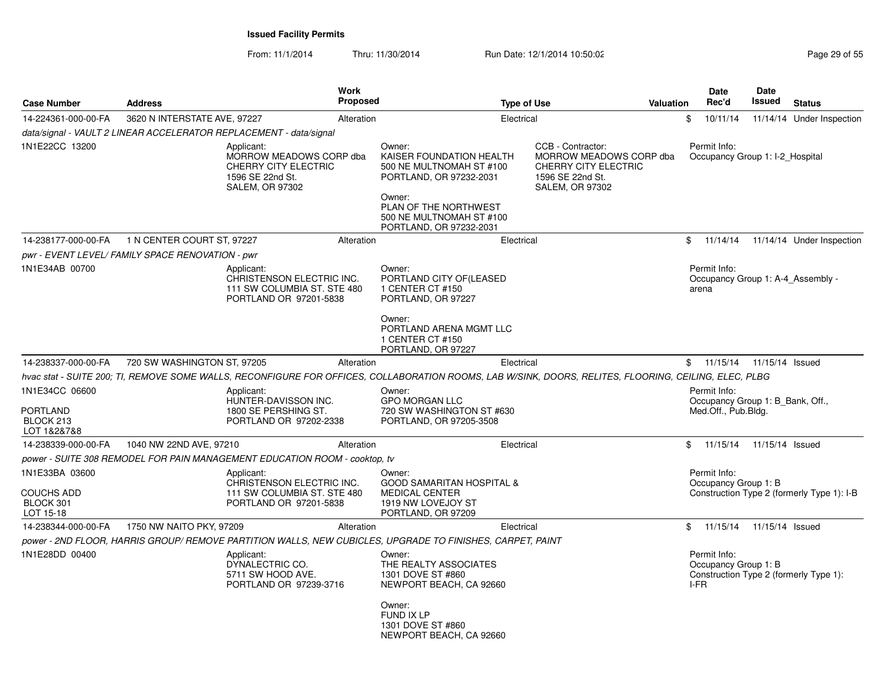**Issued Facility Permits**

From: 11/1/2014 Thru: 11/30/2014 Run Date: 12/1/2014 10:50:02

| Case Number | Address | Work Proposed | Type of Use | Valuation | Date Rec'd | Date Issued | Status |
|---|---|---|---|---|---|---|---|
| 14-224361-000-00-FA | 3620 N INTERSTATE AVE, 97227 | Alteration | Electrical | $ | 10/11/14 | 11/14/14 | Under Inspection |

*data/signal - VAULT 2 LINEAR ACCELERATOR REPLACEMENT - data/signal*

1N1E22CC 13200

Applicant: MORROW MEADOWS CORP dba CHERRY CITY ELECTRIC, 1596 SE 22nd St., SALEM, OR 97302

Owner: KAISER FOUNDATION HEALTH, 500 NE MULTNOMAH ST #100, PORTLAND, OR 97232-2031

Owner: PLAN OF THE NORTHWEST, 500 NE MULTNOMAH ST #100, PORTLAND, OR 97232-2031

CCB - Contractor: MORROW MEADOWS CORP dba CHERRY CITY ELECTRIC, 1596 SE 22nd St., SALEM, OR 97302

Permit Info: Occupancy Group 1: I-2_Hospital

| Case Number | Address | Work Proposed | Type of Use | Valuation | Date Rec'd | Date Issued | Status |
|---|---|---|---|---|---|---|---|
| 14-238177-000-00-FA | 1 N CENTER COURT ST, 97227 | Alteration | Electrical | $ | 11/14/14 | 11/14/14 | Under Inspection |

*pwr - EVENT LEVEL/ FAMILY SPACE RENOVATION - pwr*

1N1E34AB 00700

Applicant: CHRISTENSON ELECTRIC INC., 111 SW COLUMBIA ST. STE 480, PORTLAND OR 97201-5838

Owner: PORTLAND CITY OF(LEASED, 1 CENTER CT #150, PORTLAND, OR 97227

Owner: PORTLAND ARENA MGMT LLC, 1 CENTER CT #150, PORTLAND, OR 97227

Permit Info: Occupancy Group 1: A-4_Assembly - arena

| Case Number | Address | Work Proposed | Type of Use | Valuation | Date Rec'd | Date Issued | Status |
|---|---|---|---|---|---|---|---|
| 14-238337-000-00-FA | 720 SW WASHINGTON ST, 97205 | Alteration | Electrical | $ | 11/15/14 | 11/15/14 | Issued |

*hvac stat - SUITE 200; TI, REMOVE SOME WALLS, RECONFIGURE FOR OFFICES, COLLABORATION ROOMS, LAB W/SINK, DOORS, RELITES, FLOORING, CEILING, ELEC, PLBG*

1N1E34CC 06600, PORTLAND, BLOCK 213, LOT 1&2&7&8

Applicant: HUNTER-DAVISSON INC., 1800 SE PERSHING ST., PORTLAND OR 97202-2338

Owner: GPO MORGAN LLC, 720 SW WASHINGTON ST #630, PORTLAND, OR 97205-3508

Permit Info: Occupancy Group 1: B_Bank, Off., Med.Off., Pub.Bldg.

| Case Number | Address | Work Proposed | Type of Use | Valuation | Date Rec'd | Date Issued | Status |
|---|---|---|---|---|---|---|---|
| 14-238339-000-00-FA | 1040 NW 22ND AVE, 97210 | Alteration | Electrical | $ | 11/15/14 | 11/15/14 | Issued |

*power - SUITE 308 REMODEL FOR PAIN MANAGEMENT EDUCATION ROOM - cooktop, tv*

1N1E33BA 03600, COUCHS ADD, BLOCK 301, LOT 15-18

Applicant: CHRISTENSON ELECTRIC INC., 111 SW COLUMBIA ST. STE 480, PORTLAND OR 97201-5838

Owner: GOOD SAMARITAN HOSPITAL & MEDICAL CENTER, 1919 NW LOVEJOY ST, PORTLAND, OR 97209

Permit Info: Occupancy Group 1: B, Construction Type 2 (formerly Type 1): I-B

| Case Number | Address | Work Proposed | Type of Use | Valuation | Date Rec'd | Date Issued | Status |
|---|---|---|---|---|---|---|---|
| 14-238344-000-00-FA | 1750 NW NAITO PKY, 97209 | Alteration | Electrical | $ | 11/15/14 | 11/15/14 | Issued |

*power - 2ND FLOOR, HARRIS GROUP/ REMOVE PARTITION WALLS, NEW CUBICLES, UPGRADE TO FINISHES, CARPET, PAINT*

1N1E28DD 00400

Applicant: DYNALECTRIC CO., 5711 SW HOOD AVE., PORTLAND OR 97239-3716

Owner: THE REALTY ASSOCIATES, 1301 DOVE ST #860, NEWPORT BEACH, CA 92660

Owner: FUND IX LP, 1301 DOVE ST #860, NEWPORT BEACH, CA 92660

Permit Info: Occupancy Group 1: B, Construction Type 2 (formerly Type 1): I-FR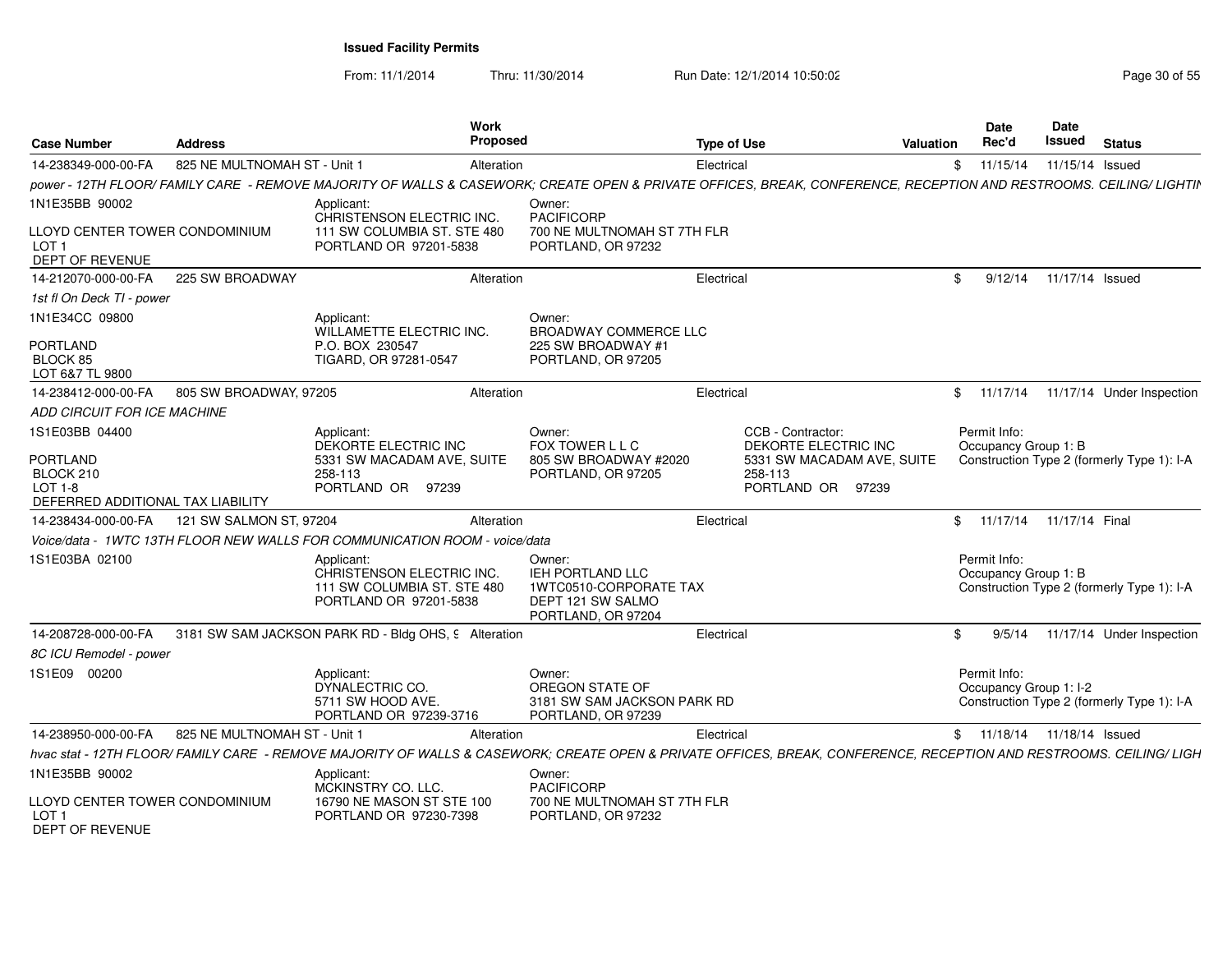## Issued Facility Permits

From: 11/1/2014 Thru: 11/30/2014 Run Date: 12/1/2014 10:50:02

| Case Number | Address | Work Proposed | Type of Use | Valuation | Date Rec'd | Date Issued | Status |
|---|---|---|---|---|---|---|---|
| 14-238349-000-00-FA | 825 NE MULTNOMAH ST - Unit 1 | Alteration | Electrical | $ | 11/15/14 | 11/15/14 | Issued |

*power - 12TH FLOOR/ FAMILY CARE - REMOVE MAJORITY OF WALLS & CASEWORK; CREATE OPEN & PRIVATE OFFICES, BREAK, CONFERENCE, RECEPTION AND RESTROOMS. CEILING/ LIGHTIN*

1N1E35BB 90002

LLOYD CENTER TOWER CONDOMINIUM
LOT 1
DEPT OF REVENUE

Applicant:
CHRISTENSON ELECTRIC INC.
111 SW COLUMBIA ST. STE 480
PORTLAND OR 97201-5838

Owner:
PACIFICORP
700 NE MULTNOMAH ST 7TH FLR
PORTLAND, OR 97232

| Case Number | Address | Work Proposed | Type of Use | Valuation | Date Rec'd | Date Issued | Status |
|---|---|---|---|---|---|---|---|
| 14-212070-000-00-FA | 225 SW BROADWAY | Alteration | Electrical | $ | 9/12/14 | 11/17/14 | Issued |

*1st fl On Deck TI - power*

1N1E34CC 09800

PORTLAND
BLOCK 85
LOT 6&7 TL 9800

Applicant:
WILLAMETTE ELECTRIC INC.
P.O. BOX 230547
TIGARD, OR 97281-0547

Owner:
BROADWAY COMMERCE LLC
225 SW BROADWAY #1
PORTLAND, OR 97205

| Case Number | Address | Work Proposed | Type of Use | Valuation | Date Rec'd | Date Issued | Status |
|---|---|---|---|---|---|---|---|
| 14-238412-000-00-FA | 805 SW BROADWAY, 97205 | Alteration | Electrical | $ | 11/17/14 | 11/17/14 | Under Inspection |

*ADD CIRCUIT FOR ICE MACHINE*

1S1E03BB 04400

PORTLAND
BLOCK 210
LOT 1-8
DEFERRED ADDITIONAL TAX LIABILITY

Applicant:
DEKORTE ELECTRIC INC
5331 SW MACADAM AVE, SUITE 258-113
PORTLAND OR 97239

Owner:
FOX TOWER L L C
805 SW BROADWAY #2020
PORTLAND, OR 97205

CCB - Contractor:
DEKORTE ELECTRIC INC
5331 SW MACADAM AVE, SUITE 258-113
PORTLAND OR 97239

Permit Info:
Occupancy Group 1: B
Construction Type 2 (formerly Type 1): I-A

| Case Number | Address | Work Proposed | Type of Use | Valuation | Date Rec'd | Date Issued | Status |
|---|---|---|---|---|---|---|---|
| 14-238434-000-00-FA | 121 SW SALMON ST, 97204 | Alteration | Electrical | $ | 11/17/14 | 11/17/14 | Final |

*Voice/data - 1WTC 13TH FLOOR NEW WALLS FOR COMMUNICATION ROOM - voice/data*

1S1E03BA 02100

Applicant:
CHRISTENSON ELECTRIC INC.
111 SW COLUMBIA ST. STE 480
PORTLAND OR 97201-5838

Owner:
IEH PORTLAND LLC
1WTC0510-CORPORATE TAX
DEPT 121 SW SALMO
PORTLAND, OR 97204

Permit Info:
Occupancy Group 1: B
Construction Type 2 (formerly Type 1): I-A

| Case Number | Address | Work Proposed | Type of Use | Valuation | Date Rec'd | Date Issued | Status |
|---|---|---|---|---|---|---|---|
| 14-208728-000-00-FA | 3181 SW SAM JACKSON PARK RD - Bldg OHS, 9 | Alteration | Electrical | $ | 9/5/14 | 11/17/14 | Under Inspection |

*8C ICU Remodel - power*

1S1E09 00200

Applicant:
DYNALECTRIC CO.
5711 SW HOOD AVE.
PORTLAND OR 97239-3716

Owner:
OREGON STATE OF
3181 SW SAM JACKSON PARK RD
PORTLAND, OR 97239

Permit Info:
Occupancy Group 1: I-2
Construction Type 2 (formerly Type 1): I-A

| Case Number | Address | Work Proposed | Type of Use | Valuation | Date Rec'd | Date Issued | Status |
|---|---|---|---|---|---|---|---|
| 14-238950-000-00-FA | 825 NE MULTNOMAH ST - Unit 1 | Alteration | Electrical | $ | 11/18/14 | 11/18/14 | Issued |

*hvac stat - 12TH FLOOR/ FAMILY CARE - REMOVE MAJORITY OF WALLS & CASEWORK; CREATE OPEN & PRIVATE OFFICES, BREAK, CONFERENCE, RECEPTION AND RESTROOMS. CEILING/ LIGH*

1N1E35BB 90002

LLOYD CENTER TOWER CONDOMINIUM
LOT 1
DEPT OF REVENUE

Applicant:
MCKINSTRY CO. LLC.
16790 NE MASON ST STE 100
PORTLAND OR 97230-7398

Owner:
PACIFICORP
700 NE MULTNOMAH ST 7TH FLR
PORTLAND, OR 97232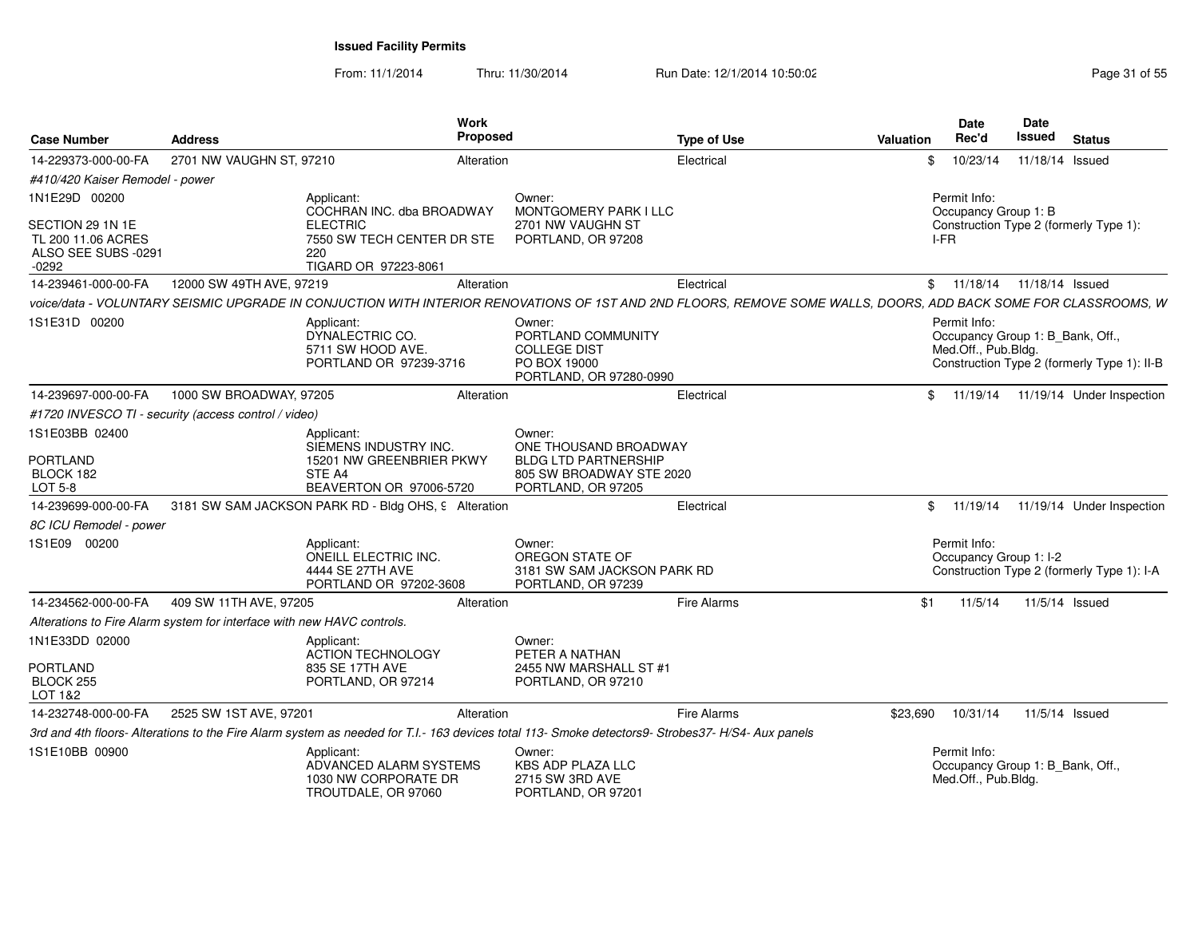## Issued Facility Permits

From: 11/1/2014 Thru: 11/30/2014 Run Date: 12/1/2014 10:50:02

| Case Number | Address | Work Proposed | Type of Use | Valuation | Date Rec'd | Date Issued | Status |
|---|---|---|---|---|---|---|---|
| 14-229373-000-00-FA | 2701 NW VAUGHN ST, 97210 | Alteration | Electrical | $ | 10/23/14 | 11/18/14 | Issued |

*#410/420 Kaiser Remodel - power*

1N1E29D 00200

SECTION 29 1N 1E
TL 200 11.06 ACRES
ALSO SEE SUBS -0291 -0292

Applicant:
COCHRAN INC. dba BROADWAY ELECTRIC
7550 SW TECH CENTER DR STE 220
TIGARD OR 97223-8061

Owner:
MONTGOMERY PARK I LLC
2701 NW VAUGHN ST
PORTLAND, OR 97208

Permit Info:
Occupancy Group 1: B
Construction Type 2 (formerly Type 1): I-FR

| Case Number | Address | Work Proposed | Type of Use | Valuation | Date Rec'd | Date Issued | Status |
|---|---|---|---|---|---|---|---|
| 14-239461-000-00-FA | 12000 SW 49TH AVE, 97219 | Alteration | Electrical | $ | 11/18/14 | 11/18/14 | Issued |

*voice/data - VOLUNTARY SEISMIC UPGRADE IN CONJUCTION WITH INTERIOR RENOVATIONS OF 1ST AND 2ND FLOORS, REMOVE SOME WALLS, DOORS, ADD BACK SOME FOR CLASSROOMS, W*

1S1E31D 00200

Applicant:
DYNALECTRIC CO.
5711 SW HOOD AVE.
PORTLAND OR 97239-3716

Owner:
PORTLAND COMMUNITY COLLEGE DIST
PO BOX 19000
PORTLAND, OR 97280-0990

Permit Info:
Occupancy Group 1: B_Bank, Off., Med.Off., Pub.Bldg.
Construction Type 2 (formerly Type 1): II-B

| Case Number | Address | Work Proposed | Type of Use | Valuation | Date Rec'd | Date Issued | Status |
|---|---|---|---|---|---|---|---|
| 14-239697-000-00-FA | 1000 SW BROADWAY, 97205 | Alteration | Electrical | $ | 11/19/14 | 11/19/14 | Under Inspection |

*#1720 INVESCO TI - security (access control / video)*

1S1E03BB 02400

PORTLAND
BLOCK 182
LOT 5-8

Applicant:
SIEMENS INDUSTRY INC.
15201 NW GREENBRIER PKWY STE A4
BEAVERTON OR 97006-5720

Owner:
ONE THOUSAND BROADWAY BLDG LTD PARTNERSHIP
805 SW BROADWAY STE 2020
PORTLAND, OR 97205

| Case Number | Address | Work Proposed | Type of Use | Valuation | Date Rec'd | Date Issued | Status |
|---|---|---|---|---|---|---|---|
| 14-239699-000-00-FA | 3181 SW SAM JACKSON PARK RD - Bldg OHS, 9 | Alteration | Electrical | $ | 11/19/14 | 11/19/14 | Under Inspection |

*8C ICU Remodel - power*

1S1E09 00200

Applicant:
ONEILL ELECTRIC INC.
4444 SE 27TH AVE
PORTLAND OR 97202-3608

Owner:
OREGON STATE OF
3181 SW SAM JACKSON PARK RD
PORTLAND, OR 97239

Permit Info:
Occupancy Group 1: I-2
Construction Type 2 (formerly Type 1): I-A

| Case Number | Address | Work Proposed | Type of Use | Valuation | Date Rec'd | Date Issued | Status |
|---|---|---|---|---|---|---|---|
| 14-234562-000-00-FA | 409 SW 11TH AVE, 97205 | Alteration | Fire Alarms | $1 | 11/5/14 | 11/5/14 | Issued |

*Alterations to Fire Alarm system for interface with new HAVC controls.*

1N1E33DD 02000

PORTLAND
BLOCK 255
LOT 1&2

Applicant:
ACTION TECHNOLOGY
835 SE 17TH AVE
PORTLAND, OR 97214

Owner:
PETER A NATHAN
2455 NW MARSHALL ST #1
PORTLAND, OR 97210

| Case Number | Address | Work Proposed | Type of Use | Valuation | Date Rec'd | Date Issued | Status |
|---|---|---|---|---|---|---|---|
| 14-232748-000-00-FA | 2525 SW 1ST AVE, 97201 | Alteration | Fire Alarms | $23,690 | 10/31/14 | 11/5/14 | Issued |

*3rd and 4th floors- Alterations to the Fire Alarm system as needed for T.I.- 163 devices total 113- Smoke detectors9- Strobes37- H/S4- Aux panels*

1S1E10BB 00900

Applicant:
ADVANCED ALARM SYSTEMS
1030 NW CORPORATE DR
TROUTDALE, OR 97060

Owner:
KBS ADP PLAZA LLC
2715 SW 3RD AVE
PORTLAND, OR 97201

Permit Info:
Occupancy Group 1: B_Bank, Off., Med.Off., Pub.Bldg.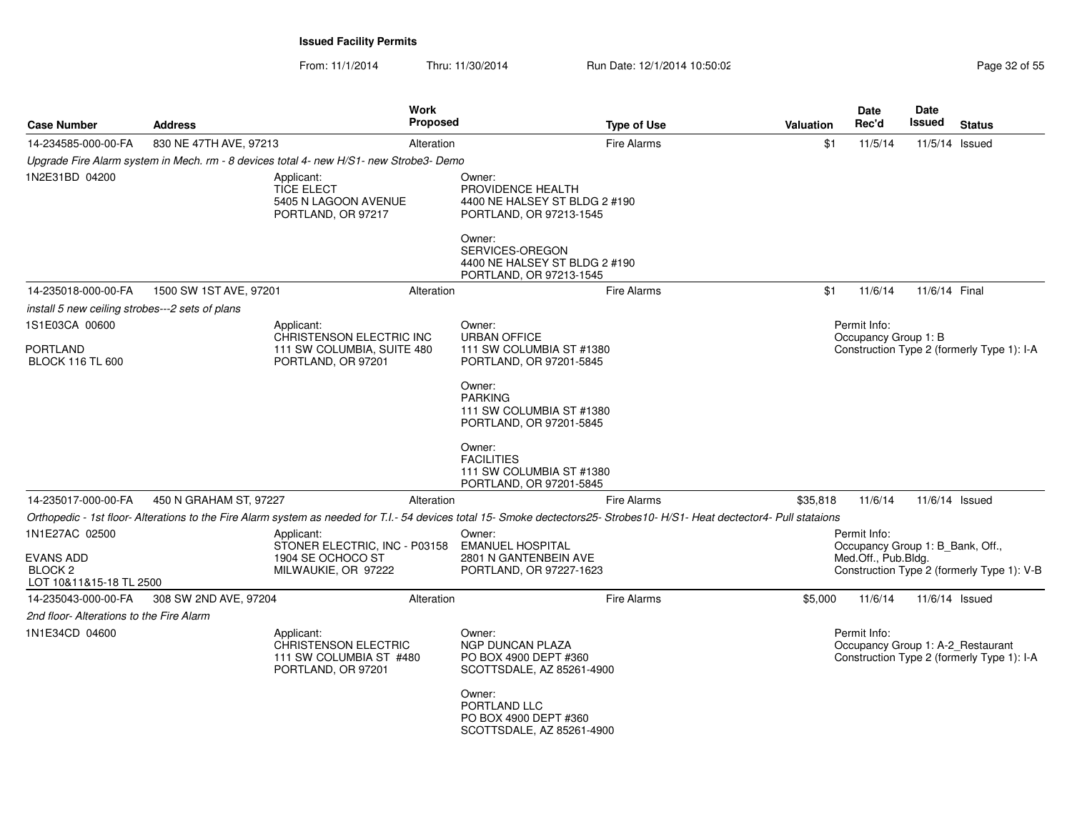**Issued Facility Permits**

From: 11/1/2014 Thru: 11/30/2014 Run Date: 12/1/2014 10:50:02

| Case Number | Address | Work Proposed | Type of Use | Valuation | Date Rec'd | Date Issued | Status |
|---|---|---|---|---|---|---|---|
| 14-234585-000-00-FA | 830 NE 47TH AVE, 97213 | Alteration | Fire Alarms | $1 | 11/5/14 | 11/5/14 | Issued |

*Upgrade Fire Alarm system in Mech. rm - 8 devices total 4- new H/S1- new Strobe3- Demo*

1N2E31BD 04200

Applicant:
TICE ELECT
5405 N LAGOON AVENUE
PORTLAND, OR 97217

Owner:
PROVIDENCE HEALTH
4400 NE HALSEY ST BLDG 2 #190
PORTLAND, OR 97213-1545

Owner:
SERVICES-OREGON
4400 NE HALSEY ST BLDG 2 #190
PORTLAND, OR 97213-1545

| Case Number | Address | Work Proposed | Type of Use | Valuation | Date Rec'd | Date Issued | Status |
|---|---|---|---|---|---|---|---|
| 14-235018-000-00-FA | 1500 SW 1ST AVE, 97201 | Alteration | Fire Alarms | $1 | 11/6/14 | 11/6/14 | Final |

*install 5 new ceiling strobes---2 sets of plans*

1S1E03CA 00600

PORTLAND
BLOCK 116 TL 600

Applicant:
CHRISTENSON ELECTRIC INC
111 SW COLUMBIA, SUITE 480
PORTLAND, OR 97201

Owner:
URBAN OFFICE
111 SW COLUMBIA ST #1380
PORTLAND, OR 97201-5845

Owner:
PARKING
111 SW COLUMBIA ST #1380
PORTLAND, OR 97201-5845

Owner:
FACILITIES
111 SW COLUMBIA ST #1380
PORTLAND, OR 97201-5845

Permit Info:
Occupancy Group 1: B
Construction Type 2 (formerly Type 1): I-A

| Case Number | Address | Work Proposed | Type of Use | Valuation | Date Rec'd | Date Issued | Status |
|---|---|---|---|---|---|---|---|
| 14-235017-000-00-FA | 450 N GRAHAM ST, 97227 | Alteration | Fire Alarms | $35,818 | 11/6/14 | 11/6/14 | Issued |

*Orthopedic - 1st floor- Alterations to the Fire Alarm system as needed for T.I.- 54 devices total 15- Smoke dectectors25- Strobes10- H/S1- Heat dectector4- Pull stataions*

1N1E27AC 02500

EVANS ADD
BLOCK 2
LOT 10&11&15-18 TL 2500

Applicant:
STONER ELECTRIC, INC - P03158
1904 SE OCHOCO ST
MILWAUKIE, OR 97222

Owner:
EMANUEL HOSPITAL
2801 N GANTENBEIN AVE
PORTLAND, OR 97227-1623

Permit Info:
Occupancy Group 1: B_Bank, Off., Med.Off., Pub.Bldg.
Construction Type 2 (formerly Type 1): V-B

| Case Number | Address | Work Proposed | Type of Use | Valuation | Date Rec'd | Date Issued | Status |
|---|---|---|---|---|---|---|---|
| 14-235043-000-00-FA | 308 SW 2ND AVE, 97204 | Alteration | Fire Alarms | $5,000 | 11/6/14 | 11/6/14 | Issued |

*2nd floor- Alterations to the Fire Alarm*

1N1E34CD 04600

Applicant:
CHRISTENSON ELECTRIC
111 SW COLUMBIA ST #480
PORTLAND, OR 97201

Owner:
NGP DUNCAN PLAZA
PO BOX 4900 DEPT #360
SCOTTSDALE, AZ 85261-4900

Owner:
PORTLAND LLC
PO BOX 4900 DEPT #360
SCOTTSDALE, AZ 85261-4900

Permit Info:
Occupancy Group 1: A-2_Restaurant
Construction Type 2 (formerly Type 1): I-A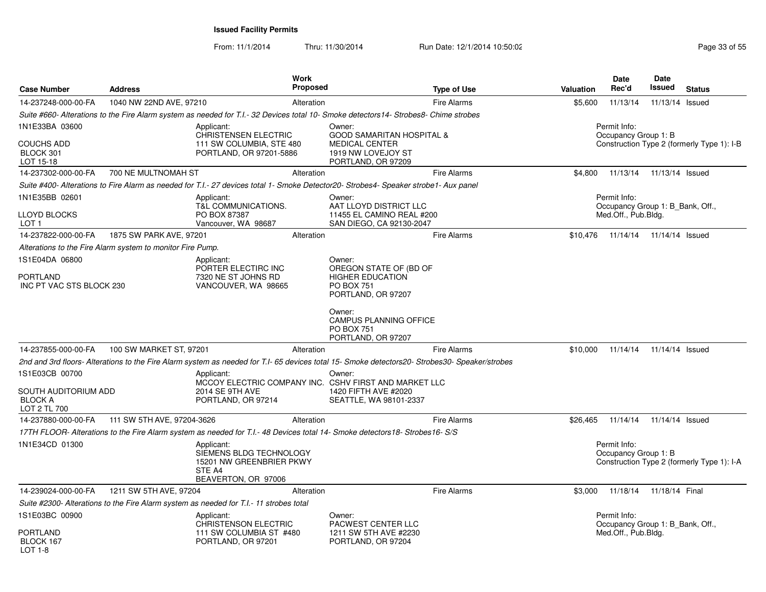**Issued Facility Permits**

From: 11/1/2014 Thru: 11/30/2014 Run Date: 12/1/2014 10:50:02

| Case Number | Address | Work Proposed | Type of Use | Valuation | Date Rec'd | Date Issued | Status |
|---|---|---|---|---|---|---|---|
| 14-237248-000-00-FA | 1040 NW 22ND AVE, 97210 | Alteration | Fire Alarms | $5,600 | 11/13/14 | 11/13/14 | Issued |

*Suite #660- Alterations to the Fire Alarm system as needed for T.I.- 32 Devices total 10- Smoke detectors14- Strobes8- Chime strobes*

1N1E33BA 03600
COUCHS ADD
BLOCK 301
LOT 15-18

Applicant: CHRISTENSEN ELECTRIC, 111 SW COLUMBIA, STE 480, PORTLAND, OR 97201-5886

Owner: GOOD SAMARITAN HOSPITAL & MEDICAL CENTER, 1919 NW LOVEJOY ST, PORTLAND, OR 97209

Permit Info: Occupancy Group 1: B; Construction Type 2 (formerly Type 1): I-B

| Case Number | Address | Work Proposed | Type of Use | Valuation | Date Rec'd | Date Issued | Status |
|---|---|---|---|---|---|---|---|
| 14-237302-000-00-FA | 700 NE MULTNOMAH ST | Alteration | Fire Alarms | $4,800 | 11/13/14 | 11/13/14 | Issued |

*Suite #400- Alterations to Fire Alarm as needed for T.I.- 27 devices total 1- Smoke Detector20- Strobes4- Speaker strobe1- Aux panel*

1N1E35BB 02601
LLOYD BLOCKS
LOT 1

Applicant: T&L COMMUNICATIONS., PO BOX 87387, Vancouver, WA 98687

Owner: AAT LLOYD DISTRICT LLC, 11455 EL CAMINO REAL #200, SAN DIEGO, CA 92130-2047

Permit Info: Occupancy Group 1: B_Bank, Off., Med.Off., Pub.Bldg.

| Case Number | Address | Work Proposed | Type of Use | Valuation | Date Rec'd | Date Issued | Status |
|---|---|---|---|---|---|---|---|
| 14-237822-000-00-FA | 1875 SW PARK AVE, 97201 | Alteration | Fire Alarms | $10,476 | 11/14/14 | 11/14/14 | Issued |

*Alterations to the Fire Alarm system to monitor Fire Pump.*

1S1E04DA 06800
PORTLAND
INC PT VAC STS BLOCK 230

Applicant: PORTER ELECTIRC INC, 7320 NE ST JOHNS RD, VANCOUVER, WA 98665

Owner: OREGON STATE OF (BD OF HIGHER EDUCATION, PO BOX 751, PORTLAND, OR 97207

Owner: CAMPUS PLANNING OFFICE, PO BOX 751, PORTLAND, OR 97207

| Case Number | Address | Work Proposed | Type of Use | Valuation | Date Rec'd | Date Issued | Status |
|---|---|---|---|---|---|---|---|
| 14-237855-000-00-FA | 100 SW MARKET ST, 97201 | Alteration | Fire Alarms | $10,000 | 11/14/14 | 11/14/14 | Issued |

*2nd and 3rd floors- Alterations to the Fire Alarm system as needed for T.I- 65 devices total 15- Smoke detectors20- Strobes30- Speaker/strobes*

1S1E03CB 00700
SOUTH AUDITORIUM ADD
BLOCK A
LOT 2 TL 700

Applicant: MCCOY ELECTRIC COMPANY INC., 2014 SE 9TH AVE, PORTLAND, OR 97214

Owner: CSHV FIRST AND MARKET LLC, 1420 FIFTH AVE #2020, SEATTLE, WA 98101-2337

| Case Number | Address | Work Proposed | Type of Use | Valuation | Date Rec'd | Date Issued | Status |
|---|---|---|---|---|---|---|---|
| 14-237880-000-00-FA | 111 SW 5TH AVE, 97204-3626 | Alteration | Fire Alarms | $26,465 | 11/14/14 | 11/14/14 | Issued |

*17TH FLOOR- Alterations to the Fire Alarm system as needed for T.I.- 48 Devices total 14- Smoke detectors18- Strobes16- S/S*

1N1E34CD 01300

Applicant: SIEMENS BLDG TECHNOLOGY, 15201 NW GREENBRIER PKWY, STE A4, BEAVERTON, OR 97006

Permit Info: Occupancy Group 1: B; Construction Type 2 (formerly Type 1): I-A

| Case Number | Address | Work Proposed | Type of Use | Valuation | Date Rec'd | Date Issued | Status |
|---|---|---|---|---|---|---|---|
| 14-239024-000-00-FA | 1211 SW 5TH AVE, 97204 | Alteration | Fire Alarms | $3,000 | 11/18/14 | 11/18/14 | Final |

*Suite #2300- Alterations to the Fire Alarm system as needed for T.I.- 11 strobes total*

1S1E03BC 00900
PORTLAND
BLOCK 167
LOT 1-8

Applicant: CHRISTENSON ELECTRIC, 111 SW COLUMBIA ST #480, PORTLAND, OR 97201

Owner: PACWEST CENTER LLC, 1211 SW 5TH AVE #2230, PORTLAND, OR 97204

Permit Info: Occupancy Group 1: B_Bank, Off., Med.Off., Pub.Bldg.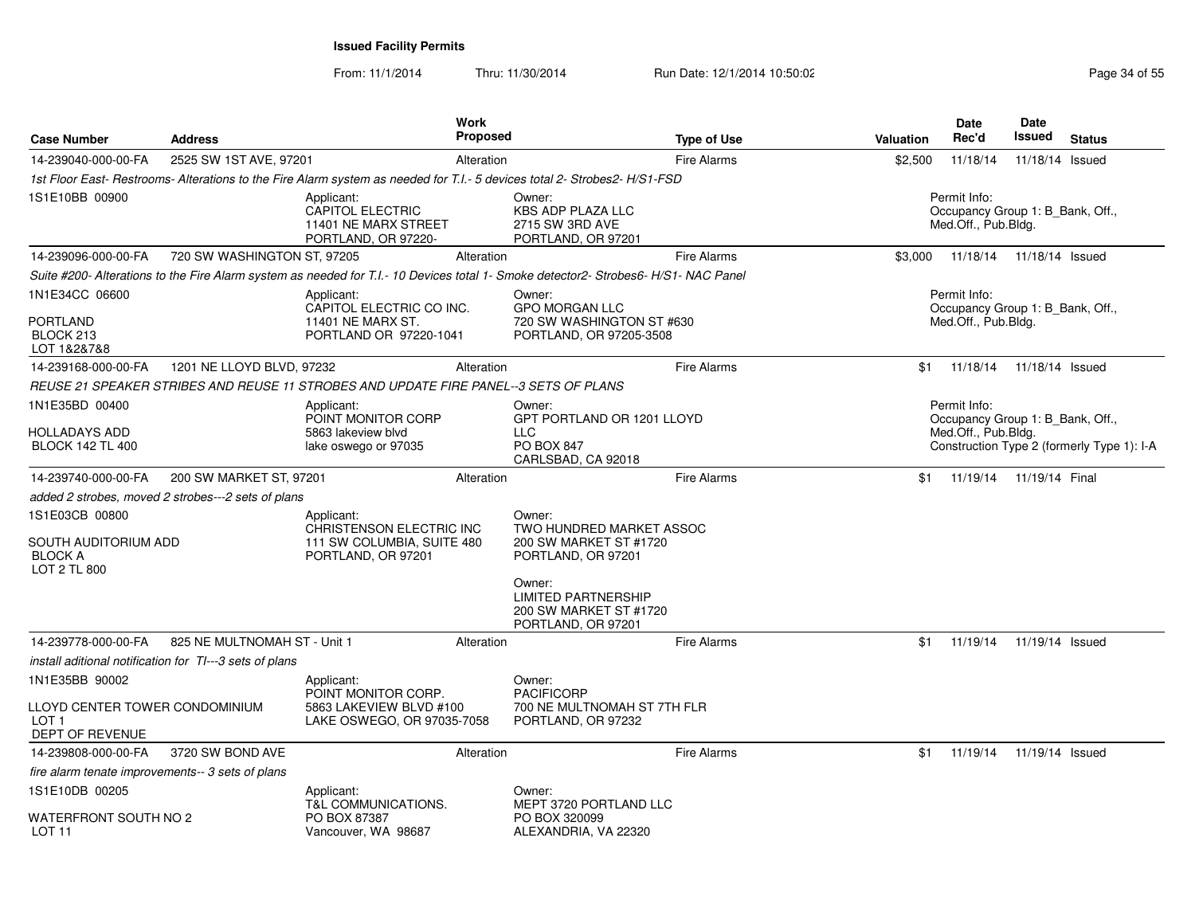## Issued Facility Permits

From: 11/1/2014 Thru: 11/30/2014 Run Date: 12/1/2014 10:50:02

| Case Number | Address | Work Proposed | Type of Use | Valuation | Date Rec'd | Date Issued | Status |
|---|---|---|---|---|---|---|---|
| 14-239040-000-00-FA | 2525 SW 1ST AVE, 97201 | Alteration | Fire Alarms | $2,500 | 11/18/14 | 11/18/14 | Issued |

*1st Floor East- Restrooms- Alterations to the Fire Alarm system as needed for T.I.- 5 devices total 2- Strobes2- H/S1-FSD*

1S1E10BB 00900

Applicant:
CAPITOL ELECTRIC
11401 NE MARX STREET
PORTLAND, OR 97220-

Owner:
KBS ADP PLAZA LLC
2715 SW 3RD AVE
PORTLAND, OR 97201

Permit Info:
Occupancy Group 1: B_Bank, Off., Med.Off., Pub.Bldg.

---

| Case Number | Address | Work Proposed | Type of Use | Valuation | Date Rec'd | Date Issued | Status |
|---|---|---|---|---|---|---|---|
| 14-239096-000-00-FA | 720 SW WASHINGTON ST, 97205 | Alteration | Fire Alarms | $3,000 | 11/18/14 | 11/18/14 | Issued |

*Suite #200- Alterations to the Fire Alarm system as needed for T.I.- 10 Devices total 1- Smoke detector2- Strobes6- H/S1- NAC Panel*

1N1E34CC 06600

PORTLAND
BLOCK 213
LOT 1&2&7&8

Applicant:
CAPITOL ELECTRIC CO INC.
11401 NE MARX ST.
PORTLAND OR 97220-1041

Owner:
GPO MORGAN LLC
720 SW WASHINGTON ST #630
PORTLAND, OR 97205-3508

Permit Info:
Occupancy Group 1: B_Bank, Off., Med.Off., Pub.Bldg.

---

| Case Number | Address | Work Proposed | Type of Use | Valuation | Date Rec'd | Date Issued | Status |
|---|---|---|---|---|---|---|---|
| 14-239168-000-00-FA | 1201 NE LLOYD BLVD, 97232 | Alteration | Fire Alarms | $1 | 11/18/14 | 11/18/14 | Issued |

*REUSE 21 SPEAKER STRIBES AND REUSE 11 STROBES AND UPDATE FIRE PANEL--3 SETS OF PLANS*

1N1E35BD 00400

HOLLADAYS ADD
BLOCK 142 TL 400

Applicant:
POINT MONITOR CORP
5863 lakeview blvd
lake oswego or 97035

Owner:
GPT PORTLAND OR 1201 LLOYD LLC
PO BOX 847
CARLSBAD, CA 92018

Permit Info:
Occupancy Group 1: B_Bank, Off., Med.Off., Pub.Bldg.
Construction Type 2 (formerly Type 1): I-A

---

| Case Number | Address | Work Proposed | Type of Use | Valuation | Date Rec'd | Date Issued | Status |
|---|---|---|---|---|---|---|---|
| 14-239740-000-00-FA | 200 SW MARKET ST, 97201 | Alteration | Fire Alarms | $1 | 11/19/14 | 11/19/14 | Final |

*added 2 strobes, moved 2 strobes---2 sets of plans*

1S1E03CB 00800

SOUTH AUDITORIUM ADD
BLOCK A
LOT 2 TL 800

Applicant:
CHRISTENSON ELECTRIC INC
111 SW COLUMBIA, SUITE 480
PORTLAND, OR 97201

Owner:
TWO HUNDRED MARKET ASSOC
200 SW MARKET ST #1720
PORTLAND, OR 97201

Owner:
LIMITED PARTNERSHIP
200 SW MARKET ST #1720
PORTLAND, OR 97201

---

| Case Number | Address | Work Proposed | Type of Use | Valuation | Date Rec'd | Date Issued | Status |
|---|---|---|---|---|---|---|---|
| 14-239778-000-00-FA | 825 NE MULTNOMAH ST - Unit 1 | Alteration | Fire Alarms | $1 | 11/19/14 | 11/19/14 | Issued |

*install aditional notification for TI---3 sets of plans*

1N1E35BB 90002

LLOYD CENTER TOWER CONDOMINIUM
LOT 1
DEPT OF REVENUE

Applicant:
POINT MONITOR CORP.
5863 LAKEVIEW BLVD #100
LAKE OSWEGO, OR 97035-7058

Owner:
PACIFICORP
700 NE MULTNOMAH ST 7TH FLR
PORTLAND, OR 97232

---

| Case Number | Address | Work Proposed | Type of Use | Valuation | Date Rec'd | Date Issued | Status |
|---|---|---|---|---|---|---|---|
| 14-239808-000-00-FA | 3720 SW BOND AVE | Alteration | Fire Alarms | $1 | 11/19/14 | 11/19/14 | Issued |

*fire alarm tenate improvements-- 3 sets of plans*

1S1E10DB 00205

WATERFRONT SOUTH NO 2
LOT 11

Applicant:
T&L COMMUNICATIONS.
PO BOX 87387
Vancouver, WA 98687

Owner:
MEPT 3720 PORTLAND LLC
PO BOX 320099
ALEXANDRIA, VA 22320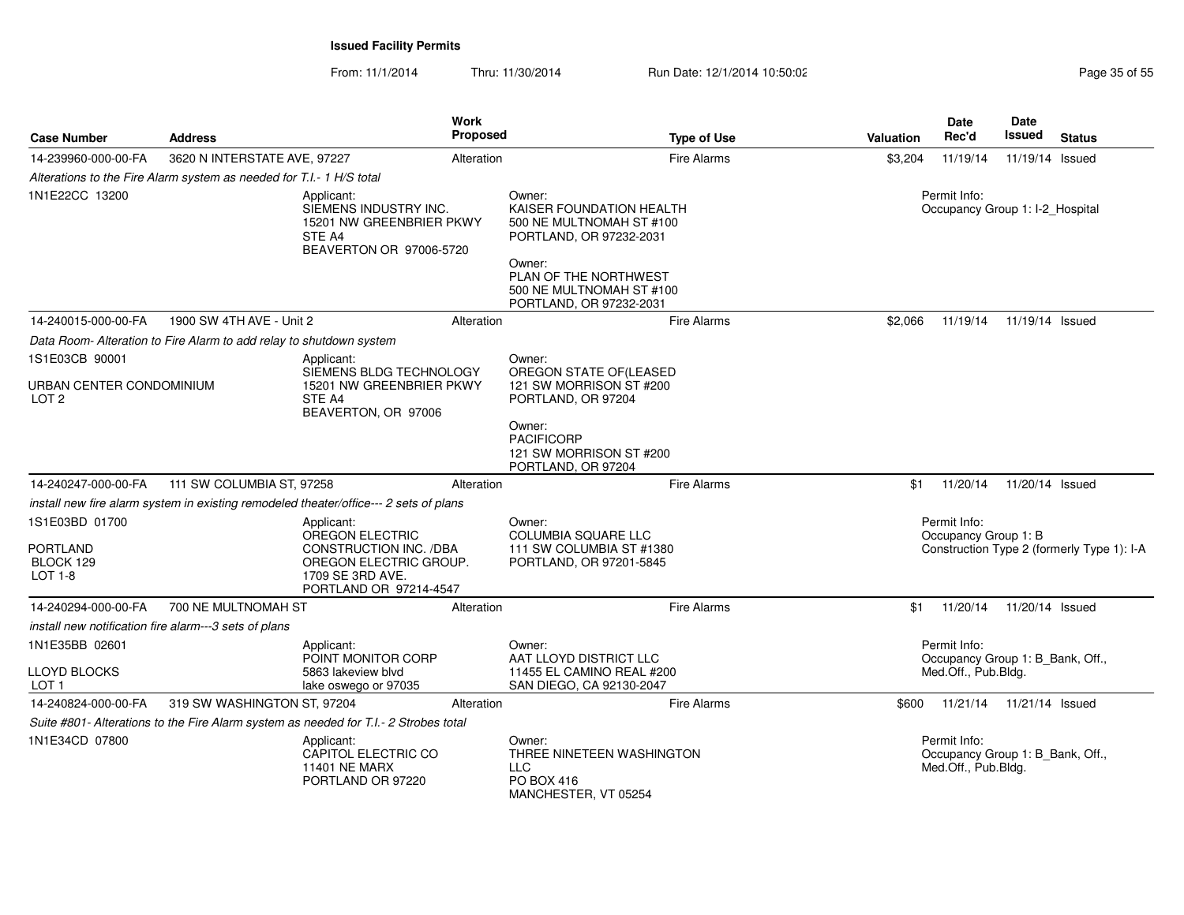**Issued Facility Permits**

From: 11/1/2014 Thru: 11/30/2014 Run Date: 12/1/2014 10:50:02

| Case Number | Address | Work Proposed | Type of Use | Valuation | Date Rec'd | Date Issued | Status |
|---|---|---|---|---|---|---|---|
| 14-239960-000-00-FA | 3620 N INTERSTATE AVE, 97227 | Alteration | Fire Alarms | $3,204 | 11/19/14 | 11/19/14 | Issued |

*Alterations to the Fire Alarm system as needed for T.I.- 1 H/S total*

1N1E22CC 13200

Applicant: SIEMENS INDUSTRY INC. 15201 NW GREENBRIER PKWY STE A4 BEAVERTON OR 97006-5720

Owner: KAISER FOUNDATION HEALTH 500 NE MULTNOMAH ST #100 PORTLAND, OR 97232-2031

Owner: PLAN OF THE NORTHWEST 500 NE MULTNOMAH ST #100 PORTLAND, OR 97232-2031

Permit Info: Occupancy Group 1: I-2_Hospital

| Case Number | Address | Work Proposed | Type of Use | Valuation | Date Rec'd | Date Issued | Status |
|---|---|---|---|---|---|---|---|
| 14-240015-000-00-FA | 1900 SW 4TH AVE - Unit 2 | Alteration | Fire Alarms | $2,066 | 11/19/14 | 11/19/14 | Issued |

*Data Room- Alteration to Fire Alarm to add relay to shutdown system*

1S1E03CB 90001

URBAN CENTER CONDOMINIUM LOT 2

Applicant: SIEMENS BLDG TECHNOLOGY 15201 NW GREENBRIER PKWY STE A4 BEAVERTON, OR 97006

Owner: OREGON STATE OF(LEASED 121 SW MORRISON ST #200 PORTLAND, OR 97204

Owner: PACIFICORP 121 SW MORRISON ST #200 PORTLAND, OR 97204

| Case Number | Address | Work Proposed | Type of Use | Valuation | Date Rec'd | Date Issued | Status |
|---|---|---|---|---|---|---|---|
| 14-240247-000-00-FA | 111 SW COLUMBIA ST, 97258 | Alteration | Fire Alarms | $1 | 11/20/14 | 11/20/14 | Issued |

*install new fire alarm system in existing remodeled theater/office--- 2 sets of plans*

1S1E03BD 01700

PORTLAND BLOCK 129 LOT 1-8

Applicant: OREGON ELECTRIC CONSTRUCTION INC. /DBA OREGON ELECTRIC GROUP. 1709 SE 3RD AVE. PORTLAND OR 97214-4547

Owner: COLUMBIA SQUARE LLC 111 SW COLUMBIA ST #1380 PORTLAND, OR 97201-5845

Permit Info: Occupancy Group 1: B Construction Type 2 (formerly Type 1): I-A

| Case Number | Address | Work Proposed | Type of Use | Valuation | Date Rec'd | Date Issued | Status |
|---|---|---|---|---|---|---|---|
| 14-240294-000-00-FA | 700 NE MULTNOMAH ST | Alteration | Fire Alarms | $1 | 11/20/14 | 11/20/14 | Issued |

*install new notification fire alarm---3 sets of plans*

1N1E35BB 02601

LLOYD BLOCKS LOT 1

Applicant: POINT MONITOR CORP 5863 lakeview blvd lake oswego or 97035

Owner: AAT LLOYD DISTRICT LLC 11455 EL CAMINO REAL #200 SAN DIEGO, CA 92130-2047

Permit Info: Occupancy Group 1: B_Bank, Off., Med.Off., Pub.Bldg.

| Case Number | Address | Work Proposed | Type of Use | Valuation | Date Rec'd | Date Issued | Status |
|---|---|---|---|---|---|---|---|
| 14-240824-000-00-FA | 319 SW WASHINGTON ST, 97204 | Alteration | Fire Alarms | $600 | 11/21/14 | 11/21/14 | Issued |

*Suite #801- Alterations to the Fire Alarm system as needed for T.I.- 2 Strobes total*

1N1E34CD 07800

Applicant: CAPITOL ELECTRIC CO 11401 NE MARX PORTLAND OR 97220

Owner: THREE NINETEEN WASHINGTON LLC PO BOX 416 MANCHESTER, VT 05254

Permit Info: Occupancy Group 1: B_Bank, Off., Med.Off., Pub.Bldg.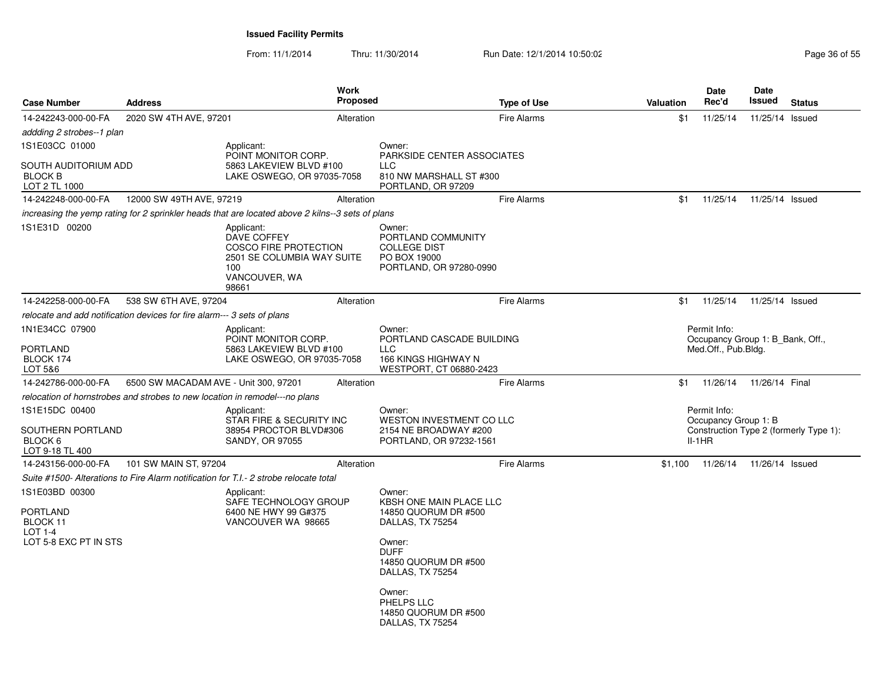# Issued Facility Permits

From: 11/1/2014 Thru: 11/30/2014 Run Date: 12/1/2014 10:50:02

| Case Number | Address | Work Proposed | Type of Use | Valuation | Date Rec'd | Date Issued | Status |
|---|---|---|---|---|---|---|---|
| 14-242243-000-00-FA | 2020 SW 4TH AVE, 97201 | Alteration | Fire Alarms | $1 | 11/25/14 | 11/25/14 | Issued |

*addding 2 strobes--1 plan*

1S1E03CC 01000

SOUTH AUDITORIUM ADD
BLOCK B
LOT 2 TL 1000

Applicant:
POINT MONITOR CORP.
5863 LAKEVIEW BLVD #100
LAKE OSWEGO, OR 97035-7058

Owner:
PARKSIDE CENTER ASSOCIATES LLC
810 NW MARSHALL ST #300
PORTLAND, OR 97209

| Case Number | Address | Work Proposed | Type of Use | Valuation | Date Rec'd | Date Issued | Status |
|---|---|---|---|---|---|---|---|
| 14-242248-000-00-FA | 12000 SW 49TH AVE, 97219 | Alteration | Fire Alarms | $1 | 11/25/14 | 11/25/14 | Issued |

*increasing the yemp rating for 2 sprinkler heads that are located above 2 kilns--3 sets of plans*

1S1E31D 00200

Applicant:
DAVE COFFEY
COSCO FIRE PROTECTION
2501 SE COLUMBIA WAY SUITE 100
VANCOUVER, WA 98661

Owner:
PORTLAND COMMUNITY COLLEGE DIST
PO BOX 19000
PORTLAND, OR 97280-0990

| Case Number | Address | Work Proposed | Type of Use | Valuation | Date Rec'd | Date Issued | Status |
|---|---|---|---|---|---|---|---|
| 14-242258-000-00-FA | 538 SW 6TH AVE, 97204 | Alteration | Fire Alarms | $1 | 11/25/14 | 11/25/14 | Issued |

*relocate and add notification devices for fire alarm--- 3 sets of plans*

1N1E34CC 07900

PORTLAND
BLOCK 174
LOT 5&6

Applicant:
POINT MONITOR CORP.
5863 LAKEVIEW BLVD #100
LAKE OSWEGO, OR 97035-7058

Owner:
PORTLAND CASCADE BUILDING LLC
166 KINGS HIGHWAY N
WESTPORT, CT 06880-2423

Permit Info:
Occupancy Group 1: B_Bank, Off., Med.Off., Pub.Bldg.

| Case Number | Address | Work Proposed | Type of Use | Valuation | Date Rec'd | Date Issued | Status |
|---|---|---|---|---|---|---|---|
| 14-242786-000-00-FA | 6500 SW MACADAM AVE - Unit 300, 97201 | Alteration | Fire Alarms | $1 | 11/26/14 | 11/26/14 | Final |

*relocation of hornstrobes and strobes to new location in remodel---no plans*

1S1E15DC 00400

SOUTHERN PORTLAND
BLOCK 6
LOT 9-18 TL 400

Applicant:
STAR FIRE & SECURITY INC
38954 PROCTOR BLVD#306
SANDY, OR 97055

Owner:
WESTON INVESTMENT CO LLC
2154 NE BROADWAY #200
PORTLAND, OR 97232-1561

Permit Info:
Occupancy Group 1: B
Construction Type 2 (formerly Type 1): II-1HR

| Case Number | Address | Work Proposed | Type of Use | Valuation | Date Rec'd | Date Issued | Status |
|---|---|---|---|---|---|---|---|
| 14-243156-000-00-FA | 101 SW MAIN ST, 97204 | Alteration | Fire Alarms | $1,100 | 11/26/14 | 11/26/14 | Issued |

*Suite #1500- Alterations to Fire Alarm notification for T.I.- 2 strobe relocate total*

1S1E03BD 00300

PORTLAND
BLOCK 11
LOT 1-4
LOT 5-8 EXC PT IN STS

Applicant:
SAFE TECHNOLOGY GROUP
6400 NE HWY 99 G#375
VANCOUVER WA 98665

Owner:
KBSH ONE MAIN PLACE LLC
14850 QUORUM DR #500
DALLAS, TX 75254

Owner:
DUFF
14850 QUORUM DR #500
DALLAS, TX 75254

Owner:
PHELPS LLC
14850 QUORUM DR #500
DALLAS, TX 75254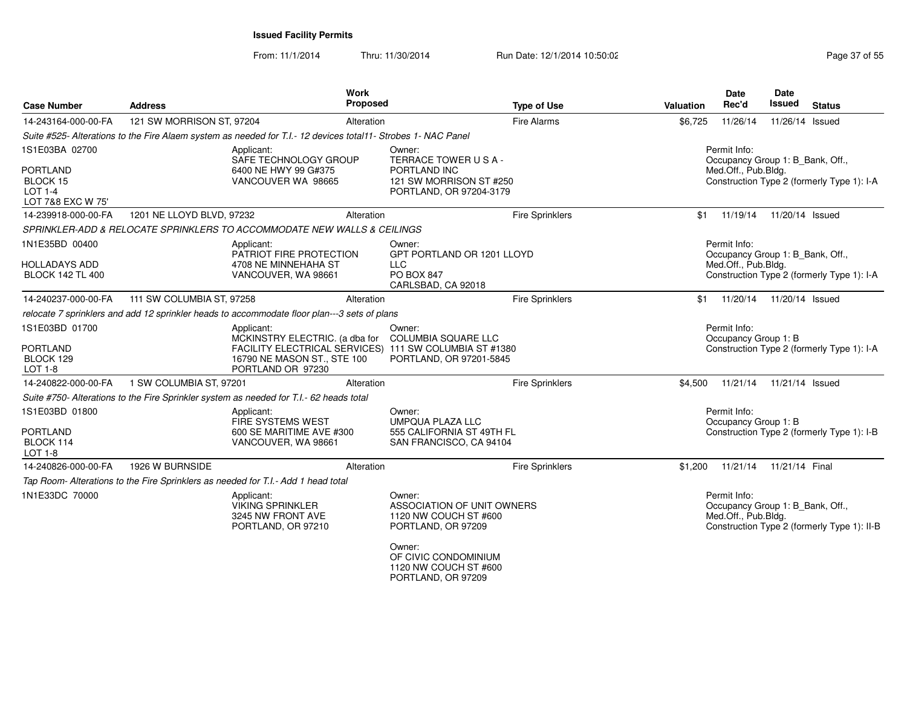## Issued Facility Permits

From: 11/1/2014 Thru: 11/30/2014 Run Date: 12/1/2014 10:50:02

| Case Number | Address | Work Proposed | Type of Use | Valuation | Date Rec'd | Date Issued | Status |
|---|---|---|---|---|---|---|---|
| 14-243164-000-00-FA | 121 SW MORRISON ST, 97204 | Alteration | Fire Alarms | $6,725 | 11/26/14 | 11/26/14 | Issued |

*Suite #525- Alterations to the Fire Alaem system as needed for T.I.- 12 devices total11- Strobes 1- NAC Panel*

1S1E03BA 02700
PORTLAND
BLOCK 15
LOT 1-4
LOT 7&8 EXC W 75'

Applicant:
SAFE TECHNOLOGY GROUP
6400 NE HWY 99 G#375
VANCOUVER WA 98665

Owner:
TERRACE TOWER U S A -
PORTLAND INC
121 SW MORRISON ST #250
PORTLAND, OR 97204-3179

Permit Info:
Occupancy Group 1: B_Bank, Off., Med.Off., Pub.Bldg.
Construction Type 2 (formerly Type 1): I-A

| Case Number | Address | Work Proposed | Type of Use | Valuation | Date Rec'd | Date Issued | Status |
|---|---|---|---|---|---|---|---|
| 14-239918-000-00-FA | 1201 NE LLOYD BLVD, 97232 | Alteration | Fire Sprinklers | $1 | 11/19/14 | 11/20/14 | Issued |

*SPRINKLER-ADD & RELOCATE SPRINKLERS TO ACCOMMODATE NEW WALLS & CEILINGS*

1N1E35BD 00400
HOLLADAYS ADD
BLOCK 142 TL 400

Applicant:
PATRIOT FIRE PROTECTION
4708 NE MINNEHAHA ST
VANCOUVER, WA 98661

Owner:
GPT PORTLAND OR 1201 LLOYD
LLC
PO BOX 847
CARLSBAD, CA 92018

Permit Info:
Occupancy Group 1: B_Bank, Off., Med.Off., Pub.Bldg.
Construction Type 2 (formerly Type 1): I-A

| Case Number | Address | Work Proposed | Type of Use | Valuation | Date Rec'd | Date Issued | Status |
|---|---|---|---|---|---|---|---|
| 14-240237-000-00-FA | 111 SW COLUMBIA ST, 97258 | Alteration | Fire Sprinklers | $1 | 11/20/14 | 11/20/14 | Issued |

*relocate 7 sprinklers and add 12 sprinkler heads to accommodate floor plan---3 sets of plans*

1S1E03BD 01700
PORTLAND
BLOCK 129
LOT 1-8

Applicant:
MCKINSTRY ELECTRIC. (a dba for FACILITY ELECTRICAL SERVICES)
16790 NE MASON ST., STE 100
PORTLAND OR 97230

Owner:
COLUMBIA SQUARE LLC
111 SW COLUMBIA ST #1380
PORTLAND, OR 97201-5845

Permit Info:
Occupancy Group 1: B
Construction Type 2 (formerly Type 1): I-A

| Case Number | Address | Work Proposed | Type of Use | Valuation | Date Rec'd | Date Issued | Status |
|---|---|---|---|---|---|---|---|
| 14-240822-000-00-FA | 1 SW COLUMBIA ST, 97201 | Alteration | Fire Sprinklers | $4,500 | 11/21/14 | 11/21/14 | Issued |

*Suite #750- Alterations to the Fire Sprinkler system as needed for T.I.- 62 heads total*

1S1E03BD 01800
PORTLAND
BLOCK 114
LOT 1-8

Applicant:
FIRE SYSTEMS WEST
600 SE MARITIME AVE #300
VANCOUVER, WA 98661

Owner:
UMPQUA PLAZA LLC
555 CALIFORNIA ST 49TH FL
SAN FRANCISCO, CA 94104

Permit Info:
Occupancy Group 1: B
Construction Type 2 (formerly Type 1): I-B

| Case Number | Address | Work Proposed | Type of Use | Valuation | Date Rec'd | Date Issued | Status |
|---|---|---|---|---|---|---|---|
| 14-240826-000-00-FA | 1926 W BURNSIDE | Alteration | Fire Sprinklers | $1,200 | 11/21/14 | 11/21/14 | Final |

*Tap Room- Alterations to the Fire Sprinklers as needed for T.I.- Add 1 head total*

1N1E33DC 70000

Applicant:
VIKING SPRINKLER
3245 NW FRONT AVE
PORTLAND, OR 97210

Owner:
ASSOCIATION OF UNIT OWNERS
1120 NW COUCH ST #600
PORTLAND, OR 97209

Owner:
OF CIVIC CONDOMINIUM
1120 NW COUCH ST #600
PORTLAND, OR 97209

Permit Info:
Occupancy Group 1: B_Bank, Off., Med.Off., Pub.Bldg.
Construction Type 2 (formerly Type 1): II-B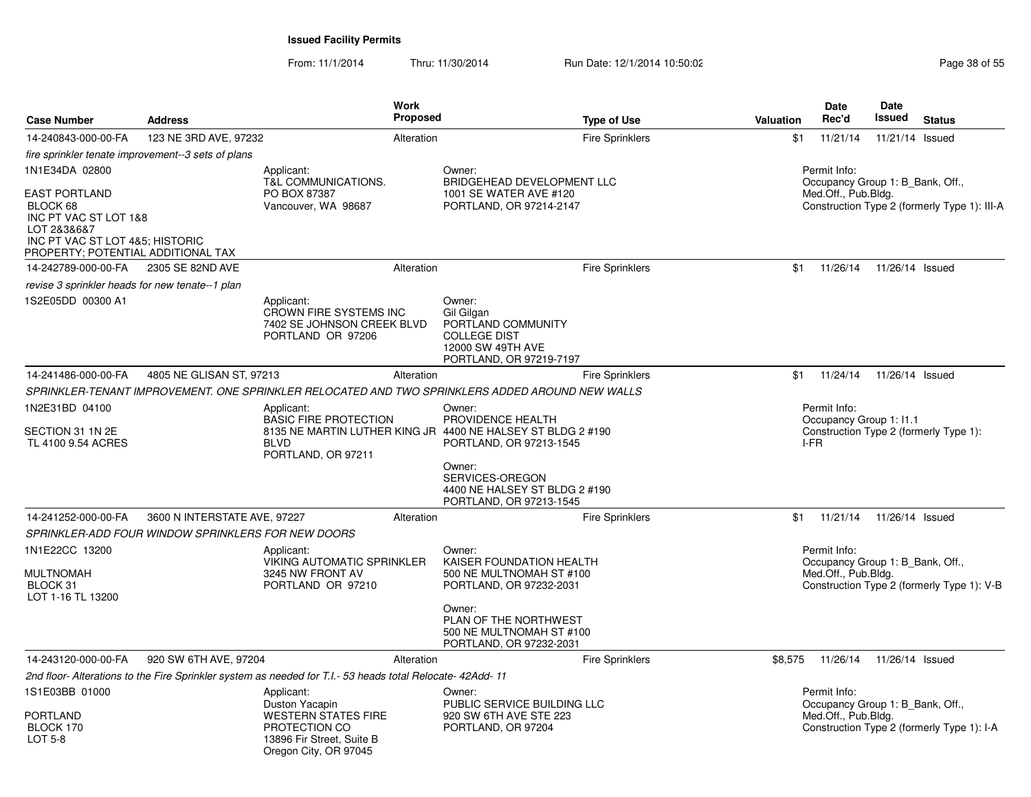**Issued Facility Permits**

From: 11/1/2014 Thru: 11/30/2014 Run Date: 12/1/2014 10:50:02

| Case Number | Address | Work Proposed | Type of Use | Valuation | Date Rec'd | Date Issued | Status |
|---|---|---|---|---|---|---|---|
| 14-240843-000-00-FA | 123 NE 3RD AVE, 97232 | Alteration | Fire Sprinklers | $1 | 11/21/14 | 11/21/14 | Issued |

*fire sprinkler tenate improvement--3 sets of plans*

1N1E34DA 02800

EAST PORTLAND
BLOCK 68
INC PT VAC ST LOT 1&8
LOT 2&3&6&7
INC PT VAC ST LOT 4&5; HISTORIC PROPERTY; POTENTIAL ADDITIONAL TAX

Applicant:
T&L COMMUNICATIONS.
PO BOX 87387
Vancouver, WA 98687

Owner:
BRIDGEHEAD DEVELOPMENT LLC
1001 SE WATER AVE #120
PORTLAND, OR 97214-2147

Permit Info:
Occupancy Group 1: B_Bank, Off., Med.Off., Pub.Bldg.
Construction Type 2 (formerly Type 1): III-A

| Case Number | Address | Work Proposed | Type of Use | Valuation | Date Rec'd | Date Issued | Status |
|---|---|---|---|---|---|---|---|
| 14-242789-000-00-FA | 2305 SE 82ND AVE | Alteration | Fire Sprinklers | $1 | 11/26/14 | 11/26/14 | Issued |

*revise 3 sprinkler heads for new tenate--1 plan*

1S2E05DD 00300 A1

Applicant:
CROWN FIRE SYSTEMS INC
7402 SE JOHNSON CREEK BLVD
PORTLAND OR 97206

Owner:
Gil Gilgan
PORTLAND COMMUNITY COLLEGE DIST
12000 SW 49TH AVE
PORTLAND, OR 97219-7197

| Case Number | Address | Work Proposed | Type of Use | Valuation | Date Rec'd | Date Issued | Status |
|---|---|---|---|---|---|---|---|
| 14-241486-000-00-FA | 4805 NE GLISAN ST, 97213 | Alteration | Fire Sprinklers | $1 | 11/24/14 | 11/26/14 | Issued |

*SPRINKLER-TENANT IMPROVEMENT. ONE SPRINKLER RELOCATED AND TWO SPRINKLERS ADDED AROUND NEW WALLS*

1N2E31BD 04100

SECTION 31 1N 2E
TL 4100 9.54 ACRES

Applicant:
BASIC FIRE PROTECTION
8135 NE MARTIN LUTHER KING JR BLVD
PORTLAND, OR 97211

Owner:
PROVIDENCE HEALTH
4400 NE HALSEY ST BLDG 2 #190
PORTLAND, OR 97213-1545

Owner:
SERVICES-OREGON
4400 NE HALSEY ST BLDG 2 #190
PORTLAND, OR 97213-1545

Permit Info:
Occupancy Group 1: I1.1
Construction Type 2 (formerly Type 1): I-FR

| Case Number | Address | Work Proposed | Type of Use | Valuation | Date Rec'd | Date Issued | Status |
|---|---|---|---|---|---|---|---|
| 14-241252-000-00-FA | 3600 N INTERSTATE AVE, 97227 | Alteration | Fire Sprinklers | $1 | 11/21/14 | 11/26/14 | Issued |

*SPRINKLER-ADD FOUR WINDOW SPRINKLERS FOR NEW DOORS*

1N1E22CC 13200

MULTNOMAH
BLOCK 31
LOT 1-16 TL 13200

Applicant:
VIKING AUTOMATIC SPRINKLER
3245 NW FRONT AV
PORTLAND OR 97210

Owner:
KAISER FOUNDATION HEALTH
500 NE MULTNOMAH ST #100
PORTLAND, OR 97232-2031

Owner:
PLAN OF THE NORTHWEST
500 NE MULTNOMAH ST #100
PORTLAND, OR 97232-2031

Permit Info:
Occupancy Group 1: B_Bank, Off., Med.Off., Pub.Bldg.
Construction Type 2 (formerly Type 1): V-B

| Case Number | Address | Work Proposed | Type of Use | Valuation | Date Rec'd | Date Issued | Status |
|---|---|---|---|---|---|---|---|
| 14-243120-000-00-FA | 920 SW 6TH AVE, 97204 | Alteration | Fire Sprinklers | $8,575 | 11/26/14 | 11/26/14 | Issued |

*2nd floor- Alterations to the Fire Sprinkler system as needed for T.I.- 53 heads total Relocate- 42Add- 11*

1S1E03BB 01000

PORTLAND
BLOCK 170
LOT 5-8

Applicant:
Duston Yacapin
WESTERN STATES FIRE PROTECTION CO
13896 Fir Street, Suite B
Oregon City, OR 97045

Owner:
PUBLIC SERVICE BUILDING LLC
920 SW 6TH AVE STE 223
PORTLAND, OR 97204

Permit Info:
Occupancy Group 1: B_Bank, Off., Med.Off., Pub.Bldg.
Construction Type 2 (formerly Type 1): I-A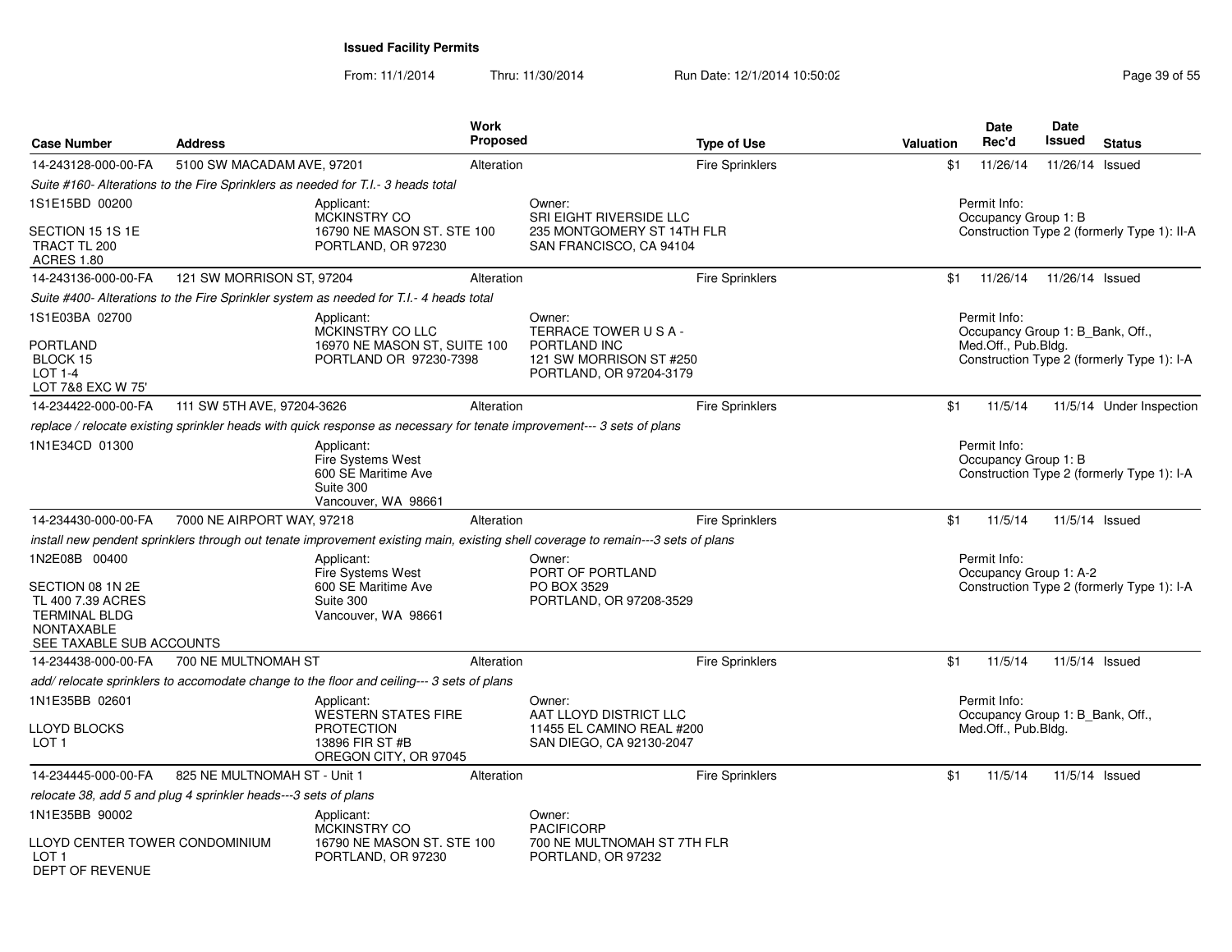## Issued Facility Permits

From: 11/1/2014 Thru: 11/30/2014 Run Date: 12/1/2014 10:50:02

| Case Number | Address | Work Proposed | Type of Use | Valuation | Date Rec'd | Date Issued | Status |
|---|---|---|---|---|---|---|---|
| 14-243128-000-00-FA | 5100 SW MACADAM AVE, 97201 | Alteration | Fire Sprinklers | $1 | 11/26/14 | 11/26/14 | Issued |

*Suite #160- Alterations to the Fire Sprinklers as needed for T.I.- 3 heads total*

1S1E15BD 00200
SECTION 15 1S 1E
TRACT TL 200
ACRES 1.80

Applicant:
MCKINSTRY CO
16790 NE MASON ST. STE 100
PORTLAND, OR 97230

Owner:
SRI EIGHT RIVERSIDE LLC
235 MONTGOMERY ST 14TH FLR
SAN FRANCISCO, CA 94104

Permit Info:
Occupancy Group 1: B
Construction Type 2 (formerly Type 1): II-A

| Case Number | Address | Work Proposed | Type of Use | Valuation | Date Rec'd | Date Issued | Status |
|---|---|---|---|---|---|---|---|
| 14-243136-000-00-FA | 121 SW MORRISON ST, 97204 | Alteration | Fire Sprinklers | $1 | 11/26/14 | 11/26/14 | Issued |

*Suite #400- Alterations to the Fire Sprinkler system as needed for T.I.- 4 heads total*

1S1E03BA 02700
PORTLAND
BLOCK 15
LOT 1-4
LOT 7&8 EXC W 75'

Applicant:
MCKINSTRY CO LLC
16970 NE MASON ST, SUITE 100
PORTLAND OR 97230-7398

Owner:
TERRACE TOWER U S A -
PORTLAND INC
121 SW MORRISON ST #250
PORTLAND, OR 97204-3179

Permit Info:
Occupancy Group 1: B_Bank, Off., Med.Off., Pub.Bldg.
Construction Type 2 (formerly Type 1): I-A

| Case Number | Address | Work Proposed | Type of Use | Valuation | Date Rec'd | Date Issued | Status |
|---|---|---|---|---|---|---|---|
| 14-234422-000-00-FA | 111 SW 5TH AVE, 97204-3626 | Alteration | Fire Sprinklers | $1 | 11/5/14 | 11/5/14 | Under Inspection |

*replace / relocate existing sprinkler heads with quick response as necessary for tenate improvement--- 3 sets of plans*

1N1E34CD 01300

Applicant:
Fire Systems West
600 SE Maritime Ave
Suite 300
Vancouver, WA 98661

Permit Info:
Occupancy Group 1: B
Construction Type 2 (formerly Type 1): I-A

| Case Number | Address | Work Proposed | Type of Use | Valuation | Date Rec'd | Date Issued | Status |
|---|---|---|---|---|---|---|---|
| 14-234430-000-00-FA | 7000 NE AIRPORT WAY, 97218 | Alteration | Fire Sprinklers | $1 | 11/5/14 | 11/5/14 | Issued |

*install new pendent sprinklers through out tenate improvement existing main, existing shell coverage to remain---3 sets of plans*

1N2E08B 00400
SECTION 08 1N 2E
TL 400 7.39 ACRES
TERMINAL BLDG
NONTAXABLE
SEE TAXABLE SUB ACCOUNTS

Applicant:
Fire Systems West
600 SE Maritime Ave
Suite 300
Vancouver, WA 98661

Owner:
PORT OF PORTLAND
PO BOX 3529
PORTLAND, OR 97208-3529

Permit Info:
Occupancy Group 1: A-2
Construction Type 2 (formerly Type 1): I-A

| Case Number | Address | Work Proposed | Type of Use | Valuation | Date Rec'd | Date Issued | Status |
|---|---|---|---|---|---|---|---|
| 14-234438-000-00-FA | 700 NE MULTNOMAH ST | Alteration | Fire Sprinklers | $1 | 11/5/14 | 11/5/14 | Issued |

*add/ relocate sprinklers to accomodate change to the floor and ceiling--- 3 sets of plans*

1N1E35BB 02601
LLOYD BLOCKS
LOT 1

Applicant:
WESTERN STATES FIRE
PROTECTION
13896 FIR ST #B
OREGON CITY, OR 97045

Owner:
AAT LLOYD DISTRICT LLC
11455 EL CAMINO REAL #200
SAN DIEGO, CA 92130-2047

Permit Info:
Occupancy Group 1: B_Bank, Off., Med.Off., Pub.Bldg.

| Case Number | Address | Work Proposed | Type of Use | Valuation | Date Rec'd | Date Issued | Status |
|---|---|---|---|---|---|---|---|
| 14-234445-000-00-FA | 825 NE MULTNOMAH ST - Unit 1 | Alteration | Fire Sprinklers | $1 | 11/5/14 | 11/5/14 | Issued |

*relocate 38, add 5 and plug 4 sprinkler heads---3 sets of plans*

1N1E35BB 90002
LLOYD CENTER TOWER CONDOMINIUM
LOT 1
DEPT OF REVENUE

Applicant:
MCKINSTRY CO
16790 NE MASON ST. STE 100
PORTLAND, OR 97230

Owner:
PACIFICORP
700 NE MULTNOMAH ST 7TH FLR
PORTLAND, OR 97232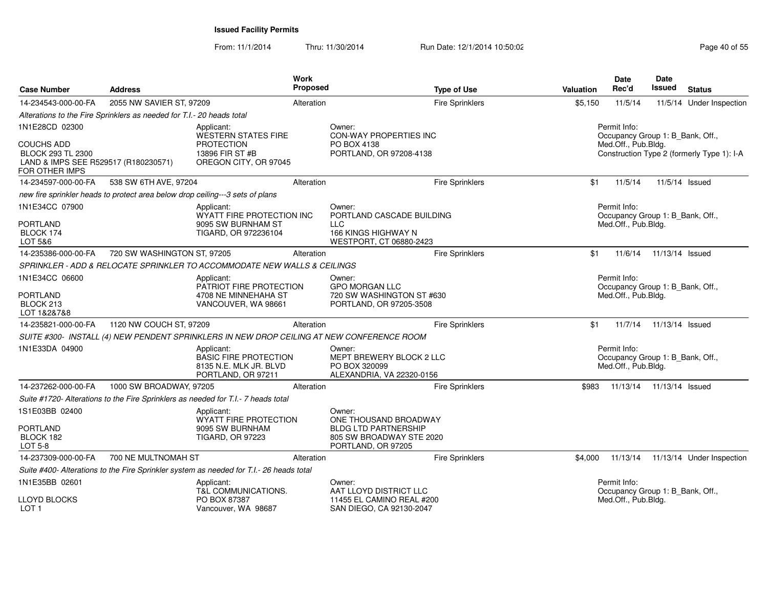**Issued Facility Permits**

From: 11/1/2014 Thru: 11/30/2014 Run Date: 12/1/2014 10:50:02

| Case Number | Address | Work Proposed | Type of Use | Valuation | Date Rec'd | Date Issued | Status |
|---|---|---|---|---|---|---|---|
| 14-234543-000-00-FA | 2055 NW SAVIER ST, 97209 | Alteration | Fire Sprinklers | $5,150 | 11/5/14 | 11/5/14 | Under Inspection |

*Alterations to the Fire Sprinklers as needed for T.I.- 20 heads total*

1N1E28CD 02300
COUCHS ADD
BLOCK 293 TL 2300
LAND & IMPS SEE R529517 (R180230571) FOR OTHER IMPS

Applicant: WESTERN STATES FIRE PROTECTION, 13896 FIR ST #B, OREGON CITY, OR 97045

Owner: CON-WAY PROPERTIES INC, PO BOX 4138, PORTLAND, OR 97208-4138

Permit Info: Occupancy Group 1: B_Bank, Off., Med.Off., Pub.Bldg. Construction Type 2 (formerly Type 1): I-A

| Case Number | Address | Work Proposed | Type of Use | Valuation | Date Rec'd | Date Issued | Status |
|---|---|---|---|---|---|---|---|
| 14-234597-000-00-FA | 538 SW 6TH AVE, 97204 | Alteration | Fire Sprinklers | $1 | 11/5/14 | 11/5/14 | Issued |

*new fire sprinkler heads to protect area below drop ceiling---3 sets of plans*

1N1E34CC 07900
PORTLAND
BLOCK 174
LOT 5&6

Applicant: WYATT FIRE PROTECTION INC, 9095 SW BURNHAM ST, TIGARD, OR 972236104

Owner: PORTLAND CASCADE BUILDING LLC, 166 KINGS HIGHWAY N, WESTPORT, CT 06880-2423

Permit Info: Occupancy Group 1: B_Bank, Off., Med.Off., Pub.Bldg.

| Case Number | Address | Work Proposed | Type of Use | Valuation | Date Rec'd | Date Issued | Status |
|---|---|---|---|---|---|---|---|
| 14-235386-000-00-FA | 720 SW WASHINGTON ST, 97205 | Alteration | Fire Sprinklers | $1 | 11/6/14 | 11/13/14 | Issued |

*SPRINKLER - ADD & RELOCATE SPRINKLER TO ACCOMMODATE NEW WALLS & CEILINGS*

1N1E34CC 06600
PORTLAND
BLOCK 213
LOT 1&2&7&8

Applicant: PATRIOT FIRE PROTECTION, 4708 NE MINNEHAHA ST, VANCOUVER, WA 98661

Owner: GPO MORGAN LLC, 720 SW WASHINGTON ST #630, PORTLAND, OR 97205-3508

Permit Info: Occupancy Group 1: B_Bank, Off., Med.Off., Pub.Bldg.

| Case Number | Address | Work Proposed | Type of Use | Valuation | Date Rec'd | Date Issued | Status |
|---|---|---|---|---|---|---|---|
| 14-235821-000-00-FA | 1120 NW COUCH ST, 97209 | Alteration | Fire Sprinklers | $1 | 11/7/14 | 11/13/14 | Issued |

*SUITE #300- INSTALL (4) NEW PENDENT SPRINKLERS IN NEW DROP CEILING AT NEW CONFERENCE ROOM*

1N1E33DA 04900

Applicant: BASIC FIRE PROTECTION, 8135 N.E. MLK JR. BLVD, PORTLAND, OR 97211

Owner: MEPT BREWERY BLOCK 2 LLC, PO BOX 320099, ALEXANDRIA, VA 22320-0156

Permit Info: Occupancy Group 1: B_Bank, Off., Med.Off., Pub.Bldg.

| Case Number | Address | Work Proposed | Type of Use | Valuation | Date Rec'd | Date Issued | Status |
|---|---|---|---|---|---|---|---|
| 14-237262-000-00-FA | 1000 SW BROADWAY, 97205 | Alteration | Fire Sprinklers | $983 | 11/13/14 | 11/13/14 | Issued |

*Suite #1720- Alterations to the Fire Sprinklers as needed for T.I.- 7 heads total*

1S1E03BB 02400
PORTLAND
BLOCK 182
LOT 5-8

Applicant: WYATT FIRE PROTECTION, 9095 SW BURNHAM, TIGARD, OR 97223

Owner: ONE THOUSAND BROADWAY BLDG LTD PARTNERSHIP, 805 SW BROADWAY STE 2020, PORTLAND, OR 97205

| Case Number | Address | Work Proposed | Type of Use | Valuation | Date Rec'd | Date Issued | Status |
|---|---|---|---|---|---|---|---|
| 14-237309-000-00-FA | 700 NE MULTNOMAH ST | Alteration | Fire Sprinklers | $4,000 | 11/13/14 | 11/13/14 | Under Inspection |

*Suite #400- Alterations to the Fire Sprinkler system as needed for T.I.- 26 heads total*

1N1E35BB 02601
LLOYD BLOCKS
LOT 1

Applicant: T&L COMMUNICATIONS., PO BOX 87387, Vancouver, WA 98687

Owner: AAT LLOYD DISTRICT LLC, 11455 EL CAMINO REAL #200, SAN DIEGO, CA 92130-2047

Permit Info: Occupancy Group 1: B_Bank, Off., Med.Off., Pub.Bldg.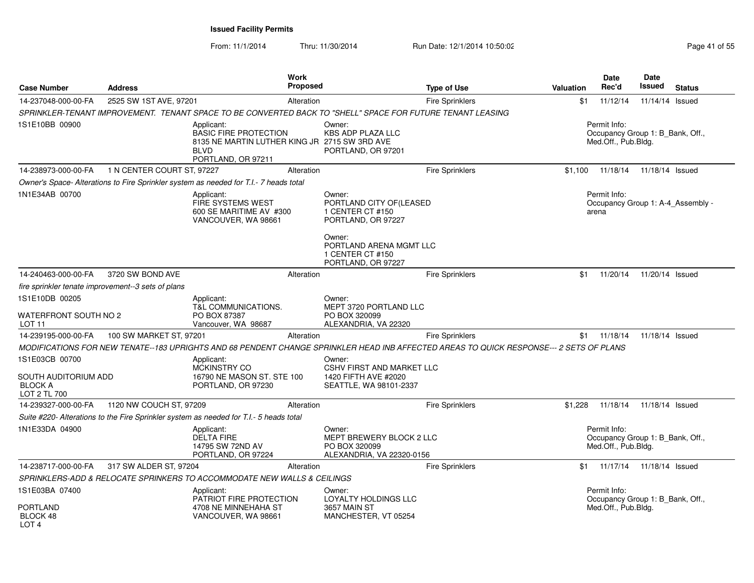**Issued Facility Permits**

From: 11/1/2014 Thru: 11/30/2014 Run Date: 12/1/2014 10:50:02

| Case Number | Address | Work Proposed | Type of Use | Valuation | Date Rec'd | Date Issued | Status |
|---|---|---|---|---|---|---|---|
| 14-237048-000-00-FA | 2525 SW 1ST AVE, 97201 | Alteration | Fire Sprinklers | $1 | 11/12/14 | 11/14/14 | Issued |

*SPRINKLER-TENANT IMPROVEMENT. TENANT SPACE TO BE CONVERTED BACK TO "SHELL" SPACE FOR FUTURE TENANT LEASING*

1S1E10BB 00900

Applicant: BASIC FIRE PROTECTION, 8135 NE MARTIN LUTHER KING JR BLVD, PORTLAND, OR 97211

Owner: KBS ADP PLAZA LLC, 2715 SW 3RD AVE, PORTLAND, OR 97201

Permit Info: Occupancy Group 1: B_Bank, Off., Med.Off., Pub.Bldg.

| Case Number | Address | Work Proposed | Type of Use | Valuation | Date Rec'd | Date Issued | Status |
|---|---|---|---|---|---|---|---|
| 14-238973-000-00-FA | 1 N CENTER COURT ST, 97227 | Alteration | Fire Sprinklers | $1,100 | 11/18/14 | 11/18/14 | Issued |

*Owner's Space- Alterations to Fire Sprinkler system as needed for T.I.- 7 heads total*

1N1E34AB 00700

Applicant: FIRE SYSTEMS WEST, 600 SE MARITIME AV #300, VANCOUVER, WA 98661

Owner: PORTLAND CITY OF(LEASED, 1 CENTER CT #150, PORTLAND, OR 97227

Owner: PORTLAND ARENA MGMT LLC, 1 CENTER CT #150, PORTLAND, OR 97227

Permit Info: Occupancy Group 1: A-4_Assembly - arena

| Case Number | Address | Work Proposed | Type of Use | Valuation | Date Rec'd | Date Issued | Status |
|---|---|---|---|---|---|---|---|
| 14-240463-000-00-FA | 3720 SW BOND AVE | Alteration | Fire Sprinklers | $1 | 11/20/14 | 11/20/14 | Issued |

*fire sprinkler tenate improvement--3 sets of plans*

1S1E10DB 00205
WATERFRONT SOUTH NO 2
LOT 11

Applicant: T&L COMMUNICATIONS., PO BOX 87387, Vancouver, WA 98687

Owner: MEPT 3720 PORTLAND LLC, PO BOX 320099, ALEXANDRIA, VA 22320

| Case Number | Address | Work Proposed | Type of Use | Valuation | Date Rec'd | Date Issued | Status |
|---|---|---|---|---|---|---|---|
| 14-239195-000-00-FA | 100 SW MARKET ST, 97201 | Alteration | Fire Sprinklers | $1 | 11/18/14 | 11/18/14 | Issued |

*MODIFICATIONS FOR NEW TENATE--183 UPRIGHTS AND 68 PENDENT CHANGE SPRINKLER HEAD INB AFFECTED AREAS TO QUICK RESPONSE--- 2 SETS OF PLANS*

1S1E03CB 00700
SOUTH AUDITORIUM ADD
BLOCK A
LOT 2 TL 700

Applicant: MCKINSTRY CO, 16790 NE MASON ST. STE 100, PORTLAND, OR 97230

Owner: CSHV FIRST AND MARKET LLC, 1420 FIFTH AVE #2020, SEATTLE, WA 98101-2337

| Case Number | Address | Work Proposed | Type of Use | Valuation | Date Rec'd | Date Issued | Status |
|---|---|---|---|---|---|---|---|
| 14-239327-000-00-FA | 1120 NW COUCH ST, 97209 | Alteration | Fire Sprinklers | $1,228 | 11/18/14 | 11/18/14 | Issued |

*Suite #220- Alterations to the Fire Sprinkler system as needed for T.I.- 5 heads total*

1N1E33DA 04900

Applicant: DELTA FIRE, 14795 SW 72ND AV, PORTLAND, OR 97224

Owner: MEPT BREWERY BLOCK 2 LLC, PO BOX 320099, ALEXANDRIA, VA 22320-0156

Permit Info: Occupancy Group 1: B_Bank, Off., Med.Off., Pub.Bldg.

| Case Number | Address | Work Proposed | Type of Use | Valuation | Date Rec'd | Date Issued | Status |
|---|---|---|---|---|---|---|---|
| 14-238717-000-00-FA | 317 SW ALDER ST, 97204 | Alteration | Fire Sprinklers | $1 | 11/17/14 | 11/18/14 | Issued |

*SPRINKLERS-ADD & RELOCATE SPRINKERS TO ACCOMMODATE NEW WALLS & CEILINGS*

1S1E03BA 07400
PORTLAND
BLOCK 48
LOT 4

Applicant: PATRIOT FIRE PROTECTION, 4708 NE MINNEHAHA ST, VANCOUVER, WA 98661

Owner: LOYALTY HOLDINGS LLC, 3657 MAIN ST, MANCHESTER, VT 05254

Permit Info: Occupancy Group 1: B_Bank, Off., Med.Off., Pub.Bldg.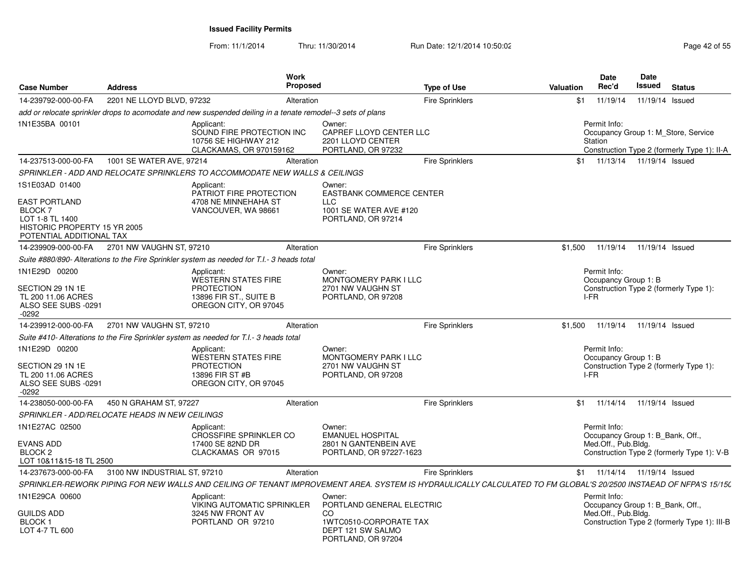**Issued Facility Permits**

From: 11/1/2014 Thru: 11/30/2014 Run Date: 12/1/2014 10:50:02

| Case Number | Address | Work Proposed | Type of Use | Valuation | Date Rec'd | Date Issued | Status |
|---|---|---|---|---|---|---|---|
| 14-239792-000-00-FA | 2201 NE LLOYD BLVD, 97232 | Alteration | Fire Sprinklers | $1 | 11/19/14 | 11/19/14 | Issued |

*add or relocate sprinkler drops to acomodate and new suspended deiling in a tenate remodel--3 sets of plans*

1N1E35BA 00101

Applicant: SOUND FIRE PROTECTION INC, 10756 SE HIGHWAY 212, CLACKAMAS, OR 970159162

Owner: CAPREF LLOYD CENTER LLC, 2201 LLOYD CENTER, PORTLAND, OR 97232

Permit Info: Occupancy Group 1: M_Store, Service Station; Construction Type 2 (formerly Type 1): II-A

| Case Number | Address | Work Proposed | Type of Use | Valuation | Date Rec'd | Date Issued | Status |
|---|---|---|---|---|---|---|---|
| 14-237513-000-00-FA | 1001 SE WATER AVE, 97214 | Alteration | Fire Sprinklers | $1 | 11/13/14 | 11/19/14 | Issued |

*SPRINKLER - ADD AND RELOCATE SPRINKLERS TO ACCOMMODATE NEW WALLS & CEILINGS*

1S1E03AD 01400

EAST PORTLAND
BLOCK 7
LOT 1-8 TL 1400
HISTORIC PROPERTY 15 YR 2005
POTENTIAL ADDITIONAL TAX

Applicant: PATRIOT FIRE PROTECTION, 4708 NE MINNEHAHA ST, VANCOUVER, WA 98661

Owner: EASTBANK COMMERCE CENTER LLC, 1001 SE WATER AVE #120, PORTLAND, OR 97214

| Case Number | Address | Work Proposed | Type of Use | Valuation | Date Rec'd | Date Issued | Status |
|---|---|---|---|---|---|---|---|
| 14-239909-000-00-FA | 2701 NW VAUGHN ST, 97210 | Alteration | Fire Sprinklers | $1,500 | 11/19/14 | 11/19/14 | Issued |

*Suite #880/890- Alterations to the Fire Sprinkler system as needed for T.I.- 3 heads total*

1N1E29D 00200

SECTION 29 1N 1E
TL 200 11.06 ACRES
ALSO SEE SUBS -0291 -0292

Applicant: WESTERN STATES FIRE PROTECTION, 13896 FIR ST., SUITE B, OREGON CITY, OR 97045

Owner: MONTGOMERY PARK I LLC, 2701 NW VAUGHN ST, PORTLAND, OR 97208

Permit Info: Occupancy Group 1: B; Construction Type 2 (formerly Type 1): I-FR

| Case Number | Address | Work Proposed | Type of Use | Valuation | Date Rec'd | Date Issued | Status |
|---|---|---|---|---|---|---|---|
| 14-239912-000-00-FA | 2701 NW VAUGHN ST, 97210 | Alteration | Fire Sprinklers | $1,500 | 11/19/14 | 11/19/14 | Issued |

*Suite #410- Alterations to the Fire Sprinkler system as needed for T.I.- 3 heads total*

1N1E29D 00200

SECTION 29 1N 1E
TL 200 11.06 ACRES
ALSO SEE SUBS -0291 -0292

Applicant: WESTERN STATES FIRE PROTECTION, 13896 FIR ST #B, OREGON CITY, OR 97045

Owner: MONTGOMERY PARK I LLC, 2701 NW VAUGHN ST, PORTLAND, OR 97208

Permit Info: Occupancy Group 1: B; Construction Type 2 (formerly Type 1): I-FR

| Case Number | Address | Work Proposed | Type of Use | Valuation | Date Rec'd | Date Issued | Status |
|---|---|---|---|---|---|---|---|
| 14-238050-000-00-FA | 450 N GRAHAM ST, 97227 | Alteration | Fire Sprinklers | $1 | 11/14/14 | 11/19/14 | Issued |

*SPRINKLER - ADD/RELOCATE HEADS IN NEW CEILINGS*

1N1E27AC 02500

EVANS ADD
BLOCK 2
LOT 10&11&15-18 TL 2500

Applicant: CROSSFIRE SPRINKLER CO, 17400 SE 82ND DR, CLACKAMAS OR 97015

Owner: EMANUEL HOSPITAL, 2801 N GANTENBEIN AVE, PORTLAND, OR 97227-1623

Permit Info: Occupancy Group 1: B_Bank, Off., Med.Off., Pub.Bldg.; Construction Type 2 (formerly Type 1): V-B

| Case Number | Address | Work Proposed | Type of Use | Valuation | Date Rec'd | Date Issued | Status |
|---|---|---|---|---|---|---|---|
| 14-237673-000-00-FA | 3100 NW INDUSTRIAL ST, 97210 | Alteration | Fire Sprinklers | $1 | 11/14/14 | 11/19/14 | Issued |

*SPRINKLER-REWORK PIPING FOR NEW WALLS AND CEILING OF TENANT IMPROVEMENT AREA. SYSTEM IS HYDRAULICALLY CALCULATED TO FM GLOBAL'S 20/2500 INSTAEAD OF NFPA'S 15/150*

1N1E29CA 00600

GUILDS ADD
BLOCK 1
LOT 4-7 TL 600

Applicant: VIKING AUTOMATIC SPRINKLER, 3245 NW FRONT AV, PORTLAND OR 97210

Owner: PORTLAND GENERAL ELECTRIC CO, 1WTC0510-CORPORATE TAX, DEPT 121 SW SALMO, PORTLAND, OR 97204

Permit Info: Occupancy Group 1: B_Bank, Off., Med.Off., Pub.Bldg.; Construction Type 2 (formerly Type 1): III-B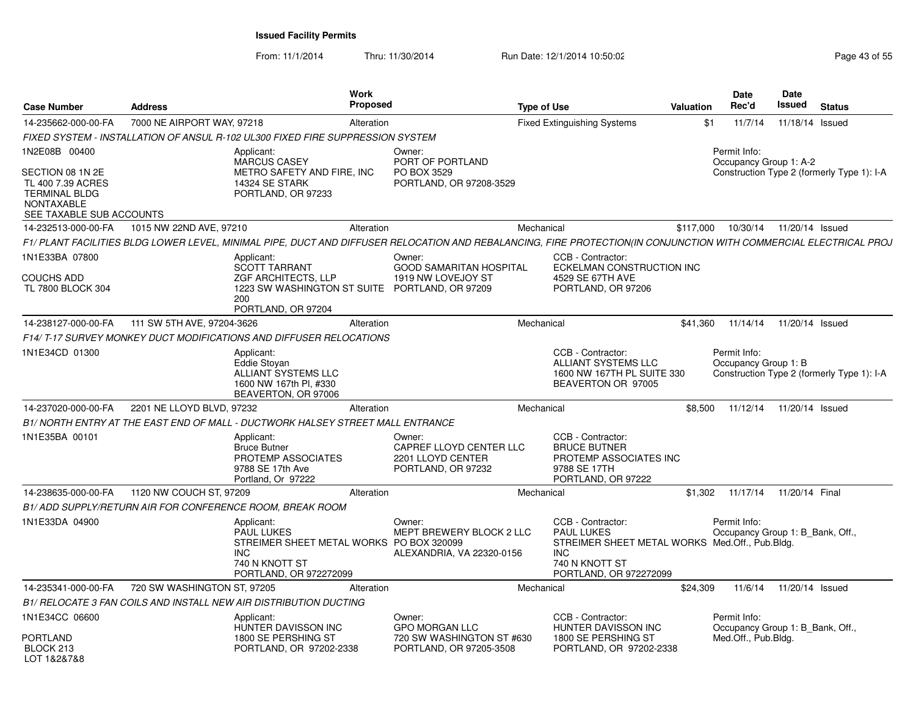**Issued Facility Permits**

From: 11/1/2014 Thru: 11/30/2014 Run Date: 12/1/2014 10:50:02

| Case Number | Address | Work Proposed | Type of Use | Valuation | Date Rec'd | Date Issued | Status |
|---|---|---|---|---|---|---|---|
| 14-235662-000-00-FA | 7000 NE AIRPORT WAY, 97218 | Alteration | Fixed Extinguishing Systems | $1 | 11/7/14 | 11/18/14 | Issued |

*FIXED SYSTEM - INSTALLATION OF ANSUL R-102 UL300 FIXED FIRE SUPPRESSION SYSTEM*

1N2E08B 00400

SECTION 08 1N 2E
TL 400 7.39 ACRES
TERMINAL BLDG
NONTAXABLE
SEE TAXABLE SUB ACCOUNTS

Applicant:
MARCUS CASEY
METRO SAFETY AND FIRE, INC
14324 SE STARK
PORTLAND, OR 97233

Owner:
PORT OF PORTLAND
PO BOX 3529
PORTLAND, OR 97208-3529

Permit Info:
Occupancy Group 1: A-2
Construction Type 2 (formerly Type 1): I-A

| Case Number | Address | Work Proposed | Type of Use | Valuation | Date Rec'd | Date Issued | Status |
|---|---|---|---|---|---|---|---|
| 14-232513-000-00-FA | 1015 NW 22ND AVE, 97210 | Alteration | Mechanical | $117,000 | 10/30/14 | 11/20/14 | Issued |

*F1/ PLANT FACILITIES BLDG LOWER LEVEL, MINIMAL PIPE, DUCT AND DIFFUSER RELOCATION AND REBALANCING, FIRE PROTECTION(IN CONJUNCTION WITH COMMERCIAL ELECTRICAL PROJ*

1N1E33BA 07800

COUCHS ADD
TL 7800 BLOCK 304

Applicant:
SCOTT TARRANT
ZGF ARCHITECTS, LLP
1223 SW WASHINGTON ST SUITE 200
PORTLAND, OR 97204

Owner:
GOOD SAMARITAN HOSPITAL
1919 NW LOVEJOY ST
PORTLAND, OR 97209

CCB - Contractor:
ECKELMAN CONSTRUCTION INC
4529 SE 67TH AVE
PORTLAND, OR 97206

| Case Number | Address | Work Proposed | Type of Use | Valuation | Date Rec'd | Date Issued | Status |
|---|---|---|---|---|---|---|---|
| 14-238127-000-00-FA | 111 SW 5TH AVE, 97204-3626 | Alteration | Mechanical | $41,360 | 11/14/14 | 11/20/14 | Issued |

*F14/ T-17 SURVEY MONKEY DUCT MODIFICATIONS AND DIFFUSER RELOCATIONS*

1N1E34CD 01300

Applicant:
Eddie Stoyan
ALLIANT SYSTEMS LLC
1600 NW 167th Pl, #330
BEAVERTON, OR 97006

CCB - Contractor:
ALLIANT SYSTEMS LLC
1600 NW 167TH PL SUITE 330
BEAVERTON OR 97005

Permit Info:
Occupancy Group 1: B
Construction Type 2 (formerly Type 1): I-A

| Case Number | Address | Work Proposed | Type of Use | Valuation | Date Rec'd | Date Issued | Status |
|---|---|---|---|---|---|---|---|
| 14-237020-000-00-FA | 2201 NE LLOYD BLVD, 97232 | Alteration | Mechanical | $8,500 | 11/12/14 | 11/20/14 | Issued |

*B1/ NORTH ENTRY AT THE EAST END OF MALL - DUCTWORK HALSEY STREET MALL ENTRANCE*

1N1E35BA 00101

Applicant:
Bruce Butner
PROTEMP ASSOCIATES
9788 SE 17th Ave
Portland, Or 97222

Owner:
CAPREF LLOYD CENTER LLC
2201 LLOYD CENTER
PORTLAND, OR 97232

CCB - Contractor:
BRUCE BUTNER
PROTEMP ASSOCIATES INC
9788 SE 17TH
PORTLAND, OR 97222

| Case Number | Address | Work Proposed | Type of Use | Valuation | Date Rec'd | Date Issued | Status |
|---|---|---|---|---|---|---|---|
| 14-238635-000-00-FA | 1120 NW COUCH ST, 97209 | Alteration | Mechanical | $1,302 | 11/17/14 | 11/20/14 | Final |

*B1/ ADD SUPPLY/RETURN AIR FOR CONFERENCE ROOM, BREAK ROOM*

1N1E33DA 04900

Applicant:
PAUL LUKES
STREIMER SHEET METAL WORKS INC
740 N KNOTT ST
PORTLAND, OR 972272099

Owner:
MEPT BREWERY BLOCK 2 LLC
PO BOX 320099
ALEXANDRIA, VA 22320-0156

CCB - Contractor:
PAUL LUKES
STREIMER SHEET METAL WORKS INC
740 N KNOTT ST
PORTLAND, OR 972272099

Permit Info:
Occupancy Group 1: B_Bank, Off., Med.Off., Pub.Bldg.

| Case Number | Address | Work Proposed | Type of Use | Valuation | Date Rec'd | Date Issued | Status |
|---|---|---|---|---|---|---|---|
| 14-235341-000-00-FA | 720 SW WASHINGTON ST, 97205 | Alteration | Mechanical | $24,309 | 11/6/14 | 11/20/14 | Issued |

*B1/ RELOCATE 3 FAN COILS AND INSTALL NEW AIR DISTRIBUTION DUCTING*

1N1E34CC 06600

PORTLAND
BLOCK 213
LOT 1&2&7&8

Applicant:
HUNTER DAVISSON INC
1800 SE PERSHING ST
PORTLAND, OR 97202-2338

Owner:
GPO MORGAN LLC
720 SW WASHINGTON ST #630
PORTLAND, OR 97205-3508

CCB - Contractor:
HUNTER DAVISSON INC
1800 SE PERSHING ST
PORTLAND, OR 97202-2338

Permit Info:
Occupancy Group 1: B_Bank, Off., Med.Off., Pub.Bldg.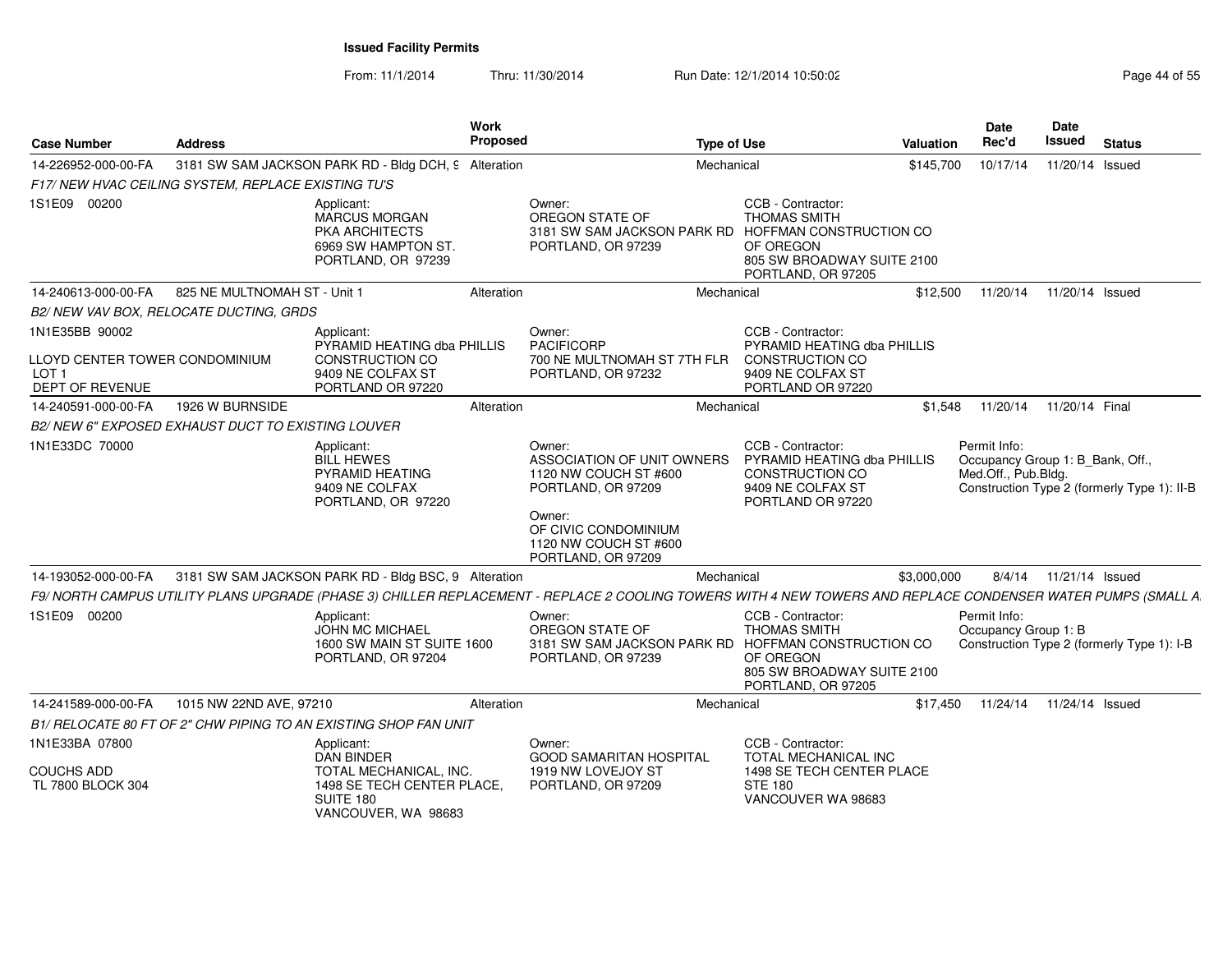# Issued Facility Permits

From: 11/1/2014 Thru: 11/30/2014 Run Date: 12/1/2014 10:50:02

| Case Number | Address | Work Proposed | Type of Use | Valuation | Date Rec'd | Date Issued | Status |
|---|---|---|---|---|---|---|---|
| 14-226952-000-00-FA | 3181 SW SAM JACKSON PARK RD - Bldg DCH, 9 | Alteration | Mechanical | $145,700 | 10/17/14 | 11/20/14 | Issued |

*F17/ NEW HVAC CEILING SYSTEM, REPLACE EXISTING TU'S*

1S1E09 00200

Applicant: MARCUS MORGAN, PKA ARCHITECTS, 6969 SW HAMPTON ST., PORTLAND, OR 97239

Owner: OREGON STATE OF, 3181 SW SAM JACKSON PARK RD, PORTLAND, OR 97239

CCB - Contractor: THOMAS SMITH, HOFFMAN CONSTRUCTION CO OF OREGON, 805 SW BROADWAY SUITE 2100, PORTLAND, OR 97205

| Case Number | Address | Work Proposed | Type of Use | Valuation | Date Rec'd | Date Issued | Status |
|---|---|---|---|---|---|---|---|
| 14-240613-000-00-FA | 825 NE MULTNOMAH ST - Unit 1 | Alteration | Mechanical | $12,500 | 11/20/14 | 11/20/14 | Issued |

*B2/ NEW VAV BOX, RELOCATE DUCTING, GRDS*

1N1E35BB 90002

LLOYD CENTER TOWER CONDOMINIUM
LOT 1
DEPT OF REVENUE

Applicant: PYRAMID HEATING dba PHILLIS CONSTRUCTION CO, 9409 NE COLFAX ST, PORTLAND OR 97220

Owner: PACIFICORP, 700 NE MULTNOMAH ST 7TH FLR, PORTLAND, OR 97232

CCB - Contractor: PYRAMID HEATING dba PHILLIS CONSTRUCTION CO, 9409 NE COLFAX ST, PORTLAND OR 97220

| Case Number | Address | Work Proposed | Type of Use | Valuation | Date Rec'd | Date Issued | Status |
|---|---|---|---|---|---|---|---|
| 14-240591-000-00-FA | 1926 W BURNSIDE | Alteration | Mechanical | $1,548 | 11/20/14 | 11/20/14 | Final |

*B2/ NEW 6" EXPOSED EXHAUST DUCT TO EXISTING LOUVER*

1N1E33DC 70000

Applicant: BILL HEWES, PYRAMID HEATING, 9409 NE COLFAX, PORTLAND, OR 97220

Owner: ASSOCIATION OF UNIT OWNERS, 1120 NW COUCH ST #600, PORTLAND, OR 97209

Owner: OF CIVIC CONDOMINIUM, 1120 NW COUCH ST #600, PORTLAND, OR 97209

CCB - Contractor: PYRAMID HEATING dba PHILLIS CONSTRUCTION CO, 9409 NE COLFAX ST, PORTLAND OR 97220

Permit Info:
Occupancy Group 1: B_Bank, Off., Med.Off., Pub.Bldg.
Construction Type 2 (formerly Type 1): II-B

| Case Number | Address | Work Proposed | Type of Use | Valuation | Date Rec'd | Date Issued | Status |
|---|---|---|---|---|---|---|---|
| 14-193052-000-00-FA | 3181 SW SAM JACKSON PARK RD - Bldg BSC, 9 | Alteration | Mechanical | $3,000,000 | 8/4/14 | 11/21/14 | Issued |

*F9/ NORTH CAMPUS UTILITY PLANS UPGRADE (PHASE 3) CHILLER REPLACEMENT - REPLACE 2 COOLING TOWERS WITH 4 NEW TOWERS AND REPLACE CONDENSER WATER PUMPS (SMALL A*

1S1E09 00200

Applicant: JOHN MC MICHAEL, 1600 SW MAIN ST SUITE 1600, PORTLAND, OR 97204

Owner: OREGON STATE OF, 3181 SW SAM JACKSON PARK RD, PORTLAND, OR 97239

CCB - Contractor: THOMAS SMITH, HOFFMAN CONSTRUCTION CO OF OREGON, 805 SW BROADWAY SUITE 2100, PORTLAND, OR 97205

Permit Info:
Occupancy Group 1: B
Construction Type 2 (formerly Type 1): I-B

| Case Number | Address | Work Proposed | Type of Use | Valuation | Date Rec'd | Date Issued | Status |
|---|---|---|---|---|---|---|---|
| 14-241589-000-00-FA | 1015 NW 22ND AVE, 97210 | Alteration | Mechanical | $17,450 | 11/24/14 | 11/24/14 | Issued |

*B1/ RELOCATE 80 FT OF 2" CHW PIPING TO AN EXISTING SHOP FAN UNIT*

1N1E33BA 07800

COUCHS ADD
TL 7800 BLOCK 304

Applicant: DAN BINDER, TOTAL MECHANICAL, INC., 1498 SE TECH CENTER PLACE, SUITE 180, VANCOUVER, WA 98683

Owner: GOOD SAMARITAN HOSPITAL, 1919 NW LOVEJOY ST, PORTLAND, OR 97209

CCB - Contractor: TOTAL MECHANICAL INC, 1498 SE TECH CENTER PLACE, STE 180, VANCOUVER WA 98683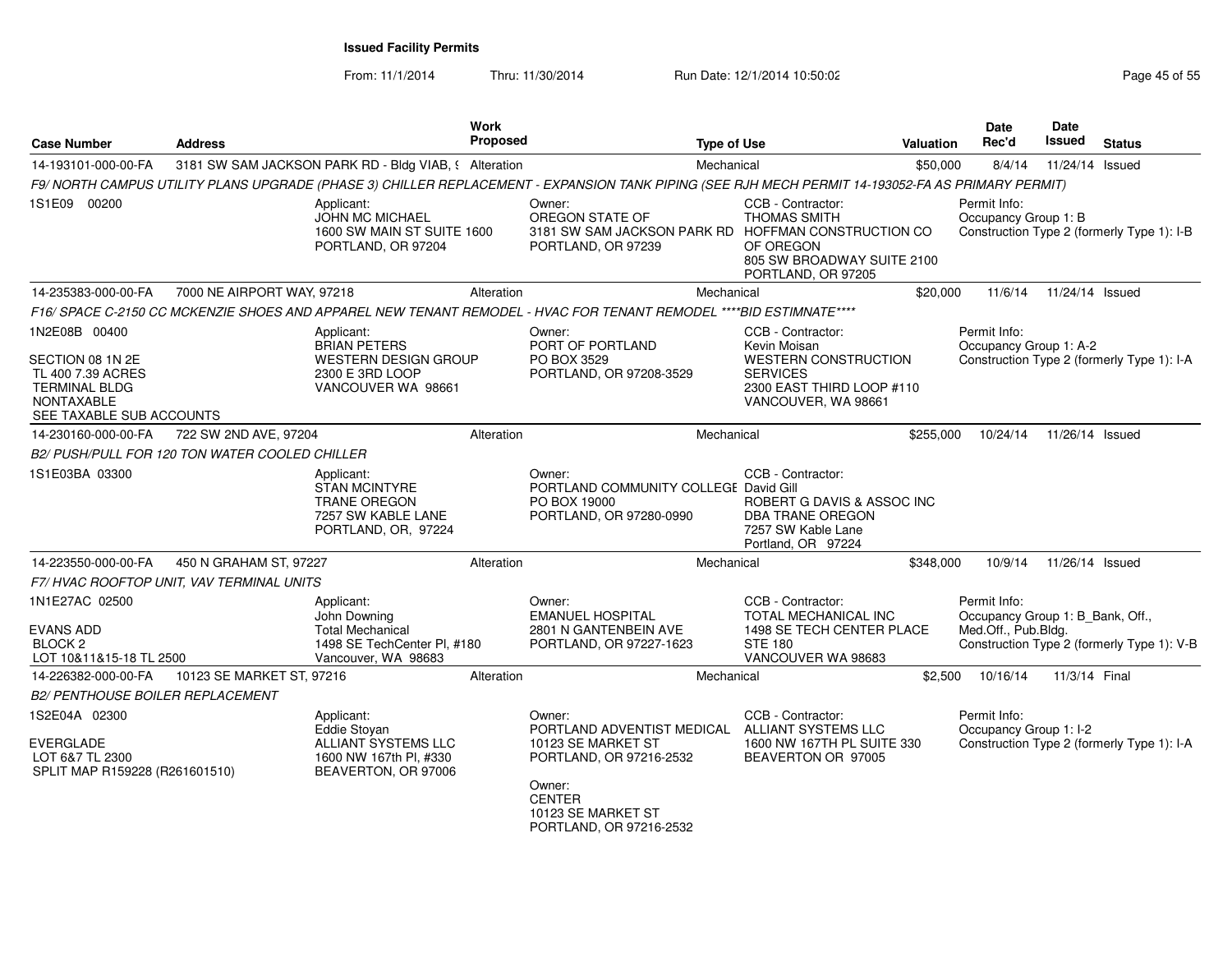**Issued Facility Permits**

From: 11/1/2014 Thru: 11/30/2014 Run Date: 12/1/2014 10:50:02

| Case Number | Address | Work Proposed | Type of Use | Valuation | Date Rec'd | Date Issued | Status |
|---|---|---|---|---|---|---|---|
| 14-193101-000-00-FA | 3181 SW SAM JACKSON PARK RD - Bldg VIAB, 9 | Alteration | Mechanical | $50,000 | 8/4/14 | 11/24/14 | Issued |

F9/ NORTH CAMPUS UTILITY PLANS UPGRADE (PHASE 3) CHILLER REPLACEMENT - EXPANSION TANK PIPING (SEE RJH MECH PERMIT 14-193052-FA AS PRIMARY PERMIT)

1S1E09 00200

Applicant: JOHN MC MICHAEL, 1600 SW MAIN ST SUITE 1600, PORTLAND, OR 97204

Owner: OREGON STATE OF, 3181 SW SAM JACKSON PARK RD, PORTLAND, OR 97239

CCB - Contractor: THOMAS SMITH, HOFFMAN CONSTRUCTION CO OF OREGON, 805 SW BROADWAY SUITE 2100, PORTLAND, OR 97205

Permit Info: Occupancy Group 1: B; Construction Type 2 (formerly Type 1): I-B

| Case Number | Address | Work Proposed | Type of Use | Valuation | Date Rec'd | Date Issued | Status |
|---|---|---|---|---|---|---|---|
| 14-235383-000-00-FA | 7000 NE AIRPORT WAY, 97218 | Alteration | Mechanical | $20,000 | 11/6/14 | 11/24/14 | Issued |

F16/ SPACE C-2150 CC MCKENZIE SHOES AND APPAREL NEW TENANT REMODEL - HVAC FOR TENANT REMODEL ****BID ESTIMNATE****

1N2E08B 00400
SECTION 08 1N 2E
TL 400 7.39 ACRES
TERMINAL BLDG
NONTAXABLE
SEE TAXABLE SUB ACCOUNTS

Applicant: BRIAN PETERS, WESTERN DESIGN GROUP, 2300 E 3RD LOOP, VANCOUVER WA 98661

Owner: PORT OF PORTLAND, PO BOX 3529, PORTLAND, OR 97208-3529

CCB - Contractor: Kevin Moisan, WESTERN CONSTRUCTION SERVICES, 2300 EAST THIRD LOOP #110, VANCOUVER, WA 98661

Permit Info: Occupancy Group 1: A-2; Construction Type 2 (formerly Type 1): I-A

| Case Number | Address | Work Proposed | Type of Use | Valuation | Date Rec'd | Date Issued | Status |
|---|---|---|---|---|---|---|---|
| 14-230160-000-00-FA | 722 SW 2ND AVE, 97204 | Alteration | Mechanical | $255,000 | 10/24/14 | 11/26/14 | Issued |

B2/ PUSH/PULL FOR 120 TON WATER COOLED CHILLER

1S1E03BA 03300

Applicant: STAN MCINTYRE, TRANE OREGON, 7257 SW KABLE LANE, PORTLAND, OR, 97224

Owner: PORTLAND COMMUNITY COLLEGE, PO BOX 19000, PORTLAND, OR 97280-0990

CCB - Contractor: David Gill, ROBERT G DAVIS & ASSOC INC DBA TRANE OREGON, 7257 SW Kable Lane, Portland, OR 97224

| Case Number | Address | Work Proposed | Type of Use | Valuation | Date Rec'd | Date Issued | Status |
|---|---|---|---|---|---|---|---|
| 14-223550-000-00-FA | 450 N GRAHAM ST, 97227 | Alteration | Mechanical | $348,000 | 10/9/14 | 11/26/14 | Issued |

F7/ HVAC ROOFTOP UNIT, VAV TERMINAL UNITS

1N1E27AC 02500
EVANS ADD
BLOCK 2
LOT 10&11&15-18 TL 2500

Applicant: John Downing, Total Mechanical, 1498 SE TechCenter Pl, #180, Vancouver, WA 98683

Owner: EMANUEL HOSPITAL, 2801 N GANTENBEIN AVE, PORTLAND, OR 97227-1623

CCB - Contractor: TOTAL MECHANICAL INC, 1498 SE TECH CENTER PLACE STE 180, VANCOUVER WA 98683

Permit Info: Occupancy Group 1: B_Bank, Off., Med.Off., Pub.Bldg.; Construction Type 2 (formerly Type 1): V-B

| Case Number | Address | Work Proposed | Type of Use | Valuation | Date Rec'd | Date Issued | Status |
|---|---|---|---|---|---|---|---|
| 14-226382-000-00-FA | 10123 SE MARKET ST, 97216 | Alteration | Mechanical | $2,500 | 10/16/14 | 11/3/14 | Final |

B2/ PENTHOUSE BOILER REPLACEMENT

1S2E04A 02300
EVERGLADE
LOT 6&7 TL 2300
SPLIT MAP R159228 (R261601510)

Applicant: Eddie Stoyan, ALLIANT SYSTEMS LLC, 1600 NW 167th Pl, #330, BEAVERTON, OR 97006

Owner: PORTLAND ADVENTIST MEDICAL, 10123 SE MARKET ST, PORTLAND, OR 97216-2532

Owner: CENTER, 10123 SE MARKET ST, PORTLAND, OR 97216-2532

CCB - Contractor: ALLIANT SYSTEMS LLC, 1600 NW 167TH PL SUITE 330, BEAVERTON OR 97005

Permit Info: Occupancy Group 1: I-2; Construction Type 2 (formerly Type 1): I-A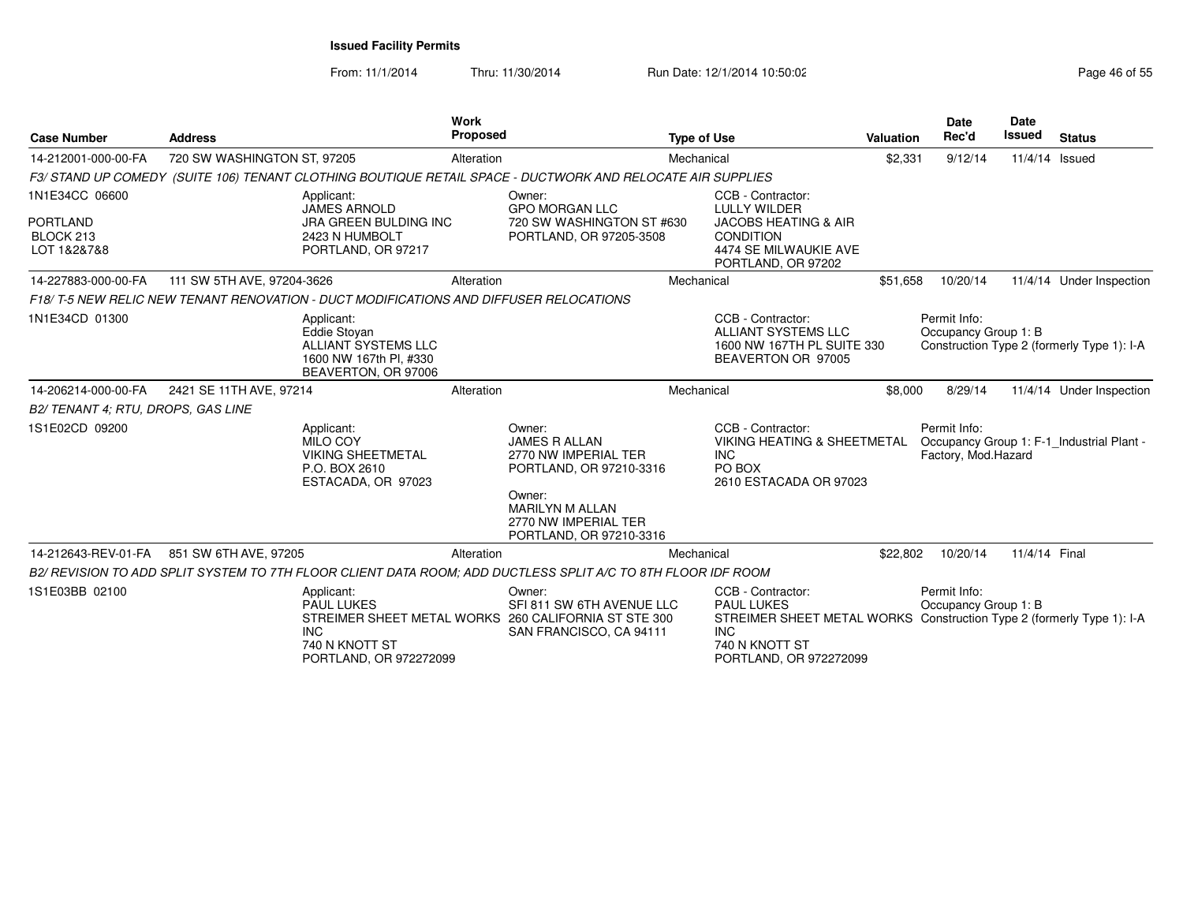**Issued Facility Permits**

From: 11/1/2014 Thru: 11/30/2014 Run Date: 12/1/2014 10:50:02

| Case Number | Address | Work Proposed | Type of Use | Valuation | Date Rec'd | Date Issued | Status |
|---|---|---|---|---|---|---|---|
| 14-212001-000-00-FA | 720 SW WASHINGTON ST, 97205 | Alteration | Mechanical | $2,331 | 9/12/14 | 11/4/14 | Issued |

*F3/ STAND UP COMEDY (SUITE 106) TENANT CLOTHING BOUTIQUE RETAIL SPACE - DUCTWORK AND RELOCATE AIR SUPPLIES*

1N1E34CC 06600
PORTLAND
BLOCK 213
LOT 1&2&7&8

Applicant: JAMES ARNOLD, JRA GREEN BULDING INC, 2423 N HUMBOLT, PORTLAND, OR 97217

Owner: GPO MORGAN LLC, 720 SW WASHINGTON ST #630, PORTLAND, OR 97205-3508

CCB - Contractor: LULLY WILDER, JACOBS HEATING & AIR CONDITION, 4474 SE MILWAUKIE AVE, PORTLAND, OR 97202

| Case Number | Address | Work Proposed | Type of Use | Valuation | Date Rec'd | Date Issued | Status |
|---|---|---|---|---|---|---|---|
| 14-227883-000-00-FA | 111 SW 5TH AVE, 97204-3626 | Alteration | Mechanical | $51,658 | 10/20/14 | 11/4/14 | Under Inspection |

*F18/ T-5 NEW RELIC NEW TENANT RENOVATION - DUCT MODIFICATIONS AND DIFFUSER RELOCATIONS*

1N1E34CD 01300

Applicant: Eddie Stoyan, ALLIANT SYSTEMS LLC, 1600 NW 167th Pl, #330, BEAVERTON, OR 97006

CCB - Contractor: ALLIANT SYSTEMS LLC, 1600 NW 167TH PL SUITE 330, BEAVERTON OR 97005

Permit Info: Occupancy Group 1: B; Construction Type 2 (formerly Type 1): I-A

| Case Number | Address | Work Proposed | Type of Use | Valuation | Date Rec'd | Date Issued | Status |
|---|---|---|---|---|---|---|---|
| 14-206214-000-00-FA | 2421 SE 11TH AVE, 97214 | Alteration | Mechanical | $8,000 | 8/29/14 | 11/4/14 | Under Inspection |

*B2/ TENANT 4; RTU, DROPS, GAS LINE*

1S1E02CD 09200

Applicant: MILO COY, VIKING SHEETMETAL, P.O. BOX 2610, ESTACADA, OR 97023

Owner: JAMES R ALLAN, 2770 NW IMPERIAL TER, PORTLAND, OR 97210-3316

Owner: MARILYN M ALLAN, 2770 NW IMPERIAL TER, PORTLAND, OR 97210-3316

CCB - Contractor: VIKING HEATING & SHEETMETAL INC, PO BOX 2610 ESTACADA OR 97023

Permit Info: Occupancy Group 1: F-1_Industrial Plant - Factory, Mod.Hazard

| Case Number | Address | Work Proposed | Type of Use | Valuation | Date Rec'd | Date Issued | Status |
|---|---|---|---|---|---|---|---|
| 14-212643-REV-01-FA | 851 SW 6TH AVE, 97205 | Alteration | Mechanical | $22,802 | 10/20/14 | 11/4/14 | Final |

*B2/ REVISION TO ADD SPLIT SYSTEM TO 7TH FLOOR CLIENT DATA ROOM; ADD DUCTLESS SPLIT A/C TO 8TH FLOOR IDF ROOM*

1S1E03BB 02100

Applicant: PAUL LUKES, STREIMER SHEET METAL WORKS INC, 740 N KNOTT ST, PORTLAND, OR 972272099

Owner: SFI 811 SW 6TH AVENUE LLC, 260 CALIFORNIA ST STE 300, SAN FRANCISCO, CA 94111

CCB - Contractor: PAUL LUKES, STREIMER SHEET METAL WORKS INC, 740 N KNOTT ST, PORTLAND, OR 972272099

Permit Info: Occupancy Group 1: B; Construction Type 2 (formerly Type 1): I-A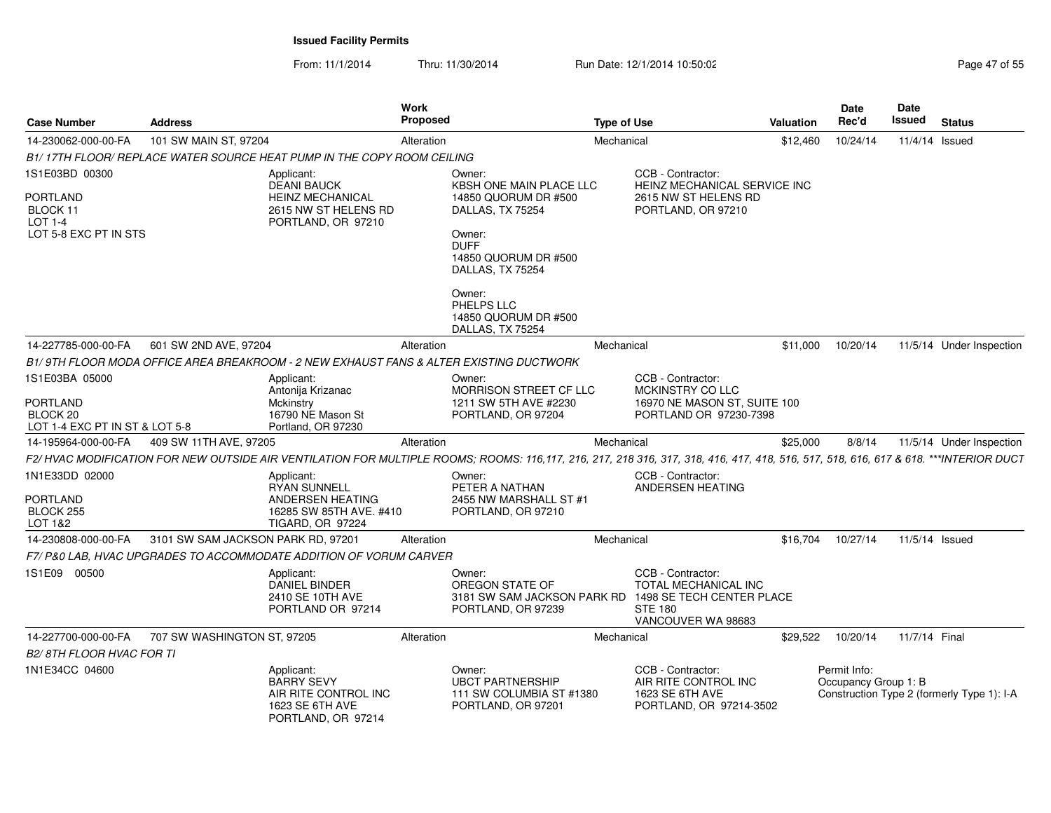# Issued Facility Permits

From: 11/1/2014 Thru: 11/30/2014 Run Date: 12/1/2014 10:50:02

| Case Number | Address | Work Proposed | Type of Use | Valuation | Date Rec'd | Date Issued | Status |
|---|---|---|---|---|---|---|---|
| 14-230062-000-00-FA | 101 SW MAIN ST, 97204 | Alteration | Mechanical | $12,460 | 10/24/14 | 11/4/14 | Issued |

*B1/ 17TH FLOOR/ REPLACE WATER SOURCE HEAT PUMP IN THE COPY ROOM CEILING*

1S1E03BD 00300

PORTLAND
BLOCK 11
LOT 1-4
LOT 5-8 EXC PT IN STS

Applicant:
DEANI BAUCK
HEINZ MECHANICAL
2615 NW ST HELENS RD
PORTLAND, OR 97210

Owner:
KBSH ONE MAIN PLACE LLC
14850 QUORUM DR #500
DALLAS, TX 75254

Owner:
DUFF
14850 QUORUM DR #500
DALLAS, TX 75254

Owner:
PHELPS LLC
14850 QUORUM DR #500
DALLAS, TX 75254

CCB - Contractor:
HEINZ MECHANICAL SERVICE INC
2615 NW ST HELENS RD
PORTLAND, OR 97210

| Case Number | Address | Work Proposed | Type of Use | Valuation | Date Rec'd | Date Issued | Status |
|---|---|---|---|---|---|---|---|
| 14-227785-000-00-FA | 601 SW 2ND AVE, 97204 | Alteration | Mechanical | $11,000 | 10/20/14 | 11/5/14 | Under Inspection |

*B1/ 9TH FLOOR MODA OFFICE AREA BREAKROOM - 2 NEW EXHAUST FANS & ALTER EXISTING DUCTWORK*

1S1E03BA 05000

PORTLAND
BLOCK 20
LOT 1-4 EXC PT IN ST & LOT 5-8

Applicant:
Antonija Krizanac
Mckinstry
16790 NE Mason St
Portland, OR 97230

Owner:
MORRISON STREET CF LLC
1211 SW 5TH AVE #2230
PORTLAND, OR 97204

CCB - Contractor:
MCKINSTRY CO LLC
16970 NE MASON ST, SUITE 100
PORTLAND OR 97230-7398

| Case Number | Address | Work Proposed | Type of Use | Valuation | Date Rec'd | Date Issued | Status |
|---|---|---|---|---|---|---|---|
| 14-195964-000-00-FA | 409 SW 11TH AVE, 97205 | Alteration | Mechanical | $25,000 | 8/8/14 | 11/5/14 | Under Inspection |

*F2/ HVAC MODIFICATION FOR NEW OUTSIDE AIR VENTILATION FOR MULTIPLE ROOMS; ROOMS: 116,117, 216, 217, 218 316, 317, 318, 416, 417, 418, 516, 517, 518, 616, 617 & 618. ***INTERIOR DUCT*

1N1E33DD 02000

PORTLAND
BLOCK 255
LOT 1&2

Applicant:
RYAN SUNNELL
ANDERSEN HEATING
16285 SW 85TH AVE. #410
TIGARD, OR 97224

Owner:
PETER A NATHAN
2455 NW MARSHALL ST #1
PORTLAND, OR 97210

CCB - Contractor:
ANDERSEN HEATING

| Case Number | Address | Work Proposed | Type of Use | Valuation | Date Rec'd | Date Issued | Status |
|---|---|---|---|---|---|---|---|
| 14-230808-000-00-FA | 3101 SW SAM JACKSON PARK RD, 97201 | Alteration | Mechanical | $16,704 | 10/27/14 | 11/5/14 | Issued |

*F7/ P&0 LAB, HVAC UPGRADES TO ACCOMMODATE ADDITION OF VORUM CARVER*

1S1E09 00500

Applicant:
DANIEL BINDER
2410 SE 10TH AVE
PORTLAND OR 97214

Owner:
OREGON STATE OF
3181 SW SAM JACKSON PARK RD
PORTLAND, OR 97239

CCB - Contractor:
TOTAL MECHANICAL INC
1498 SE TECH CENTER PLACE
STE 180
VANCOUVER WA 98683

| Case Number | Address | Work Proposed | Type of Use | Valuation | Date Rec'd | Date Issued | Status |
|---|---|---|---|---|---|---|---|
| 14-227700-000-00-FA | 707 SW WASHINGTON ST, 97205 | Alteration | Mechanical | $29,522 | 10/20/14 | 11/7/14 | Final |

*B2/ 8TH FLOOR HVAC FOR TI*

1N1E34CC 04600

Applicant:
BARRY SEVY
AIR RITE CONTROL INC
1623 SE 6TH AVE
PORTLAND, OR 97214

Owner:
UBCT PARTNERSHIP
111 SW COLUMBIA ST #1380
PORTLAND, OR 97201

CCB - Contractor:
AIR RITE CONTROL INC
1623 SE 6TH AVE
PORTLAND, OR 97214-3502

Permit Info:
Occupancy Group 1: B
Construction Type 2 (formerly Type 1): I-A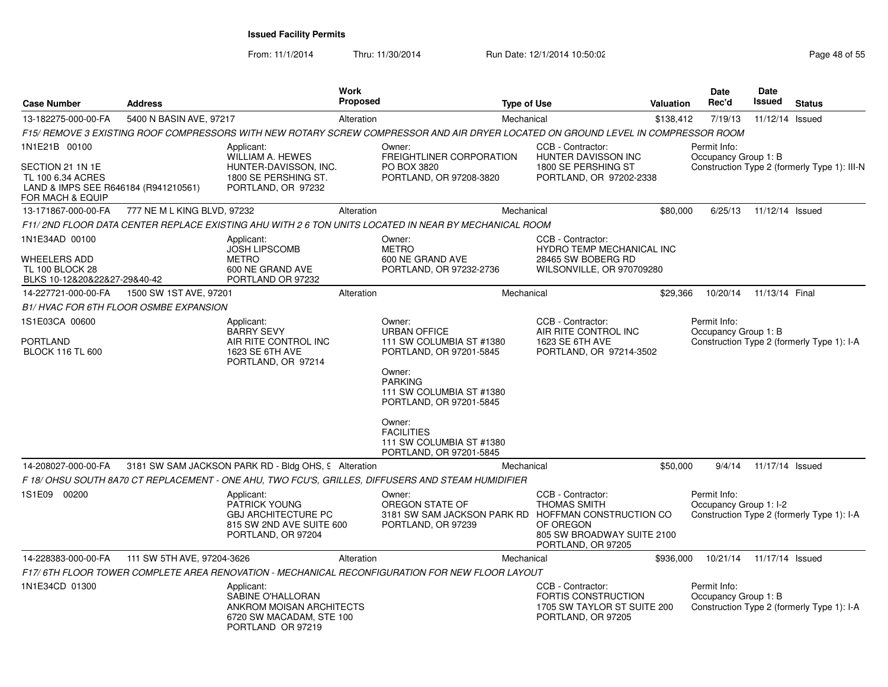# Issued Facility Permits

From: 11/1/2014 Thru: 11/30/2014 Run Date: 12/1/2014 10:50:02

| Case Number | Address | Work Proposed | Type of Use | Valuation | Date Rec'd | Date Issued | Status |
|---|---|---|---|---|---|---|---|
| 13-182275-000-00-FA | 5400 N BASIN AVE, 97217 | Alteration | Mechanical | $138,412 | 7/19/13 | 11/12/14 | Issued |

*F15/ REMOVE 3 EXISTING ROOF COMPRESSORS WITH NEW ROTARY SCREW COMPRESSOR AND AIR DRYER LOCATED ON GROUND LEVEL IN COMPRESSOR ROOM*

1N1E21B 00100
SECTION 21 1N 1E
TL 100 6.34 ACRES
LAND & IMPS SEE R646184 (R941210561) FOR MACH & EQUIP

Applicant: WILLIAM A. HEWES, HUNTER-DAVISSON, INC., 1800 SE PERSHING ST., PORTLAND, OR 97232

Owner: FREIGHTLINER CORPORATION, PO BOX 3820, PORTLAND, OR 97208-3820

CCB - Contractor: HUNTER DAVISSON INC, 1800 SE PERSHING ST, PORTLAND, OR 97202-2338

Permit Info: Occupancy Group 1: B; Construction Type 2 (formerly Type 1): III-N

| Case Number | Address | Work Proposed | Type of Use | Valuation | Date Rec'd | Date Issued | Status |
|---|---|---|---|---|---|---|---|
| 13-171867-000-00-FA | 777 NE M L KING BLVD, 97232 | Alteration | Mechanical | $80,000 | 6/25/13 | 11/12/14 | Issued |

*F11/ 2ND FLOOR DATA CENTER REPLACE EXISTING AHU WITH 2 6 TON UNITS LOCATED IN NEAR BY MECHANICAL ROOM*

1N1E34AD 00100
WHEELERS ADD
TL 100 BLOCK 28
BLKS 10-12&20&22&27-29&40-42

Applicant: JOSH LIPSCOMB, METRO, 600 NE GRAND AVE, PORTLAND OR 97232

Owner: METRO, 600 NE GRAND AVE, PORTLAND, OR 97232-2736

CCB - Contractor: HYDRO TEMP MECHANICAL INC, 28465 SW BOBERG RD, WILSONVILLE, OR 970709280

| Case Number | Address | Work Proposed | Type of Use | Valuation | Date Rec'd | Date Issued | Status |
|---|---|---|---|---|---|---|---|
| 14-227721-000-00-FA | 1500 SW 1ST AVE, 97201 | Alteration | Mechanical | $29,366 | 10/20/14 | 11/13/14 | Final |

*B1/ HVAC FOR 6TH FLOOR OSMBE EXPANSION*

1S1E03CA 00600
PORTLAND
BLOCK 116 TL 600

Applicant: BARRY SEVY, AIR RITE CONTROL INC, 1623 SE 6TH AVE, PORTLAND, OR 97214

Owner: URBAN OFFICE, 111 SW COLUMBIA ST #1380, PORTLAND, OR 97201-5845

Owner: PARKING, 111 SW COLUMBIA ST #1380, PORTLAND, OR 97201-5845

Owner: FACILITIES, 111 SW COLUMBIA ST #1380, PORTLAND, OR 97201-5845

CCB - Contractor: AIR RITE CONTROL INC, 1623 SE 6TH AVE, PORTLAND, OR 97214-3502

Permit Info: Occupancy Group 1: B; Construction Type 2 (formerly Type 1): I-A

| Case Number | Address | Work Proposed | Type of Use | Valuation | Date Rec'd | Date Issued | Status |
|---|---|---|---|---|---|---|---|
| 14-208027-000-00-FA | 3181 SW SAM JACKSON PARK RD - Bldg OHS, 9 | Alteration | Mechanical | $50,000 | 9/4/14 | 11/17/14 | Issued |

*F 18/ OHSU SOUTH 8A70 CT REPLACEMENT - ONE AHU, TWO FCU'S, GRILLES, DIFFUSERS AND STEAM HUMIDIFIER*

1S1E09 00200

Applicant: PATRICK YOUNG, GBJ ARCHITECTURE PC, 815 SW 2ND AVE SUITE 600, PORTLAND, OR 97204

Owner: OREGON STATE OF, 3181 SW SAM JACKSON PARK RD, PORTLAND, OR 97239

CCB - Contractor: THOMAS SMITH, HOFFMAN CONSTRUCTION CO OF OREGON, 805 SW BROADWAY SUITE 2100, PORTLAND, OR 97205

Permit Info: Occupancy Group 1: I-2; Construction Type 2 (formerly Type 1): I-A

| Case Number | Address | Work Proposed | Type of Use | Valuation | Date Rec'd | Date Issued | Status |
|---|---|---|---|---|---|---|---|
| 14-228383-000-00-FA | 111 SW 5TH AVE, 97204-3626 | Alteration | Mechanical | $936,000 | 10/21/14 | 11/17/14 | Issued |

*F17/ 6TH FLOOR TOWER COMPLETE AREA RENOVATION - MECHANICAL RECONFIGURATION FOR NEW FLOOR LAYOUT*

1N1E34CD 01300

Applicant: SABINE O'HALLORAN, ANKROM MOISAN ARCHITECTS, 6720 SW MACADAM, STE 100, PORTLAND OR 97219

CCB - Contractor: FORTIS CONSTRUCTION, 1705 SW TAYLOR ST SUITE 200, PORTLAND, OR 97205

Permit Info: Occupancy Group 1: B; Construction Type 2 (formerly Type 1): I-A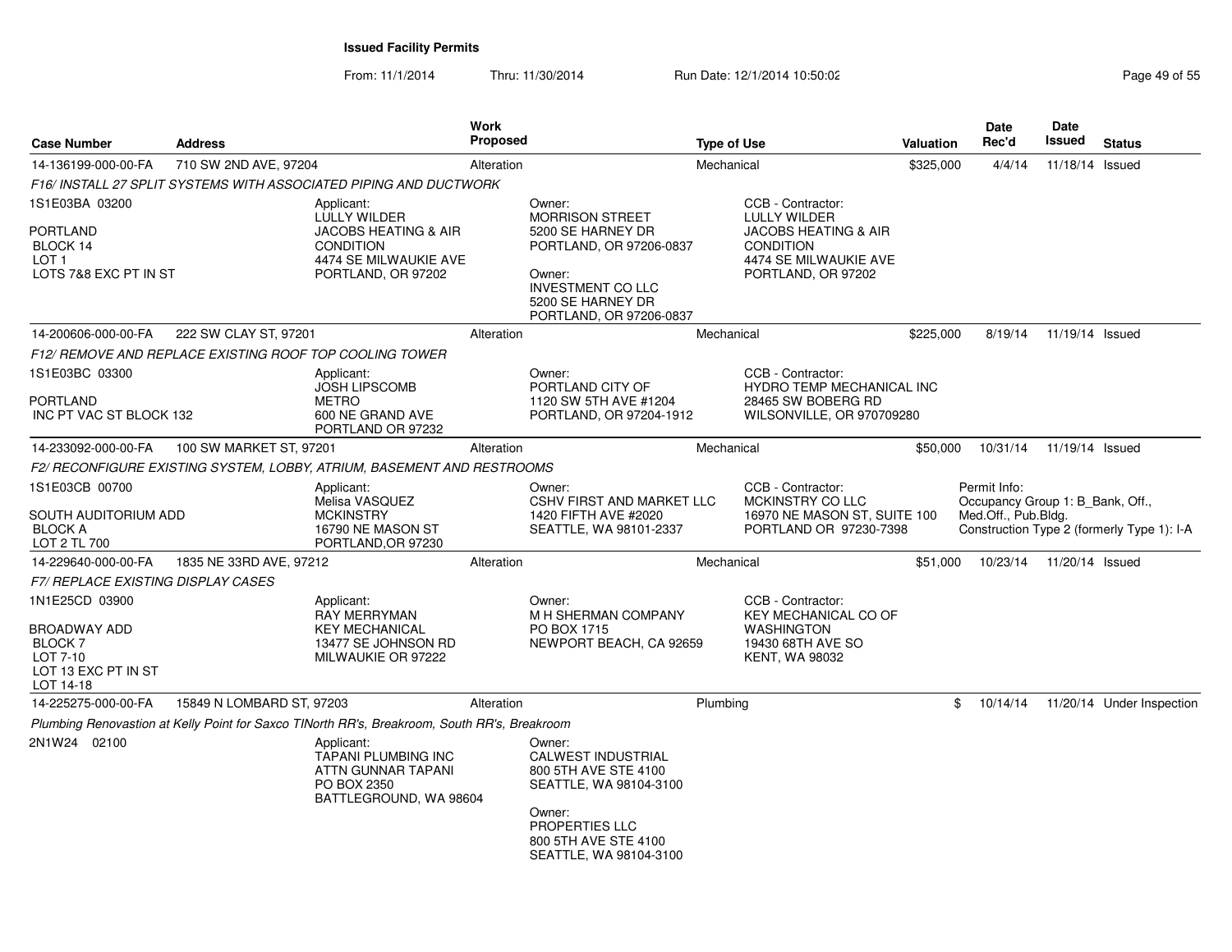**Issued Facility Permits**

From: 11/1/2014 Thru: 11/30/2014 Run Date: 12/1/2014 10:50:02

| Case Number | Address | Work Proposed | Type of Use | Valuation | Date Rec'd | Date Issued | Status |
|---|---|---|---|---|---|---|---|
| 14-136199-000-00-FA | 710 SW 2ND AVE, 97204 | Alteration | Mechanical | $325,000 | 4/4/14 | 11/18/14 | Issued |

*F16/ INSTALL 27 SPLIT SYSTEMS WITH ASSOCIATED PIPING AND DUCTWORK*

1S1E03BA 03200

PORTLAND
BLOCK 14
LOT 1
LOTS 7&8 EXC PT IN ST

Applicant:
LULLY WILDER
JACOBS HEATING & AIR CONDITION
4474 SE MILWAUKIE AVE
PORTLAND, OR 97202

Owner:
MORRISON STREET
5200 SE HARNEY DR
PORTLAND, OR 97206-0837

Owner:
INVESTMENT CO LLC
5200 SE HARNEY DR
PORTLAND, OR 97206-0837

CCB - Contractor:
LULLY WILDER
JACOBS HEATING & AIR CONDITION
4474 SE MILWAUKIE AVE
PORTLAND, OR 97202

| Case Number | Address | Work Proposed | Type of Use | Valuation | Date Rec'd | Date Issued | Status |
|---|---|---|---|---|---|---|---|
| 14-200606-000-00-FA | 222 SW CLAY ST, 97201 | Alteration | Mechanical | $225,000 | 8/19/14 | 11/19/14 | Issued |

*F12/ REMOVE AND REPLACE EXISTING ROOF TOP COOLING TOWER*

1S1E03BC 03300

PORTLAND
INC PT VAC ST BLOCK 132

Applicant:
JOSH LIPSCOMB
METRO
600 NE GRAND AVE
PORTLAND OR 97232

Owner:
PORTLAND CITY OF
1120 SW 5TH AVE #1204
PORTLAND, OR 97204-1912

CCB - Contractor:
HYDRO TEMP MECHANICAL INC
28465 SW BOBERG RD
WILSONVILLE, OR 970709280

| Case Number | Address | Work Proposed | Type of Use | Valuation | Date Rec'd | Date Issued | Status |
|---|---|---|---|---|---|---|---|
| 14-233092-000-00-FA | 100 SW MARKET ST, 97201 | Alteration | Mechanical | $50,000 | 10/31/14 | 11/19/14 | Issued |

*F2/ RECONFIGURE EXISTING SYSTEM, LOBBY, ATRIUM, BASEMENT AND RESTROOMS*

1S1E03CB 00700

SOUTH AUDITORIUM ADD
BLOCK A
LOT 2 TL 700

Applicant:
Melisa VASQUEZ
MCKINSTRY
16790 NE MASON ST
PORTLAND,OR 97230

Owner:
CSHV FIRST AND MARKET LLC
1420 FIFTH AVE #2020
SEATTLE, WA 98101-2337

CCB - Contractor:
MCKINSTRY CO LLC
16970 NE MASON ST, SUITE 100
PORTLAND OR 97230-7398

Permit Info:
Occupancy Group 1: B_Bank, Off., Med.Off., Pub.Bldg.
Construction Type 2 (formerly Type 1): I-A

| Case Number | Address | Work Proposed | Type of Use | Valuation | Date Rec'd | Date Issued | Status |
|---|---|---|---|---|---|---|---|
| 14-229640-000-00-FA | 1835 NE 33RD AVE, 97212 | Alteration | Mechanical | $51,000 | 10/23/14 | 11/20/14 | Issued |

*F7/ REPLACE EXISTING DISPLAY CASES*

1N1E25CD 03900

BROADWAY ADD
BLOCK 7
LOT 7-10
LOT 13 EXC PT IN ST
LOT 14-18

Applicant:
RAY MERRYMAN
KEY MECHANICAL
13477 SE JOHNSON RD
MILWAUKIE OR 97222

Owner:
M H SHERMAN COMPANY
PO BOX 1715
NEWPORT BEACH, CA 92659

CCB - Contractor:
KEY MECHANICAL CO OF WASHINGTON
19430 68TH AVE SO
KENT, WA 98032

| Case Number | Address | Work Proposed | Type of Use | Valuation | Date Rec'd | Date Issued | Status |
|---|---|---|---|---|---|---|---|
| 14-225275-000-00-FA | 15849 N LOMBARD ST, 97203 | Alteration | Plumbing | $ | 10/14/14 | 11/20/14 | Under Inspection |

*Plumbing Renovastion at Kelly Point for Saxco TINorth RR's, Breakroom, South RR's, Breakroom*

2N1W24 02100

Applicant:
TAPANI PLUMBING INC
ATTN GUNNAR TAPANI
PO BOX 2350
BATTLEGROUND, WA 98604

Owner:
CALWEST INDUSTRIAL
800 5TH AVE STE 4100
SEATTLE, WA 98104-3100

Owner:
PROPERTIES LLC
800 5TH AVE STE 4100
SEATTLE, WA 98104-3100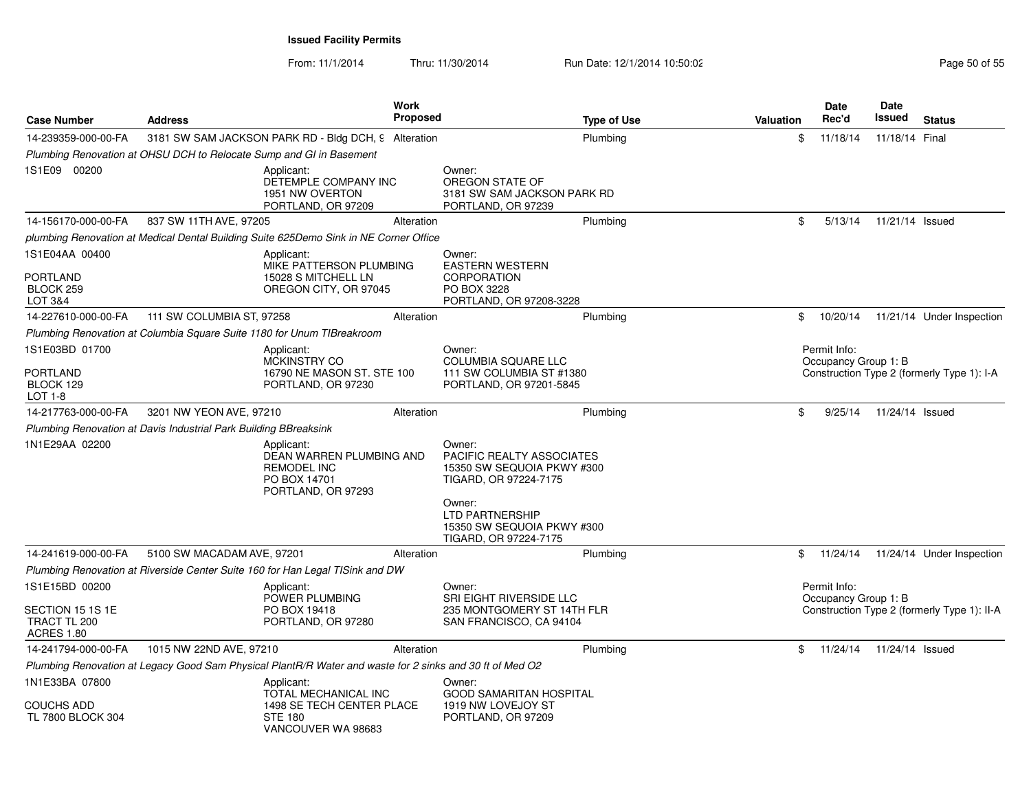**Issued Facility Permits**

From: 11/1/2014 Thru: 11/30/2014 Run Date: 12/1/2014 10:50:02

| Case Number | Address | Work Proposed | Type of Use | Valuation | Date Rec'd | Date Issued | Status |
|---|---|---|---|---|---|---|---|
| 14-239359-000-00-FA | 3181 SW SAM JACKSON PARK RD - Bldg DCH, 9 | Alteration | Plumbing | $ | 11/18/14 | 11/18/14 | Final |
| *Plumbing Renovation at OHSU DCH to Relocate Sump and GI in Basement* | | | | | | | |
| 1S1E09 00200 | Applicant: DETEMPLE COMPANY INC 1951 NW OVERTON PORTLAND, OR 97209 | | Owner: OREGON STATE OF 3181 SW SAM JACKSON PARK RD PORTLAND, OR 97239 | | | | |
| 14-156170-000-00-FA | 837 SW 11TH AVE, 97205 | Alteration | Plumbing | $ | 5/13/14 | 11/21/14 | Issued |
| *plumbing Renovation at Medical Dental Building Suite 625Demo Sink in NE Corner Office* | | | | | | | |
| 1S1E04AA 00400 PORTLAND BLOCK 259 LOT 3&4 | Applicant: MIKE PATTERSON PLUMBING 15028 S MITCHELL LN OREGON CITY, OR 97045 | | Owner: EASTERN WESTERN CORPORATION PO BOX 3228 PORTLAND, OR 97208-3228 | | | | |
| 14-227610-000-00-FA | 111 SW COLUMBIA ST, 97258 | Alteration | Plumbing | $ | 10/20/14 | 11/21/14 | Under Inspection |
| *Plumbing Renovation at Columbia Square Suite 1180 for Unum TIBreakroom* | | | | | | | |
| 1S1E03BD 01700 PORTLAND BLOCK 129 LOT 1-8 | Applicant: MCKINSTRY CO 16790 NE MASON ST. STE 100 PORTLAND, OR 97230 | | Owner: COLUMBIA SQUARE LLC 111 SW COLUMBIA ST #1380 PORTLAND, OR 97201-5845 | | Permit Info: Occupancy Group 1: B Construction Type 2 (formerly Type 1): I-A | | |
| 14-217763-000-00-FA | 3201 NW YEON AVE, 97210 | Alteration | Plumbing | $ | 9/25/14 | 11/24/14 | Issued |
| *Plumbing Renovation at Davis Industrial Park Building BBreaksink* | | | | | | | |
| 1N1E29AA 02200 | Applicant: DEAN WARREN PLUMBING AND REMODEL INC PO BOX 14701 PORTLAND, OR 97293 | | Owner: PACIFIC REALTY ASSOCIATES 15350 SW SEQUOIA PKWY #300 TIGARD, OR 97224-7175<br>Owner: LTD PARTNERSHIP 15350 SW SEQUOIA PKWY #300 TIGARD, OR 97224-7175 | | | | |
| 14-241619-000-00-FA | 5100 SW MACADAM AVE, 97201 | Alteration | Plumbing | $ | 11/24/14 | 11/24/14 | Under Inspection |
| *Plumbing Renovation at Riverside Center Suite 160 for Han Legal TISink and DW* | | | | | | | |
| 1S1E15BD 00200 SECTION 15 1S 1E TRACT TL 200 ACRES 1.80 | Applicant: POWER PLUMBING PO BOX 19418 PORTLAND, OR 97280 | | Owner: SRI EIGHT RIVERSIDE LLC 235 MONTGOMERY ST 14TH FLR SAN FRANCISCO, CA 94104 | | Permit Info: Occupancy Group 1: B Construction Type 2 (formerly Type 1): II-A | | |
| 14-241794-000-00-FA | 1015 NW 22ND AVE, 97210 | Alteration | Plumbing | $ | 11/24/14 | 11/24/14 | Issued |
| *Plumbing Renovation at Legacy Good Sam Physical PlantR/R Water and waste for 2 sinks and 30 ft of Med O2* | | | | | | | |
| 1N1E33BA 07800 COUCHS ADD TL 7800 BLOCK 304 | Applicant: TOTAL MECHANICAL INC 1498 SE TECH CENTER PLACE STE 180 VANCOUVER WA 98683 | | Owner: GOOD SAMARITAN HOSPITAL 1919 NW LOVEJOY ST PORTLAND, OR 97209 | | | | |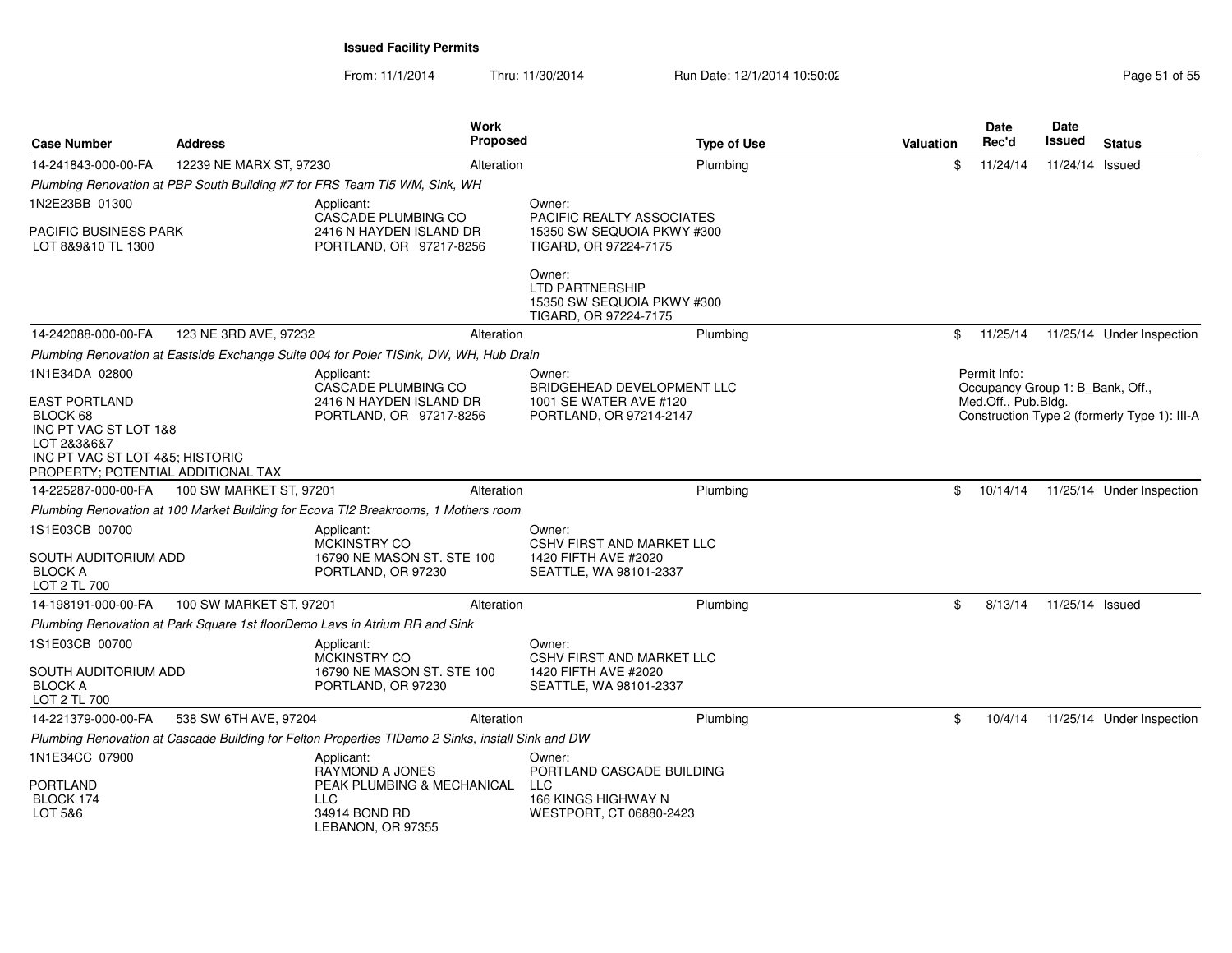**Issued Facility Permits**

From: 11/1/2014 Thru: 11/30/2014 Run Date: 12/1/2014 10:50:02

| Case Number | Address | Work Proposed | Type of Use | Valuation | Date Rec'd | Date Issued | Status |
|---|---|---|---|---|---|---|---|
| 14-241843-000-00-FA | 12239 NE MARX ST, 97230 | Alteration | Plumbing | $ | 11/24/14 | 11/24/14 | Issued |

*Plumbing Renovation at PBP South Building #7 for FRS Team TI5 WM, Sink, WH*

1N2E23BB 01300

PACIFIC BUSINESS PARK
LOT 8&9&10 TL 1300

Applicant:
CASCADE PLUMBING CO
2416 N HAYDEN ISLAND DR
PORTLAND, OR 97217-8256

Owner:
PACIFIC REALTY ASSOCIATES
15350 SW SEQUOIA PKWY #300
TIGARD, OR 97224-7175

Owner:
LTD PARTNERSHIP
15350 SW SEQUOIA PKWY #300
TIGARD, OR 97224-7175

| Case Number | Address | Work Proposed | Type of Use | Valuation | Date Rec'd | Date Issued | Status |
|---|---|---|---|---|---|---|---|
| 14-242088-000-00-FA | 123 NE 3RD AVE, 97232 | Alteration | Plumbing | $ | 11/25/14 | 11/25/14 | Under Inspection |

*Plumbing Renovation at Eastside Exchange Suite 004 for Poler TISink, DW, WH, Hub Drain*

1N1E34DA 02800

EAST PORTLAND
BLOCK 68
INC PT VAC ST LOT 1&8
LOT 2&3&6&7
INC PT VAC ST LOT 4&5; HISTORIC
PROPERTY; POTENTIAL ADDITIONAL TAX

Applicant:
CASCADE PLUMBING CO
2416 N HAYDEN ISLAND DR
PORTLAND, OR 97217-8256

Owner:
BRIDGEHEAD DEVELOPMENT LLC
1001 SE WATER AVE #120
PORTLAND, OR 97214-2147

Permit Info:
Occupancy Group 1: B_Bank, Off., Med.Off., Pub.Bldg.
Construction Type 2 (formerly Type 1): III-A

| Case Number | Address | Work Proposed | Type of Use | Valuation | Date Rec'd | Date Issued | Status |
|---|---|---|---|---|---|---|---|
| 14-225287-000-00-FA | 100 SW MARKET ST, 97201 | Alteration | Plumbing | $ | 10/14/14 | 11/25/14 | Under Inspection |

*Plumbing Renovation at 100 Market Building for Ecova TI2 Breakrooms, 1 Mothers room*

1S1E03CB 00700

SOUTH AUDITORIUM ADD
BLOCK A
LOT 2 TL 700

Applicant:
MCKINSTRY CO
16790 NE MASON ST. STE 100
PORTLAND, OR 97230

Owner:
CSHV FIRST AND MARKET LLC
1420 FIFTH AVE #2020
SEATTLE, WA 98101-2337

| Case Number | Address | Work Proposed | Type of Use | Valuation | Date Rec'd | Date Issued | Status |
|---|---|---|---|---|---|---|---|
| 14-198191-000-00-FA | 100 SW MARKET ST, 97201 | Alteration | Plumbing | $ | 8/13/14 | 11/25/14 | Issued |

*Plumbing Renovation at Park Square 1st floorDemo Lavs in Atrium RR and Sink*

1S1E03CB 00700

SOUTH AUDITORIUM ADD
BLOCK A
LOT 2 TL 700

Applicant:
MCKINSTRY CO
16790 NE MASON ST. STE 100
PORTLAND, OR 97230

Owner:
CSHV FIRST AND MARKET LLC
1420 FIFTH AVE #2020
SEATTLE, WA 98101-2337

| Case Number | Address | Work Proposed | Type of Use | Valuation | Date Rec'd | Date Issued | Status |
|---|---|---|---|---|---|---|---|
| 14-221379-000-00-FA | 538 SW 6TH AVE, 97204 | Alteration | Plumbing | $ | 10/4/14 | 11/25/14 | Under Inspection |

*Plumbing Renovation at Cascade Building for Felton Properties TIDemo 2 Sinks, install Sink and DW*

1N1E34CC 07900

PORTLAND
BLOCK 174
LOT 5&6

Applicant:
RAYMOND A JONES
PEAK PLUMBING & MECHANICAL LLC
34914 BOND RD
LEBANON, OR 97355

Owner:
PORTLAND CASCADE BUILDING LLC
166 KINGS HIGHWAY N
WESTPORT, CT 06880-2423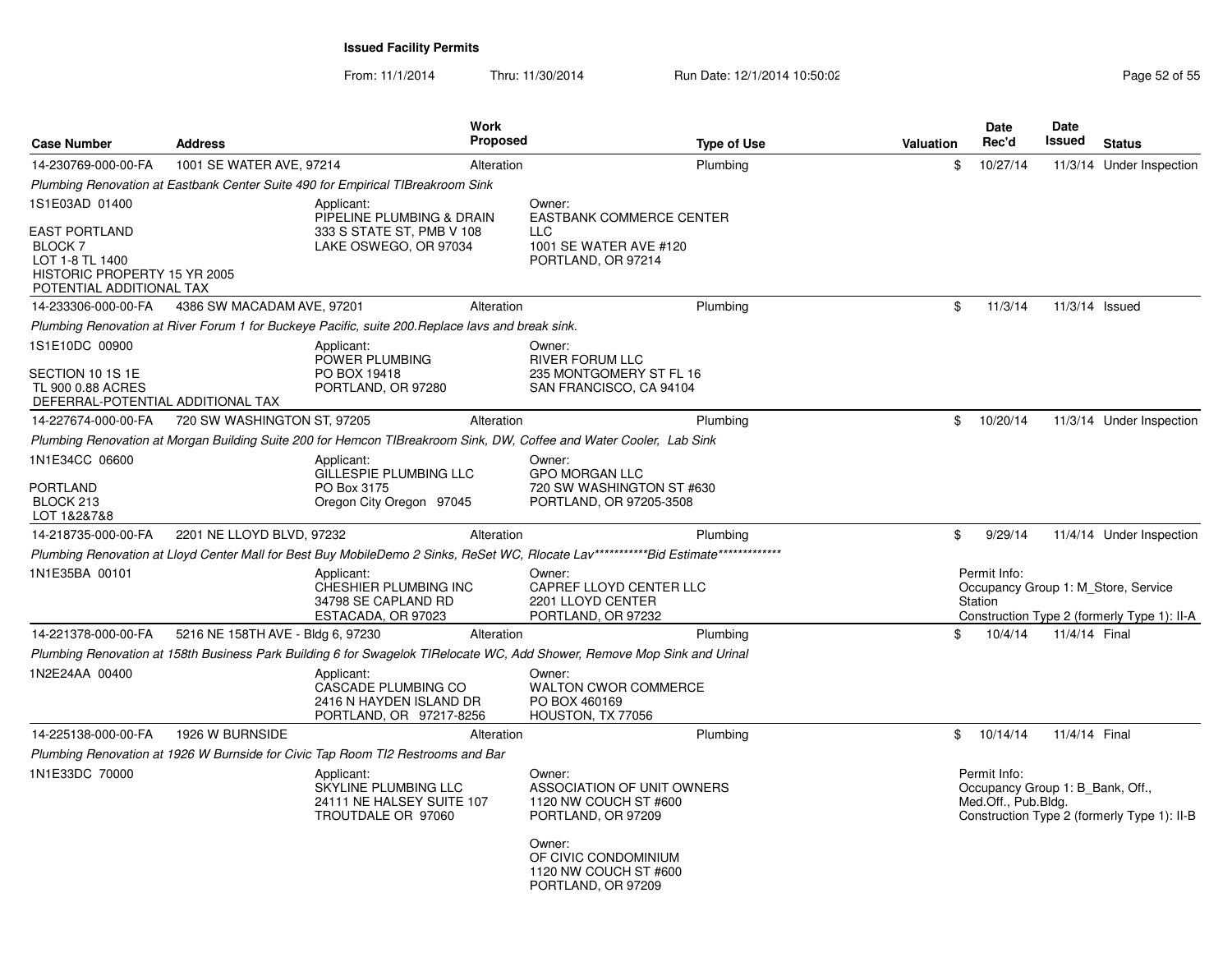**Issued Facility Permits**

From: 11/1/2014 Thru: 11/30/2014 Run Date: 12/1/2014 10:50:02

| Case Number | Address | Work Proposed | Type of Use | Valuation | Date Rec'd | Date Issued | Status |
|---|---|---|---|---|---|---|---|
| 14-230769-000-00-FA | 1001 SE WATER AVE, 97214 | Alteration | Plumbing | $ | 10/27/14 | 11/3/14 | Under Inspection |

*Plumbing Renovation at Eastbank Center Suite 490 for Empirical TIBreakroom Sink*

1S1E03AD 01400

EAST PORTLAND
BLOCK 7
LOT 1-8 TL 1400
HISTORIC PROPERTY 15 YR 2005
POTENTIAL ADDITIONAL TAX

Applicant:
PIPELINE PLUMBING & DRAIN
333 S STATE ST, PMB V 108
LAKE OSWEGO, OR 97034

Owner:
EASTBANK COMMERCE CENTER LLC
1001 SE WATER AVE #120
PORTLAND, OR 97214

---

| Case Number | Address | Work Proposed | Type of Use | Valuation | Date Rec'd | Date Issued | Status |
|---|---|---|---|---|---|---|---|
| 14-233306-000-00-FA | 4386 SW MACADAM AVE, 97201 | Alteration | Plumbing | $ | 11/3/14 | 11/3/14 | Issued |

*Plumbing Renovation at River Forum 1 for Buckeye Pacific, suite 200.Replace lavs and break sink.*

1S1E10DC 00900

SECTION 10 1S 1E
TL 900 0.88 ACRES
DEFERRAL-POTENTIAL ADDITIONAL TAX

Applicant:
POWER PLUMBING
PO BOX 19418
PORTLAND, OR 97280

Owner:
RIVER FORUM LLC
235 MONTGOMERY ST FL 16
SAN FRANCISCO, CA 94104

---

| Case Number | Address | Work Proposed | Type of Use | Valuation | Date Rec'd | Date Issued | Status |
|---|---|---|---|---|---|---|---|
| 14-227674-000-00-FA | 720 SW WASHINGTON ST, 97205 | Alteration | Plumbing | $ | 10/20/14 | 11/3/14 | Under Inspection |

*Plumbing Renovation at Morgan Building Suite 200 for Hemcon TIBreakroom Sink, DW, Coffee and Water Cooler, Lab Sink*

1N1E34CC 06600

PORTLAND
BLOCK 213
LOT 1&2&7&8

Applicant:
GILLESPIE PLUMBING LLC
PO Box 3175
Oregon City Oregon 97045

Owner:
GPO MORGAN LLC
720 SW WASHINGTON ST #630
PORTLAND, OR 97205-3508

---

| Case Number | Address | Work Proposed | Type of Use | Valuation | Date Rec'd | Date Issued | Status |
|---|---|---|---|---|---|---|---|
| 14-218735-000-00-FA | 2201 NE LLOYD BLVD, 97232 | Alteration | Plumbing | $ | 9/29/14 | 11/4/14 | Under Inspection |

*Plumbing Renovation at Lloyd Center Mall for Best Buy MobileDemo 2 Sinks, ReSet WC, Rlocate Lav\*\*\*\*\*\*\*\*\*\*\*Bid Estimate\*\*\*\*\*\*\*\*\*\*\*\*\**

1N1E35BA 00101

Applicant:
CHESHIER PLUMBING INC
34798 SE CAPLAND RD
ESTACADA, OR 97023

Owner:
CAPREF LLOYD CENTER LLC
2201 LLOYD CENTER
PORTLAND, OR 97232

Permit Info:
Occupancy Group 1: M_Store, Service Station
Construction Type 2 (formerly Type 1): II-A

---

| Case Number | Address | Work Proposed | Type of Use | Valuation | Date Rec'd | Date Issued | Status |
|---|---|---|---|---|---|---|---|
| 14-221378-000-00-FA | 5216 NE 158TH AVE - Bldg 6, 97230 | Alteration | Plumbing | $ | 10/4/14 | 11/4/14 | Final |

*Plumbing Renovation at 158th Business Park Building 6 for Swagelok TIRelocate WC, Add Shower, Remove Mop Sink and Urinal*

1N2E24AA 00400

Applicant:
CASCADE PLUMBING CO
2416 N HAYDEN ISLAND DR
PORTLAND, OR 97217-8256

Owner:
WALTON CWOR COMMERCE
PO BOX 460169
HOUSTON, TX 77056

---

| Case Number | Address | Work Proposed | Type of Use | Valuation | Date Rec'd | Date Issued | Status |
|---|---|---|---|---|---|---|---|
| 14-225138-000-00-FA | 1926 W BURNSIDE | Alteration | Plumbing | $ | 10/14/14 | 11/4/14 | Final |

*Plumbing Renovation at 1926 W Burnside for Civic Tap Room TI2 Restrooms and Bar*

1N1E33DC 70000

Applicant:
SKYLINE PLUMBING LLC
24111 NE HALSEY SUITE 107
TROUTDALE OR 97060

Owner:
ASSOCIATION OF UNIT OWNERS
1120 NW COUCH ST #600
PORTLAND, OR 97209

Owner:
OF CIVIC CONDOMINIUM
1120 NW COUCH ST #600
PORTLAND, OR 97209

Permit Info:
Occupancy Group 1: B_Bank, Off., Med.Off., Pub.Bldg.
Construction Type 2 (formerly Type 1): II-B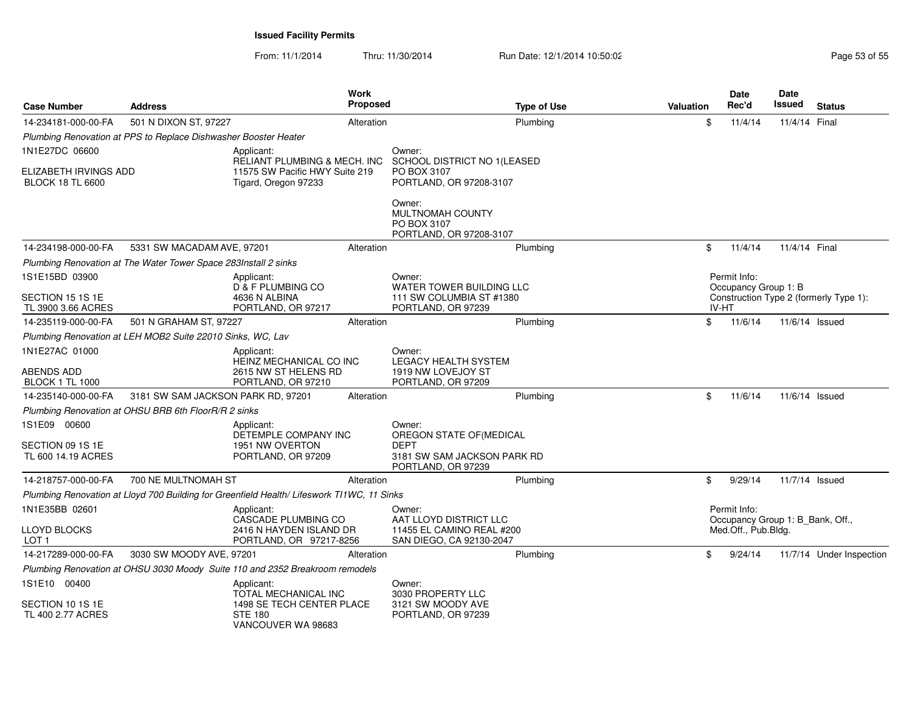# Issued Facility Permits

From: 11/1/2014 Thru: 11/30/2014 Run Date: 12/1/2014 10:50:02

| Case Number | Address | Work Proposed | Type of Use | Valuation | Date Rec'd | Date Issued | Status |
|---|---|---|---|---|---|---|---|
| 14-234181-000-00-FA | 501 N DIXON ST, 97227 | Alteration | Plumbing | $ | 11/4/14 | 11/4/14 | Final |
| *Plumbing Renovation at PPS to Replace Dishwasher Booster Heater* | | | | | | | |
| 1N1E27DC 06600<br><br>ELIZABETH IRVINGS ADD<br>BLOCK 18 TL 6600 | Applicant:<br>RELIANT PLUMBING & MECH. INC<br>11575 SW Pacific HWY Suite 219<br>Tigard, Oregon 97233 | | Owner:<br>SCHOOL DISTRICT NO 1(LEASED<br>PO BOX 3107<br>PORTLAND, OR 97208-3107<br><br>Owner:<br>MULTNOMAH COUNTY<br>PO BOX 3107<br>PORTLAND, OR 97208-3107 | | | | |
| 14-234198-000-00-FA | 5331 SW MACADAM AVE, 97201 | Alteration | Plumbing | $ | 11/4/14 | 11/4/14 | Final |
| *Plumbing Renovation at The Water Tower Space 283Install 2 sinks* | | | | | | | |
| 1S1E15BD 03900<br><br>SECTION 15 1S 1E<br>TL 3900 3.66 ACRES | Applicant:<br>D & F PLUMBING CO<br>4636 N ALBINA<br>PORTLAND, OR 97217 | | Owner:<br>WATER TOWER BUILDING LLC<br>111 SW COLUMBIA ST #1380<br>PORTLAND, OR 97239 | Permit Info:<br>Occupancy Group 1: B<br>Construction Type 2 (formerly Type 1): IV-HT | | | |
| 14-235119-000-00-FA | 501 N GRAHAM ST, 97227 | Alteration | Plumbing | $ | 11/6/14 | 11/6/14 | Issued |
| *Plumbing Renovation at LEH MOB2 Suite 22010 Sinks, WC, Lav* | | | | | | | |
| 1N1E27AC 01000<br><br>ABENDS ADD<br>BLOCK 1 TL 1000 | Applicant:<br>HEINZ MECHANICAL CO INC<br>2615 NW ST HELENS RD<br>PORTLAND, OR 97210 | | Owner:<br>LEGACY HEALTH SYSTEM<br>1919 NW LOVEJOY ST<br>PORTLAND, OR 97209 | | | | |
| 14-235140-000-00-FA | 3181 SW SAM JACKSON PARK RD, 97201 | Alteration | Plumbing | $ | 11/6/14 | 11/6/14 | Issued |
| *Plumbing Renovation at OHSU BRB 6th FloorR/R 2 sinks* | | | | | | | |
| 1S1E09 00600<br><br>SECTION 09 1S 1E<br>TL 600 14.19 ACRES | Applicant:<br>DETEMPLE COMPANY INC<br>1951 NW OVERTON<br>PORTLAND, OR 97209 | | Owner:<br>OREGON STATE OF(MEDICAL DEPT<br>3181 SW SAM JACKSON PARK RD<br>PORTLAND, OR 97239 | | | | |
| 14-218757-000-00-FA | 700 NE MULTNOMAH ST | Alteration | Plumbing | $ | 9/29/14 | 11/7/14 | Issued |
| *Plumbing Renovation at Lloyd 700 Building for Greenfield Health/ Lifeswork TI1WC, 11 Sinks* | | | | | | | |
| 1N1E35BB 02601<br><br>LLOYD BLOCKS<br>LOT 1 | Applicant:<br>CASCADE PLUMBING CO<br>2416 N HAYDEN ISLAND DR<br>PORTLAND, OR 97217-8256 | | Owner:<br>AAT LLOYD DISTRICT LLC<br>11455 EL CAMINO REAL #200<br>SAN DIEGO, CA 92130-2047 | Permit Info:<br>Occupancy Group 1: B_Bank, Off., Med.Off., Pub.Bldg. | | | |
| 14-217289-000-00-FA | 3030 SW MOODY AVE, 97201 | Alteration | Plumbing | $ | 9/24/14 | 11/7/14 | Under Inspection |
| *Plumbing Renovation at OHSU 3030 Moody Suite 110 and 2352 Breakroom remodels* | | | | | | | |
| 1S1E10 00400<br><br>SECTION 10 1S 1E<br>TL 400 2.77 ACRES | Applicant:<br>TOTAL MECHANICAL INC<br>1498 SE TECH CENTER PLACE<br>STE 180<br>VANCOUVER WA 98683 | | Owner:<br>3030 PROPERTY LLC<br>3121 SW MOODY AVE<br>PORTLAND, OR 97239 | | | | |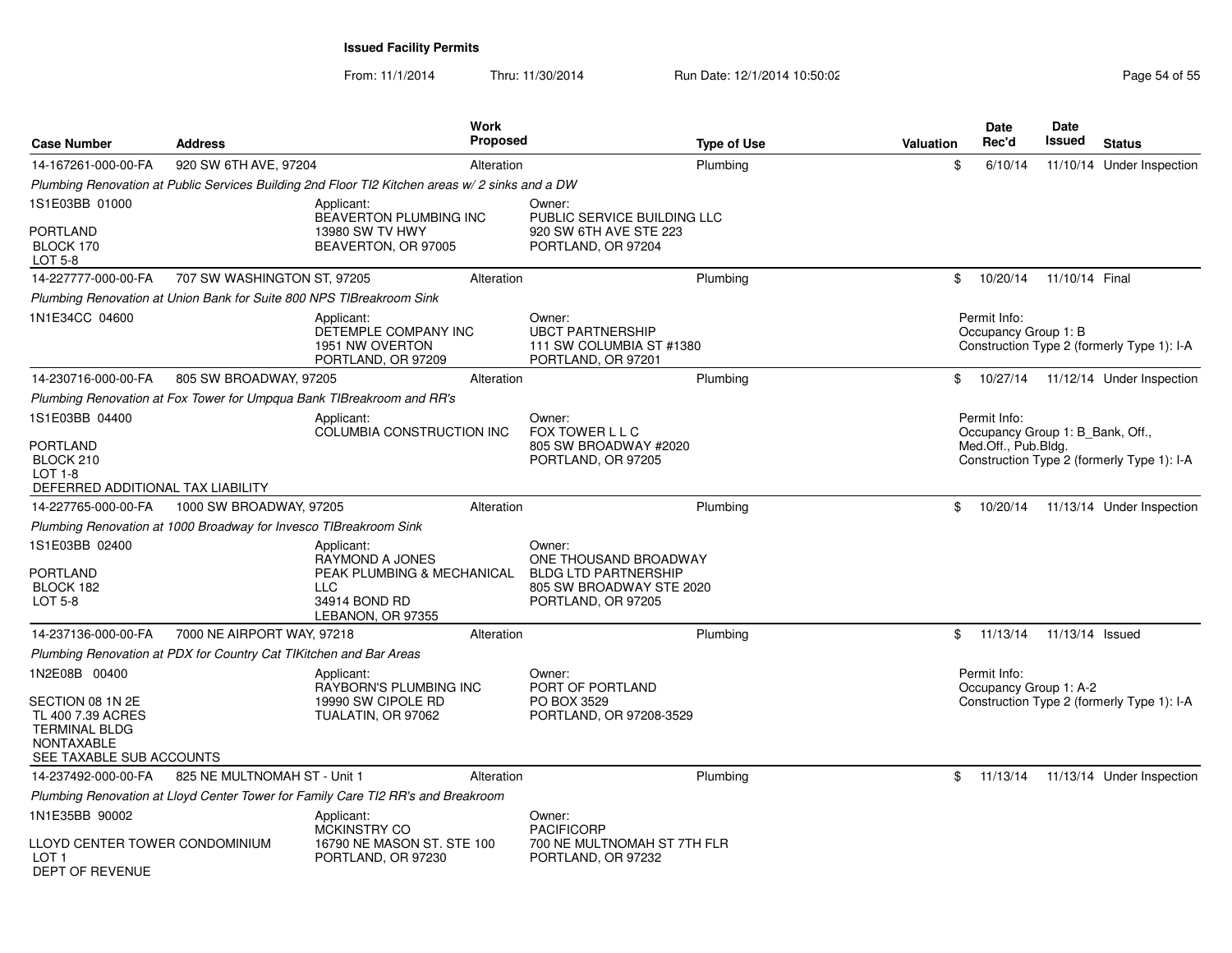**Issued Facility Permits**

From: 11/1/2014 Thru: 11/30/2014 Run Date: 12/1/2014 10:50:02

| Case Number | Address | Work Proposed | Type of Use | Valuation | Date Rec'd | Date Issued | Status |
|---|---|---|---|---|---|---|---|
| 14-167261-000-00-FA | 920 SW 6TH AVE, 97204 | Alteration | Plumbing | $ | 6/10/14 | 11/10/14 | Under Inspection |

*Plumbing Renovation at Public Services Building 2nd Floor TI2 Kitchen areas w/ 2 sinks and a DW*

1S1E03BB 01000
PORTLAND
BLOCK 170
LOT 5-8

Applicant:
BEAVERTON PLUMBING INC
13980 SW TV HWY
BEAVERTON, OR 97005

Owner:
PUBLIC SERVICE BUILDING LLC
920 SW 6TH AVE STE 223
PORTLAND, OR 97204

| Case Number | Address | Work Proposed | Type of Use | Valuation | Date Rec'd | Date Issued | Status |
|---|---|---|---|---|---|---|---|
| 14-227777-000-00-FA | 707 SW WASHINGTON ST, 97205 | Alteration | Plumbing | $ | 10/20/14 | 11/10/14 | Final |

*Plumbing Renovation at Union Bank for Suite 800 NPS TIBreakroom Sink*

1N1E34CC 04600

Applicant:
DETEMPLE COMPANY INC
1951 NW OVERTON
PORTLAND, OR 97209

Owner:
UBCT PARTNERSHIP
111 SW COLUMBIA ST #1380
PORTLAND, OR 97201

Permit Info:
Occupancy Group 1: B
Construction Type 2 (formerly Type 1): I-A

| Case Number | Address | Work Proposed | Type of Use | Valuation | Date Rec'd | Date Issued | Status |
|---|---|---|---|---|---|---|---|
| 14-230716-000-00-FA | 805 SW BROADWAY, 97205 | Alteration | Plumbing | $ | 10/27/14 | 11/12/14 | Under Inspection |

*Plumbing Renovation at Fox Tower for Umpqua Bank TIBreakroom and RR's*

1S1E03BB 04400
PORTLAND
BLOCK 210
LOT 1-8
DEFERRED ADDITIONAL TAX LIABILITY

Applicant:
COLUMBIA CONSTRUCTION INC

Owner:
FOX TOWER L L C
805 SW BROADWAY #2020
PORTLAND, OR 97205

Permit Info:
Occupancy Group 1: B_Bank, Off., Med.Off., Pub.Bldg.
Construction Type 2 (formerly Type 1): I-A

| Case Number | Address | Work Proposed | Type of Use | Valuation | Date Rec'd | Date Issued | Status |
|---|---|---|---|---|---|---|---|
| 14-227765-000-00-FA | 1000 SW BROADWAY, 97205 | Alteration | Plumbing | $ | 10/20/14 | 11/13/14 | Under Inspection |

*Plumbing Renovation at 1000 Broadway for Invesco TIBreakroom Sink*

1S1E03BB 02400
PORTLAND
BLOCK 182
LOT 5-8

Applicant:
RAYMOND A JONES
PEAK PLUMBING & MECHANICAL LLC
34914 BOND RD
LEBANON, OR 97355

Owner:
ONE THOUSAND BROADWAY
BLDG LTD PARTNERSHIP
805 SW BROADWAY STE 2020
PORTLAND, OR 97205

| Case Number | Address | Work Proposed | Type of Use | Valuation | Date Rec'd | Date Issued | Status |
|---|---|---|---|---|---|---|---|
| 14-237136-000-00-FA | 7000 NE AIRPORT WAY, 97218 | Alteration | Plumbing | $ | 11/13/14 | 11/13/14 | Issued |

*Plumbing Renovation at PDX for Country Cat TIKitchen and Bar Areas*

1N2E08B 00400
SECTION 08 1N 2E
TL 400 7.39 ACRES
TERMINAL BLDG
NONTAXABLE
SEE TAXABLE SUB ACCOUNTS

Applicant:
RAYBORN'S PLUMBING INC
19990 SW CIPOLE RD
TUALATIN, OR 97062

Owner:
PORT OF PORTLAND
PO BOX 3529
PORTLAND, OR 97208-3529

Permit Info:
Occupancy Group 1: A-2
Construction Type 2 (formerly Type 1): I-A

| Case Number | Address | Work Proposed | Type of Use | Valuation | Date Rec'd | Date Issued | Status |
|---|---|---|---|---|---|---|---|
| 14-237492-000-00-FA | 825 NE MULTNOMAH ST - Unit 1 | Alteration | Plumbing | $ | 11/13/14 | 11/13/14 | Under Inspection |

*Plumbing Renovation at Lloyd Center Tower for Family Care TI2 RR's and Breakroom*

1N1E35BB 90002
LLOYD CENTER TOWER CONDOMINIUM
LOT 1
DEPT OF REVENUE

Applicant:
MCKINSTRY CO
16790 NE MASON ST. STE 100
PORTLAND, OR 97230

Owner:
PACIFICORP
700 NE MULTNOMAH ST 7TH FLR
PORTLAND, OR 97232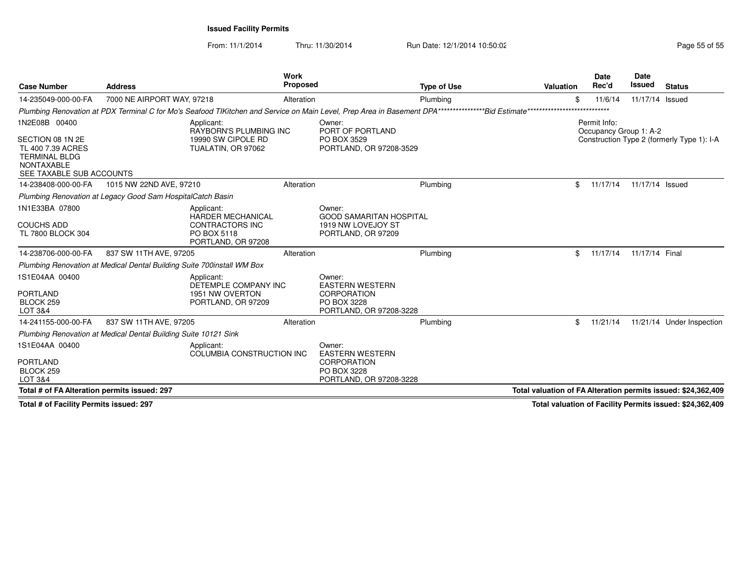**Issued Facility Permits**

From: 11/1/2014 Thru: 11/30/2014 Run Date: 12/1/2014 10:50:02

| Case Number | Address | Work Proposed | Type of Use | Valuation | Date Rec'd | Date Issued | Status |
|---|---|---|---|---|---|---|---|
| 14-235049-000-00-FA | 7000 NE AIRPORT WAY, 97218 | Alteration | Plumbing | $ | 11/6/14 | 11/17/14 | Issued |

*Plumbing Renovation at PDX Terminal C for Mo's Seafood TIKitchen and Service on Main Level, Prep Area in Basement DPA****************Bid Estimate*****************************

1N2E08B 00400

SECTION 08 1N 2E
TL 400 7.39 ACRES
TERMINAL BLDG
NONTAXABLE
SEE TAXABLE SUB ACCOUNTS

Applicant:
RAYBORN'S PLUMBING INC
19990 SW CIPOLE RD
TUALATIN, OR 97062

Owner:
PORT OF PORTLAND
PO BOX 3529
PORTLAND, OR 97208-3529

Permit Info:
Occupancy Group 1: A-2
Construction Type 2 (formerly Type 1): I-A

| Case Number | Address | Work Proposed | Type of Use | Valuation | Date Rec'd | Date Issued | Status |
|---|---|---|---|---|---|---|---|
| 14-238408-000-00-FA | 1015 NW 22ND AVE, 97210 | Alteration | Plumbing | $ | 11/17/14 | 11/17/14 | Issued |

*Plumbing Renovation at Legacy Good Sam HospitalCatch Basin*

1N1E33BA 07800

COUCHS ADD
TL 7800 BLOCK 304

Applicant:
HARDER MECHANICAL
CONTRACTORS INC
PO BOX 5118
PORTLAND, OR 97208

Owner:
GOOD SAMARITAN HOSPITAL
1919 NW LOVEJOY ST
PORTLAND, OR 97209

| Case Number | Address | Work Proposed | Type of Use | Valuation | Date Rec'd | Date Issued | Status |
|---|---|---|---|---|---|---|---|
| 14-238706-000-00-FA | 837 SW 11TH AVE, 97205 | Alteration | Plumbing | $ | 11/17/14 | 11/17/14 | Final |

*Plumbing Renovation at Medical Dental Building Suite 700install WM Box*

1S1E04AA 00400

PORTLAND
BLOCK 259
LOT 3&4

Applicant:
DETEMPLE COMPANY INC
1951 NW OVERTON
PORTLAND, OR 97209

Owner:
EASTERN WESTERN
CORPORATION
PO BOX 3228
PORTLAND, OR 97208-3228

| Case Number | Address | Work Proposed | Type of Use | Valuation | Date Rec'd | Date Issued | Status |
|---|---|---|---|---|---|---|---|
| 14-241155-000-00-FA | 837 SW 11TH AVE, 97205 | Alteration | Plumbing | $ | 11/21/14 | 11/21/14 | Under Inspection |

*Plumbing Renovation at Medical Dental Building Suite 10121 Sink*

1S1E04AA 00400

PORTLAND
BLOCK 259
LOT 3&4

Applicant:
COLUMBIA CONSTRUCTION INC

Owner:
EASTERN WESTERN
CORPORATION
PO BOX 3228
PORTLAND, OR 97208-3228

**Total # of FA Alteration permits issued: 297** — **Total valuation of FA Alteration permits issued: $24,362,409**

**Total # of Facility Permits issued: 297** — **Total valuation of Facility Permits issued: $24,362,409**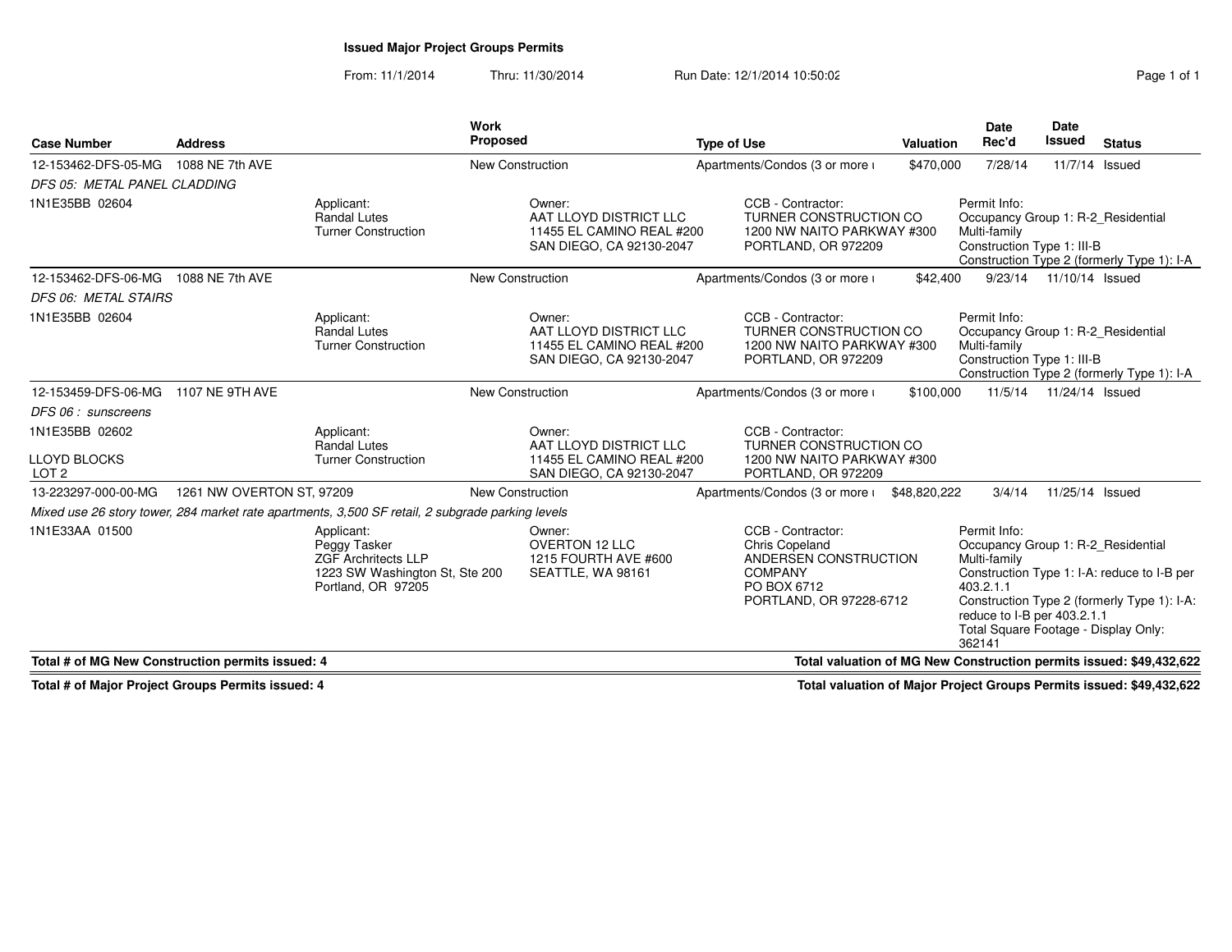# Issued Major Project Groups Permits

From: 11/1/2014 Thru: 11/30/2014 Run Date: 12/1/2014 10:50:02

| Case Number | Address | Work Proposed | Type of Use | Valuation | Date Rec'd | Date Issued | Status |
|---|---|---|---|---|---|---|---|
| 12-153462-DFS-05-MG | 1088 NE 7th AVE | New Construction | Apartments/Condos (3 or more ι | $470,000 | 7/28/14 | 11/7/14 | Issued |
| *DFS 05: METAL PANEL CLADDING* | | | | | | | |
| 1N1E35BB 02604 | Applicant: Randal Lutes Turner Construction | Owner: AAT LLOYD DISTRICT LLC 11455 EL CAMINO REAL #200 SAN DIEGO, CA 92130-2047 | CCB - Contractor: TURNER CONSTRUCTION CO 1200 NW NAITO PARKWAY #300 PORTLAND, OR 972209 | Permit Info: Occupancy Group 1: R-2_Residential Multi-family Construction Type 1: III-B Construction Type 2 (formerly Type 1): I-A | | | |
| 12-153462-DFS-06-MG | 1088 NE 7th AVE | New Construction | Apartments/Condos (3 or more ι | $42,400 | 9/23/14 | 11/10/14 | Issued |
| *DFS 06: METAL STAIRS* | | | | | | | |
| 1N1E35BB 02604 | Applicant: Randal Lutes Turner Construction | Owner: AAT LLOYD DISTRICT LLC 11455 EL CAMINO REAL #200 SAN DIEGO, CA 92130-2047 | CCB - Contractor: TURNER CONSTRUCTION CO 1200 NW NAITO PARKWAY #300 PORTLAND, OR 972209 | Permit Info: Occupancy Group 1: R-2_Residential Multi-family Construction Type 1: III-B Construction Type 2 (formerly Type 1): I-A | | | |
| 12-153459-DFS-06-MG | 1107 NE 9TH AVE | New Construction | Apartments/Condos (3 or more ι | $100,000 | 11/5/14 | 11/24/14 | Issued |
| *DFS 06 : sunscreens* | | | | | | | |
| 1N1E35BB 02602 LLOYD BLOCKS LOT 2 | Applicant: Randal Lutes Turner Construction | Owner: AAT LLOYD DISTRICT LLC 11455 EL CAMINO REAL #200 SAN DIEGO, CA 92130-2047 | CCB - Contractor: TURNER CONSTRUCTION CO 1200 NW NAITO PARKWAY #300 PORTLAND, OR 972209 | | | | |
| 13-223297-000-00-MG | 1261 NW OVERTON ST, 97209 | New Construction | Apartments/Condos (3 or more ι | $48,820,222 | 3/4/14 | 11/25/14 | Issued |
| *Mixed use 26 story tower, 284 market rate apartments, 3,500 SF retail, 2 subgrade parking levels* | | | | | | | |
| 1N1E33AA 01500 | Applicant: Peggy Tasker ZGF Archritects LLP 1223 SW Washington St, Ste 200 Portland, OR 97205 | Owner: OVERTON 12 LLC 1215 FOURTH AVE #600 SEATTLE, WA 98161 | CCB - Contractor: Chris Copeland ANDERSEN CONSTRUCTION COMPANY PO BOX 6712 PORTLAND, OR 97228-6712 | Permit Info: Occupancy Group 1: R-2_Residential Multi-family Construction Type 1: I-A: reduce to I-B per 403.2.1.1 Construction Type 2 (formerly Type 1): I-A: reduce to I-B per 403.2.1.1 Total Square Footage - Display Only: 362141 | | | |

**Total # of MG New Construction permits issued: 4** — **Total valuation of MG New Construction permits issued: $49,432,622**

**Total # of Major Project Groups Permits issued: 4** — **Total valuation of Major Project Groups Permits issued: $49,432,622**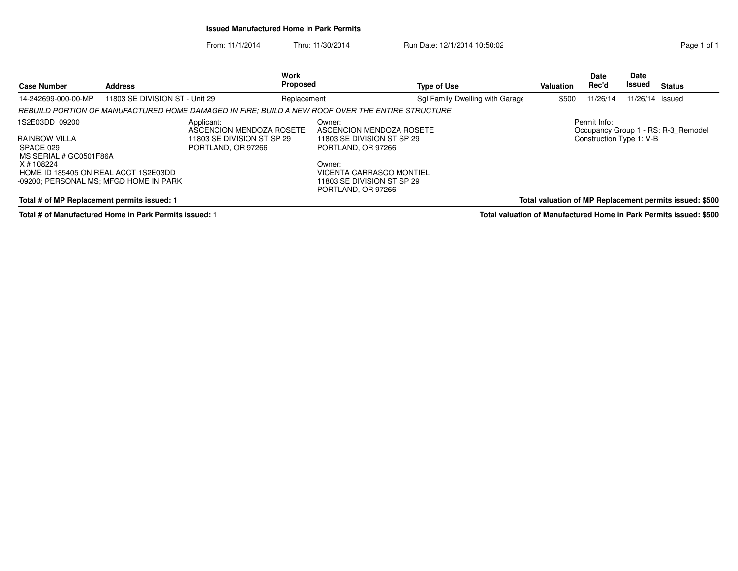## Issued Manufactured Home in Park Permits

From: 11/1/2014 Thru: 11/30/2014 Run Date: 12/1/2014 10:50:02

| Case Number | Address | Work Proposed | Type of Use | Valuation | Date Rec'd | Date Issued | Status |
|---|---|---|---|---|---|---|---|
| 14-242699-000-00-MP | 11803 SE DIVISION ST - Unit 29 | Replacement | Sgl Family Dwelling with Garage | $500 | 11/26/14 | 11/26/14 | Issued |

*REBUILD PORTION OF MANUFACTURED HOME DAMAGED IN FIRE; BUILD A NEW ROOF OVER THE ENTIRE STRUCTURE*

1S2E03DD 09200

RAINBOW VILLA
SPACE 029
MS SERIAL # GC0501F86A
X # 108224
HOME ID 185405 ON REAL ACCT 1S2E03DD -09200; PERSONAL MS; MFGD HOME IN PARK

Applicant:
ASCENCION MENDOZA ROSETE
11803 SE DIVISION ST SP 29
PORTLAND, OR 97266

Owner:
ASCENCION MENDOZA ROSETE
11803 SE DIVISION ST SP 29
PORTLAND, OR 97266

Owner:
VICENTA CARRASCO MONTIEL
11803 SE DIVISION ST SP 29
PORTLAND, OR 97266

Permit Info:
Occupancy Group 1 - RS: R-3_Remodel
Construction Type 1: V-B

**Total # of MP Replacement permits issued: 1** **Total valuation of MP Replacement permits issued: $500**

**Total # of Manufactured Home in Park Permits issued: 1** **Total valuation of Manufactured Home in Park Permits issued: $500**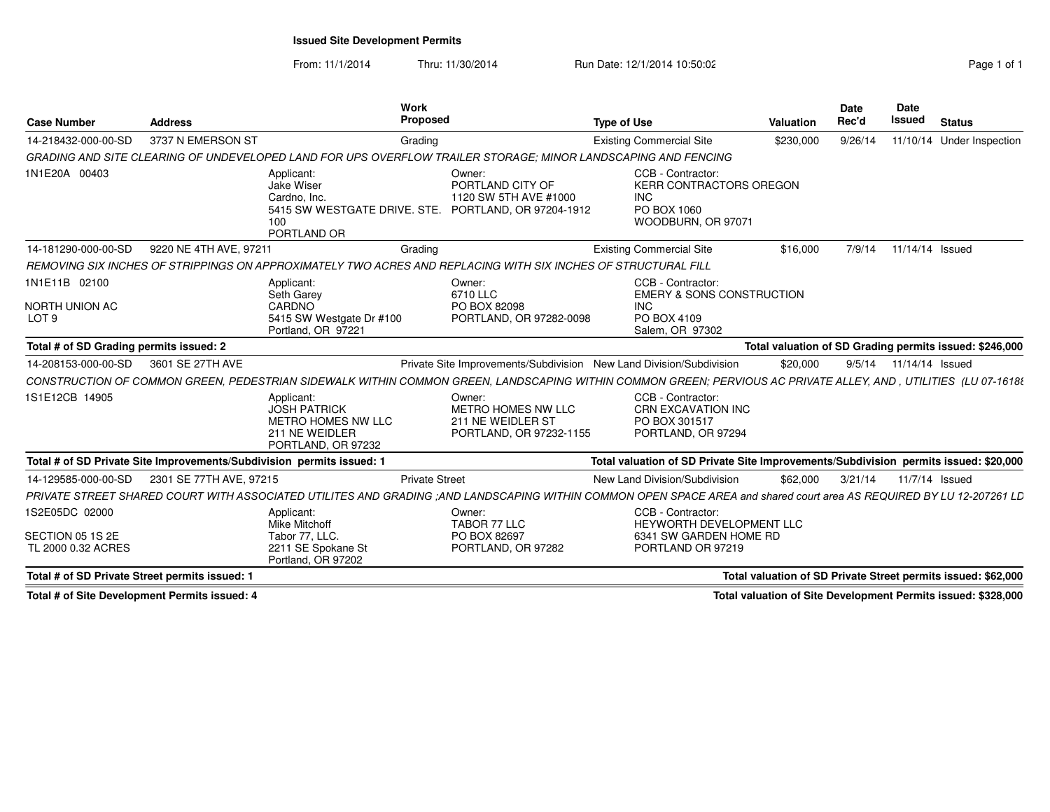# Issued Site Development Permits

From: 11/1/2014 Thru: 11/30/2014 Run Date: 12/1/2014 10:50:02

| Case Number | Address | Work Proposed | Type of Use | Valuation | Date Rec'd | Date Issued | Status |
|---|---|---|---|---|---|---|---|
| 14-218432-000-00-SD | 3737 N EMERSON ST | Grading | Existing Commercial Site | $230,000 | 9/26/14 | 11/10/14 | Under Inspection |
| *GRADING AND SITE CLEARING OF UNDEVELOPED LAND FOR UPS OVERFLOW TRAILER STORAGE; MINOR LANDSCAPING AND FENCING* | | | | | | | |
| 1N1E20A 00403 | Applicant: Jake Wiser, Cardno, Inc., 5415 SW WESTGATE DRIVE. STE. 100, PORTLAND OR | Owner: PORTLAND CITY OF, 1120 SW 5TH AVE #1000, PORTLAND, OR 97204-1912 | CCB - Contractor: KERR CONTRACTORS OREGON INC, PO BOX 1060, WOODBURN, OR 97071 | | | | |
| 14-181290-000-00-SD | 9220 NE 4TH AVE, 97211 | Grading | Existing Commercial Site | $16,000 | 7/9/14 | 11/14/14 | Issued |
| *REMOVING SIX INCHES OF STRIPPINGS ON APPROXIMATELY TWO ACRES AND REPLACING WITH SIX INCHES OF STRUCTURAL FILL* | | | | | | | |
| 1N1E11B 02100<br>NORTH UNION AC<br>LOT 9 | Applicant: Seth Garey, CARDNO, 5415 SW Westgate Dr #100, Portland, OR 97221 | Owner: 6710 LLC, PO BOX 82098, PORTLAND, OR 97282-0098 | CCB - Contractor: EMERY & SONS CONSTRUCTION INC, PO BOX 4109, Salem, OR 97302 | | | | |
| **Total # of SD Grading permits issued: 2** | | | **Total valuation of SD Grading permits issued: $246,000** | | | | |
| 14-208153-000-00-SD | 3601 SE 27TH AVE | Private Site Improvements/Subdivision | New Land Division/Subdivision | $20,000 | 9/5/14 | 11/14/14 | Issued |
| *CONSTRUCTION OF COMMON GREEN, PEDESTRIAN SIDEWALK WITHIN COMMON GREEN, LANDSCAPING WITHIN COMMON OPEN SPACE; PERVIOUS AC PRIVATE ALLEY, AND , UTILITIES (LU 07-16188* | | | | | | | |
| 1S1E12CB 14905 | Applicant: JOSH PATRICK, METRO HOMES NW LLC, 211 NE WEIDLER, PORTLAND, OR 97232 | Owner: METRO HOMES NW LLC, 211 NE WEIDLER ST, PORTLAND, OR 97232-1155 | CCB - Contractor: CRN EXCAVATION INC, PO BOX 301517, PORTLAND, OR 97294 | | | | |
| **Total # of SD Private Site Improvements/Subdivision permits issued: 1** | | | **Total valuation of SD Private Site Improvements/Subdivision permits issued: $20,000** | | | | |
| 14-129585-000-00-SD | 2301 SE 77TH AVE, 97215 | Private Street | New Land Division/Subdivision | $62,000 | 3/21/14 | 11/7/14 | Issued |
| *PRIVATE STREET SHARED COURT WITH ASSOCIATED UTILITES AND GRADING ;AND LANDSCAPING WITHIN COMMON OPEN SPACE AREA and shared court area AS REQUIRED BY LU 12-207261 LD* | | | | | | | |
| 1S2E05DC 02000<br>SECTION 05 1S 2E<br>TL 2000 0.32 ACRES | Applicant: Mike Mitchoff, Tabor 77, LLC., 2211 SE Spokane St, Portland, OR 97202 | Owner: TABOR 77 LLC, PO BOX 82697, PORTLAND, OR 97282 | CCB - Contractor: HEYWORTH DEVELOPMENT LLC, 6341 SW GARDEN HOME RD, PORTLAND OR 97219 | | | | |
| **Total # of SD Private Street permits issued: 1** | | | **Total valuation of SD Private Street permits issued: $62,000** | | | | |
| **Total # of Site Development Permits issued: 4** | | | **Total valuation of Site Development Permits issued: $328,000** | | | | |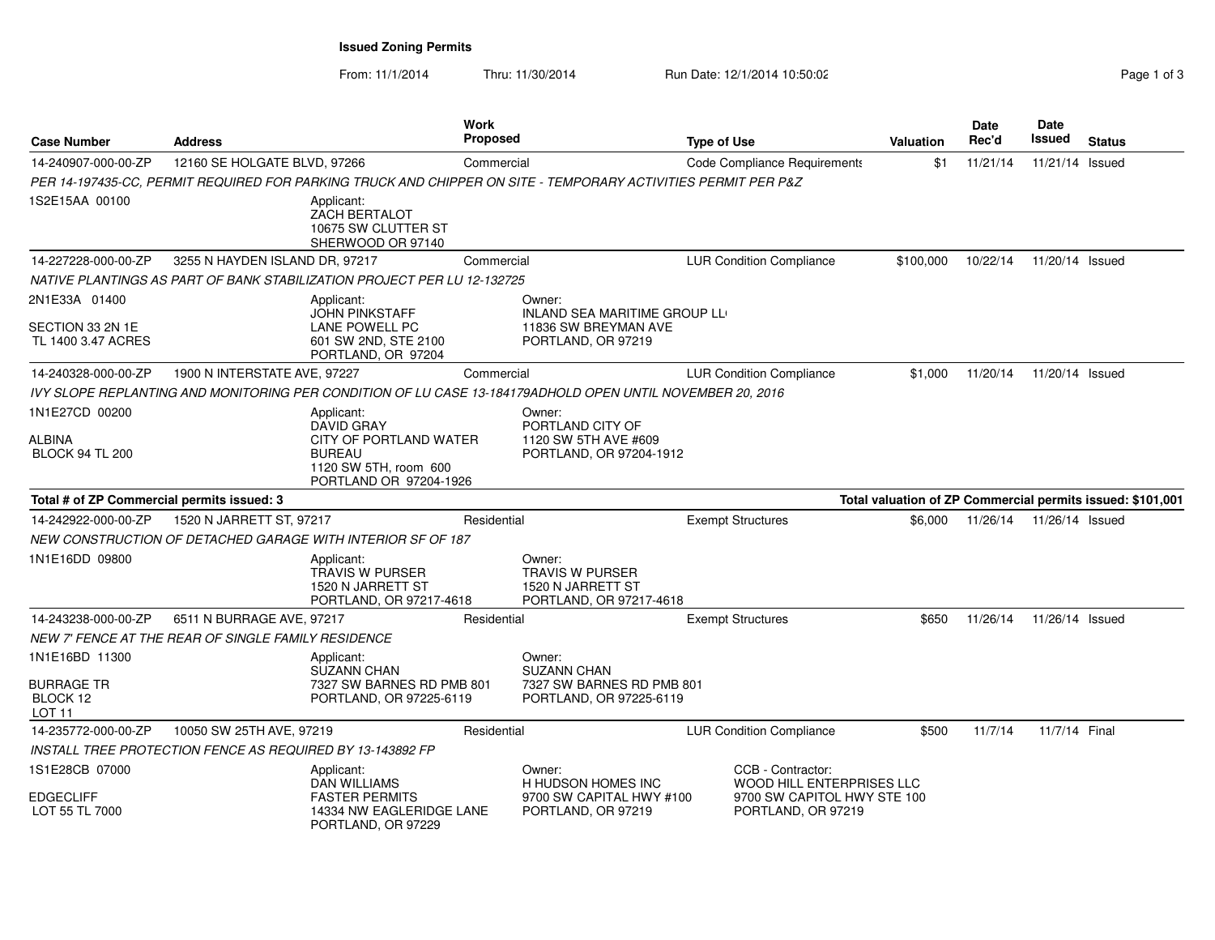**Issued Zoning Permits**

From: 11/1/2014 Thru: 11/30/2014 Run Date: 12/1/2014 10:50:02

| Case Number | Address | Work Proposed | Type of Use | Valuation | Date Rec'd | Date Issued | Status |
|---|---|---|---|---|---|---|---|
| 14-240907-000-00-ZP | 12160 SE HOLGATE BLVD, 97266 | Commercial | Code Compliance Requirements | $1 | 11/21/14 | 11/21/14 | Issued |
| *PER 14-197435-CC, PERMIT REQUIRED FOR PARKING TRUCK AND CHIPPER ON SITE - TEMPORARY ACTIVITIES PERMIT PER P&Z* | | | | | | | |
| 1S2E15AA 00100 | Applicant: ZACH BERTALOT 10675 SW CLUTTER ST SHERWOOD OR 97140 | | | | | | |
| 14-227228-000-00-ZP | 3255 N HAYDEN ISLAND DR, 97217 | Commercial | LUR Condition Compliance | $100,000 | 10/22/14 | 11/20/14 | Issued |
| *NATIVE PLANTINGS AS PART OF BANK STABILIZATION PROJECT PER LU 12-132725* | | | | | | | |
| 2N1E33A 01400 SECTION 33 2N 1E TL 1400 3.47 ACRES | Applicant: JOHN PINKSTAFF LANE POWELL PC 601 SW 2ND, STE 2100 PORTLAND, OR 97204 | Owner: INLAND SEA MARITIME GROUP LL 11836 SW BREYMAN AVE PORTLAND, OR 97219 | | | | | |
| 14-240328-000-00-ZP | 1900 N INTERSTATE AVE, 97227 | Commercial | LUR Condition Compliance | $1,000 | 11/20/14 | 11/20/14 | Issued |
| *IVY SLOPE REPLANTING AND MONITORING PER CONDITION OF LU CASE 13-184179ADHOLD OPEN UNTIL NOVEMBER 20, 2016* | | | | | | | |
| 1N1E27CD 00200 ALBINA BLOCK 94 TL 200 | Applicant: DAVID GRAY CITY OF PORTLAND WATER BUREAU 1120 SW 5TH, room 600 PORTLAND OR 97204-1926 | Owner: PORTLAND CITY OF 1120 SW 5TH AVE #609 PORTLAND, OR 97204-1912 | | | | | |
| **Total # of ZP Commercial permits issued: 3** | | | **Total valuation of ZP Commercial permits issued: $101,001** | | | | |
| 14-242922-000-00-ZP | 1520 N JARRETT ST, 97217 | Residential | Exempt Structures | $6,000 | 11/26/14 | 11/26/14 | Issued |
| *NEW CONSTRUCTION OF DETACHED GARAGE WITH INTERIOR SF OF 187* | | | | | | | |
| 1N1E16DD 09800 | Applicant: TRAVIS W PURSER 1520 N JARRETT ST PORTLAND, OR 97217-4618 | Owner: TRAVIS W PURSER 1520 N JARRETT ST PORTLAND, OR 97217-4618 | | | | | |
| 14-243238-000-00-ZP | 6511 N BURRAGE AVE, 97217 | Residential | Exempt Structures | $650 | 11/26/14 | 11/26/14 | Issued |
| *NEW 7' FENCE AT THE REAR OF SINGLE FAMILY RESIDENCE* | | | | | | | |
| 1N1E16BD 11300 BURRAGE TR BLOCK 12 LOT 11 | Applicant: SUZANN CHAN 7327 SW BARNES RD PMB 801 PORTLAND, OR 97225-6119 | Owner: SUZANN CHAN 7327 SW BARNES RD PMB 801 PORTLAND, OR 97225-6119 | | | | | |
| 14-235772-000-00-ZP | 10050 SW 25TH AVE, 97219 | Residential | LUR Condition Compliance | $500 | 11/7/14 | 11/7/14 | Final |
| *INSTALL TREE PROTECTION FENCE AS REQUIRED BY 13-143892 FP* | | | | | | | |
| 1S1E28CB 07000 EDGECLIFF LOT 55 TL 7000 | Applicant: DAN WILLIAMS FASTER PERMITS 14334 NW EAGLERIDGE LANE PORTLAND, OR 97229 | Owner: H HUDSON HOMES INC 9700 SW CAPITAL HWY #100 PORTLAND, OR 97219 | CCB - Contractor: WOOD HILL ENTERPRISES LLC 9700 SW CAPITOL HWY STE 100 PORTLAND, OR 97219 | | | | |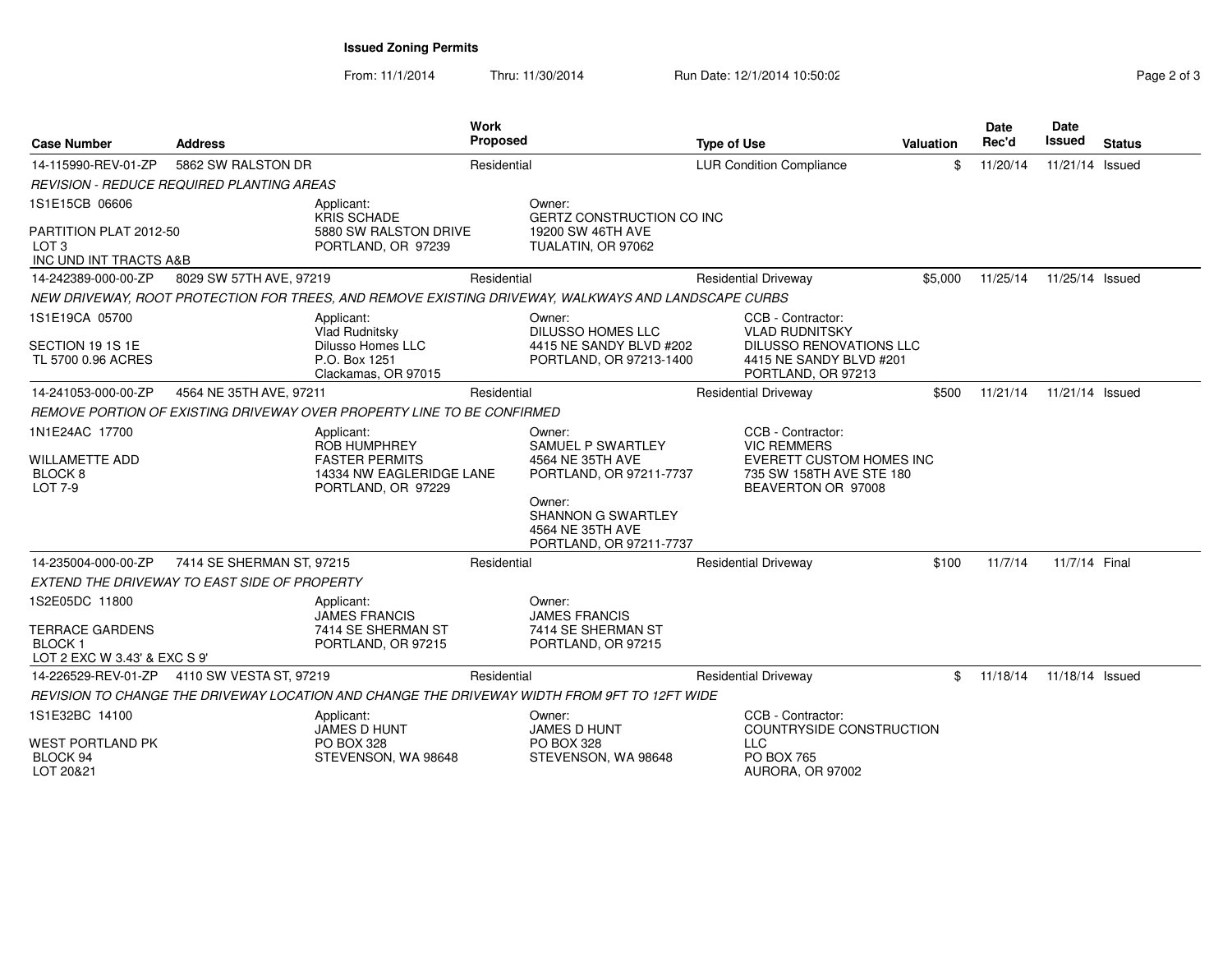**Issued Zoning Permits**

From: 11/1/2014 Thru: 11/30/2014 Run Date: 12/1/2014 10:50:02

| Case Number | Address | Work Proposed | Type of Use | Valuation | Date Rec'd | Date Issued | Status |
|---|---|---|---|---|---|---|---|
| 14-115990-REV-01-ZP | 5862 SW RALSTON DR | Residential | LUR Condition Compliance | $ | 11/20/14 | 11/21/14 | Issued |
| *REVISION - REDUCE REQUIRED PLANTING AREAS* | | | | | | | |
| 1S1E15CB 06606<br>PARTITION PLAT 2012-50<br>LOT 3<br>INC UND INT TRACTS A&B | Applicant:<br>KRIS SCHADE<br>5880 SW RALSTON DRIVE<br>PORTLAND, OR 97239 | Owner:<br>GERTZ CONSTRUCTION CO INC<br>19200 SW 46TH AVE<br>TUALATIN, OR 97062 | | | | | |
| 14-242389-000-00-ZP | 8029 SW 57TH AVE, 97219 | Residential | Residential Driveway | $5,000 | 11/25/14 | 11/25/14 | Issued |
| *NEW DRIVEWAY, ROOT PROTECTION FOR TREES, AND REMOVE EXISTING DRIVEWAY, WALKWAYS AND LANDSCAPE CURBS* | | | | | | | |
| 1S1E19CA 05700<br>SECTION 19 1S 1E<br>TL 5700 0.96 ACRES | Applicant:<br>Vlad Rudnitsky<br>Dilusso Homes LLC<br>P.O. Box 1251<br>Clackamas, OR 97015 | Owner:<br>DILUSSO HOMES LLC<br>4415 NE SANDY BLVD #202<br>PORTLAND, OR 97213-1400 | CCB - Contractor:<br>VLAD RUDNITSKY<br>DILUSSO RENOVATIONS LLC<br>4415 NE SANDY BLVD #201<br>PORTLAND, OR 97213 | | | | |
| 14-241053-000-00-ZP | 4564 NE 35TH AVE, 97211 | Residential | Residential Driveway | $500 | 11/21/14 | 11/21/14 | Issued |
| *REMOVE PORTION OF EXISTING DRIVEWAY OVER PROPERTY LINE TO BE CONFIRMED* | | | | | | | |
| 1N1E24AC 17700<br>WILLAMETTE ADD<br>BLOCK 8<br>LOT 7-9 | Applicant:<br>ROB HUMPHREY<br>FASTER PERMITS<br>14334 NW EAGLERIDGE LANE<br>PORTLAND, OR 97229 | Owner:<br>SAMUEL P SWARTLEY<br>4564 NE 35TH AVE<br>PORTLAND, OR 97211-7737<br>Owner:<br>SHANNON G SWARTLEY<br>4564 NE 35TH AVE<br>PORTLAND, OR 97211-7737 | CCB - Contractor:<br>VIC REMMERS<br>EVERETT CUSTOM HOMES INC<br>735 SW 158TH AVE STE 180<br>BEAVERTON OR 97008 | | | | |
| 14-235004-000-00-ZP | 7414 SE SHERMAN ST, 97215 | Residential | Residential Driveway | $100 | 11/7/14 | 11/7/14 | Final |
| *EXTEND THE DRIVEWAY TO EAST SIDE OF PROPERTY* | | | | | | | |
| 1S2E05DC 11800<br>TERRACE GARDENS<br>BLOCK 1<br>LOT 2 EXC W 3.43' & EXC S 9' | Applicant:<br>JAMES FRANCIS<br>7414 SE SHERMAN ST<br>PORTLAND, OR 97215 | Owner:<br>JAMES FRANCIS<br>7414 SE SHERMAN ST<br>PORTLAND, OR 97215 | | | | | |
| 14-226529-REV-01-ZP | 4110 SW VESTA ST, 97219 | Residential | Residential Driveway | $ | 11/18/14 | 11/18/14 | Issued |
| *REVISION TO CHANGE THE DRIVEWAY LOCATION AND CHANGE THE DRIVEWAY WIDTH FROM 9FT TO 12FT WIDE* | | | | | | | |
| 1S1E32BC 14100<br>WEST PORTLAND PK<br>BLOCK 94<br>LOT 20&21 | Applicant:<br>JAMES D HUNT<br>PO BOX 328<br>STEVENSON, WA 98648 | Owner:<br>JAMES D HUNT<br>PO BOX 328<br>STEVENSON, WA 98648 | CCB - Contractor:<br>COUNTRYSIDE CONSTRUCTION LLC<br>PO BOX 765<br>AURORA, OR 97002 | | | | |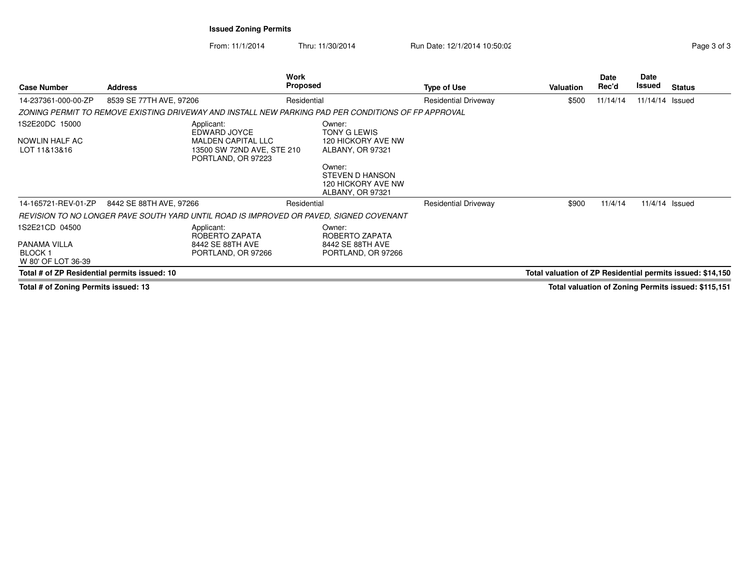**Issued Zoning Permits**

From: 11/1/2014 Thru: 11/30/2014 Run Date: 12/1/2014 10:50:02

| Case Number | Address | Work Proposed | Type of Use | Valuation | Date Rec'd | Date Issued | Status |
|---|---|---|---|---|---|---|---|
| 14-237361-000-00-ZP | 8539 SE 77TH AVE, 97206 | Residential | Residential Driveway | $500 | 11/14/14 | 11/14/14 | Issued |
| *ZONING PERMIT TO REMOVE EXISTING DRIVEWAY AND INSTALL NEW PARKING PAD PER CONDITIONS OF FP APPROVAL* | | | | | | | |
| 1S2E20DC 15000<br>NOWLIN HALF AC<br>LOT 11&13&16 | Applicant:<br>EDWARD JOYCE<br>MALDEN CAPITAL LLC<br>13500 SW 72ND AVE, STE 210<br>PORTLAND, OR 97223 | Owner:<br>TONY G LEWIS<br>120 HICKORY AVE NW<br>ALBANY, OR 97321<br>Owner:<br>STEVEN D HANSON<br>120 HICKORY AVE NW<br>ALBANY, OR 97321 | | | | | |
| 14-165721-REV-01-ZP | 8442 SE 88TH AVE, 97266 | Residential | Residential Driveway | $900 | 11/4/14 | 11/4/14 | Issued |
| *REVISION TO NO LONGER PAVE SOUTH YARD UNTIL ROAD IS IMPROVED OR PAVED, SIGNED COVENANT* | | | | | | | |
| 1S2E21CD 04500<br>PANAMA VILLA<br>BLOCK 1<br>W 80' OF LOT 36-39 | Applicant:<br>ROBERTO ZAPATA<br>8442 SE 88TH AVE<br>PORTLAND, OR 97266 | Owner:<br>ROBERTO ZAPATA<br>8442 SE 88TH AVE<br>PORTLAND, OR 97266 | | | | | |

**Total # of ZP Residential permits issued: 10** — **Total valuation of ZP Residential permits issued: $14,150**

**Total # of Zoning Permits issued: 13** — **Total valuation of Zoning Permits issued: $115,151**